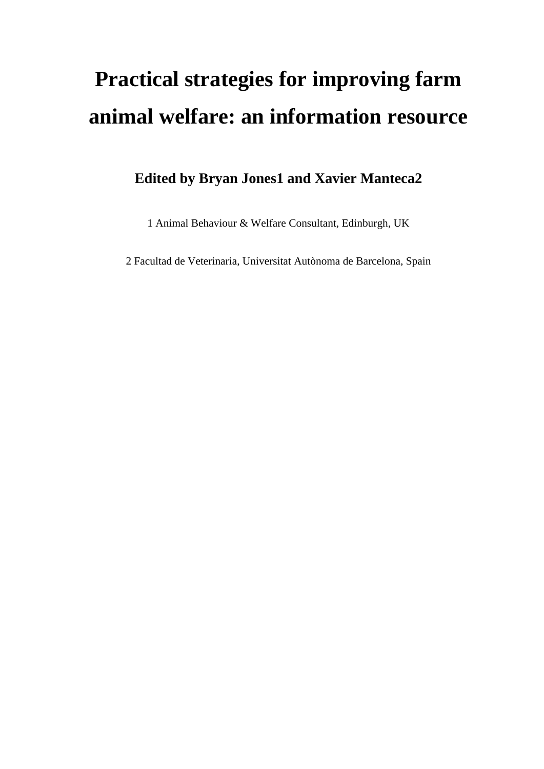# Practical strategies for improving farm animal welfare: an information resource

**Edited by Bryan Jones[1] and Xavier Manteca[2]**

[1] Animal Behaviour & Welfare Consultant, Edinburgh, UK

[2] Facultad de Veterinaria, Universitat Autònoma de Barcelona, Spain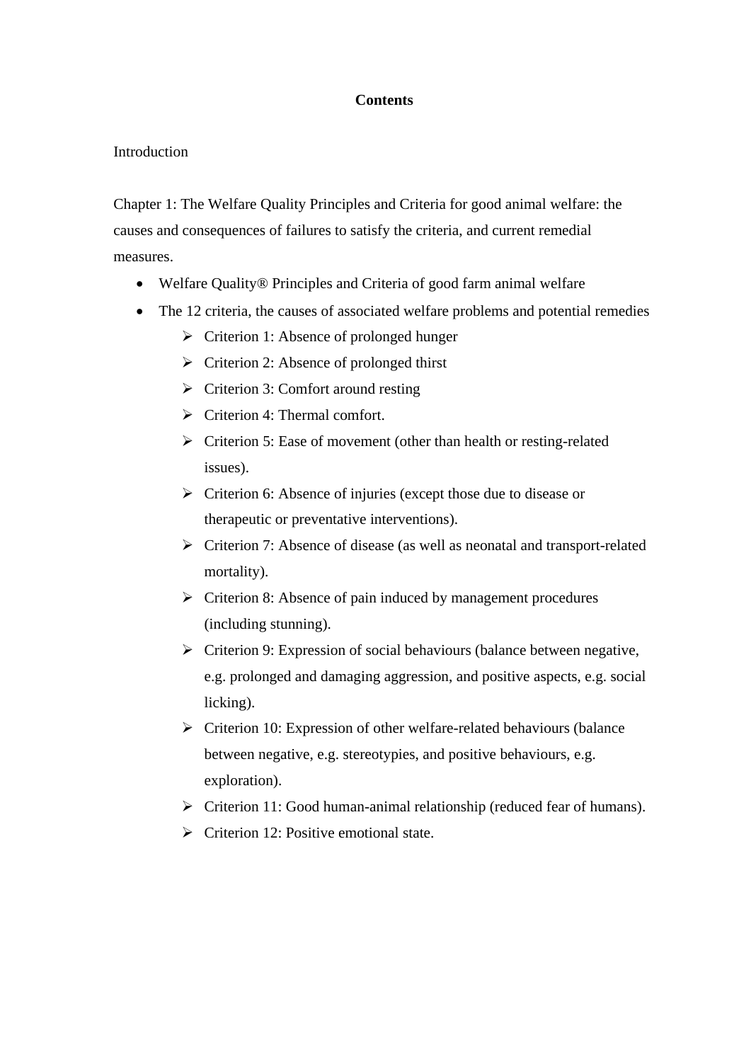# Contents

Introduction

Chapter 1: The Welfare Quality Principles and Criteria for good animal welfare: the causes and consequences of failures to satisfy the criteria, and current remedial measures.

- Welfare Quality® Principles and Criteria of good farm animal welfare
- The 12 criteria, the causes of associated welfare problems and potential remedies
    - Criterion 1: Absence of prolonged hunger
    - Criterion 2: Absence of prolonged thirst
    - Criterion 3: Comfort around resting
    - Criterion 4: Thermal comfort.
    - Criterion 5: Ease of movement (other than health or resting-related issues).
    - Criterion 6: Absence of injuries (except those due to disease or therapeutic or preventative interventions).
    - Criterion 7: Absence of disease (as well as neonatal and transport-related mortality).
    - Criterion 8: Absence of pain induced by management procedures (including stunning).
    - Criterion 9: Expression of social behaviours (balance between negative, e.g. prolonged and damaging aggression, and positive aspects, e.g. social licking).
    - Criterion 10: Expression of other welfare-related behaviours (balance between negative, e.g. stereotypies, and positive behaviours, e.g. exploration).
    - Criterion 11: Good human-animal relationship (reduced fear of humans).
    - Criterion 12: Positive emotional state.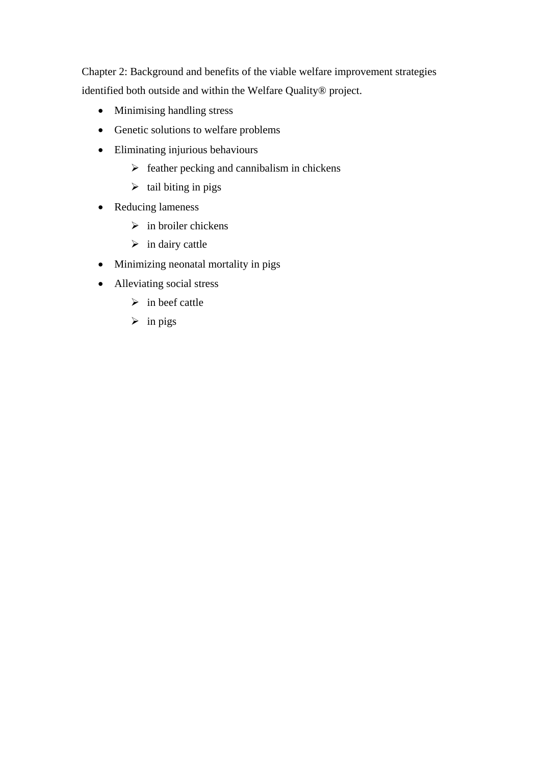Chapter 2: Background and benefits of the viable welfare improvement strategies identified both outside and within the Welfare Quality® project.

- Minimising handling stress
- Genetic solutions to welfare problems
- Eliminating injurious behaviours
  - feather pecking and cannibalism in chickens
  - tail biting in pigs
- Reducing lameness
  - in broiler chickens
  - in dairy cattle
- Minimizing neonatal mortality in pigs
- Alleviating social stress
  - in beef cattle
  - in pigs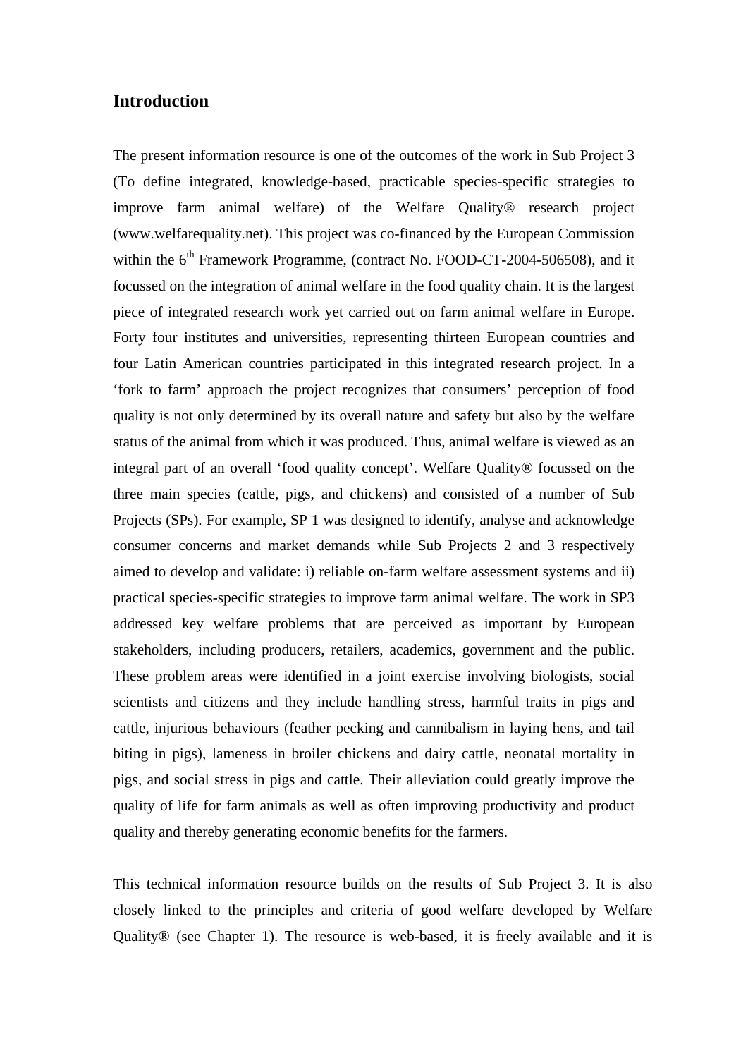## Introduction

The present information resource is one of the outcomes of the work in Sub Project 3 (To define integrated, knowledge-based, practicable species-specific strategies to improve farm animal welfare) of the Welfare Quality® research project (www.welfarequality.net). This project was co-financed by the European Commission within the 6th Framework Programme, (contract No. FOOD-CT-2004-506508), and it focussed on the integration of animal welfare in the food quality chain. It is the largest piece of integrated research work yet carried out on farm animal welfare in Europe. Forty four institutes and universities, representing thirteen European countries and four Latin American countries participated in this integrated research project. In a 'fork to farm' approach the project recognizes that consumers' perception of food quality is not only determined by its overall nature and safety but also by the welfare status of the animal from which it was produced. Thus, animal welfare is viewed as an integral part of an overall 'food quality concept'. Welfare Quality® focussed on the three main species (cattle, pigs, and chickens) and consisted of a number of Sub Projects (SPs). For example, SP 1 was designed to identify, analyse and acknowledge consumer concerns and market demands while Sub Projects 2 and 3 respectively aimed to develop and validate: i) reliable on-farm welfare assessment systems and ii) practical species-specific strategies to improve farm animal welfare. The work in SP3 addressed key welfare problems that are perceived as important by European stakeholders, including producers, retailers, academics, government and the public. These problem areas were identified in a joint exercise involving biologists, social scientists and citizens and they include handling stress, harmful traits in pigs and cattle, injurious behaviours (feather pecking and cannibalism in laying hens, and tail biting in pigs), lameness in broiler chickens and dairy cattle, neonatal mortality in pigs, and social stress in pigs and cattle. Their alleviation could greatly improve the quality of life for farm animals as well as often improving productivity and product quality and thereby generating economic benefits for the farmers.

This technical information resource builds on the results of Sub Project 3. It is also closely linked to the principles and criteria of good welfare developed by Welfare Quality® (see Chapter 1). The resource is web-based, it is freely available and it is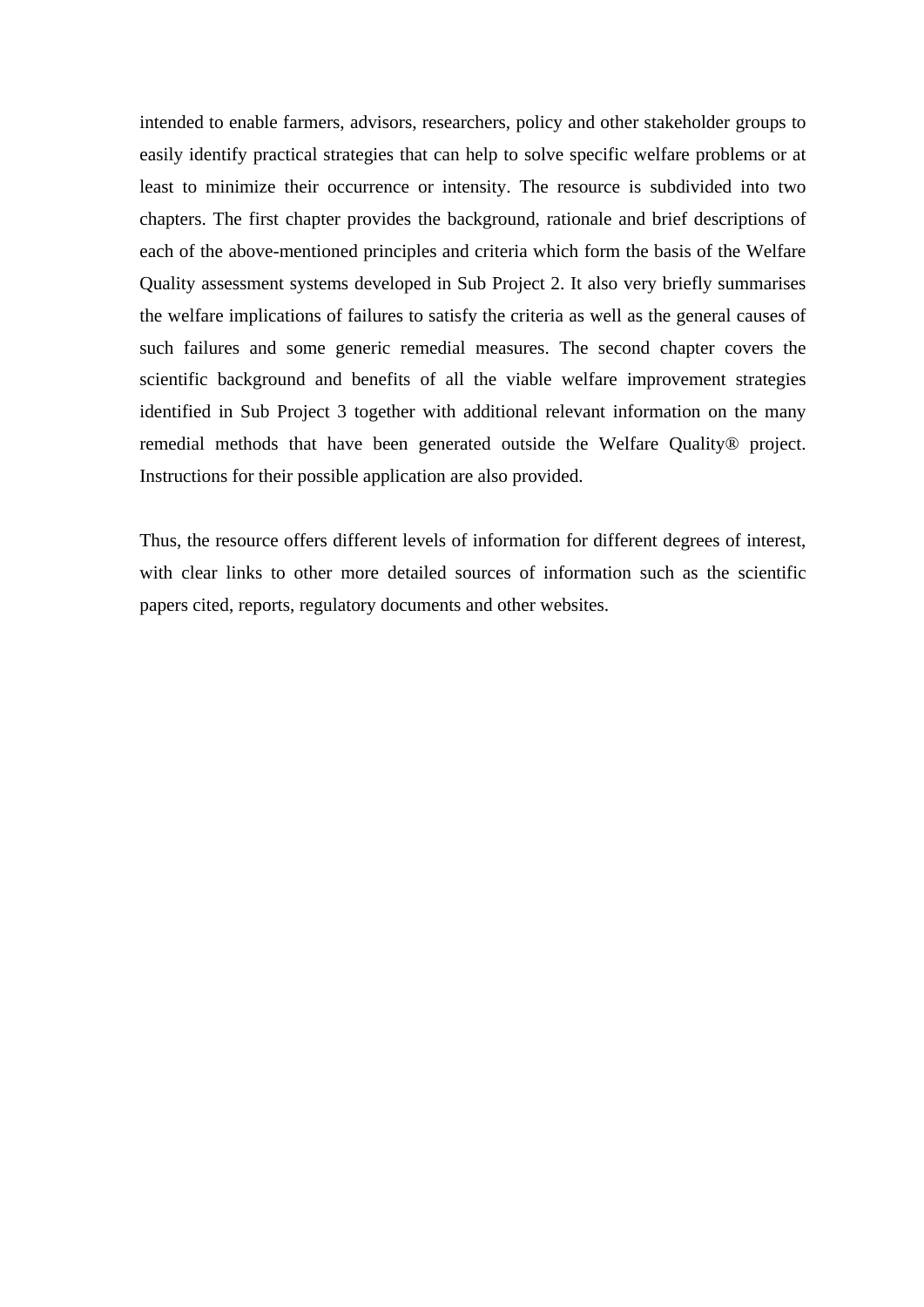intended to enable farmers, advisors, researchers, policy and other stakeholder groups to easily identify practical strategies that can help to solve specific welfare problems or at least to minimize their occurrence or intensity. The resource is subdivided into two chapters. The first chapter provides the background, rationale and brief descriptions of each of the above-mentioned principles and criteria which form the basis of the Welfare Quality assessment systems developed in Sub Project 2. It also very briefly summarises the welfare implications of failures to satisfy the criteria as well as the general causes of such failures and some generic remedial measures. The second chapter covers the scientific background and benefits of all the viable welfare improvement strategies identified in Sub Project 3 together with additional relevant information on the many remedial methods that have been generated outside the Welfare Quality® project. Instructions for their possible application are also provided.

Thus, the resource offers different levels of information for different degrees of interest, with clear links to other more detailed sources of information such as the scientific papers cited, reports, regulatory documents and other websites.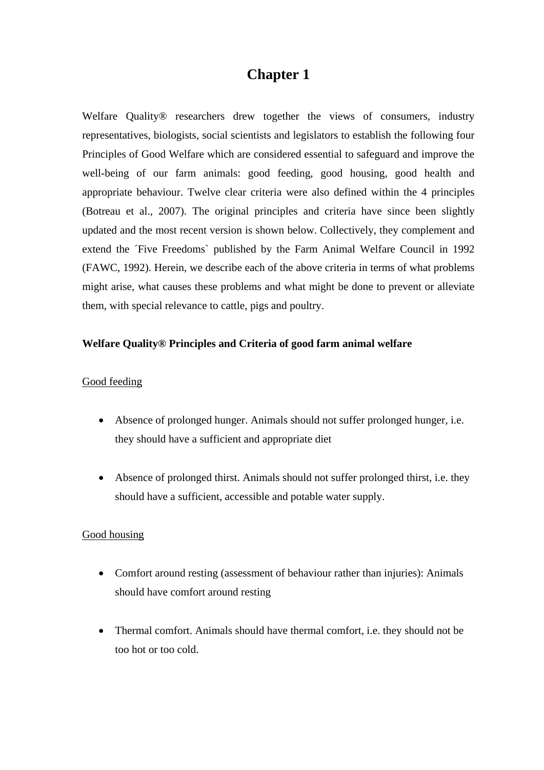# Chapter 1

Welfare Quality® researchers drew together the views of consumers, industry representatives, biologists, social scientists and legislators to establish the following four Principles of Good Welfare which are considered essential to safeguard and improve the well-being of our farm animals: good feeding, good housing, good health and appropriate behaviour. Twelve clear criteria were also defined within the 4 principles (Botreau et al., 2007). The original principles and criteria have since been slightly updated and the most recent version is shown below. Collectively, they complement and extend the ´Five Freedoms` published by the Farm Animal Welfare Council in 1992 (FAWC, 1992). Herein, we describe each of the above criteria in terms of what problems might arise, what causes these problems and what might be done to prevent or alleviate them, with special relevance to cattle, pigs and poultry.

**Welfare Quality® Principles and Criteria of good farm animal welfare**

<u>Good feeding</u>

- Absence of prolonged hunger. Animals should not suffer prolonged hunger, i.e. they should have a sufficient and appropriate diet

- Absence of prolonged thirst. Animals should not suffer prolonged thirst, i.e. they should have a sufficient, accessible and potable water supply.

<u>Good housing</u>

- Comfort around resting (assessment of behaviour rather than injuries): Animals should have comfort around resting

- Thermal comfort. Animals should have thermal comfort, i.e. they should not be too hot or too cold.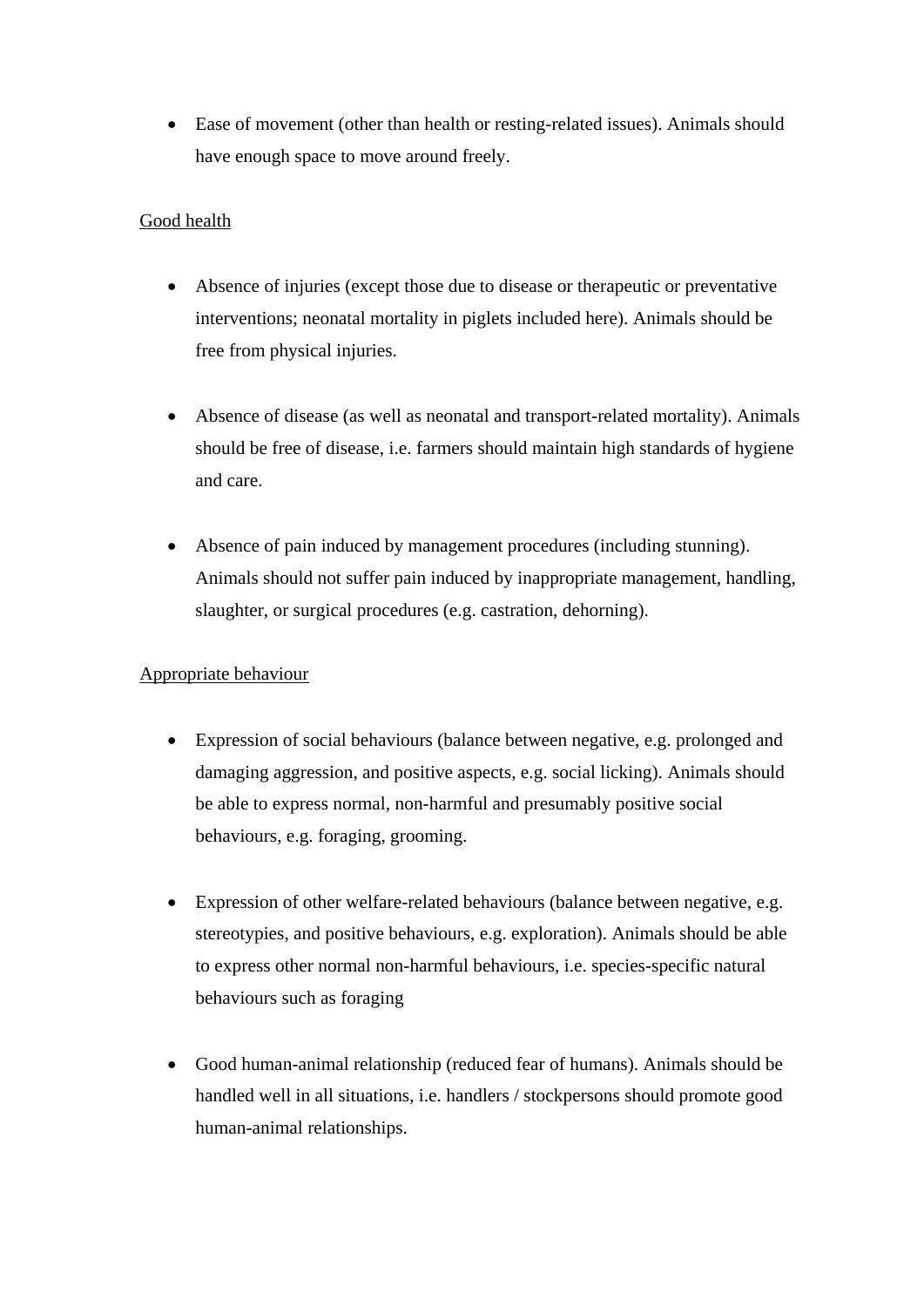- Ease of movement (other than health or resting-related issues). Animals should have enough space to move around freely.

<u>Good health</u>

- Absence of injuries (except those due to disease or therapeutic or preventative interventions; neonatal mortality in piglets included here). Animals should be free from physical injuries.

- Absence of disease (as well as neonatal and transport-related mortality). Animals should be free of disease, i.e. farmers should maintain high standards of hygiene and care.

- Absence of pain induced by management procedures (including stunning). Animals should not suffer pain induced by inappropriate management, handling, slaughter, or surgical procedures (e.g. castration, dehorning).

<u>Appropriate behaviour</u>

- Expression of social behaviours (balance between negative, e.g. prolonged and damaging aggression, and positive aspects, e.g. social licking). Animals should be able to express normal, non-harmful and presumably positive social behaviours, e.g. foraging, grooming.

- Expression of other welfare-related behaviours (balance between negative, e.g. stereotypies, and positive behaviours, e.g. exploration). Animals should be able to express other normal non-harmful behaviours, i.e. species-specific natural behaviours such as foraging

- Good human-animal relationship (reduced fear of humans). Animals should be handled well in all situations, i.e. handlers / stockpersons should promote good human-animal relationships.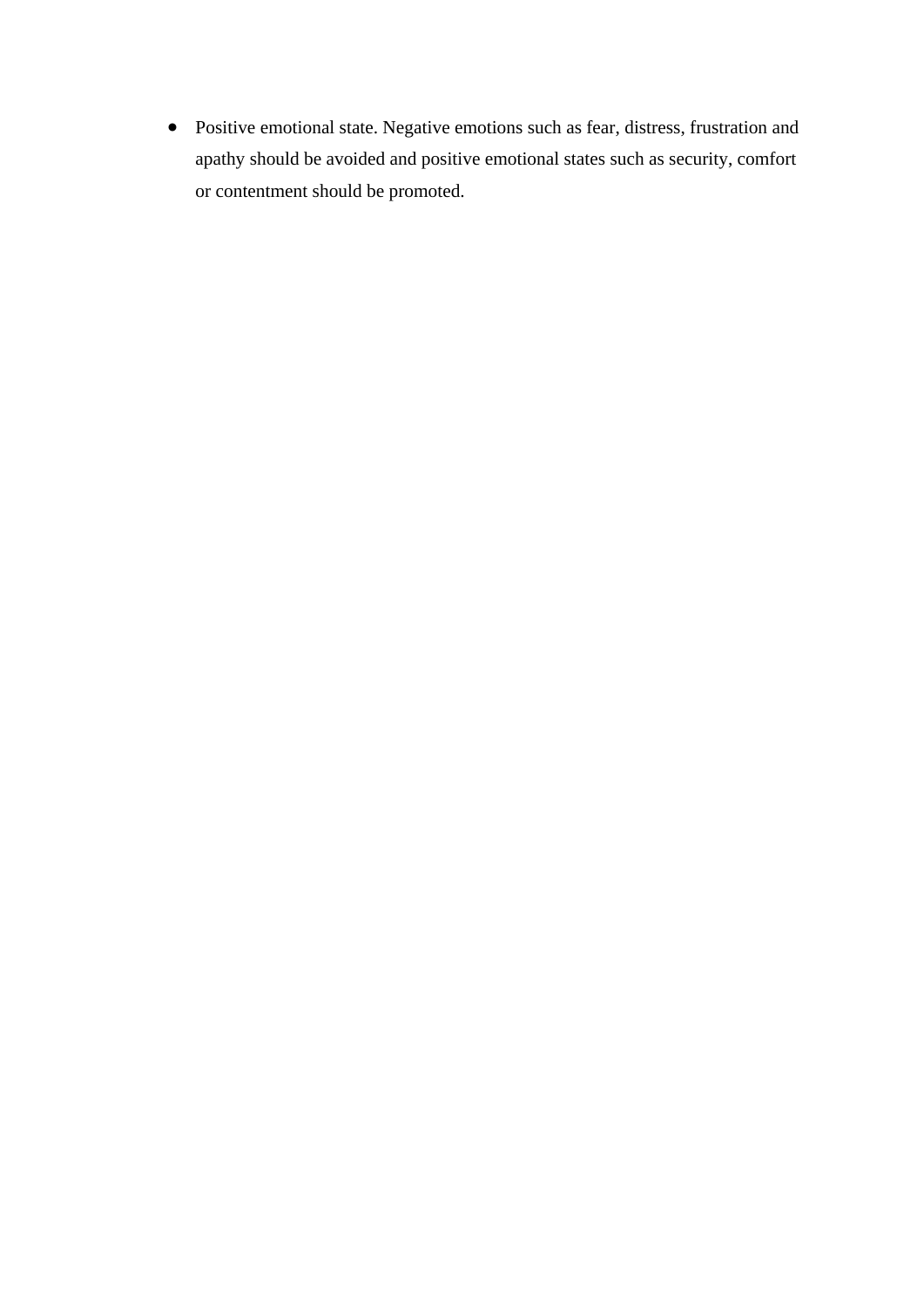- Positive emotional state. Negative emotions such as fear, distress, frustration and apathy should be avoided and positive emotional states such as security, comfort or contentment should be promoted.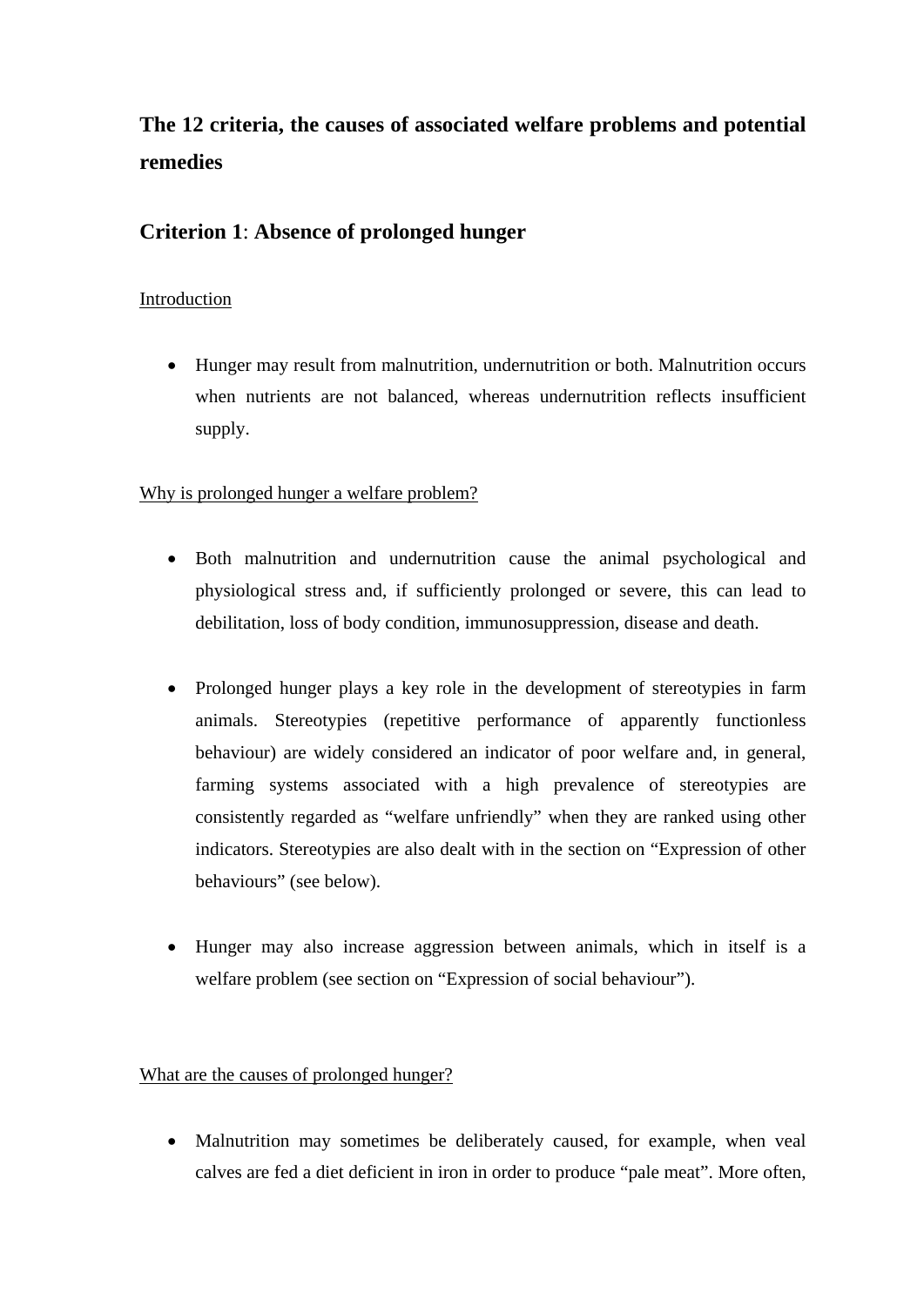## The 12 criteria, the causes of associated welfare problems and potential remedies

## Criterion 1: Absence of prolonged hunger

Introduction

- Hunger may result from malnutrition, undernutrition or both. Malnutrition occurs when nutrients are not balanced, whereas undernutrition reflects insufficient supply.

Why is prolonged hunger a welfare problem?

- Both malnutrition and undernutrition cause the animal psychological and physiological stress and, if sufficiently prolonged or severe, this can lead to debilitation, loss of body condition, immunosuppression, disease and death.

- Prolonged hunger plays a key role in the development of stereotypies in farm animals. Stereotypies (repetitive performance of apparently functionless behaviour) are widely considered an indicator of poor welfare and, in general, farming systems associated with a high prevalence of stereotypies are consistently regarded as "welfare unfriendly" when they are ranked using other indicators. Stereotypies are also dealt with in the section on "Expression of other behaviours" (see below).

- Hunger may also increase aggression between animals, which in itself is a welfare problem (see section on "Expression of social behaviour").

What are the causes of prolonged hunger?

- Malnutrition may sometimes be deliberately caused, for example, when veal calves are fed a diet deficient in iron in order to produce "pale meat". More often,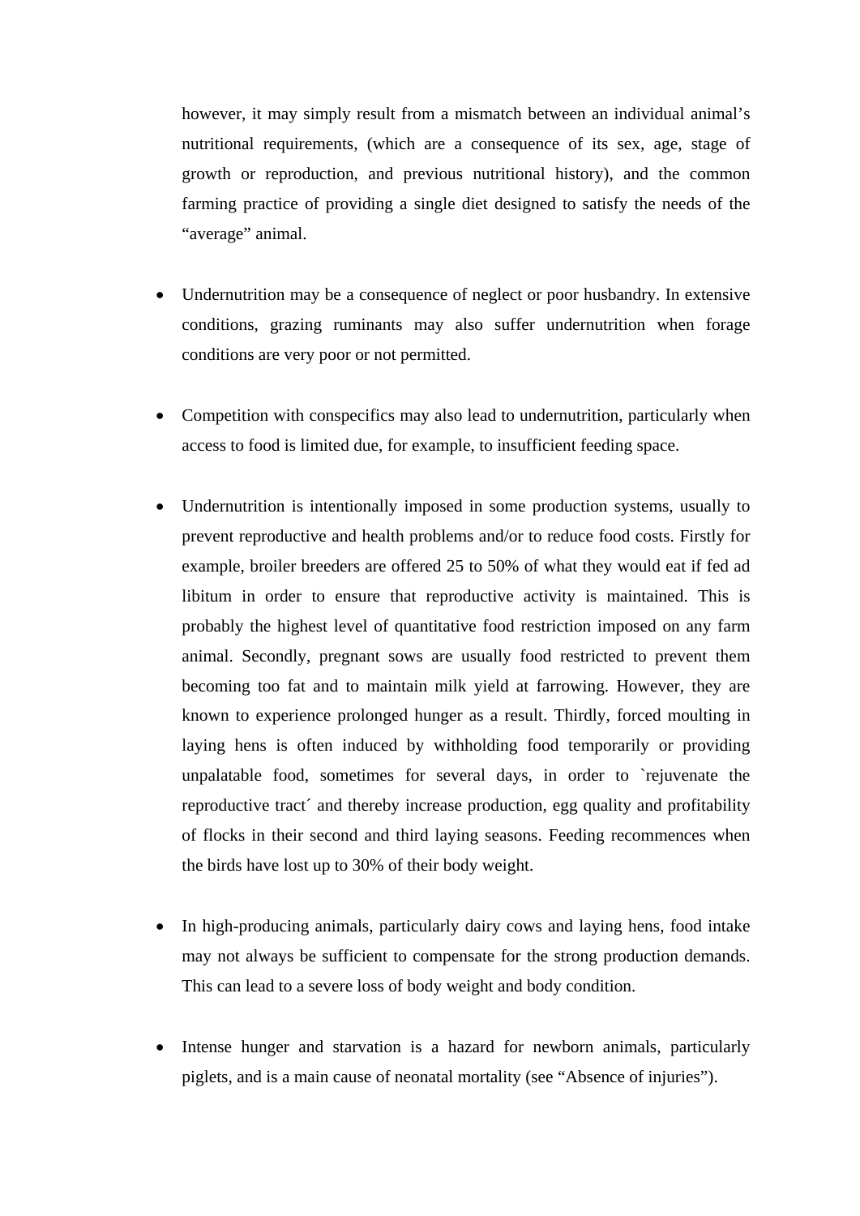however, it may simply result from a mismatch between an individual animal's nutritional requirements, (which are a consequence of its sex, age, stage of growth or reproduction, and previous nutritional history), and the common farming practice of providing a single diet designed to satisfy the needs of the "average" animal.

- Undernutrition may be a consequence of neglect or poor husbandry. In extensive conditions, grazing ruminants may also suffer undernutrition when forage conditions are very poor or not permitted.

- Competition with conspecifics may also lead to undernutrition, particularly when access to food is limited due, for example, to insufficient feeding space.

- Undernutrition is intentionally imposed in some production systems, usually to prevent reproductive and health problems and/or to reduce food costs. Firstly for example, broiler breeders are offered 25 to 50% of what they would eat if fed ad libitum in order to ensure that reproductive activity is maintained. This is probably the highest level of quantitative food restriction imposed on any farm animal. Secondly, pregnant sows are usually food restricted to prevent them becoming too fat and to maintain milk yield at farrowing. However, they are known to experience prolonged hunger as a result. Thirdly, forced moulting in laying hens is often induced by withholding food temporarily or providing unpalatable food, sometimes for several days, in order to `rejuvenate the reproductive tract´ and thereby increase production, egg quality and profitability of flocks in their second and third laying seasons. Feeding recommences when the birds have lost up to 30% of their body weight.

- In high-producing animals, particularly dairy cows and laying hens, food intake may not always be sufficient to compensate for the strong production demands. This can lead to a severe loss of body weight and body condition.

- Intense hunger and starvation is a hazard for newborn animals, particularly piglets, and is a main cause of neonatal mortality (see "Absence of injuries").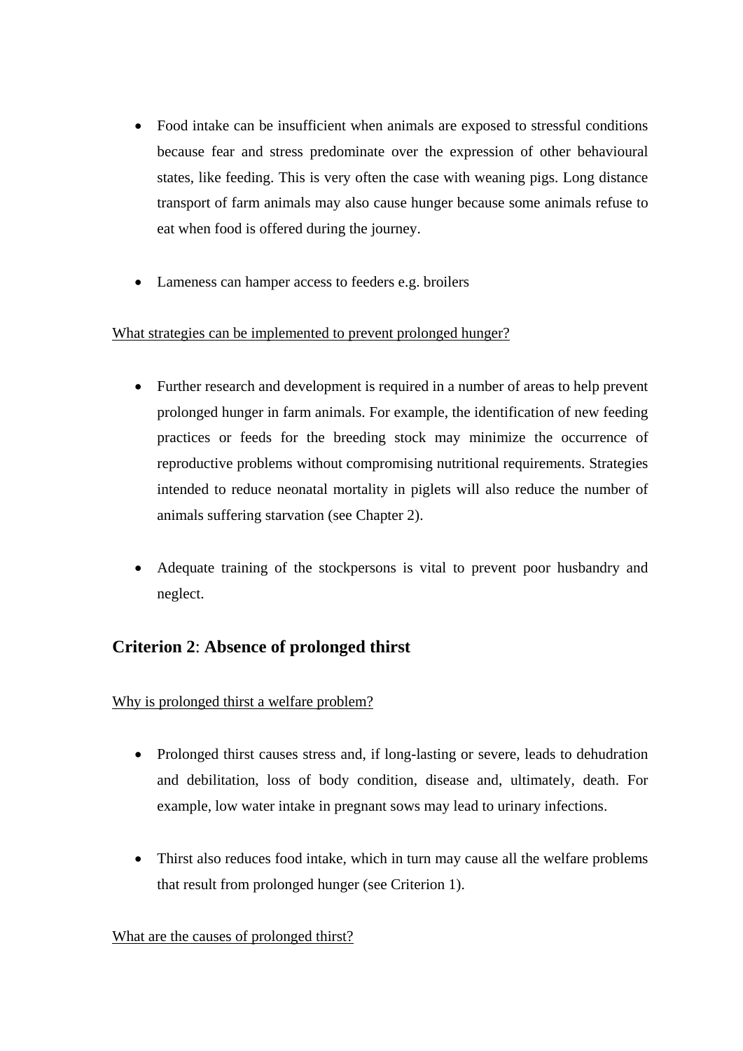- Food intake can be insufficient when animals are exposed to stressful conditions because fear and stress predominate over the expression of other behavioural states, like feeding. This is very often the case with weaning pigs. Long distance transport of farm animals may also cause hunger because some animals refuse to eat when food is offered during the journey.

- Lameness can hamper access to feeders e.g. broilers

<u>What strategies can be implemented to prevent prolonged hunger?</u>

- Further research and development is required in a number of areas to help prevent prolonged hunger in farm animals. For example, the identification of new feeding practices or feeds for the breeding stock may minimize the occurrence of reproductive problems without compromising nutritional requirements. Strategies intended to reduce neonatal mortality in piglets will also reduce the number of animals suffering starvation (see Chapter 2).

- Adequate training of the stockpersons is vital to prevent poor husbandry and neglect.

## Criterion 2: Absence of prolonged thirst

<u>Why is prolonged thirst a welfare problem?</u>

- Prolonged thirst causes stress and, if long-lasting or severe, leads to dehudration and debilitation, loss of body condition, disease and, ultimately, death. For example, low water intake in pregnant sows may lead to urinary infections.

- Thirst also reduces food intake, which in turn may cause all the welfare problems that result from prolonged hunger (see Criterion 1).

<u>What are the causes of prolonged thirst?</u>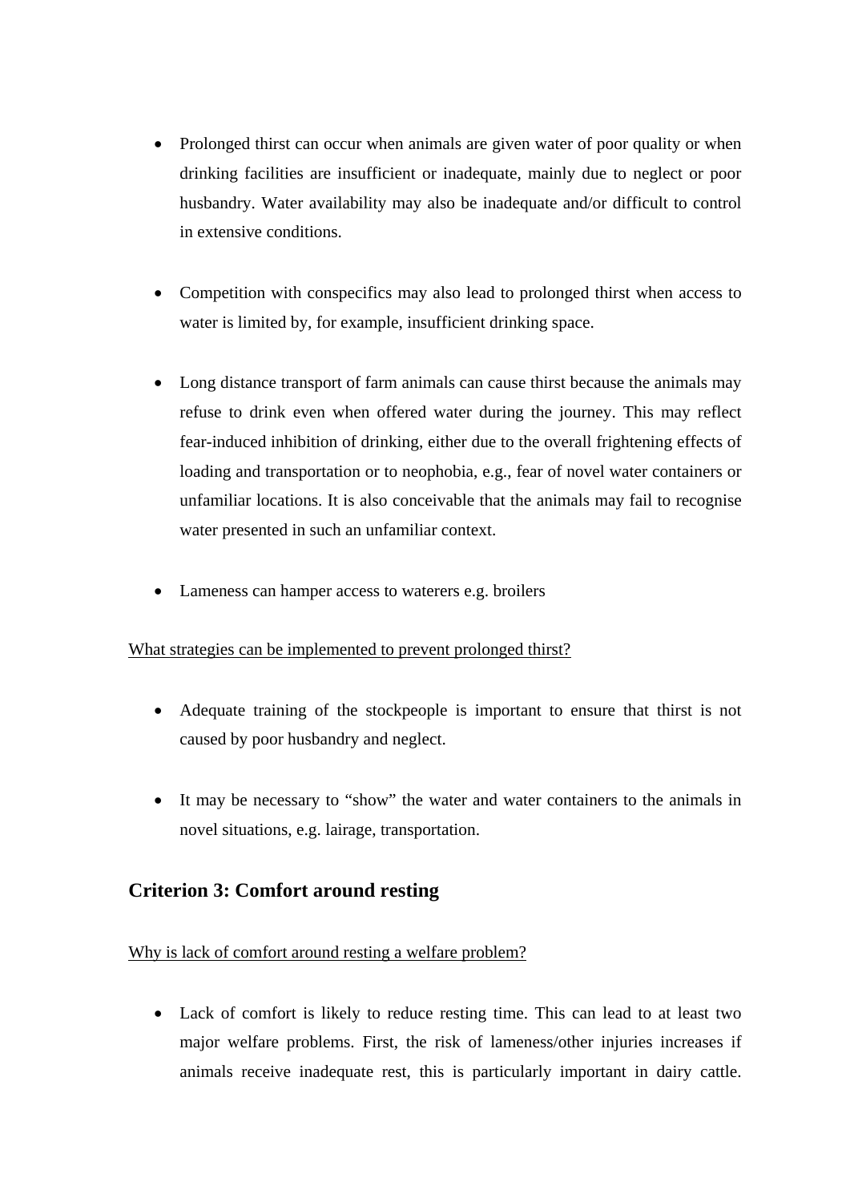- Prolonged thirst can occur when animals are given water of poor quality or when drinking facilities are insufficient or inadequate, mainly due to neglect or poor husbandry. Water availability may also be inadequate and/or difficult to control in extensive conditions.

- Competition with conspecifics may also lead to prolonged thirst when access to water is limited by, for example, insufficient drinking space.

- Long distance transport of farm animals can cause thirst because the animals may refuse to drink even when offered water during the journey. This may reflect fear-induced inhibition of drinking, either due to the overall frightening effects of loading and transportation or to neophobia, e.g., fear of novel water containers or unfamiliar locations. It is also conceivable that the animals may fail to recognise water presented in such an unfamiliar context.

- Lameness can hamper access to waterers e.g. broilers

<u>What strategies can be implemented to prevent prolonged thirst?</u>

- Adequate training of the stockpeople is important to ensure that thirst is not caused by poor husbandry and neglect.

- It may be necessary to “show” the water and water containers to the animals in novel situations, e.g. lairage, transportation.

## Criterion 3: Comfort around resting

<u>Why is lack of comfort around resting a welfare problem?</u>

- Lack of comfort is likely to reduce resting time. This can lead to at least two major welfare problems. First, the risk of lameness/other injuries increases if animals receive inadequate rest, this is particularly important in dairy cattle.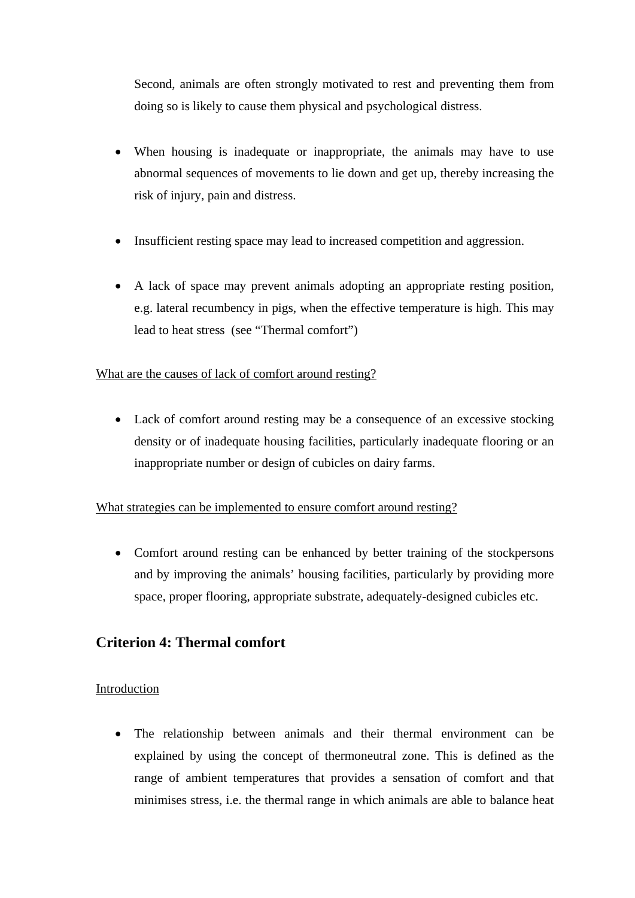Second, animals are often strongly motivated to rest and preventing them from doing so is likely to cause them physical and psychological distress.

- When housing is inadequate or inappropriate, the animals may have to use abnormal sequences of movements to lie down and get up, thereby increasing the risk of injury, pain and distress.

- Insufficient resting space may lead to increased competition and aggression.

- A lack of space may prevent animals adopting an appropriate resting position, e.g. lateral recumbency in pigs, when the effective temperature is high. This may lead to heat stress (see "Thermal comfort")

<u>What are the causes of lack of comfort around resting?</u>

- Lack of comfort around resting may be a consequence of an excessive stocking density or of inadequate housing facilities, particularly inadequate flooring or an inappropriate number or design of cubicles on dairy farms.

<u>What strategies can be implemented to ensure comfort around resting?</u>

- Comfort around resting can be enhanced by better training of the stockpersons and by improving the animals' housing facilities, particularly by providing more space, proper flooring, appropriate substrate, adequately-designed cubicles etc.

## Criterion 4: Thermal comfort

<u>Introduction</u>

- The relationship between animals and their thermal environment can be explained by using the concept of thermoneutral zone. This is defined as the range of ambient temperatures that provides a sensation of comfort and that minimises stress, i.e. the thermal range in which animals are able to balance heat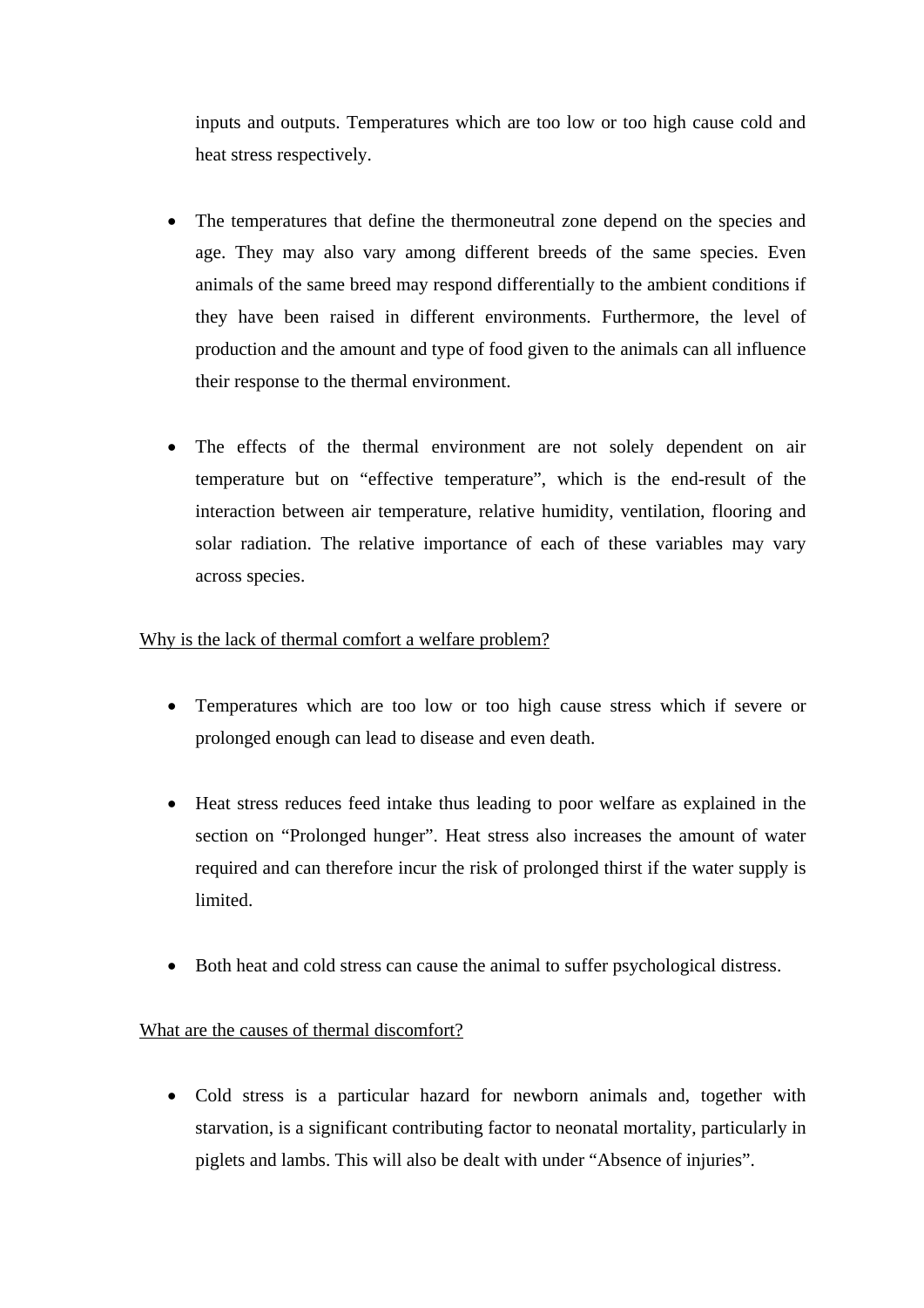inputs and outputs. Temperatures which are too low or too high cause cold and heat stress respectively.

- The temperatures that define the thermoneutral zone depend on the species and age. They may also vary among different breeds of the same species. Even animals of the same breed may respond differentially to the ambient conditions if they have been raised in different environments. Furthermore, the level of production and the amount and type of food given to the animals can all influence their response to the thermal environment.

- The effects of the thermal environment are not solely dependent on air temperature but on "effective temperature", which is the end-result of the interaction between air temperature, relative humidity, ventilation, flooring and solar radiation. The relative importance of each of these variables may vary across species.

<u>Why is the lack of thermal comfort a welfare problem?</u>

- Temperatures which are too low or too high cause stress which if severe or prolonged enough can lead to disease and even death.

- Heat stress reduces feed intake thus leading to poor welfare as explained in the section on "Prolonged hunger". Heat stress also increases the amount of water required and can therefore incur the risk of prolonged thirst if the water supply is limited.

- Both heat and cold stress can cause the animal to suffer psychological distress.

<u>What are the causes of thermal discomfort?</u>

- Cold stress is a particular hazard for newborn animals and, together with starvation, is a significant contributing factor to neonatal mortality, particularly in piglets and lambs. This will also be dealt with under "Absence of injuries".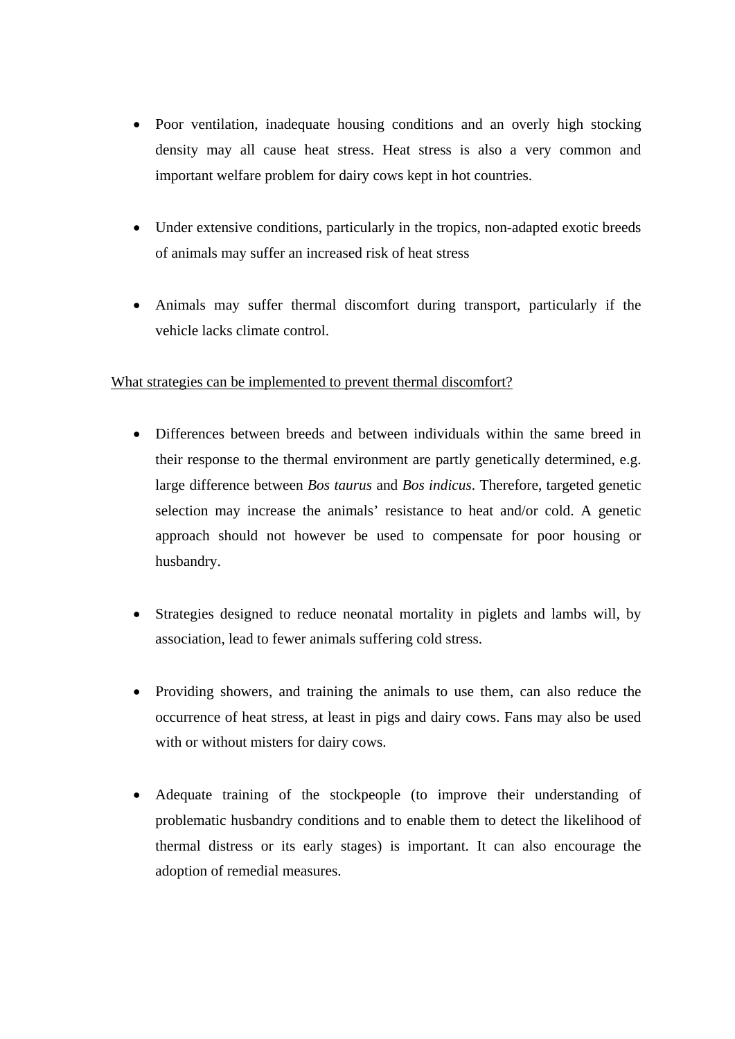- Poor ventilation, inadequate housing conditions and an overly high stocking density may all cause heat stress. Heat stress is also a very common and important welfare problem for dairy cows kept in hot countries.

- Under extensive conditions, particularly in the tropics, non-adapted exotic breeds of animals may suffer an increased risk of heat stress

- Animals may suffer thermal discomfort during transport, particularly if the vehicle lacks climate control.

<u>What strategies can be implemented to prevent thermal discomfort?</u>

- Differences between breeds and between individuals within the same breed in their response to the thermal environment are partly genetically determined, e.g. large difference between *Bos taurus* and *Bos indicus*. Therefore, targeted genetic selection may increase the animals' resistance to heat and/or cold. A genetic approach should not however be used to compensate for poor housing or husbandry.

- Strategies designed to reduce neonatal mortality in piglets and lambs will, by association, lead to fewer animals suffering cold stress.

- Providing showers, and training the animals to use them, can also reduce the occurrence of heat stress, at least in pigs and dairy cows. Fans may also be used with or without misters for dairy cows.

- Adequate training of the stockpeople (to improve their understanding of problematic husbandry conditions and to enable them to detect the likelihood of thermal distress or its early stages) is important. It can also encourage the adoption of remedial measures.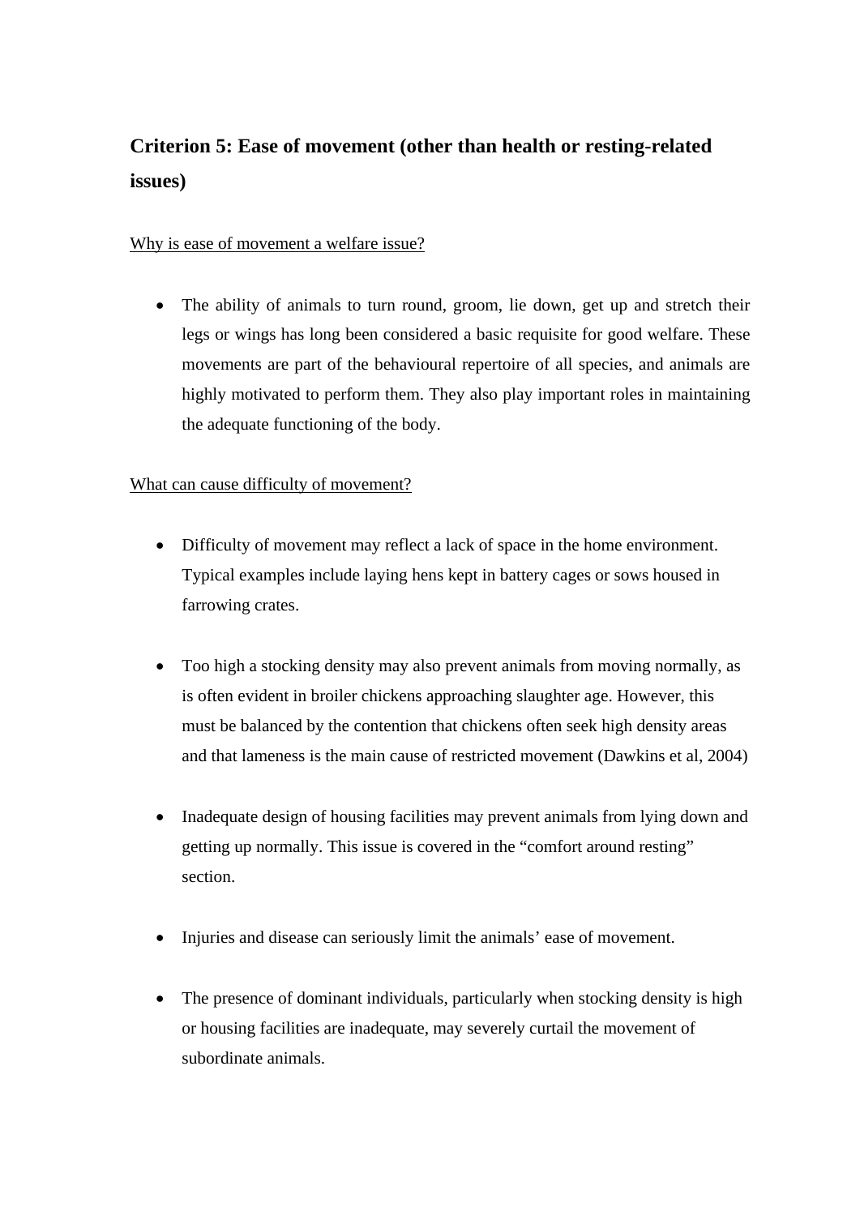## Criterion 5: Ease of movement (other than health or resting-related issues)

<u>Why is ease of movement a welfare issue?</u>

- The ability of animals to turn round, groom, lie down, get up and stretch their legs or wings has long been considered a basic requisite for good welfare. These movements are part of the behavioural repertoire of all species, and animals are highly motivated to perform them. They also play important roles in maintaining the adequate functioning of the body.

<u>What can cause difficulty of movement?</u>

- Difficulty of movement may reflect a lack of space in the home environment. Typical examples include laying hens kept in battery cages or sows housed in farrowing crates.

- Too high a stocking density may also prevent animals from moving normally, as is often evident in broiler chickens approaching slaughter age. However, this must be balanced by the contention that chickens often seek high density areas and that lameness is the main cause of restricted movement (Dawkins et al, 2004)

- Inadequate design of housing facilities may prevent animals from lying down and getting up normally. This issue is covered in the “comfort around resting” section.

- Injuries and disease can seriously limit the animals’ ease of movement.

- The presence of dominant individuals, particularly when stocking density is high or housing facilities are inadequate, may severely curtail the movement of subordinate animals.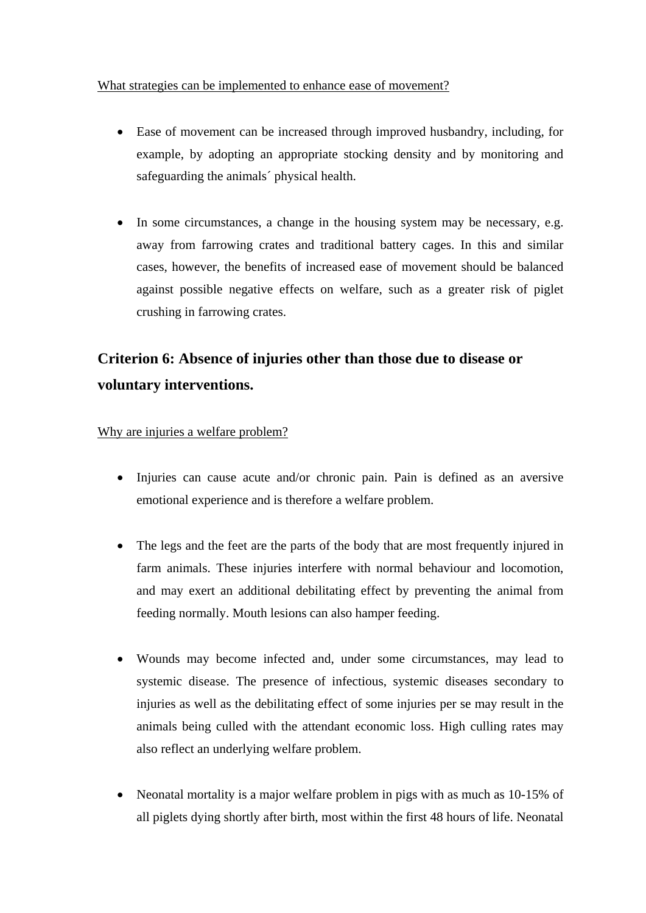What strategies can be implemented to enhance ease of movement?

- Ease of movement can be increased through improved husbandry, including, for example, by adopting an appropriate stocking density and by monitoring and safeguarding the animals´ physical health.

- In some circumstances, a change in the housing system may be necessary, e.g. away from farrowing crates and traditional battery cages. In this and similar cases, however, the benefits of increased ease of movement should be balanced against possible negative effects on welfare, such as a greater risk of piglet crushing in farrowing crates.

## Criterion 6: Absence of injuries other than those due to disease or voluntary interventions.

Why are injuries a welfare problem?

- Injuries can cause acute and/or chronic pain. Pain is defined as an aversive emotional experience and is therefore a welfare problem.

- The legs and the feet are the parts of the body that are most frequently injured in farm animals. These injuries interfere with normal behaviour and locomotion, and may exert an additional debilitating effect by preventing the animal from feeding normally. Mouth lesions can also hamper feeding.

- Wounds may become infected and, under some circumstances, may lead to systemic disease. The presence of infectious, systemic diseases secondary to injuries as well as the debilitating effect of some injuries per se may result in the animals being culled with the attendant economic loss. High culling rates may also reflect an underlying welfare problem.

- Neonatal mortality is a major welfare problem in pigs with as much as 10-15% of all piglets dying shortly after birth, most within the first 48 hours of life. Neonatal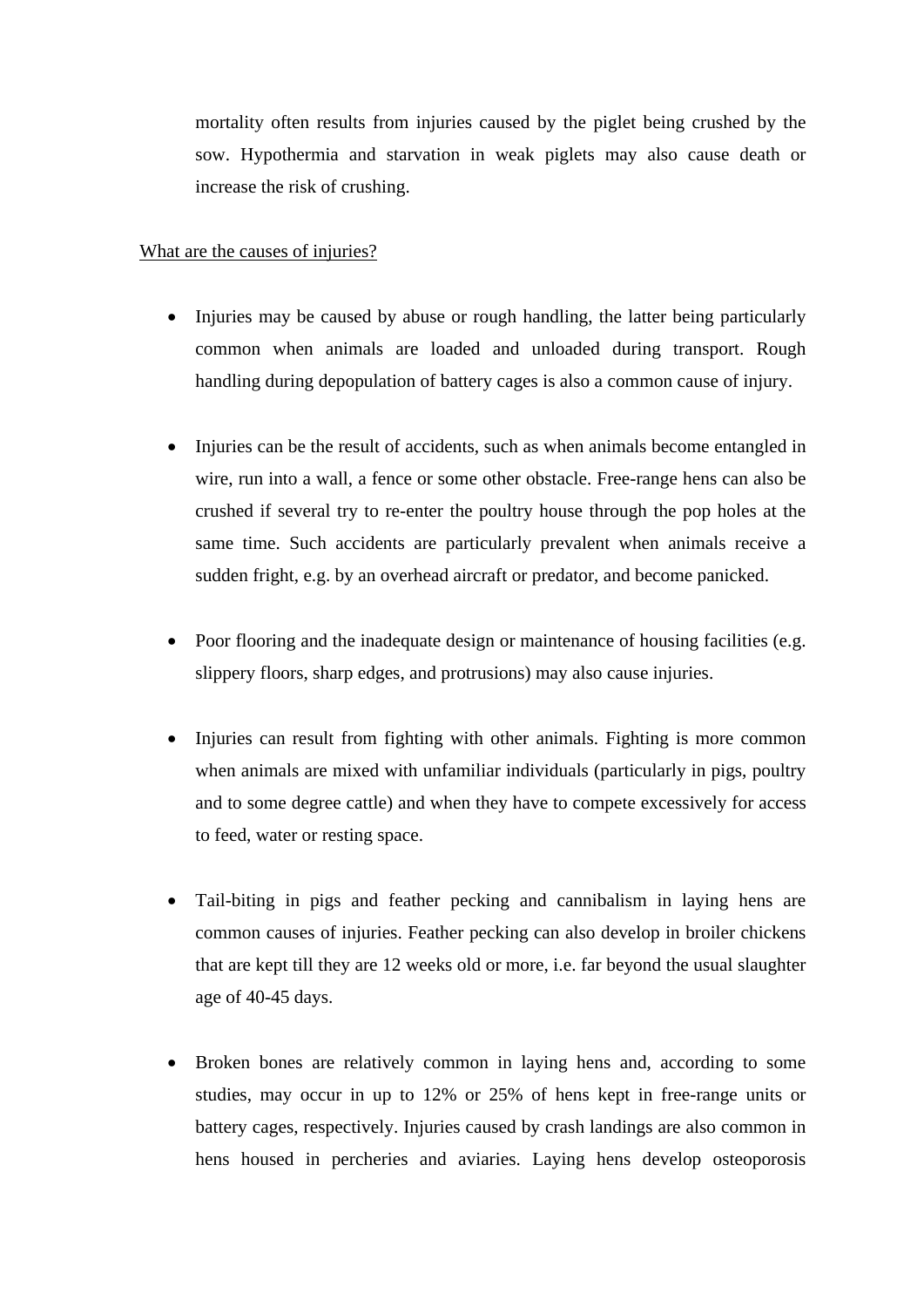mortality often results from injuries caused by the piglet being crushed by the sow. Hypothermia and starvation in weak piglets may also cause death or increase the risk of crushing.

<u>What are the causes of injuries?</u>

- Injuries may be caused by abuse or rough handling, the latter being particularly common when animals are loaded and unloaded during transport. Rough handling during depopulation of battery cages is also a common cause of injury.

- Injuries can be the result of accidents, such as when animals become entangled in wire, run into a wall, a fence or some other obstacle. Free-range hens can also be crushed if several try to re-enter the poultry house through the pop holes at the same time. Such accidents are particularly prevalent when animals receive a sudden fright, e.g. by an overhead aircraft or predator, and become panicked.

- Poor flooring and the inadequate design or maintenance of housing facilities (e.g. slippery floors, sharp edges, and protrusions) may also cause injuries.

- Injuries can result from fighting with other animals. Fighting is more common when animals are mixed with unfamiliar individuals (particularly in pigs, poultry and to some degree cattle) and when they have to compete excessively for access to feed, water or resting space.

- Tail-biting in pigs and feather pecking and cannibalism in laying hens are common causes of injuries. Feather pecking can also develop in broiler chickens that are kept till they are 12 weeks old or more, i.e. far beyond the usual slaughter age of 40-45 days.

- Broken bones are relatively common in laying hens and, according to some studies, may occur in up to 12% or 25% of hens kept in free-range units or battery cages, respectively. Injuries caused by crash landings are also common in hens housed in percheries and aviaries. Laying hens develop osteoporosis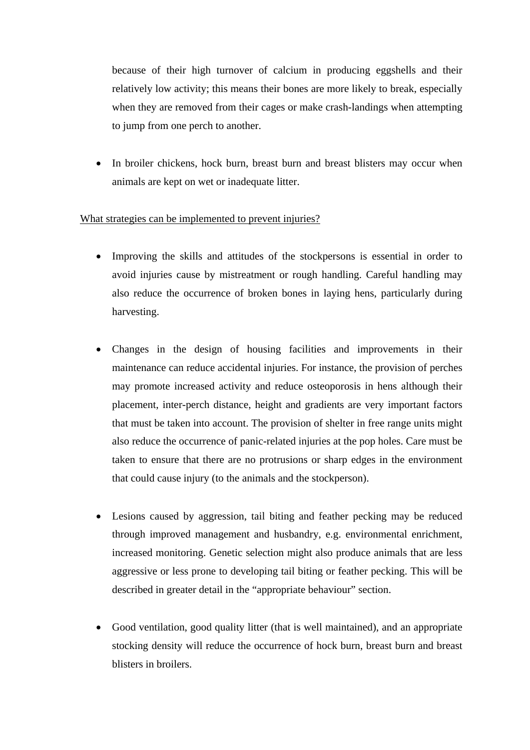because of their high turnover of calcium in producing eggshells and their relatively low activity; this means their bones are more likely to break, especially when they are removed from their cages or make crash-landings when attempting to jump from one perch to another.

- In broiler chickens, hock burn, breast burn and breast blisters may occur when animals are kept on wet or inadequate litter.

<u>What strategies can be implemented to prevent injuries?</u>

- Improving the skills and attitudes of the stockpersons is essential in order to avoid injuries cause by mistreatment or rough handling. Careful handling may also reduce the occurrence of broken bones in laying hens, particularly during harvesting.

- Changes in the design of housing facilities and improvements in their maintenance can reduce accidental injuries. For instance, the provision of perches may promote increased activity and reduce osteoporosis in hens although their placement, inter-perch distance, height and gradients are very important factors that must be taken into account. The provision of shelter in free range units might also reduce the occurrence of panic-related injuries at the pop holes. Care must be taken to ensure that there are no protrusions or sharp edges in the environment that could cause injury (to the animals and the stockperson).

- Lesions caused by aggression, tail biting and feather pecking may be reduced through improved management and husbandry, e.g. environmental enrichment, increased monitoring. Genetic selection might also produce animals that are less aggressive or less prone to developing tail biting or feather pecking. This will be described in greater detail in the "appropriate behaviour" section.

- Good ventilation, good quality litter (that is well maintained), and an appropriate stocking density will reduce the occurrence of hock burn, breast burn and breast blisters in broilers.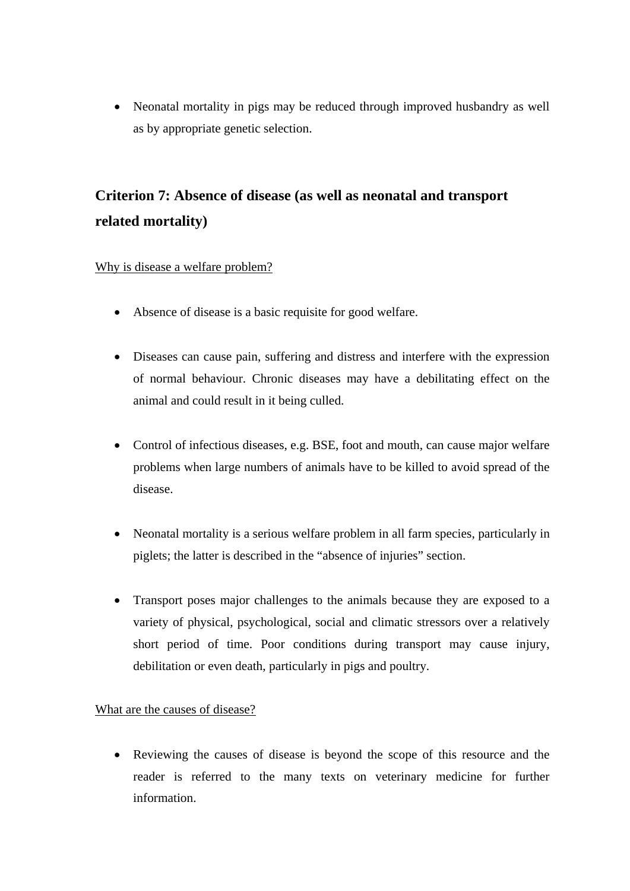- Neonatal mortality in pigs may be reduced through improved husbandry as well as by appropriate genetic selection.

## Criterion 7: Absence of disease (as well as neonatal and transport related mortality)

Why is disease a welfare problem?

- Absence of disease is a basic requisite for good welfare.

- Diseases can cause pain, suffering and distress and interfere with the expression of normal behaviour. Chronic diseases may have a debilitating effect on the animal and could result in it being culled.

- Control of infectious diseases, e.g. BSE, foot and mouth, can cause major welfare problems when large numbers of animals have to be killed to avoid spread of the disease.

- Neonatal mortality is a serious welfare problem in all farm species, particularly in piglets; the latter is described in the "absence of injuries" section.

- Transport poses major challenges to the animals because they are exposed to a variety of physical, psychological, social and climatic stressors over a relatively short period of time. Poor conditions during transport may cause injury, debilitation or even death, particularly in pigs and poultry.

What are the causes of disease?

- Reviewing the causes of disease is beyond the scope of this resource and the reader is referred to the many texts on veterinary medicine for further information.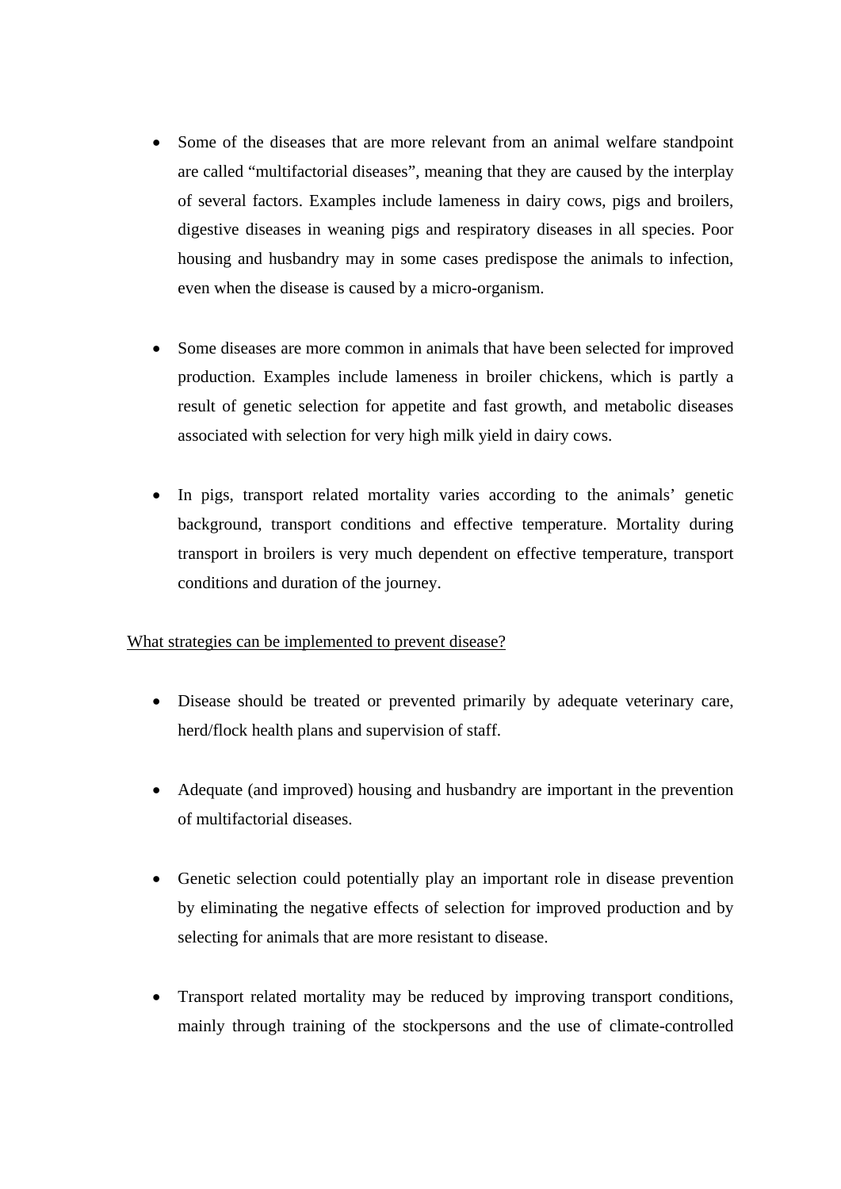- Some of the diseases that are more relevant from an animal welfare standpoint are called "multifactorial diseases", meaning that they are caused by the interplay of several factors. Examples include lameness in dairy cows, pigs and broilers, digestive diseases in weaning pigs and respiratory diseases in all species. Poor housing and husbandry may in some cases predispose the animals to infection, even when the disease is caused by a micro-organism.

- Some diseases are more common in animals that have been selected for improved production. Examples include lameness in broiler chickens, which is partly a result of genetic selection for appetite and fast growth, and metabolic diseases associated with selection for very high milk yield in dairy cows.

- In pigs, transport related mortality varies according to the animals' genetic background, transport conditions and effective temperature. Mortality during transport in broilers is very much dependent on effective temperature, transport conditions and duration of the journey.

<u>What strategies can be implemented to prevent disease?</u>

- Disease should be treated or prevented primarily by adequate veterinary care, herd/flock health plans and supervision of staff.

- Adequate (and improved) housing and husbandry are important in the prevention of multifactorial diseases.

- Genetic selection could potentially play an important role in disease prevention by eliminating the negative effects of selection for improved production and by selecting for animals that are more resistant to disease.

- Transport related mortality may be reduced by improving transport conditions, mainly through training of the stockpersons and the use of climate-controlled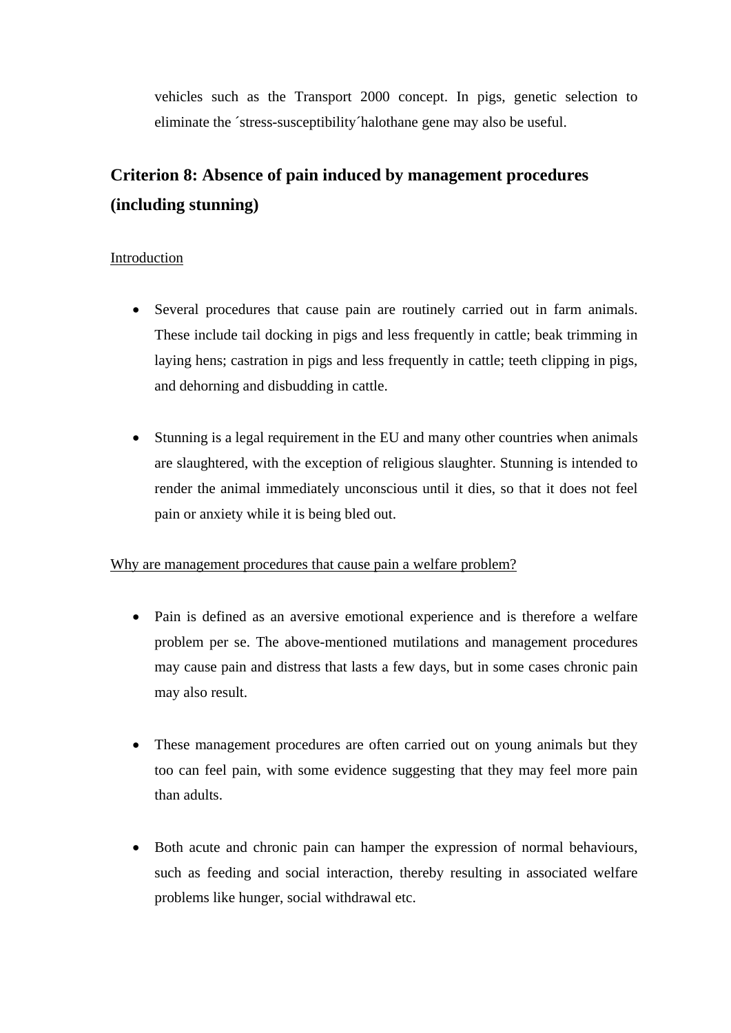vehicles such as the Transport 2000 concept. In pigs, genetic selection to eliminate the ´stress-susceptibility´halothane gene may also be useful.

## Criterion 8: Absence of pain induced by management procedures (including stunning)

Introduction

- Several procedures that cause pain are routinely carried out in farm animals. These include tail docking in pigs and less frequently in cattle; beak trimming in laying hens; castration in pigs and less frequently in cattle; teeth clipping in pigs, and dehorning and disbudding in cattle.

- Stunning is a legal requirement in the EU and many other countries when animals are slaughtered, with the exception of religious slaughter. Stunning is intended to render the animal immediately unconscious until it dies, so that it does not feel pain or anxiety while it is being bled out.

Why are management procedures that cause pain a welfare problem?

- Pain is defined as an aversive emotional experience and is therefore a welfare problem per se. The above-mentioned mutilations and management procedures may cause pain and distress that lasts a few days, but in some cases chronic pain may also result.

- These management procedures are often carried out on young animals but they too can feel pain, with some evidence suggesting that they may feel more pain than adults.

- Both acute and chronic pain can hamper the expression of normal behaviours, such as feeding and social interaction, thereby resulting in associated welfare problems like hunger, social withdrawal etc.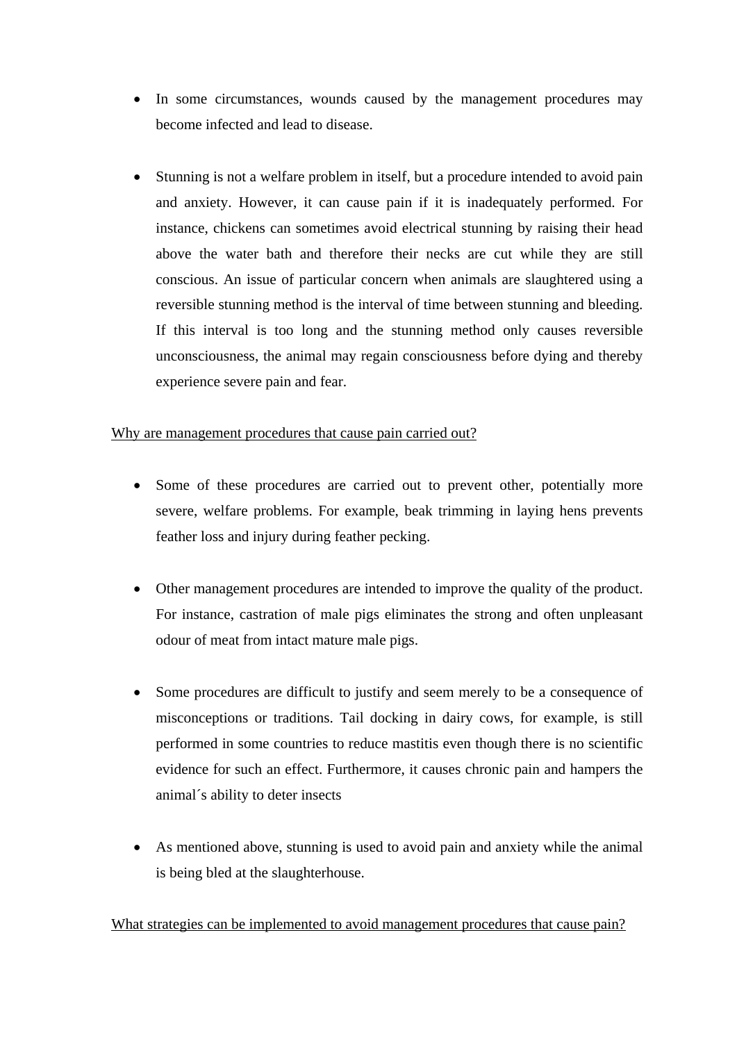- In some circumstances, wounds caused by the management procedures may become infected and lead to disease.

- Stunning is not a welfare problem in itself, but a procedure intended to avoid pain and anxiety. However, it can cause pain if it is inadequately performed. For instance, chickens can sometimes avoid electrical stunning by raising their head above the water bath and therefore their necks are cut while they are still conscious. An issue of particular concern when animals are slaughtered using a reversible stunning method is the interval of time between stunning and bleeding. If this interval is too long and the stunning method only causes reversible unconsciousness, the animal may regain consciousness before dying and thereby experience severe pain and fear.

<u>Why are management procedures that cause pain carried out?</u>

- Some of these procedures are carried out to prevent other, potentially more severe, welfare problems. For example, beak trimming in laying hens prevents feather loss and injury during feather pecking.

- Other management procedures are intended to improve the quality of the product. For instance, castration of male pigs eliminates the strong and often unpleasant odour of meat from intact mature male pigs.

- Some procedures are difficult to justify and seem merely to be a consequence of misconceptions or traditions. Tail docking in dairy cows, for example, is still performed in some countries to reduce mastitis even though there is no scientific evidence for such an effect. Furthermore, it causes chronic pain and hampers the animal´s ability to deter insects

- As mentioned above, stunning is used to avoid pain and anxiety while the animal is being bled at the slaughterhouse.

<u>What strategies can be implemented to avoid management procedures that cause pain?</u>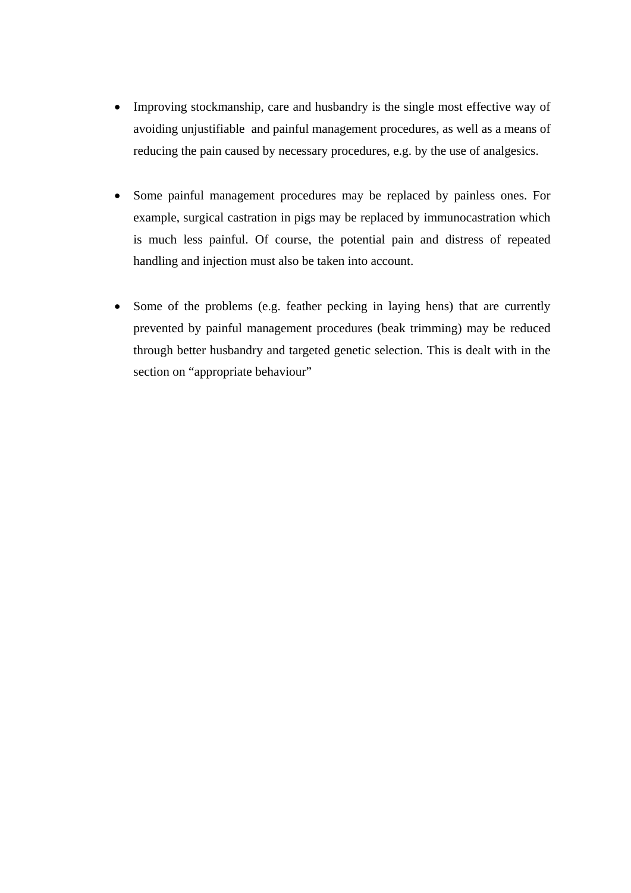- Improving stockmanship, care and husbandry is the single most effective way of avoiding unjustifiable and painful management procedures, as well as a means of reducing the pain caused by necessary procedures, e.g. by the use of analgesics.

- Some painful management procedures may be replaced by painless ones. For example, surgical castration in pigs may be replaced by immunocastration which is much less painful. Of course, the potential pain and distress of repeated handling and injection must also be taken into account.

- Some of the problems (e.g. feather pecking in laying hens) that are currently prevented by painful management procedures (beak trimming) may be reduced through better husbandry and targeted genetic selection. This is dealt with in the section on "appropriate behaviour"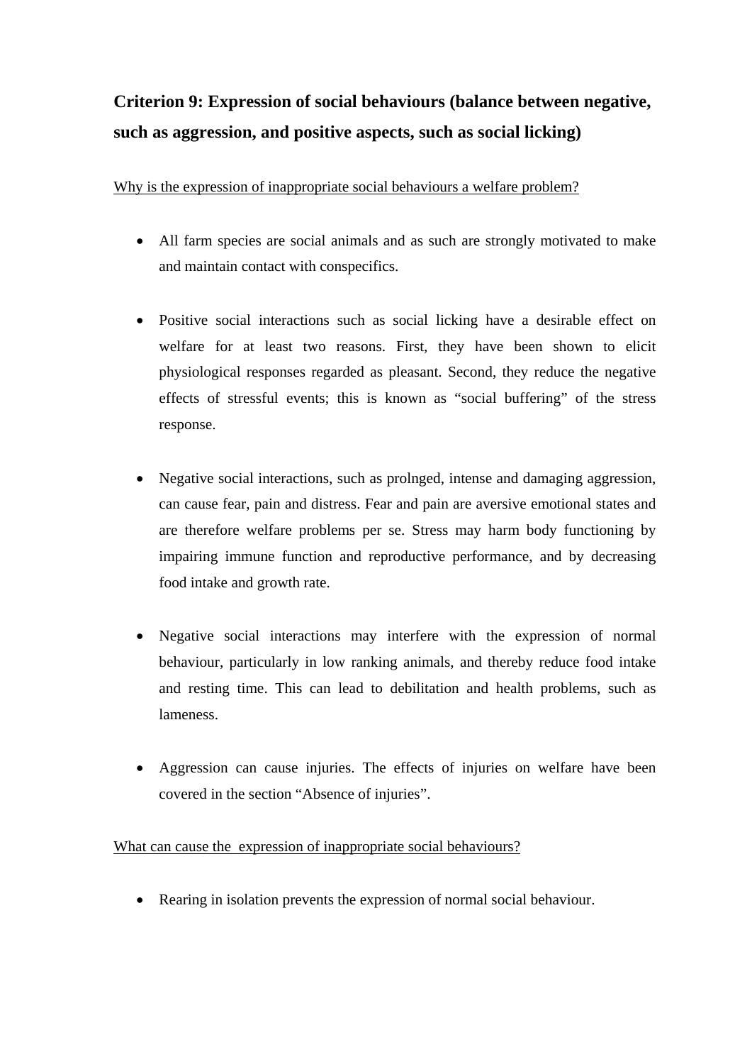## Criterion 9: Expression of social behaviours (balance between negative, such as aggression, and positive aspects, such as social licking)

Why is the expression of inappropriate social behaviours a welfare problem?

- All farm species are social animals and as such are strongly motivated to make and maintain contact with conspecifics.

- Positive social interactions such as social licking have a desirable effect on welfare for at least two reasons. First, they have been shown to elicit physiological responses regarded as pleasant. Second, they reduce the negative effects of stressful events; this is known as "social buffering" of the stress response.

- Negative social interactions, such as prolnged, intense and damaging aggression, can cause fear, pain and distress. Fear and pain are aversive emotional states and are therefore welfare problems per se. Stress may harm body functioning by impairing immune function and reproductive performance, and by decreasing food intake and growth rate.

- Negative social interactions may interfere with the expression of normal behaviour, particularly in low ranking animals, and thereby reduce food intake and resting time. This can lead to debilitation and health problems, such as lameness.

- Aggression can cause injuries. The effects of injuries on welfare have been covered in the section "Absence of injuries".

What can cause the expression of inappropriate social behaviours?

- Rearing in isolation prevents the expression of normal social behaviour.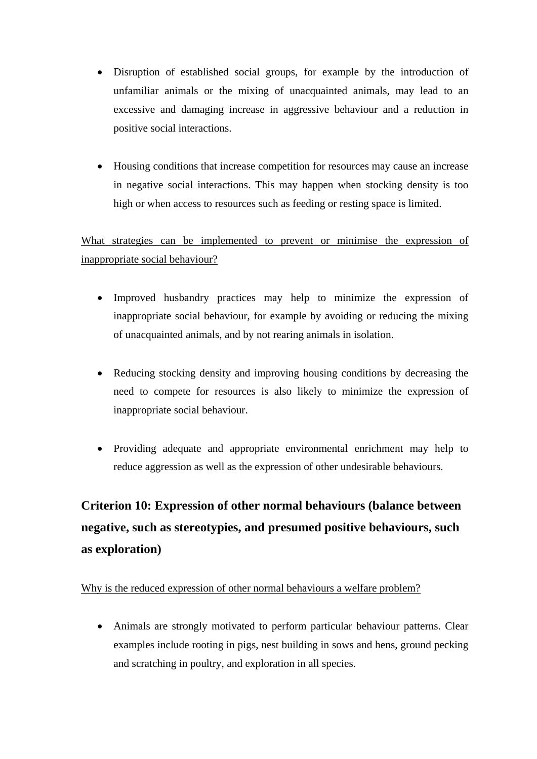- Disruption of established social groups, for example by the introduction of unfamiliar animals or the mixing of unacquainted animals, may lead to an excessive and damaging increase in aggressive behaviour and a reduction in positive social interactions.

- Housing conditions that increase competition for resources may cause an increase in negative social interactions. This may happen when stocking density is too high or when access to resources such as feeding or resting space is limited.

<u>What strategies can be implemented to prevent or minimise the expression of inappropriate social behaviour?</u>

- Improved husbandry practices may help to minimize the expression of inappropriate social behaviour, for example by avoiding or reducing the mixing of unacquainted animals, and by not rearing animals in isolation.

- Reducing stocking density and improving housing conditions by decreasing the need to compete for resources is also likely to minimize the expression of inappropriate social behaviour.

- Providing adequate and appropriate environmental enrichment may help to reduce aggression as well as the expression of other undesirable behaviours.

## Criterion 10: Expression of other normal behaviours (balance between negative, such as stereotypies, and presumed positive behaviours, such as exploration)

<u>Why is the reduced expression of other normal behaviours a welfare problem?</u>

- Animals are strongly motivated to perform particular behaviour patterns. Clear examples include rooting in pigs, nest building in sows and hens, ground pecking and scratching in poultry, and exploration in all species.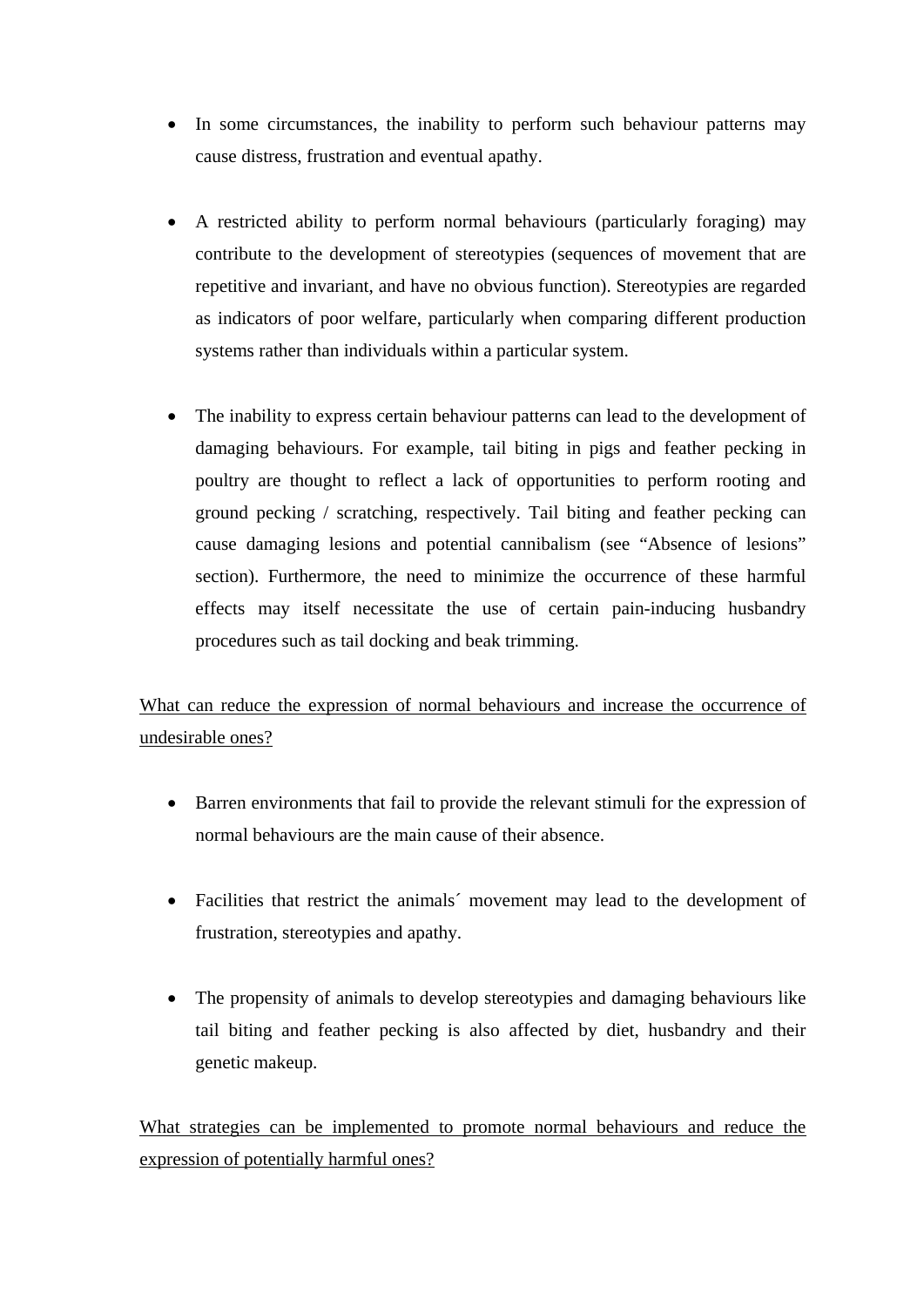- In some circumstances, the inability to perform such behaviour patterns may cause distress, frustration and eventual apathy.

- A restricted ability to perform normal behaviours (particularly foraging) may contribute to the development of stereotypies (sequences of movement that are repetitive and invariant, and have no obvious function). Stereotypies are regarded as indicators of poor welfare, particularly when comparing different production systems rather than individuals within a particular system.

- The inability to express certain behaviour patterns can lead to the development of damaging behaviours. For example, tail biting in pigs and feather pecking in poultry are thought to reflect a lack of opportunities to perform rooting and ground pecking / scratching, respectively. Tail biting and feather pecking can cause damaging lesions and potential cannibalism (see "Absence of lesions" section). Furthermore, the need to minimize the occurrence of these harmful effects may itself necessitate the use of certain pain-inducing husbandry procedures such as tail docking and beak trimming.

<u>What can reduce the expression of normal behaviours and increase the occurrence of undesirable ones?</u>

- Barren environments that fail to provide the relevant stimuli for the expression of normal behaviours are the main cause of their absence.

- Facilities that restrict the animals´ movement may lead to the development of frustration, stereotypies and apathy.

- The propensity of animals to develop stereotypies and damaging behaviours like tail biting and feather pecking is also affected by diet, husbandry and their genetic makeup.

<u>What strategies can be implemented to promote normal behaviours and reduce the expression of potentially harmful ones?</u>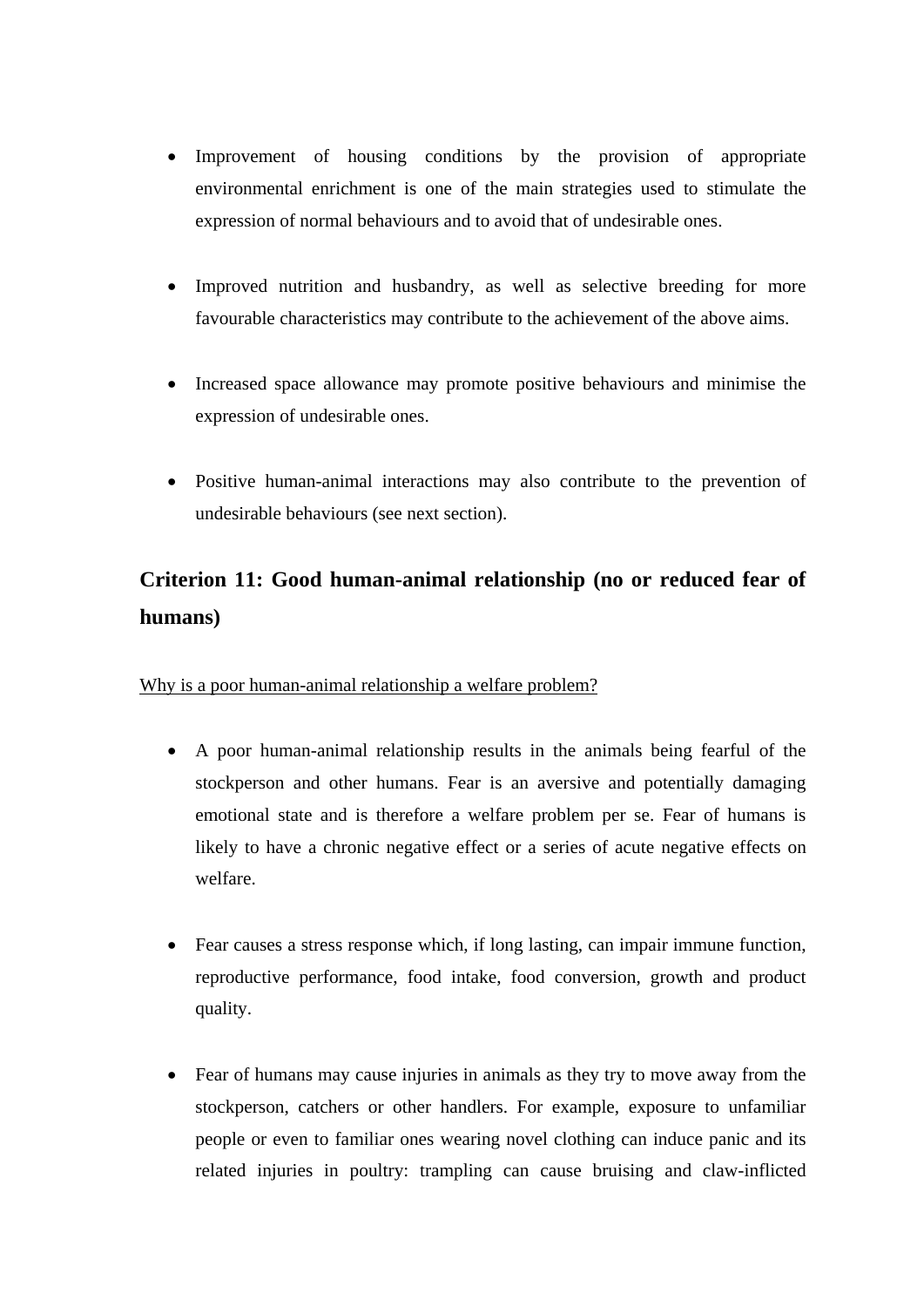- Improvement of housing conditions by the provision of appropriate environmental enrichment is one of the main strategies used to stimulate the expression of normal behaviours and to avoid that of undesirable ones.

- Improved nutrition and husbandry, as well as selective breeding for more favourable characteristics may contribute to the achievement of the above aims.

- Increased space allowance may promote positive behaviours and minimise the expression of undesirable ones.

- Positive human-animal interactions may also contribute to the prevention of undesirable behaviours (see next section).

## Criterion 11: Good human-animal relationship (no or reduced fear of humans)

Why is a poor human-animal relationship a welfare problem?

- A poor human-animal relationship results in the animals being fearful of the stockperson and other humans. Fear is an aversive and potentially damaging emotional state and is therefore a welfare problem per se. Fear of humans is likely to have a chronic negative effect or a series of acute negative effects on welfare.

- Fear causes a stress response which, if long lasting, can impair immune function, reproductive performance, food intake, food conversion, growth and product quality.

- Fear of humans may cause injuries in animals as they try to move away from the stockperson, catchers or other handlers. For example, exposure to unfamiliar people or even to familiar ones wearing novel clothing can induce panic and its related injuries in poultry: trampling can cause bruising and claw-inflicted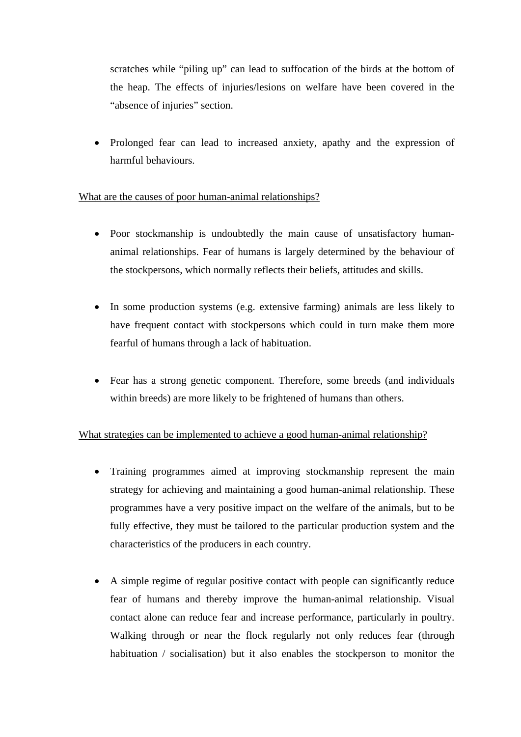scratches while "piling up" can lead to suffocation of the birds at the bottom of the heap. The effects of injuries/lesions on welfare have been covered in the "absence of injuries" section.

- Prolonged fear can lead to increased anxiety, apathy and the expression of harmful behaviours.

<u>What are the causes of poor human-animal relationships?</u>

- Poor stockmanship is undoubtedly the main cause of unsatisfactory human-animal relationships. Fear of humans is largely determined by the behaviour of the stockpersons, which normally reflects their beliefs, attitudes and skills.

- In some production systems (e.g. extensive farming) animals are less likely to have frequent contact with stockpersons which could in turn make them more fearful of humans through a lack of habituation.

- Fear has a strong genetic component. Therefore, some breeds (and individuals within breeds) are more likely to be frightened of humans than others.

<u>What strategies can be implemented to achieve a good human-animal relationship?</u>

- Training programmes aimed at improving stockmanship represent the main strategy for achieving and maintaining a good human-animal relationship. These programmes have a very positive impact on the welfare of the animals, but to be fully effective, they must be tailored to the particular production system and the characteristics of the producers in each country.

- A simple regime of regular positive contact with people can significantly reduce fear of humans and thereby improve the human-animal relationship. Visual contact alone can reduce fear and increase performance, particularly in poultry. Walking through or near the flock regularly not only reduces fear (through habituation / socialisation) but it also enables the stockperson to monitor the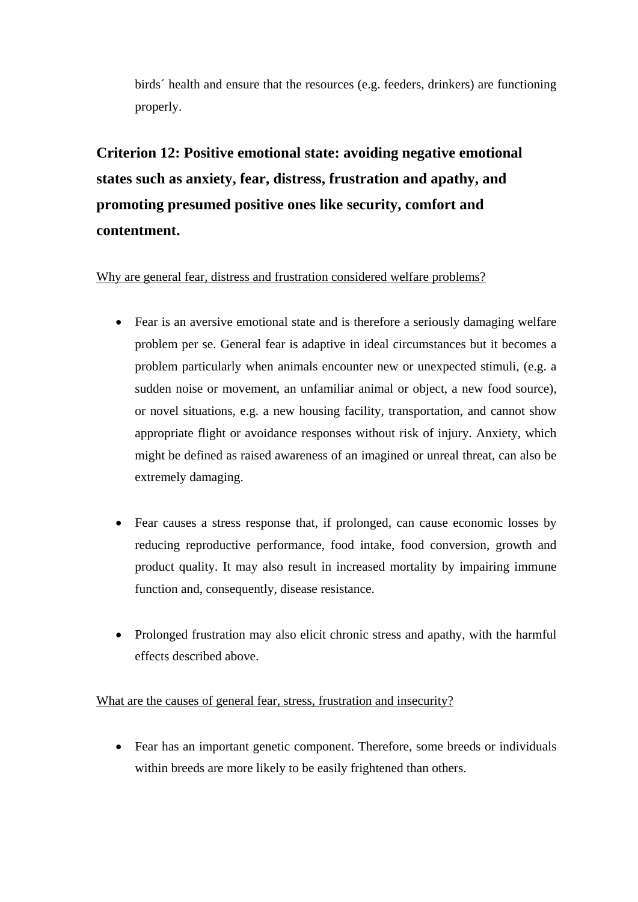birds´ health and ensure that the resources (e.g. feeders, drinkers) are functioning properly.

## Criterion 12: Positive emotional state: avoiding negative emotional states such as anxiety, fear, distress, frustration and apathy, and promoting presumed positive ones like security, comfort and contentment.

<u>Why are general fear, distress and frustration considered welfare problems?</u>

- Fear is an aversive emotional state and is therefore a seriously damaging welfare problem per se. General fear is adaptive in ideal circumstances but it becomes a problem particularly when animals encounter new or unexpected stimuli, (e.g. a sudden noise or movement, an unfamiliar animal or object, a new food source), or novel situations, e.g. a new housing facility, transportation, and cannot show appropriate flight or avoidance responses without risk of injury. Anxiety, which might be defined as raised awareness of an imagined or unreal threat, can also be extremely damaging.

- Fear causes a stress response that, if prolonged, can cause economic losses by reducing reproductive performance, food intake, food conversion, growth and product quality. It may also result in increased mortality by impairing immune function and, consequently, disease resistance.

- Prolonged frustration may also elicit chronic stress and apathy, with the harmful effects described above.

<u>What are the causes of general fear, stress, frustration and insecurity?</u>

- Fear has an important genetic component. Therefore, some breeds or individuals within breeds are more likely to be easily frightened than others.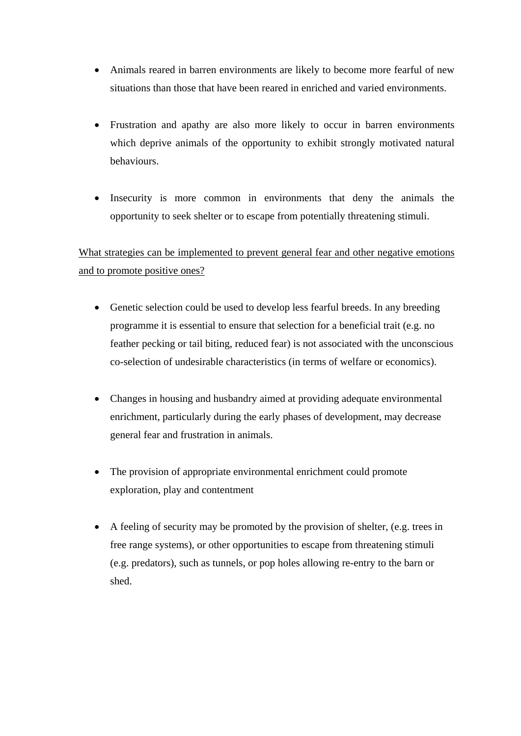- Animals reared in barren environments are likely to become more fearful of new situations than those that have been reared in enriched and varied environments.

- Frustration and apathy are also more likely to occur in barren environments which deprive animals of the opportunity to exhibit strongly motivated natural behaviours.

- Insecurity is more common in environments that deny the animals the opportunity to seek shelter or to escape from potentially threatening stimuli.

<u>What strategies can be implemented to prevent general fear and other negative emotions and to promote positive ones?</u>

- Genetic selection could be used to develop less fearful breeds. In any breeding programme it is essential to ensure that selection for a beneficial trait (e.g. no feather pecking or tail biting, reduced fear) is not associated with the unconscious co-selection of undesirable characteristics (in terms of welfare or economics).

- Changes in housing and husbandry aimed at providing adequate environmental enrichment, particularly during the early phases of development, may decrease general fear and frustration in animals.

- The provision of appropriate environmental enrichment could promote exploration, play and contentment

- A feeling of security may be promoted by the provision of shelter, (e.g. trees in free range systems), or other opportunities to escape from threatening stimuli (e.g. predators), such as tunnels, or pop holes allowing re-entry to the barn or shed.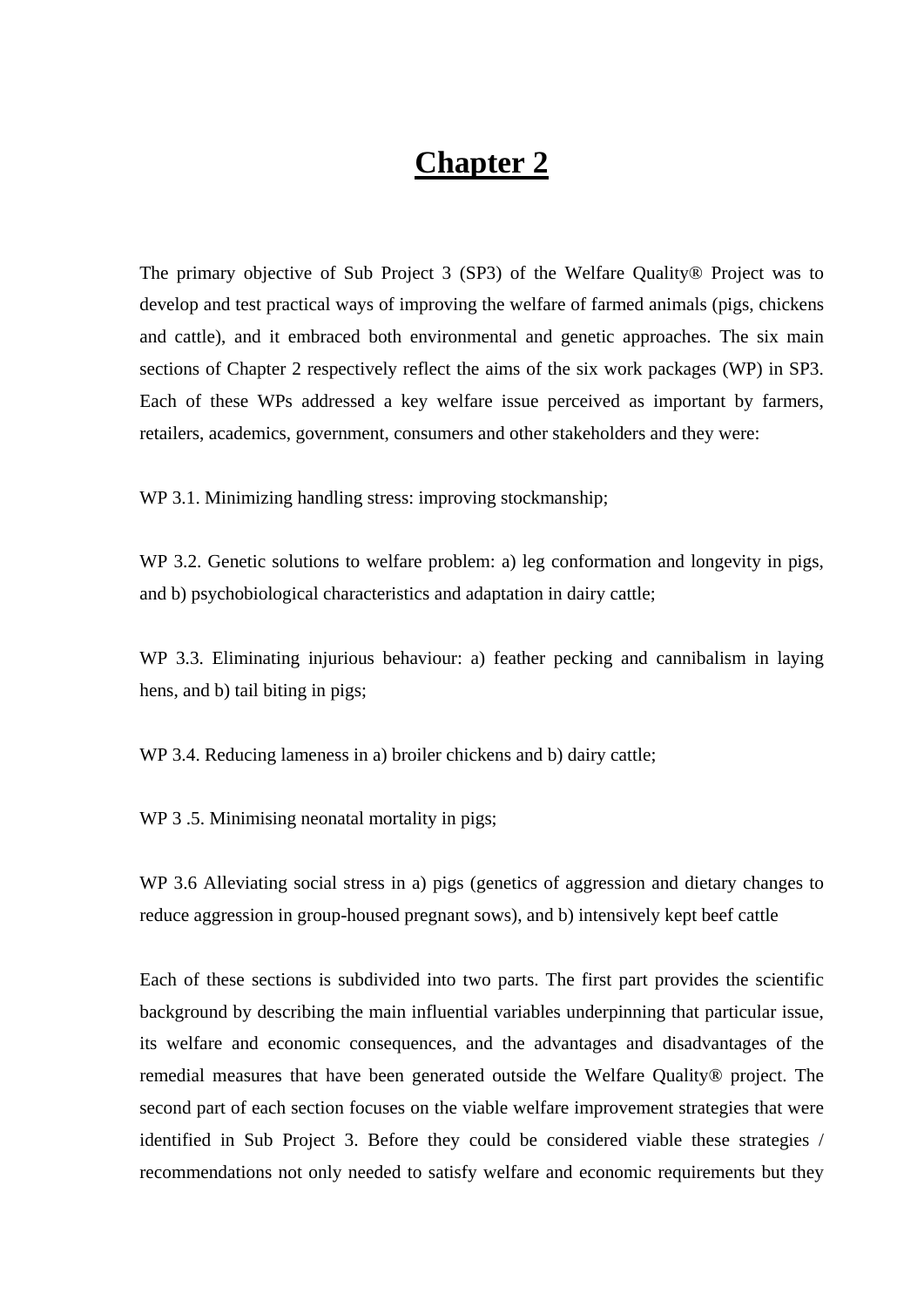# Chapter 2

The primary objective of Sub Project 3 (SP3) of the Welfare Quality® Project was to develop and test practical ways of improving the welfare of farmed animals (pigs, chickens and cattle), and it embraced both environmental and genetic approaches. The six main sections of Chapter 2 respectively reflect the aims of the six work packages (WP) in SP3. Each of these WPs addressed a key welfare issue perceived as important by farmers, retailers, academics, government, consumers and other stakeholders and they were:

WP 3.1. Minimizing handling stress: improving stockmanship;

WP 3.2. Genetic solutions to welfare problem: a) leg conformation and longevity in pigs, and b) psychobiological characteristics and adaptation in dairy cattle;

WP 3.3. Eliminating injurious behaviour: a) feather pecking and cannibalism in laying hens, and b) tail biting in pigs;

WP 3.4. Reducing lameness in a) broiler chickens and b) dairy cattle;

WP 3 .5. Minimising neonatal mortality in pigs;

WP 3.6 Alleviating social stress in a) pigs (genetics of aggression and dietary changes to reduce aggression in group-housed pregnant sows), and b) intensively kept beef cattle

Each of these sections is subdivided into two parts. The first part provides the scientific background by describing the main influential variables underpinning that particular issue, its welfare and economic consequences, and the advantages and disadvantages of the remedial measures that have been generated outside the Welfare Quality® project. The second part of each section focuses on the viable welfare improvement strategies that were identified in Sub Project 3. Before they could be considered viable these strategies / recommendations not only needed to satisfy welfare and economic requirements but they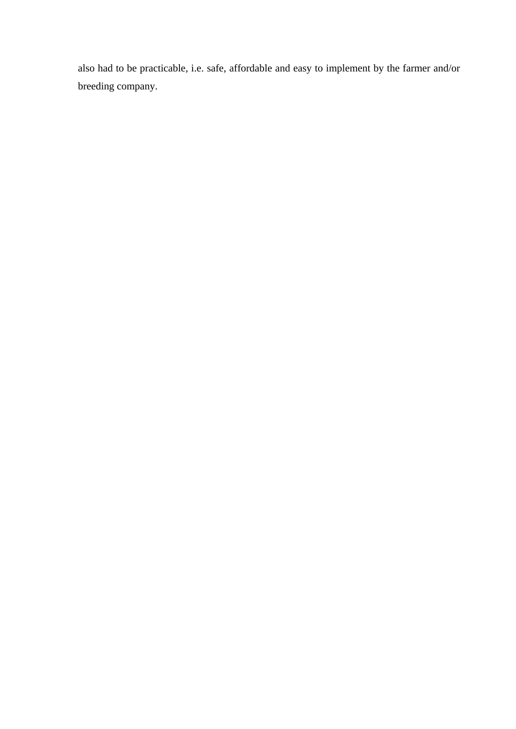also had to be practicable, i.e. safe, affordable and easy to implement by the farmer and/or breeding company.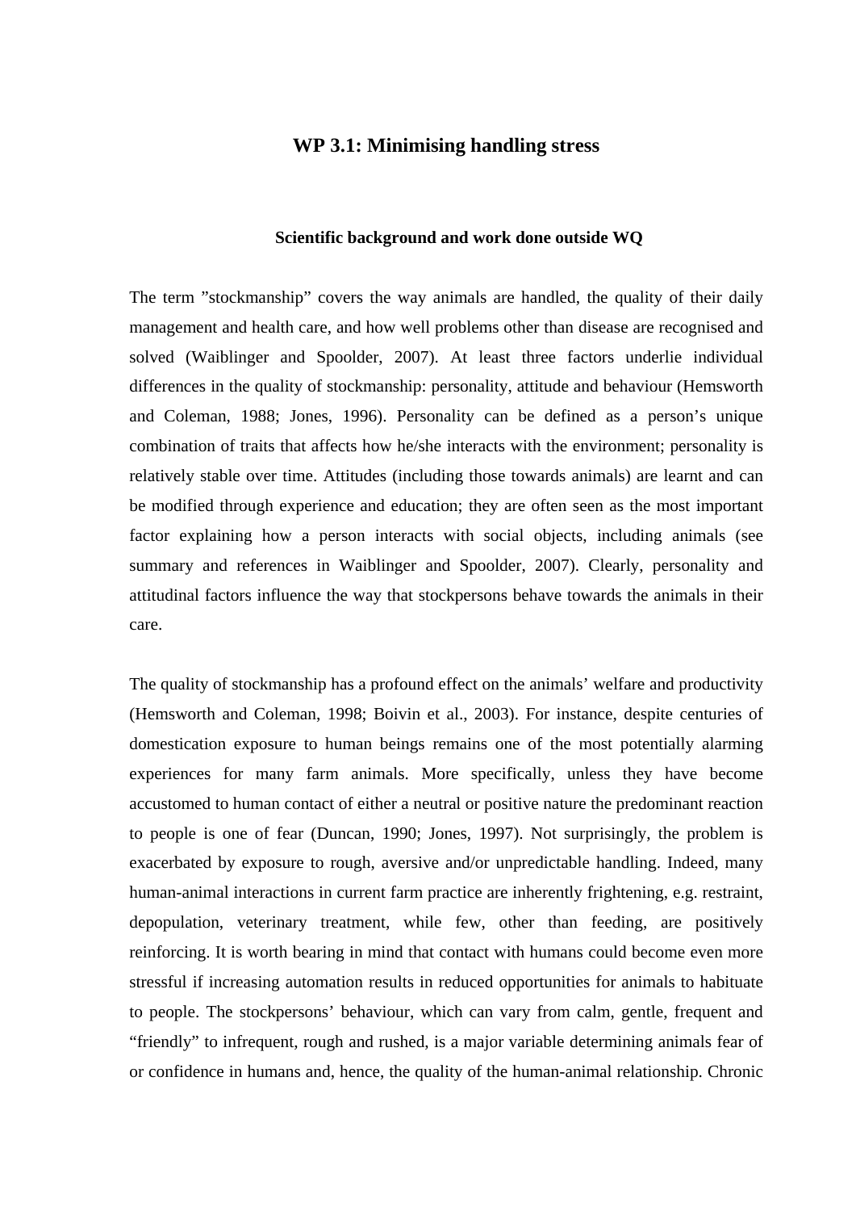# WP 3.1: Minimising handling stress

### Scientific background and work done outside WQ

The term "stockmanship" covers the way animals are handled, the quality of their daily management and health care, and how well problems other than disease are recognised and solved (Waiblinger and Spoolder, 2007). At least three factors underlie individual differences in the quality of stockmanship: personality, attitude and behaviour (Hemsworth and Coleman, 1988; Jones, 1996). Personality can be defined as a person's unique combination of traits that affects how he/she interacts with the environment; personality is relatively stable over time. Attitudes (including those towards animals) are learnt and can be modified through experience and education; they are often seen as the most important factor explaining how a person interacts with social objects, including animals (see summary and references in Waiblinger and Spoolder, 2007). Clearly, personality and attitudinal factors influence the way that stockpersons behave towards the animals in their care.

The quality of stockmanship has a profound effect on the animals' welfare and productivity (Hemsworth and Coleman, 1998; Boivin et al., 2003). For instance, despite centuries of domestication exposure to human beings remains one of the most potentially alarming experiences for many farm animals. More specifically, unless they have become accustomed to human contact of either a neutral or positive nature the predominant reaction to people is one of fear (Duncan, 1990; Jones, 1997). Not surprisingly, the problem is exacerbated by exposure to rough, aversive and/or unpredictable handling. Indeed, many human-animal interactions in current farm practice are inherently frightening, e.g. restraint, depopulation, veterinary treatment, while few, other than feeding, are positively reinforcing. It is worth bearing in mind that contact with humans could become even more stressful if increasing automation results in reduced opportunities for animals to habituate to people. The stockpersons' behaviour, which can vary from calm, gentle, frequent and "friendly" to infrequent, rough and rushed, is a major variable determining animals fear of or confidence in humans and, hence, the quality of the human-animal relationship. Chronic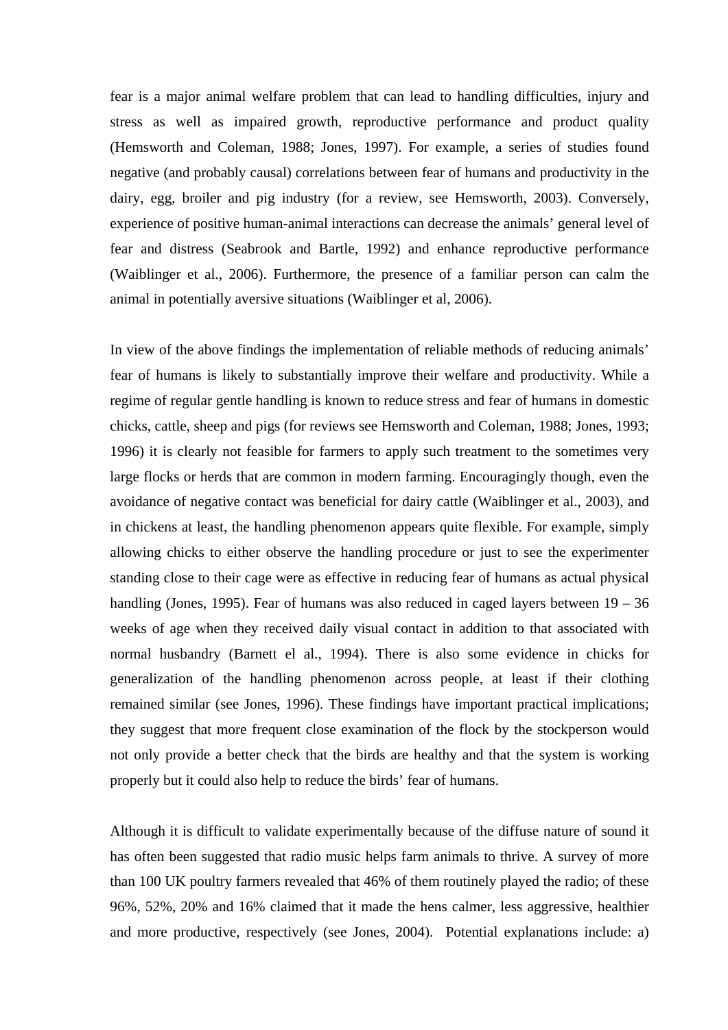fear is a major animal welfare problem that can lead to handling difficulties, injury and stress as well as impaired growth, reproductive performance and product quality (Hemsworth and Coleman, 1988; Jones, 1997). For example, a series of studies found negative (and probably causal) correlations between fear of humans and productivity in the dairy, egg, broiler and pig industry (for a review, see Hemsworth, 2003). Conversely, experience of positive human-animal interactions can decrease the animals' general level of fear and distress (Seabrook and Bartle, 1992) and enhance reproductive performance (Waiblinger et al., 2006). Furthermore, the presence of a familiar person can calm the animal in potentially aversive situations (Waiblinger et al, 2006).

In view of the above findings the implementation of reliable methods of reducing animals' fear of humans is likely to substantially improve their welfare and productivity. While a regime of regular gentle handling is known to reduce stress and fear of humans in domestic chicks, cattle, sheep and pigs (for reviews see Hemsworth and Coleman, 1988; Jones, 1993; 1996) it is clearly not feasible for farmers to apply such treatment to the sometimes very large flocks or herds that are common in modern farming. Encouragingly though, even the avoidance of negative contact was beneficial for dairy cattle (Waiblinger et al., 2003), and in chickens at least, the handling phenomenon appears quite flexible. For example, simply allowing chicks to either observe the handling procedure or just to see the experimenter standing close to their cage were as effective in reducing fear of humans as actual physical handling (Jones, 1995). Fear of humans was also reduced in caged layers between 19 – 36 weeks of age when they received daily visual contact in addition to that associated with normal husbandry (Barnett el al., 1994). There is also some evidence in chicks for generalization of the handling phenomenon across people, at least if their clothing remained similar (see Jones, 1996). These findings have important practical implications; they suggest that more frequent close examination of the flock by the stockperson would not only provide a better check that the birds are healthy and that the system is working properly but it could also help to reduce the birds' fear of humans.

Although it is difficult to validate experimentally because of the diffuse nature of sound it has often been suggested that radio music helps farm animals to thrive. A survey of more than 100 UK poultry farmers revealed that 46% of them routinely played the radio; of these 96%, 52%, 20% and 16% claimed that it made the hens calmer, less aggressive, healthier and more productive, respectively (see Jones, 2004). Potential explanations include: a)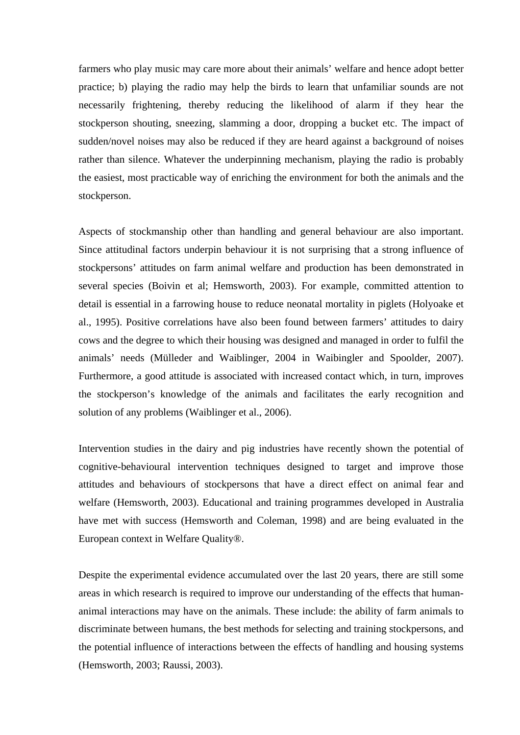farmers who play music may care more about their animals' welfare and hence adopt better practice; b) playing the radio may help the birds to learn that unfamiliar sounds are not necessarily frightening, thereby reducing the likelihood of alarm if they hear the stockperson shouting, sneezing, slamming a door, dropping a bucket etc. The impact of sudden/novel noises may also be reduced if they are heard against a background of noises rather than silence. Whatever the underpinning mechanism, playing the radio is probably the easiest, most practicable way of enriching the environment for both the animals and the stockperson.

Aspects of stockmanship other than handling and general behaviour are also important. Since attitudinal factors underpin behaviour it is not surprising that a strong influence of stockpersons' attitudes on farm animal welfare and production has been demonstrated in several species (Boivin et al; Hemsworth, 2003). For example, committed attention to detail is essential in a farrowing house to reduce neonatal mortality in piglets (Holyoake et al., 1995). Positive correlations have also been found between farmers' attitudes to dairy cows and the degree to which their housing was designed and managed in order to fulfil the animals' needs (Mülleder and Waiblinger, 2004 in Waibingler and Spoolder, 2007). Furthermore, a good attitude is associated with increased contact which, in turn, improves the stockperson's knowledge of the animals and facilitates the early recognition and solution of any problems (Waiblinger et al., 2006).

Intervention studies in the dairy and pig industries have recently shown the potential of cognitive-behavioural intervention techniques designed to target and improve those attitudes and behaviours of stockpersons that have a direct effect on animal fear and welfare (Hemsworth, 2003). Educational and training programmes developed in Australia have met with success (Hemsworth and Coleman, 1998) and are being evaluated in the European context in Welfare Quality®.

Despite the experimental evidence accumulated over the last 20 years, there are still some areas in which research is required to improve our understanding of the effects that human-animal interactions may have on the animals. These include: the ability of farm animals to discriminate between humans, the best methods for selecting and training stockpersons, and the potential influence of interactions between the effects of handling and housing systems (Hemsworth, 2003; Raussi, 2003).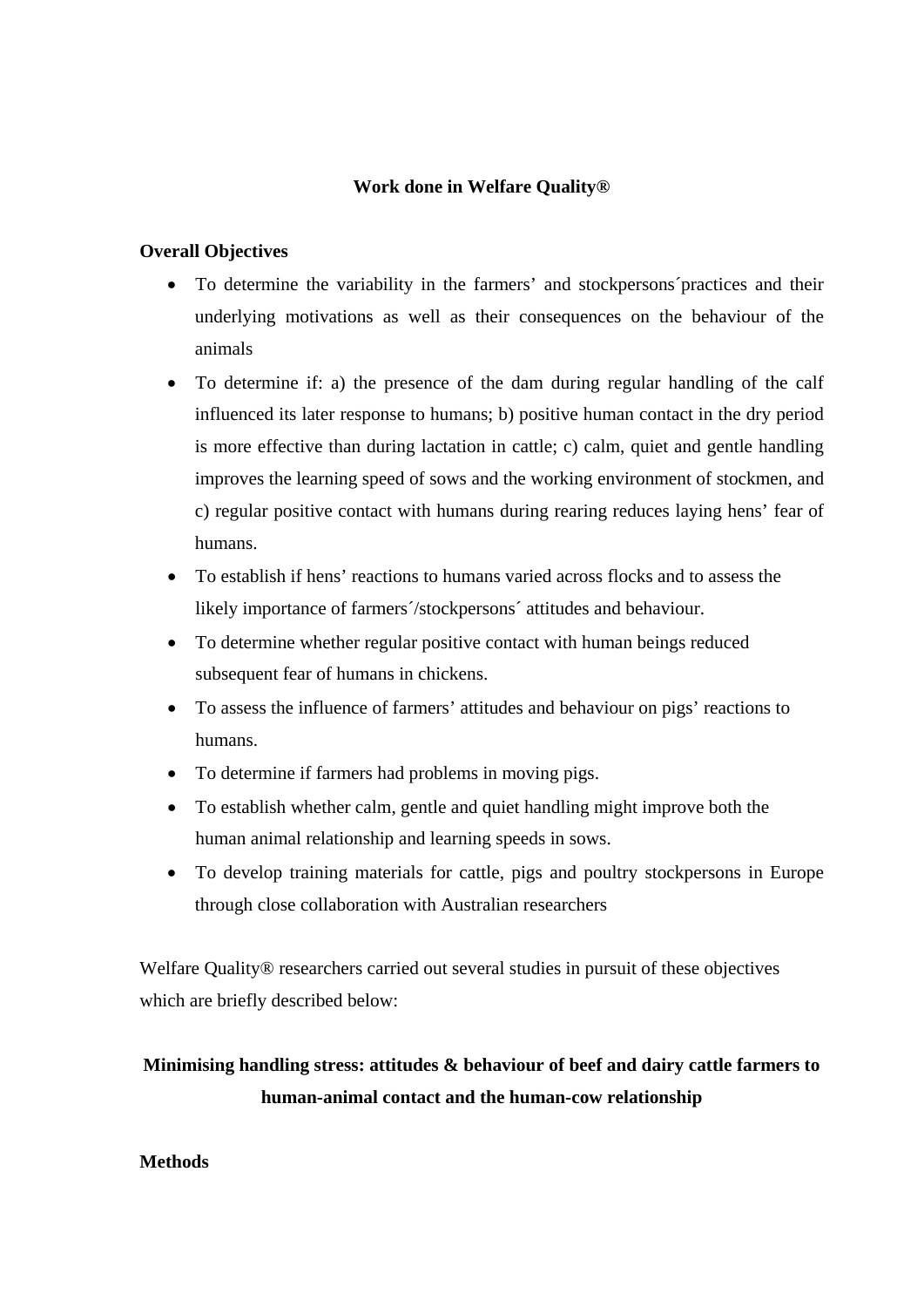**Work done in Welfare Quality®**

**Overall Objectives**

- To determine the variability in the farmers' and stockpersons´practices and their underlying motivations as well as their consequences on the behaviour of the animals
- To determine if: a) the presence of the dam during regular handling of the calf influenced its later response to humans; b) positive human contact in the dry period is more effective than during lactation in cattle; c) calm, quiet and gentle handling improves the learning speed of sows and the working environment of stockmen, and c) regular positive contact with humans during rearing reduces laying hens' fear of humans.
- To establish if hens' reactions to humans varied across flocks and to assess the likely importance of farmers´/stockpersons´ attitudes and behaviour.
- To determine whether regular positive contact with human beings reduced subsequent fear of humans in chickens.
- To assess the influence of farmers' attitudes and behaviour on pigs' reactions to humans.
- To determine if farmers had problems in moving pigs.
- To establish whether calm, gentle and quiet handling might improve both the human animal relationship and learning speeds in sows.
- To develop training materials for cattle, pigs and poultry stockpersons in Europe through close collaboration with Australian researchers

Welfare Quality® researchers carried out several studies in pursuit of these objectives which are briefly described below:

**Minimising handling stress: attitudes & behaviour of beef and dairy cattle farmers to human-animal contact and the human-cow relationship**

**Methods**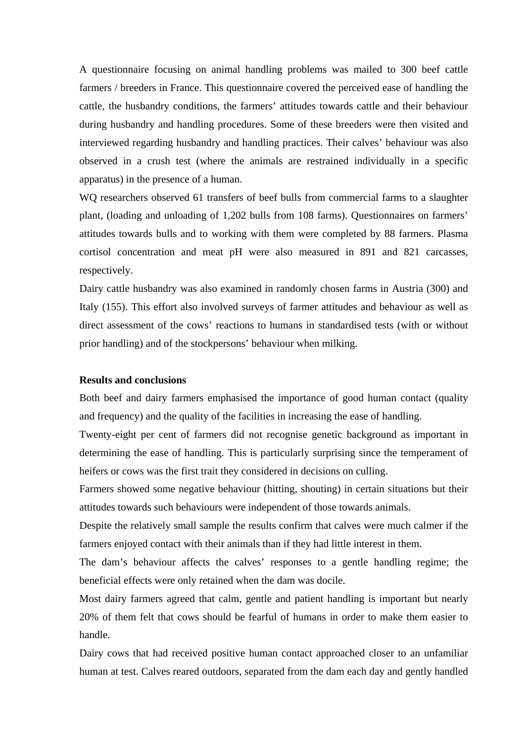A questionnaire focusing on animal handling problems was mailed to 300 beef cattle farmers / breeders in France. This questionnaire covered the perceived ease of handling the cattle, the husbandry conditions, the farmers' attitudes towards cattle and their behaviour during husbandry and handling procedures. Some of these breeders were then visited and interviewed regarding husbandry and handling practices. Their calves' behaviour was also observed in a crush test (where the animals are restrained individually in a specific apparatus) in the presence of a human.

WQ researchers observed 61 transfers of beef bulls from commercial farms to a slaughter plant, (loading and unloading of 1,202 bulls from 108 farms). Questionnaires on farmers' attitudes towards bulls and to working with them were completed by 88 farmers. Plasma cortisol concentration and meat pH were also measured in 891 and 821 carcasses, respectively.

Dairy cattle husbandry was also examined in randomly chosen farms in Austria (300) and Italy (155). This effort also involved surveys of farmer attitudes and behaviour as well as direct assessment of the cows' reactions to humans in standardised tests (with or without prior handling) and of the stockpersons' behaviour when milking.

**Results and conclusions**

Both beef and dairy farmers emphasised the importance of good human contact (quality and frequency) and the quality of the facilities in increasing the ease of handling.

Twenty-eight per cent of farmers did not recognise genetic background as important in determining the ease of handling. This is particularly surprising since the temperament of heifers or cows was the first trait they considered in decisions on culling.

Farmers showed some negative behaviour (hitting, shouting) in certain situations but their attitudes towards such behaviours were independent of those towards animals.

Despite the relatively small sample the results confirm that calves were much calmer if the farmers enjoyed contact with their animals than if they had little interest in them.

The dam's behaviour affects the calves' responses to a gentle handling regime; the beneficial effects were only retained when the dam was docile.

Most dairy farmers agreed that calm, gentle and patient handling is important but nearly 20% of them felt that cows should be fearful of humans in order to make them easier to handle.

Dairy cows that had received positive human contact approached closer to an unfamiliar human at test. Calves reared outdoors, separated from the dam each day and gently handled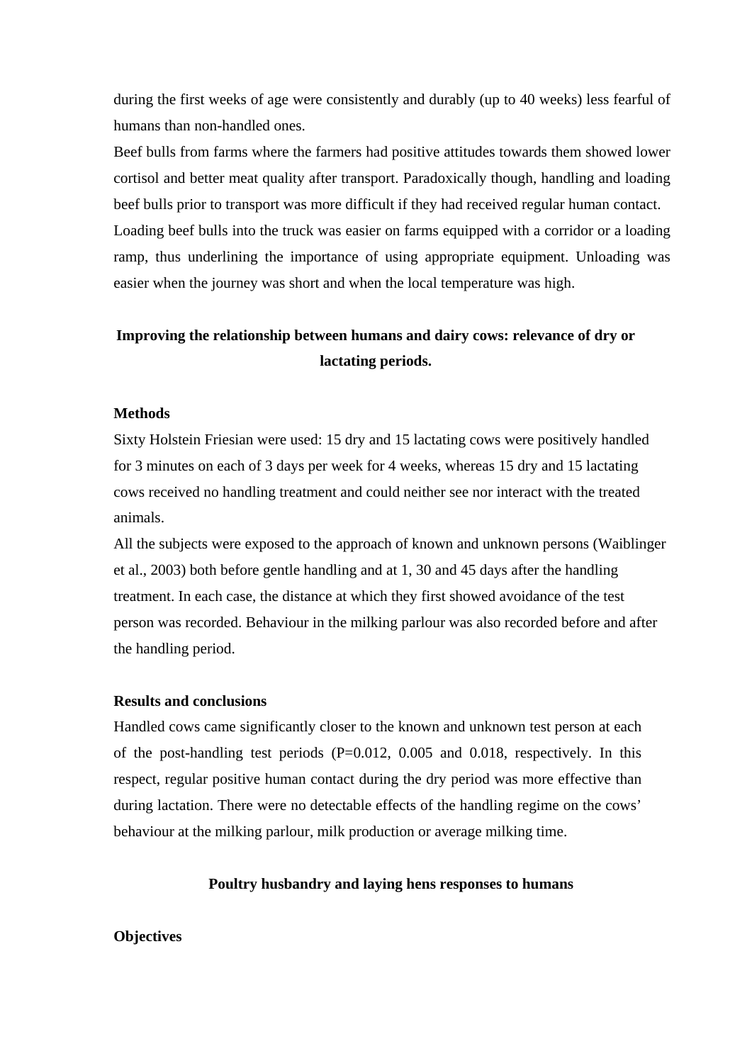during the first weeks of age were consistently and durably (up to 40 weeks) less fearful of humans than non-handled ones.

Beef bulls from farms where the farmers had positive attitudes towards them showed lower cortisol and better meat quality after transport. Paradoxically though, handling and loading beef bulls prior to transport was more difficult if they had received regular human contact. Loading beef bulls into the truck was easier on farms equipped with a corridor or a loading ramp, thus underlining the importance of using appropriate equipment. Unloading was easier when the journey was short and when the local temperature was high.

## Improving the relationship between humans and dairy cows: relevance of dry or lactating periods.

### Methods

Sixty Holstein Friesian were used: 15 dry and 15 lactating cows were positively handled for 3 minutes on each of 3 days per week for 4 weeks, whereas 15 dry and 15 lactating cows received no handling treatment and could neither see nor interact with the treated animals.

All the subjects were exposed to the approach of known and unknown persons (Waiblinger et al., 2003) both before gentle handling and at 1, 30 and 45 days after the handling treatment. In each case, the distance at which they first showed avoidance of the test person was recorded. Behaviour in the milking parlour was also recorded before and after the handling period.

### Results and conclusions

Handled cows came significantly closer to the known and unknown test person at each of the post-handling test periods (P=0.012, 0.005 and 0.018, respectively. In this respect, regular positive human contact during the dry period was more effective than during lactation. There were no detectable effects of the handling regime on the cows' behaviour at the milking parlour, milk production or average milking time.

## Poultry husbandry and laying hens responses to humans

### Objectives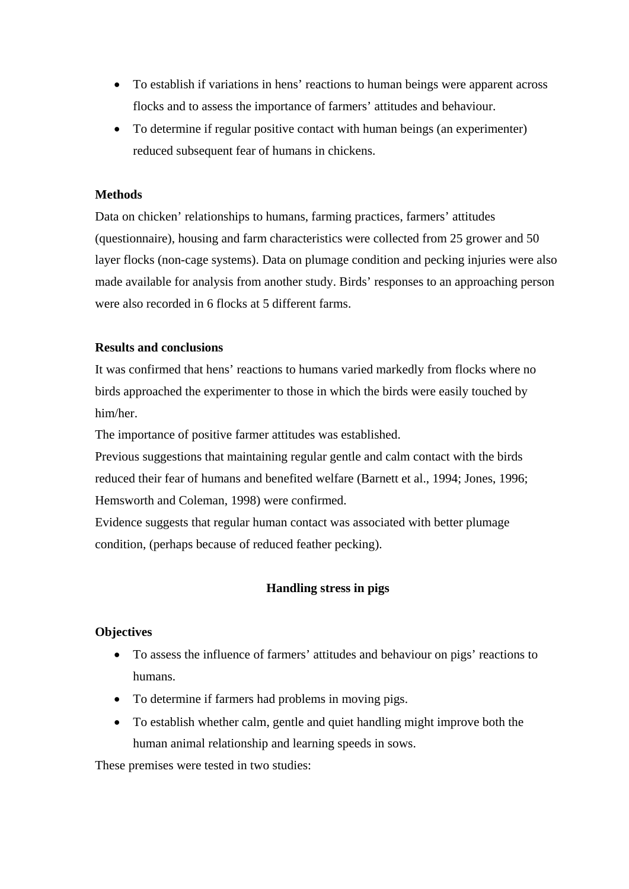- To establish if variations in hens' reactions to human beings were apparent across flocks and to assess the importance of farmers' attitudes and behaviour.
- To determine if regular positive contact with human beings (an experimenter) reduced subsequent fear of humans in chickens.

**Methods**

Data on chicken' relationships to humans, farming practices, farmers' attitudes (questionnaire), housing and farm characteristics were collected from 25 grower and 50 layer flocks (non-cage systems). Data on plumage condition and pecking injuries were also made available for analysis from another study. Birds' responses to an approaching person were also recorded in 6 flocks at 5 different farms.

**Results and conclusions**

It was confirmed that hens' reactions to humans varied markedly from flocks where no birds approached the experimenter to those in which the birds were easily touched by him/her.

The importance of positive farmer attitudes was established.

Previous suggestions that maintaining regular gentle and calm contact with the birds reduced their fear of humans and benefited welfare (Barnett et al., 1994; Jones, 1996; Hemsworth and Coleman, 1998) were confirmed.

Evidence suggests that regular human contact was associated with better plumage condition, (perhaps because of reduced feather pecking).

**Handling stress in pigs**

**Objectives**

- To assess the influence of farmers' attitudes and behaviour on pigs' reactions to humans.
- To determine if farmers had problems in moving pigs.
- To establish whether calm, gentle and quiet handling might improve both the human animal relationship and learning speeds in sows.

These premises were tested in two studies: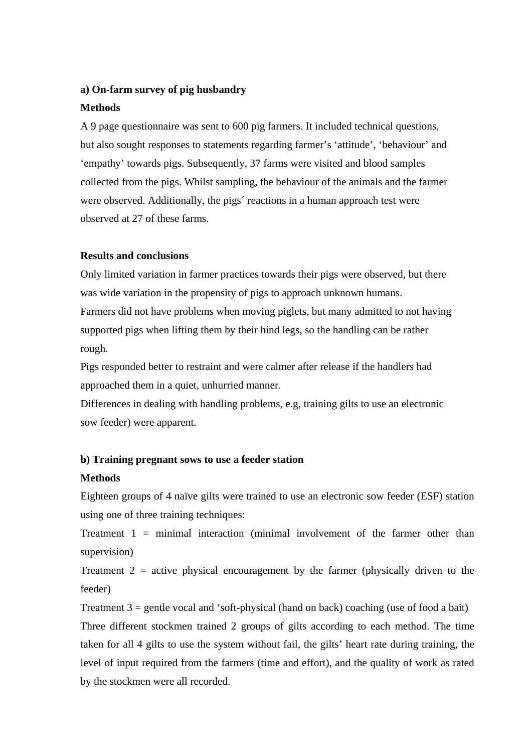**a) On-farm survey of pig husbandry**

**Methods**

A 9 page questionnaire was sent to 600 pig farmers. It included technical questions, but also sought responses to statements regarding farmer's 'attitude', 'behaviour' and 'empathy' towards pigs. Subsequently, 37 farms were visited and blood samples collected from the pigs. Whilst sampling, the behaviour of the animals and the farmer were observed. Additionally, the pigs´ reactions in a human approach test were observed at 27 of these farms.

**Results and conclusions**

Only limited variation in farmer practices towards their pigs were observed, but there was wide variation in the propensity of pigs to approach unknown humans.

Farmers did not have problems when moving piglets, but many admitted to not having supported pigs when lifting them by their hind legs, so the handling can be rather rough.

Pigs responded better to restraint and were calmer after release if the handlers had approached them in a quiet, unhurried manner.

Differences in dealing with handling problems, e.g, training gilts to use an electronic sow feeder) were apparent.

**b) Training pregnant sows to use a feeder station**

**Methods**

Eighteen groups of 4 naïve gilts were trained to use an electronic sow feeder (ESF) station using one of three training techniques:

Treatment 1 = minimal interaction (minimal involvement of the farmer other than supervision)

Treatment 2 = active physical encouragement by the farmer (physically driven to the feeder)

Treatment 3 = gentle vocal and 'soft-physical (hand on back) coaching (use of food a bait)

Three different stockmen trained 2 groups of gilts according to each method. The time taken for all 4 gilts to use the system without fail, the gilts' heart rate during training, the level of input required from the farmers (time and effort), and the quality of work as rated by the stockmen were all recorded.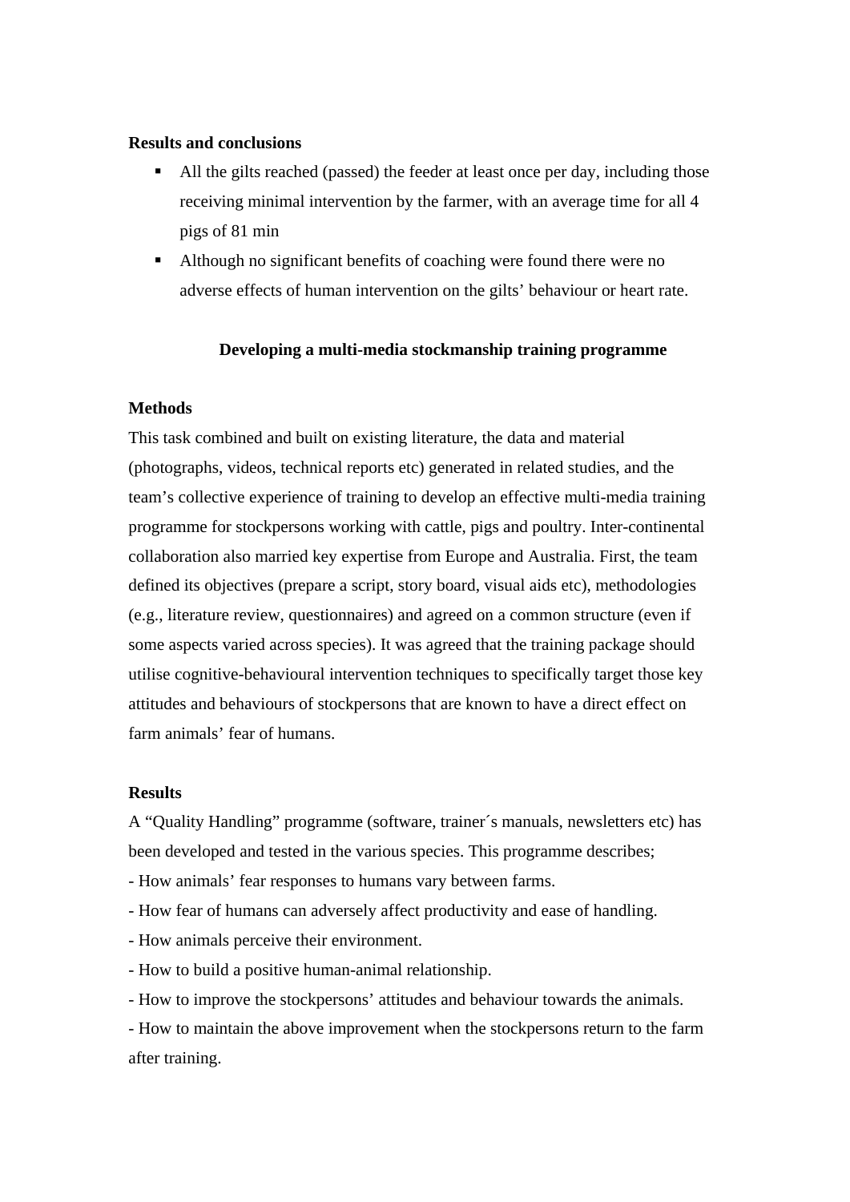**Results and conclusions**

- All the gilts reached (passed) the feeder at least once per day, including those receiving minimal intervention by the farmer, with an average time for all 4 pigs of 81 min
- Although no significant benefits of coaching were found there were no adverse effects of human intervention on the gilts' behaviour or heart rate.

### Developing a multi-media stockmanship training programme

**Methods**

This task combined and built on existing literature, the data and material (photographs, videos, technical reports etc) generated in related studies, and the team's collective experience of training to develop an effective multi-media training programme for stockpersons working with cattle, pigs and poultry. Inter-continental collaboration also married key expertise from Europe and Australia. First, the team defined its objectives (prepare a script, story board, visual aids etc), methodologies (e.g., literature review, questionnaires) and agreed on a common structure (even if some aspects varied across species). It was agreed that the training package should utilise cognitive-behavioural intervention techniques to specifically target those key attitudes and behaviours of stockpersons that are known to have a direct effect on farm animals' fear of humans.

**Results**

A "Quality Handling" programme (software, trainer´s manuals, newsletters etc) has been developed and tested in the various species. This programme describes;

- How animals' fear responses to humans vary between farms.
- How fear of humans can adversely affect productivity and ease of handling.
- How animals perceive their environment.
- How to build a positive human-animal relationship.
- How to improve the stockpersons' attitudes and behaviour towards the animals.
- How to maintain the above improvement when the stockpersons return to the farm after training.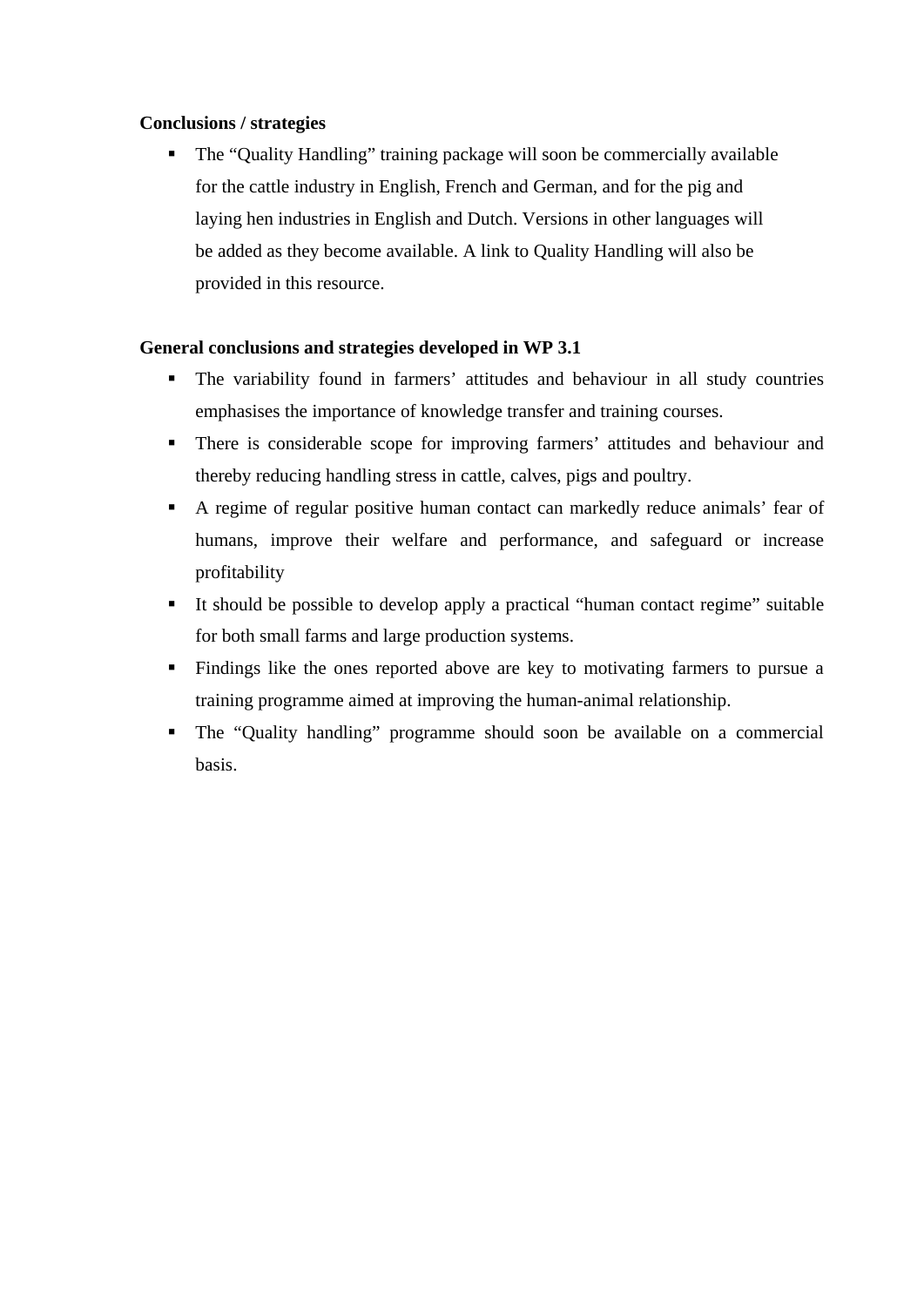**Conclusions / strategies**

- The “Quality Handling” training package will soon be commercially available for the cattle industry in English, French and German, and for the pig and laying hen industries in English and Dutch. Versions in other languages will be added as they become available. A link to Quality Handling will also be provided in this resource.

**General conclusions and strategies developed in WP 3.1**

- The variability found in farmers’ attitudes and behaviour in all study countries emphasises the importance of knowledge transfer and training courses.
- There is considerable scope for improving farmers’ attitudes and behaviour and thereby reducing handling stress in cattle, calves, pigs and poultry.
- A regime of regular positive human contact can markedly reduce animals’ fear of humans, improve their welfare and performance, and safeguard or increase profitability
- It should be possible to develop apply a practical “human contact regime” suitable for both small farms and large production systems.
- Findings like the ones reported above are key to motivating farmers to pursue a training programme aimed at improving the human-animal relationship.
- The “Quality handling” programme should soon be available on a commercial basis.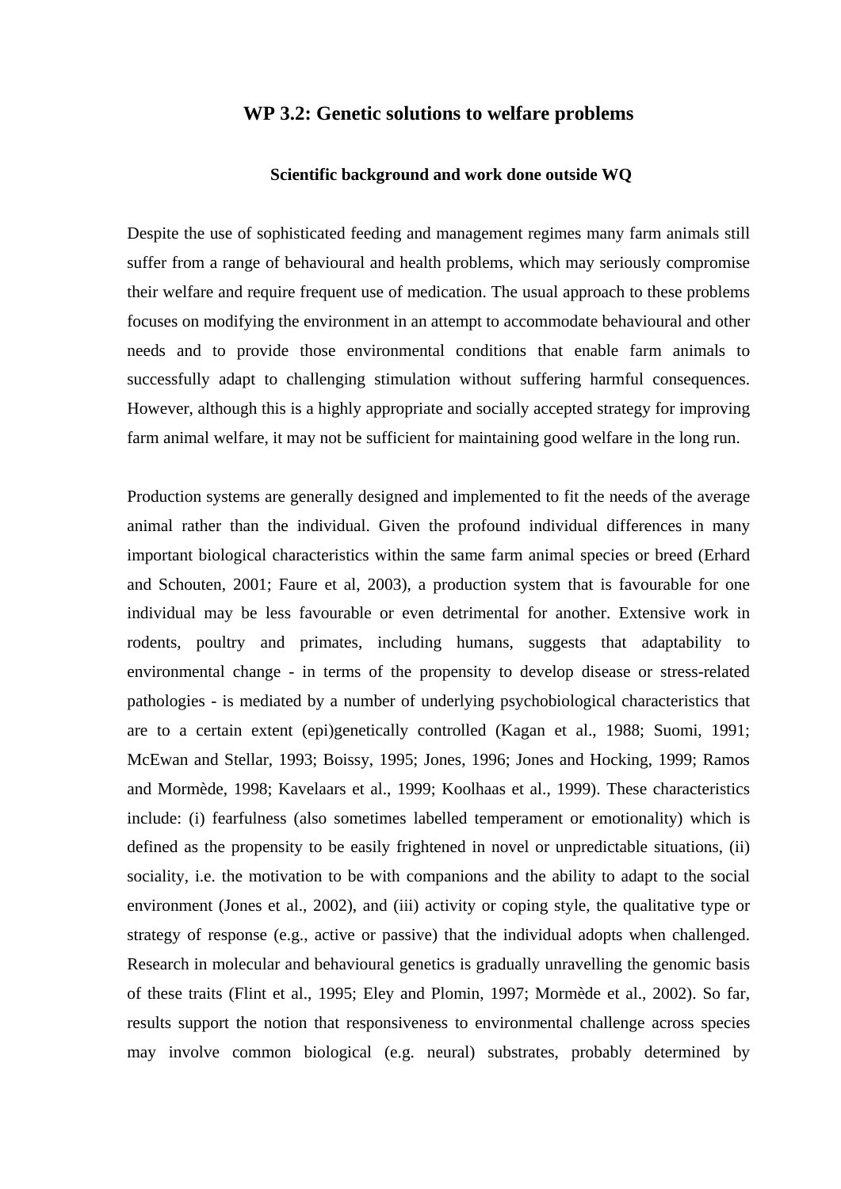## WP 3.2: Genetic solutions to welfare problems

### Scientific background and work done outside WQ

Despite the use of sophisticated feeding and management regimes many farm animals still suffer from a range of behavioural and health problems, which may seriously compromise their welfare and require frequent use of medication. The usual approach to these problems focuses on modifying the environment in an attempt to accommodate behavioural and other needs and to provide those environmental conditions that enable farm animals to successfully adapt to challenging stimulation without suffering harmful consequences. However, although this is a highly appropriate and socially accepted strategy for improving farm animal welfare, it may not be sufficient for maintaining good welfare in the long run.

Production systems are generally designed and implemented to fit the needs of the average animal rather than the individual. Given the profound individual differences in many important biological characteristics within the same farm animal species or breed (Erhard and Schouten, 2001; Faure et al, 2003), a production system that is favourable for one individual may be less favourable or even detrimental for another. Extensive work in rodents, poultry and primates, including humans, suggests that adaptability to environmental change - in terms of the propensity to develop disease or stress-related pathologies - is mediated by a number of underlying psychobiological characteristics that are to a certain extent (epi)genetically controlled (Kagan et al., 1988; Suomi, 1991; McEwan and Stellar, 1993; Boissy, 1995; Jones, 1996; Jones and Hocking, 1999; Ramos and Mormède, 1998; Kavelaars et al., 1999; Koolhaas et al., 1999). These characteristics include: (i) fearfulness (also sometimes labelled temperament or emotionality) which is defined as the propensity to be easily frightened in novel or unpredictable situations, (ii) sociality, i.e. the motivation to be with companions and the ability to adapt to the social environment (Jones et al., 2002), and (iii) activity or coping style, the qualitative type or strategy of response (e.g., active or passive) that the individual adopts when challenged. Research in molecular and behavioural genetics is gradually unravelling the genomic basis of these traits (Flint et al., 1995; Eley and Plomin, 1997; Mormède et al., 2002). So far, results support the notion that responsiveness to environmental challenge across species may involve common biological (e.g. neural) substrates, probably determined by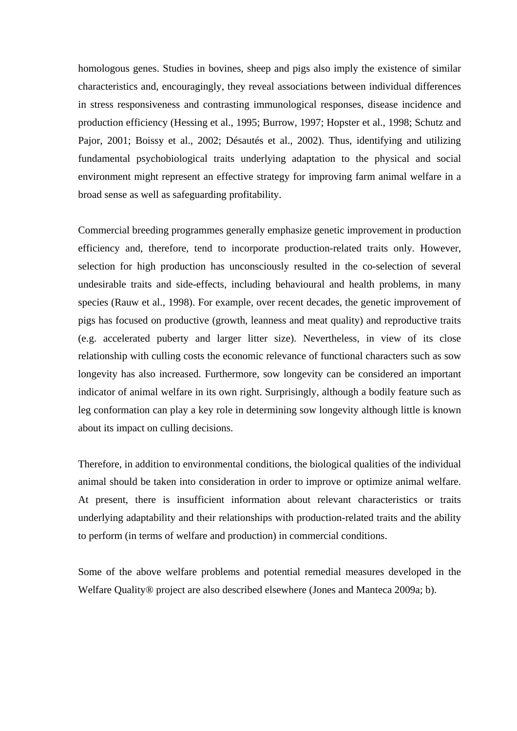homologous genes. Studies in bovines, sheep and pigs also imply the existence of similar characteristics and, encouragingly, they reveal associations between individual differences in stress responsiveness and contrasting immunological responses, disease incidence and production efficiency (Hessing et al., 1995; Burrow, 1997; Hopster et al., 1998; Schutz and Pajor, 2001; Boissy et al., 2002; Désautés et al., 2002). Thus, identifying and utilizing fundamental psychobiological traits underlying adaptation to the physical and social environment might represent an effective strategy for improving farm animal welfare in a broad sense as well as safeguarding profitability.

Commercial breeding programmes generally emphasize genetic improvement in production efficiency and, therefore, tend to incorporate production-related traits only. However, selection for high production has unconsciously resulted in the co-selection of several undesirable traits and side-effects, including behavioural and health problems, in many species (Rauw et al., 1998). For example, over recent decades, the genetic improvement of pigs has focused on productive (growth, leanness and meat quality) and reproductive traits (e.g. accelerated puberty and larger litter size). Nevertheless, in view of its close relationship with culling costs the economic relevance of functional characters such as sow longevity has also increased. Furthermore, sow longevity can be considered an important indicator of animal welfare in its own right. Surprisingly, although a bodily feature such as leg conformation can play a key role in determining sow longevity although little is known about its impact on culling decisions.

Therefore, in addition to environmental conditions, the biological qualities of the individual animal should be taken into consideration in order to improve or optimize animal welfare. At present, there is insufficient information about relevant characteristics or traits underlying adaptability and their relationships with production-related traits and the ability to perform (in terms of welfare and production) in commercial conditions.

Some of the above welfare problems and potential remedial measures developed in the Welfare Quality® project are also described elsewhere (Jones and Manteca 2009a; b).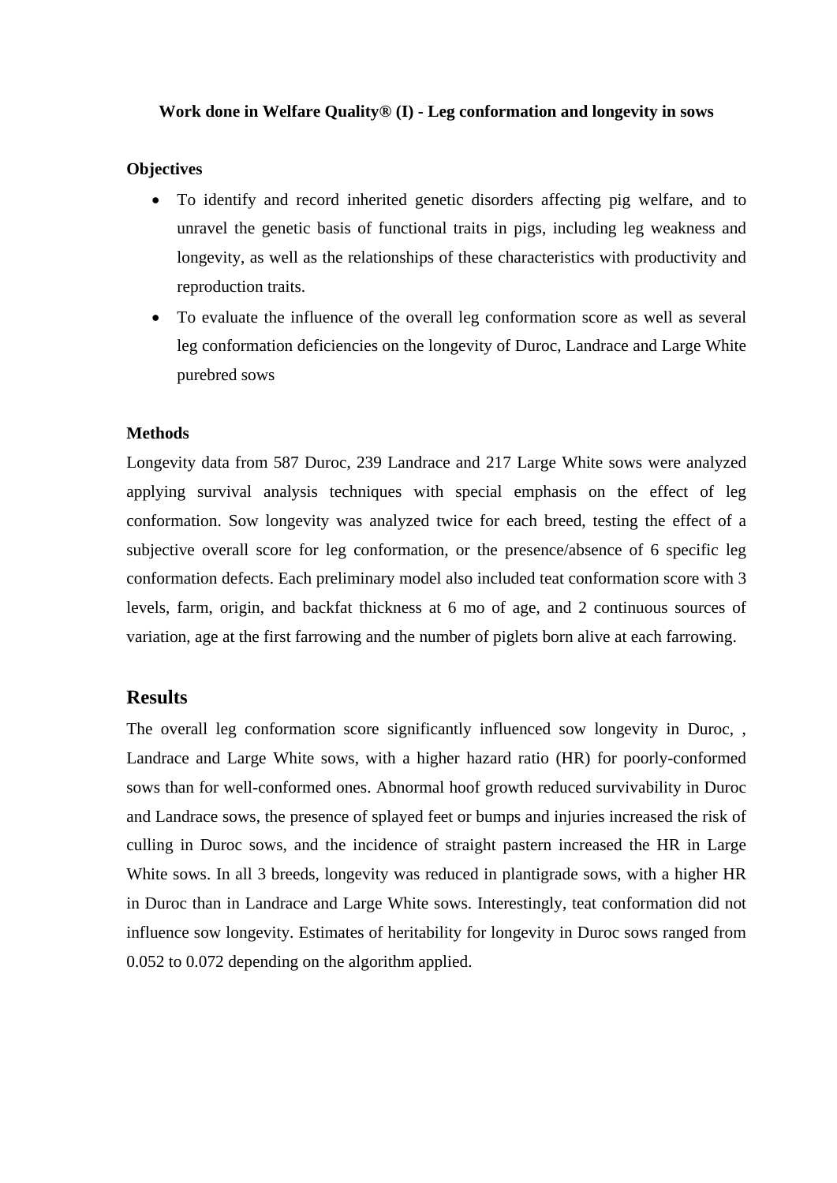**Work done in Welfare Quality® (I) - Leg conformation and longevity in sows**

**Objectives**

- To identify and record inherited genetic disorders affecting pig welfare, and to unravel the genetic basis of functional traits in pigs, including leg weakness and longevity, as well as the relationships of these characteristics with productivity and reproduction traits.
- To evaluate the influence of the overall leg conformation score as well as several leg conformation deficiencies on the longevity of Duroc, Landrace and Large White purebred sows

**Methods**

Longevity data from 587 Duroc, 239 Landrace and 217 Large White sows were analyzed applying survival analysis techniques with special emphasis on the effect of leg conformation. Sow longevity was analyzed twice for each breed, testing the effect of a subjective overall score for leg conformation, or the presence/absence of 6 specific leg conformation defects. Each preliminary model also included teat conformation score with 3 levels, farm, origin, and backfat thickness at 6 mo of age, and 2 continuous sources of variation, age at the first farrowing and the number of piglets born alive at each farrowing.

## Results

The overall leg conformation score significantly influenced sow longevity in Duroc, , Landrace and Large White sows, with a higher hazard ratio (HR) for poorly-conformed sows than for well-conformed ones. Abnormal hoof growth reduced survivability in Duroc and Landrace sows, the presence of splayed feet or bumps and injuries increased the risk of culling in Duroc sows, and the incidence of straight pastern increased the HR in Large White sows. In all 3 breeds, longevity was reduced in plantigrade sows, with a higher HR in Duroc than in Landrace and Large White sows. Interestingly, teat conformation did not influence sow longevity. Estimates of heritability for longevity in Duroc sows ranged from 0.052 to 0.072 depending on the algorithm applied.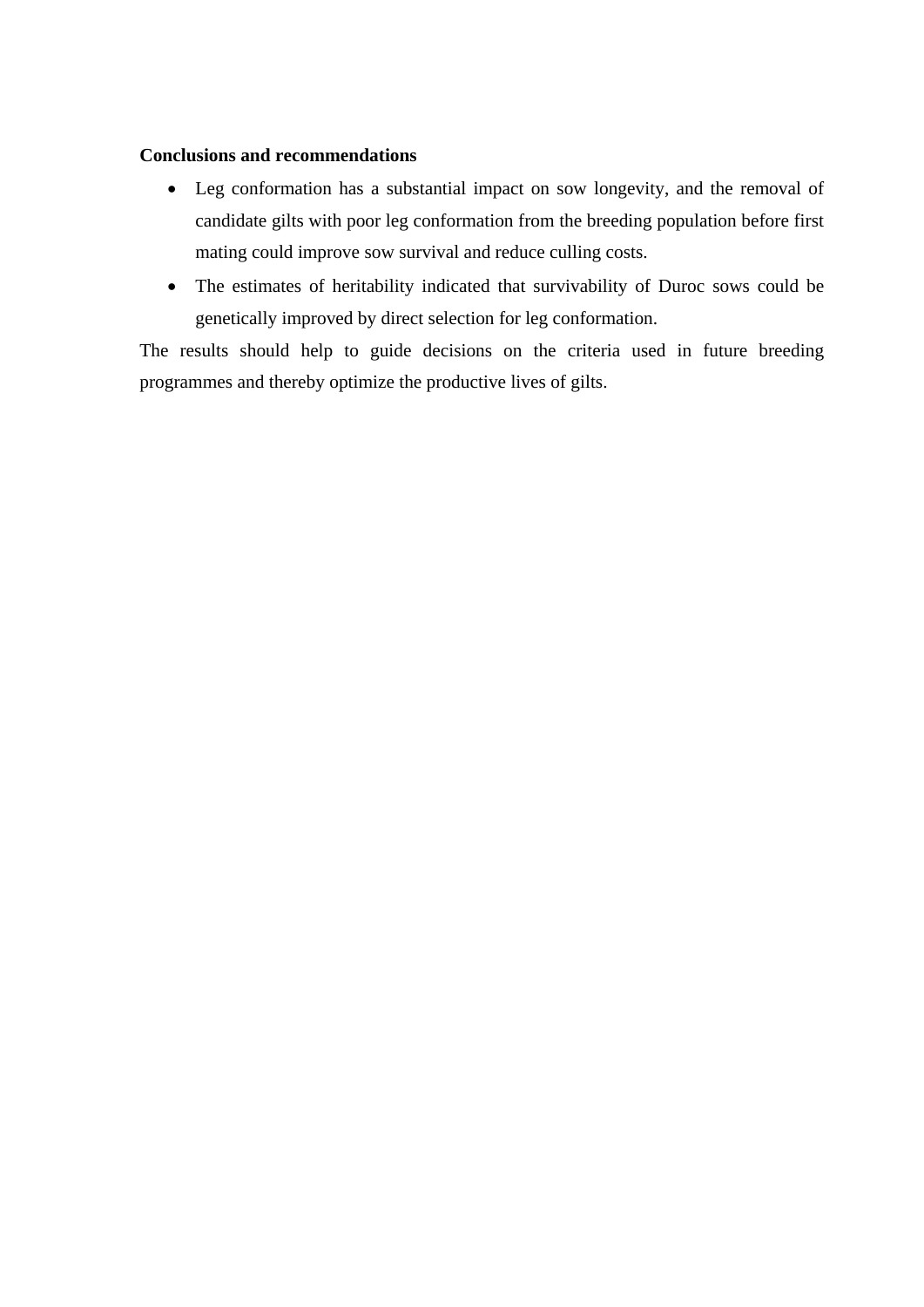**Conclusions and recommendations**

- Leg conformation has a substantial impact on sow longevity, and the removal of candidate gilts with poor leg conformation from the breeding population before first mating could improve sow survival and reduce culling costs.
- The estimates of heritability indicated that survivability of Duroc sows could be genetically improved by direct selection for leg conformation.

The results should help to guide decisions on the criteria used in future breeding programmes and thereby optimize the productive lives of gilts.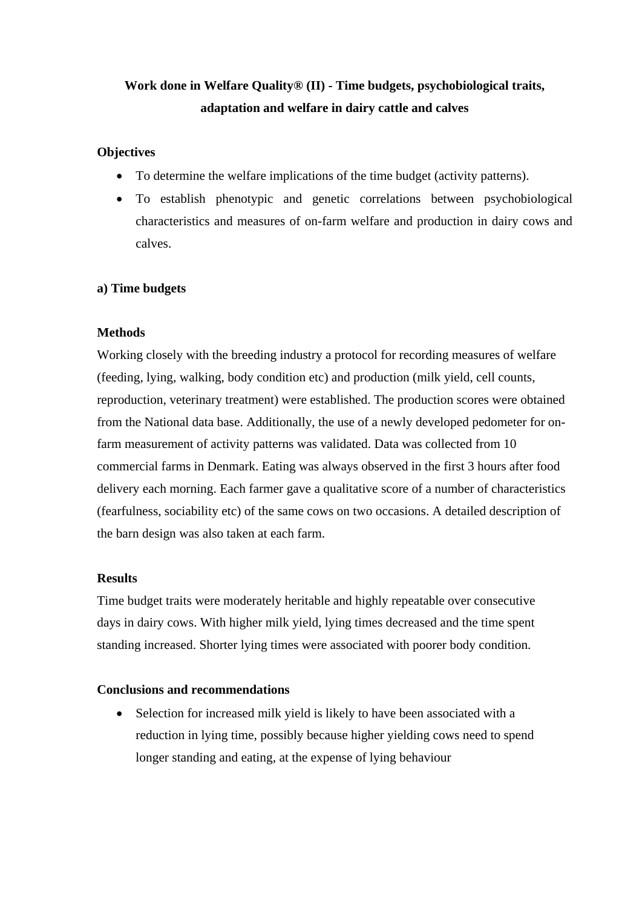**Work done in Welfare Quality® (II) - Time budgets, psychobiological traits, adaptation and welfare in dairy cattle and calves**

**Objectives**

- To determine the welfare implications of the time budget (activity patterns).
- To establish phenotypic and genetic correlations between psychobiological characteristics and measures of on-farm welfare and production in dairy cows and calves.

**a) Time budgets**

**Methods**

Working closely with the breeding industry a protocol for recording measures of welfare (feeding, lying, walking, body condition etc) and production (milk yield, cell counts, reproduction, veterinary treatment) were established. The production scores were obtained from the National data base. Additionally, the use of a newly developed pedometer for on-farm measurement of activity patterns was validated. Data was collected from 10 commercial farms in Denmark. Eating was always observed in the first 3 hours after food delivery each morning. Each farmer gave a qualitative score of a number of characteristics (fearfulness, sociability etc) of the same cows on two occasions. A detailed description of the barn design was also taken at each farm.

**Results**

Time budget traits were moderately heritable and highly repeatable over consecutive days in dairy cows. With higher milk yield, lying times decreased and the time spent standing increased. Shorter lying times were associated with poorer body condition.

**Conclusions and recommendations**

- Selection for increased milk yield is likely to have been associated with a reduction in lying time, possibly because higher yielding cows need to spend longer standing and eating, at the expense of lying behaviour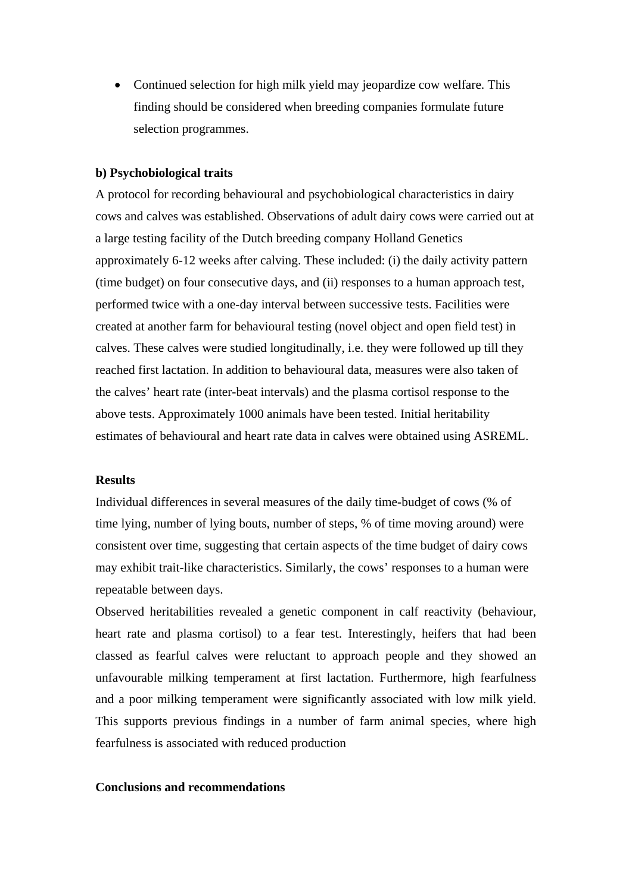- Continued selection for high milk yield may jeopardize cow welfare. This finding should be considered when breeding companies formulate future selection programmes.

**b) Psychobiological traits**

A protocol for recording behavioural and psychobiological characteristics in dairy cows and calves was established. Observations of adult dairy cows were carried out at a large testing facility of the Dutch breeding company Holland Genetics approximately 6-12 weeks after calving. These included: (i) the daily activity pattern (time budget) on four consecutive days, and (ii) responses to a human approach test, performed twice with a one-day interval between successive tests. Facilities were created at another farm for behavioural testing (novel object and open field test) in calves. These calves were studied longitudinally, i.e. they were followed up till they reached first lactation. In addition to behavioural data, measures were also taken of the calves' heart rate (inter-beat intervals) and the plasma cortisol response to the above tests. Approximately 1000 animals have been tested. Initial heritability estimates of behavioural and heart rate data in calves were obtained using ASREML.

**Results**

Individual differences in several measures of the daily time-budget of cows (% of time lying, number of lying bouts, number of steps, % of time moving around) were consistent over time, suggesting that certain aspects of the time budget of dairy cows may exhibit trait-like characteristics. Similarly, the cows' responses to a human were repeatable between days.

Observed heritabilities revealed a genetic component in calf reactivity (behaviour, heart rate and plasma cortisol) to a fear test. Interestingly, heifers that had been classed as fearful calves were reluctant to approach people and they showed an unfavourable milking temperament at first lactation. Furthermore, high fearfulness and a poor milking temperament were significantly associated with low milk yield. This supports previous findings in a number of farm animal species, where high fearfulness is associated with reduced production

**Conclusions and recommendations**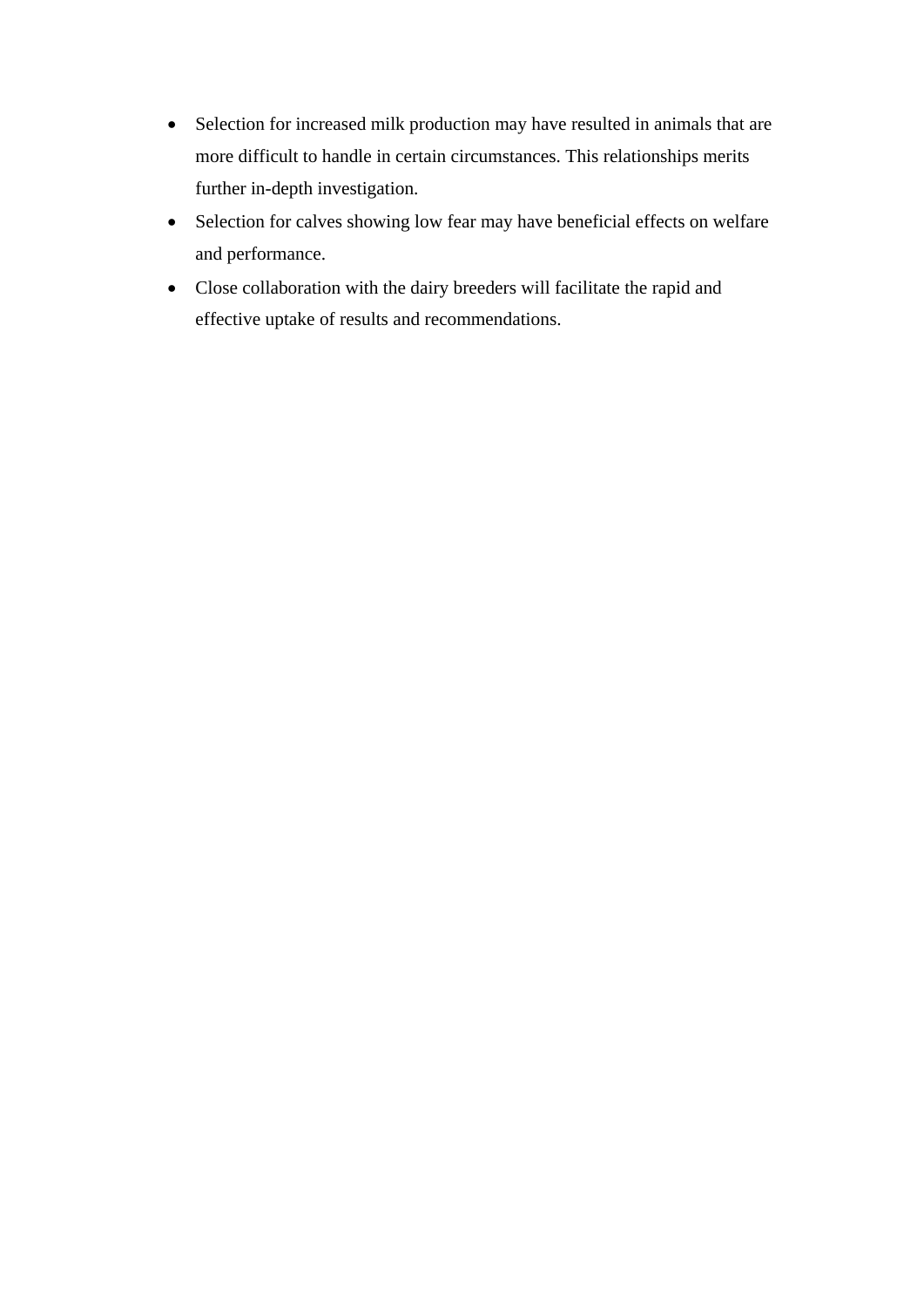- Selection for increased milk production may have resulted in animals that are more difficult to handle in certain circumstances. This relationships merits further in-depth investigation.
- Selection for calves showing low fear may have beneficial effects on welfare and performance.
- Close collaboration with the dairy breeders will facilitate the rapid and effective uptake of results and recommendations.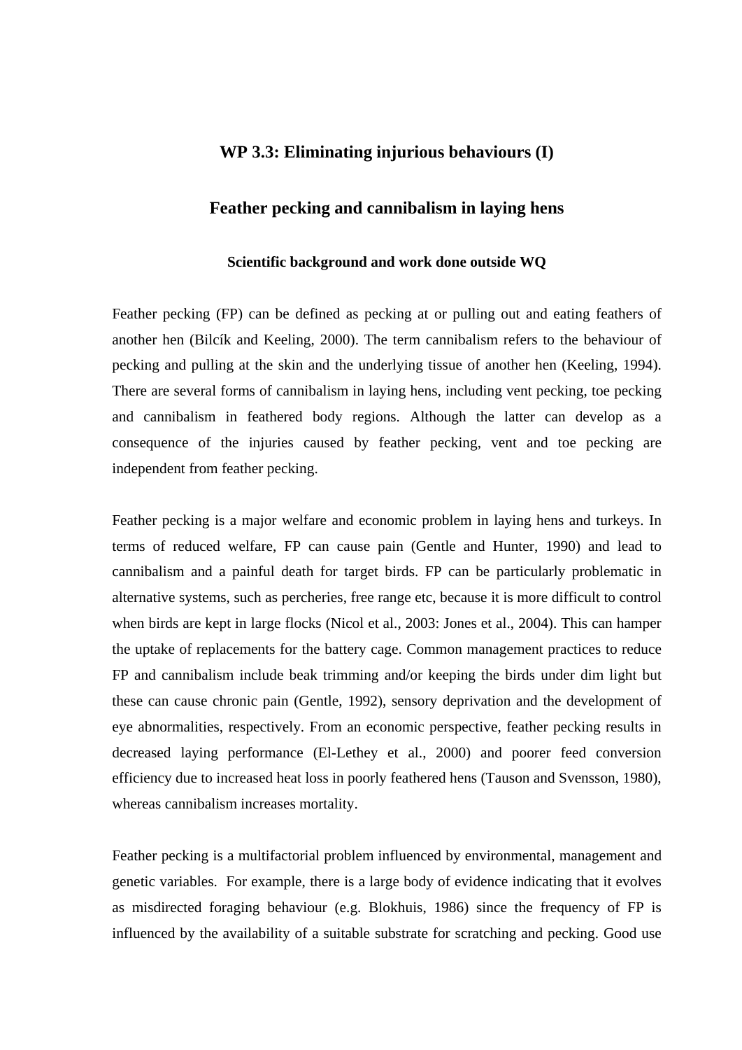# WP 3.3: Eliminating injurious behaviours (I)

## Feather pecking and cannibalism in laying hens

### Scientific background and work done outside WQ

Feather pecking (FP) can be defined as pecking at or pulling out and eating feathers of another hen (Bilcík and Keeling, 2000). The term cannibalism refers to the behaviour of pecking and pulling at the skin and the underlying tissue of another hen (Keeling, 1994). There are several forms of cannibalism in laying hens, including vent pecking, toe pecking and cannibalism in feathered body regions. Although the latter can develop as a consequence of the injuries caused by feather pecking, vent and toe pecking are independent from feather pecking.

Feather pecking is a major welfare and economic problem in laying hens and turkeys. In terms of reduced welfare, FP can cause pain (Gentle and Hunter, 1990) and lead to cannibalism and a painful death for target birds. FP can be particularly problematic in alternative systems, such as percheries, free range etc, because it is more difficult to control when birds are kept in large flocks (Nicol et al., 2003: Jones et al., 2004). This can hamper the uptake of replacements for the battery cage. Common management practices to reduce FP and cannibalism include beak trimming and/or keeping the birds under dim light but these can cause chronic pain (Gentle, 1992), sensory deprivation and the development of eye abnormalities, respectively. From an economic perspective, feather pecking results in decreased laying performance (El-Lethey et al., 2000) and poorer feed conversion efficiency due to increased heat loss in poorly feathered hens (Tauson and Svensson, 1980), whereas cannibalism increases mortality.

Feather pecking is a multifactorial problem influenced by environmental, management and genetic variables. For example, there is a large body of evidence indicating that it evolves as misdirected foraging behaviour (e.g. Blokhuis, 1986) since the frequency of FP is influenced by the availability of a suitable substrate for scratching and pecking. Good use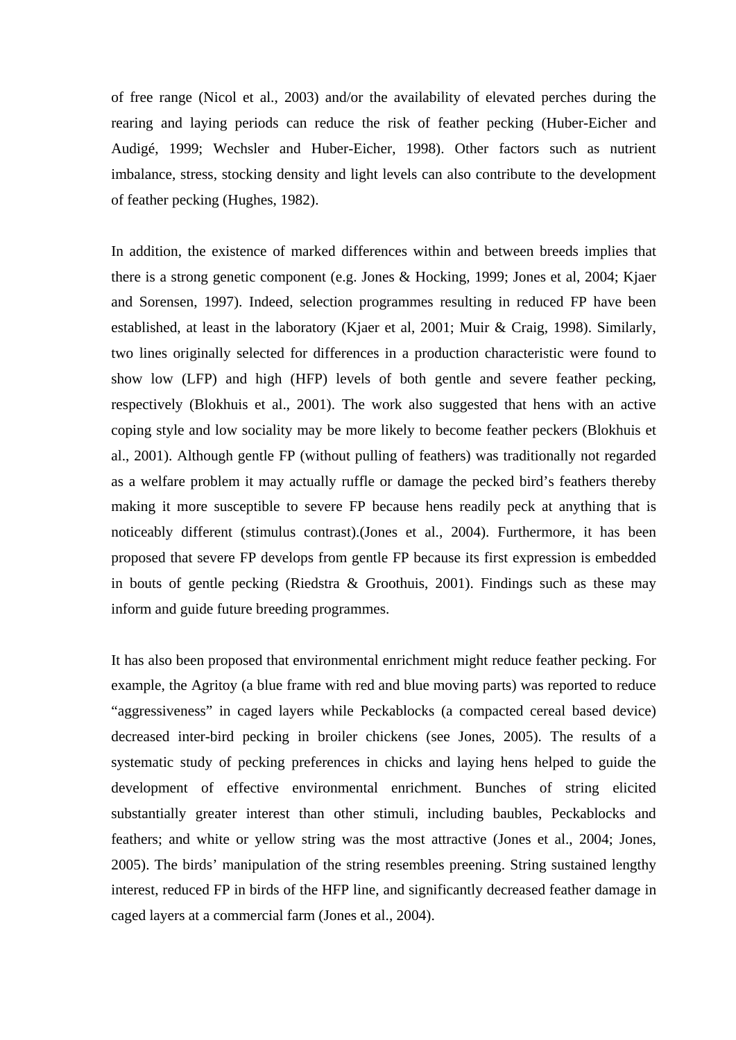of free range (Nicol et al., 2003) and/or the availability of elevated perches during the rearing and laying periods can reduce the risk of feather pecking (Huber-Eicher and Audigé, 1999; Wechsler and Huber-Eicher, 1998). Other factors such as nutrient imbalance, stress, stocking density and light levels can also contribute to the development of feather pecking (Hughes, 1982).

In addition, the existence of marked differences within and between breeds implies that there is a strong genetic component (e.g. Jones & Hocking, 1999; Jones et al, 2004; Kjaer and Sorensen, 1997). Indeed, selection programmes resulting in reduced FP have been established, at least in the laboratory (Kjaer et al, 2001; Muir & Craig, 1998). Similarly, two lines originally selected for differences in a production characteristic were found to show low (LFP) and high (HFP) levels of both gentle and severe feather pecking, respectively (Blokhuis et al., 2001). The work also suggested that hens with an active coping style and low sociality may be more likely to become feather peckers (Blokhuis et al., 2001). Although gentle FP (without pulling of feathers) was traditionally not regarded as a welfare problem it may actually ruffle or damage the pecked bird's feathers thereby making it more susceptible to severe FP because hens readily peck at anything that is noticeably different (stimulus contrast).(Jones et al., 2004). Furthermore, it has been proposed that severe FP develops from gentle FP because its first expression is embedded in bouts of gentle pecking (Riedstra & Groothuis, 2001). Findings such as these may inform and guide future breeding programmes.

It has also been proposed that environmental enrichment might reduce feather pecking. For example, the Agritoy (a blue frame with red and blue moving parts) was reported to reduce "aggressiveness" in caged layers while Peckablocks (a compacted cereal based device) decreased inter-bird pecking in broiler chickens (see Jones, 2005). The results of a systematic study of pecking preferences in chicks and laying hens helped to guide the development of effective environmental enrichment. Bunches of string elicited substantially greater interest than other stimuli, including baubles, Peckablocks and feathers; and white or yellow string was the most attractive (Jones et al., 2004; Jones, 2005). The birds' manipulation of the string resembles preening. String sustained lengthy interest, reduced FP in birds of the HFP line, and significantly decreased feather damage in caged layers at a commercial farm (Jones et al., 2004).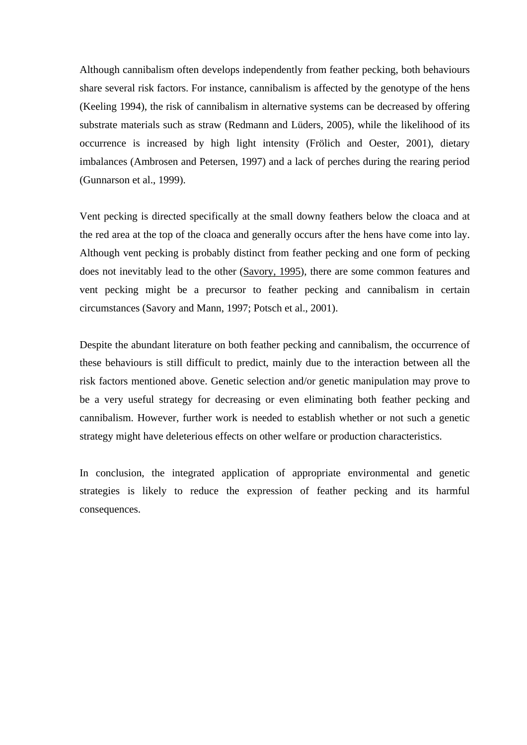Although cannibalism often develops independently from feather pecking, both behaviours share several risk factors. For instance, cannibalism is affected by the genotype of the hens (Keeling 1994), the risk of cannibalism in alternative systems can be decreased by offering substrate materials such as straw (Redmann and Lüders, 2005), while the likelihood of its occurrence is increased by high light intensity (Frölich and Oester, 2001), dietary imbalances (Ambrosen and Petersen, 1997) and a lack of perches during the rearing period (Gunnarson et al., 1999).

Vent pecking is directed specifically at the small downy feathers below the cloaca and at the red area at the top of the cloaca and generally occurs after the hens have come into lay. Although vent pecking is probably distinct from feather pecking and one form of pecking does not inevitably lead to the other (Savory, 1995), there are some common features and vent pecking might be a precursor to feather pecking and cannibalism in certain circumstances (Savory and Mann, 1997; Potsch et al., 2001).

Despite the abundant literature on both feather pecking and cannibalism, the occurrence of these behaviours is still difficult to predict, mainly due to the interaction between all the risk factors mentioned above. Genetic selection and/or genetic manipulation may prove to be a very useful strategy for decreasing or even eliminating both feather pecking and cannibalism. However, further work is needed to establish whether or not such a genetic strategy might have deleterious effects on other welfare or production characteristics.

In conclusion, the integrated application of appropriate environmental and genetic strategies is likely to reduce the expression of feather pecking and its harmful consequences.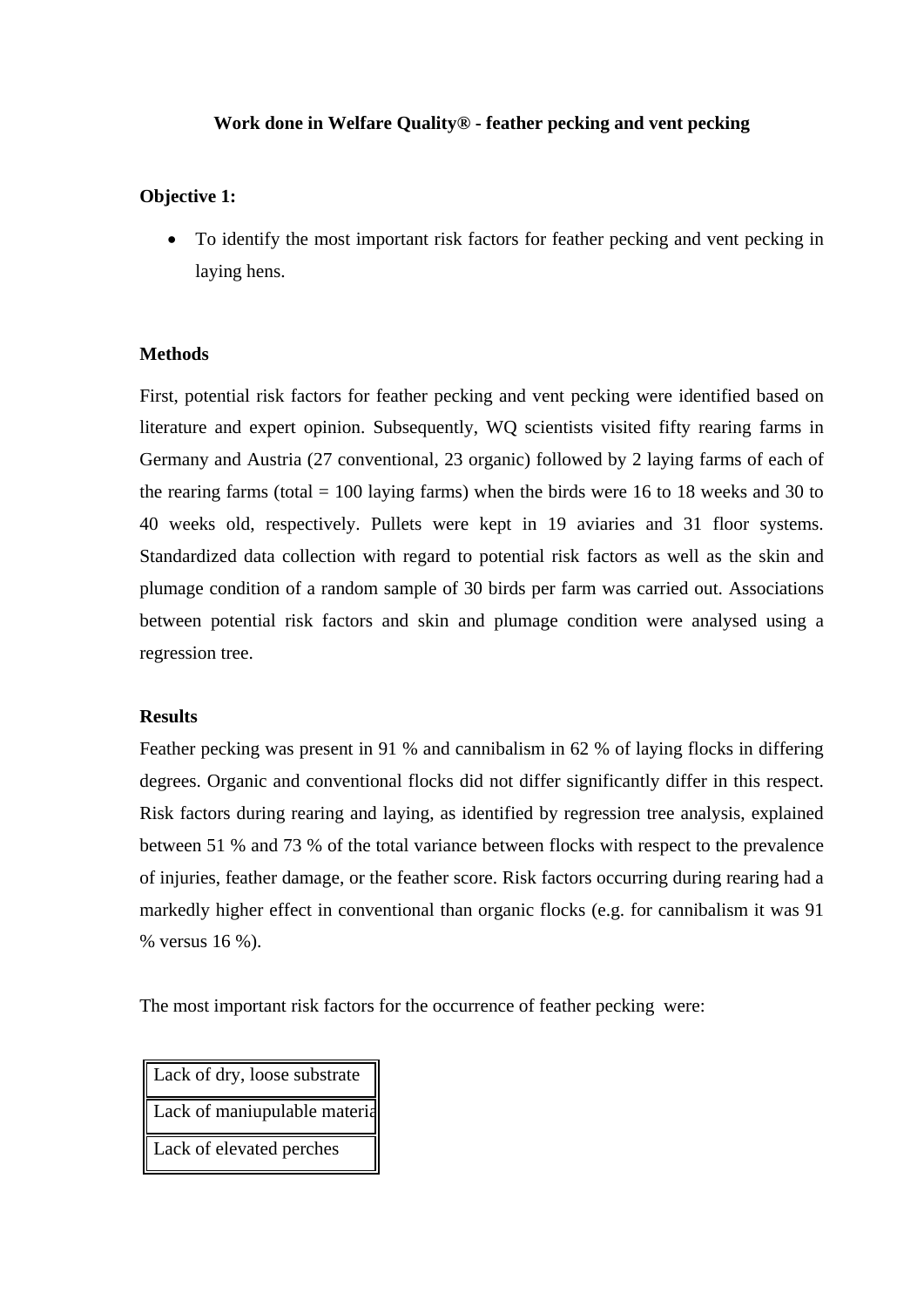**Work done in Welfare Quality® - feather pecking and vent pecking**

**Objective 1:**

- To identify the most important risk factors for feather pecking and vent pecking in laying hens.

**Methods**

First, potential risk factors for feather pecking and vent pecking were identified based on literature and expert opinion. Subsequently, WQ scientists visited fifty rearing farms in Germany and Austria (27 conventional, 23 organic) followed by 2 laying farms of each of the rearing farms (total = 100 laying farms) when the birds were 16 to 18 weeks and 30 to 40 weeks old, respectively. Pullets were kept in 19 aviaries and 31 floor systems. Standardized data collection with regard to potential risk factors as well as the skin and plumage condition of a random sample of 30 birds per farm was carried out. Associations between potential risk factors and skin and plumage condition were analysed using a regression tree.

**Results**

Feather pecking was present in 91 % and cannibalism in 62 % of laying flocks in differing degrees. Organic and conventional flocks did not differ significantly differ in this respect. Risk factors during rearing and laying, as identified by regression tree analysis, explained between 51 % and 73 % of the total variance between flocks with respect to the prevalence of injuries, feather damage, or the feather score. Risk factors occurring during rearing had a markedly higher effect in conventional than organic flocks (e.g. for cannibalism it was 91 % versus 16 %).

The most important risk factors for the occurrence of feather pecking were:

| Lack of dry, loose substrate |
|---|
| Lack of maniupulable materia |
| Lack of elevated perches |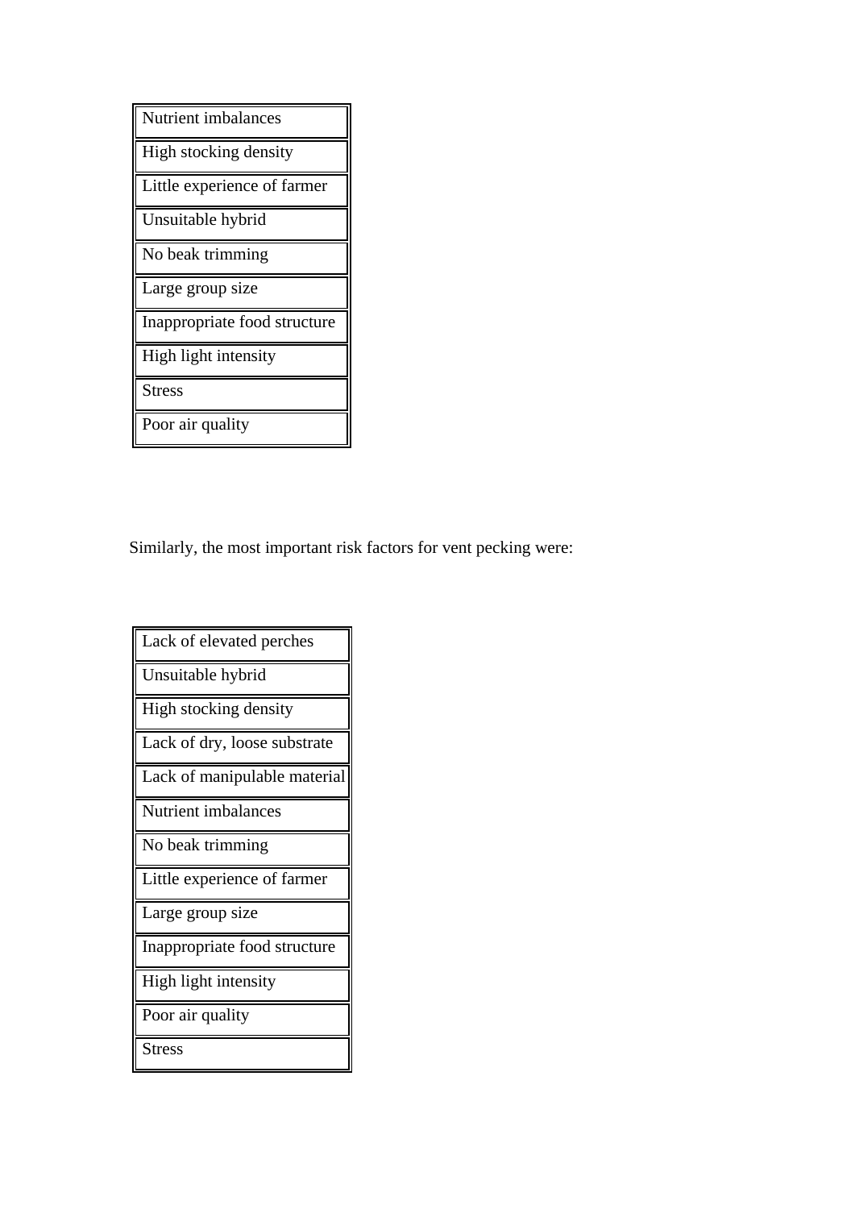| Nutrient imbalances |
| --- |
| High stocking density |
| Little experience of farmer |
| Unsuitable hybrid |
| No beak trimming |
| Large group size |
| Inappropriate food structure |
| High light intensity |
| Stress |
| Poor air quality |

Similarly, the most important risk factors for vent pecking were:

| Lack of elevated perches |
| --- |
| Unsuitable hybrid |
| High stocking density |
| Lack of dry, loose substrate |
| Lack of manipulable material |
| Nutrient imbalances |
| No beak trimming |
| Little experience of farmer |
| Large group size |
| Inappropriate food structure |
| High light intensity |
| Poor air quality |
| Stress |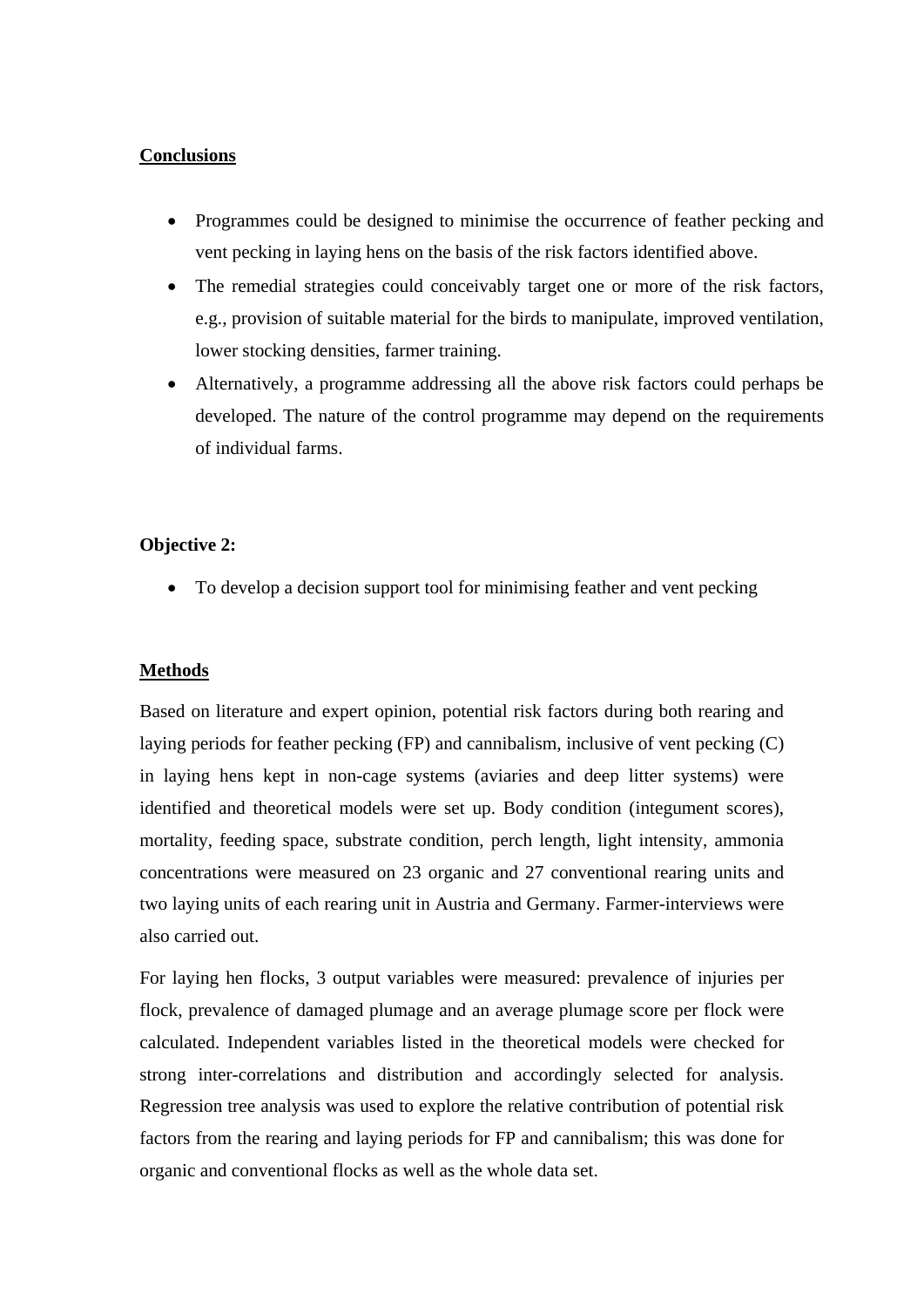**Conclusions**

- Programmes could be designed to minimise the occurrence of feather pecking and vent pecking in laying hens on the basis of the risk factors identified above.
- The remedial strategies could conceivably target one or more of the risk factors, e.g., provision of suitable material for the birds to manipulate, improved ventilation, lower stocking densities, farmer training.
- Alternatively, a programme addressing all the above risk factors could perhaps be developed. The nature of the control programme may depend on the requirements of individual farms.

**Objective 2:**

- To develop a decision support tool for minimising feather and vent pecking

**Methods**

Based on literature and expert opinion, potential risk factors during both rearing and laying periods for feather pecking (FP) and cannibalism, inclusive of vent pecking (C) in laying hens kept in non-cage systems (aviaries and deep litter systems) were identified and theoretical models were set up. Body condition (integument scores), mortality, feeding space, substrate condition, perch length, light intensity, ammonia concentrations were measured on 23 organic and 27 conventional rearing units and two laying units of each rearing unit in Austria and Germany. Farmer-interviews were also carried out.

For laying hen flocks, 3 output variables were measured: prevalence of injuries per flock, prevalence of damaged plumage and an average plumage score per flock were calculated. Independent variables listed in the theoretical models were checked for strong inter-correlations and distribution and accordingly selected for analysis. Regression tree analysis was used to explore the relative contribution of potential risk factors from the rearing and laying periods for FP and cannibalism; this was done for organic and conventional flocks as well as the whole data set.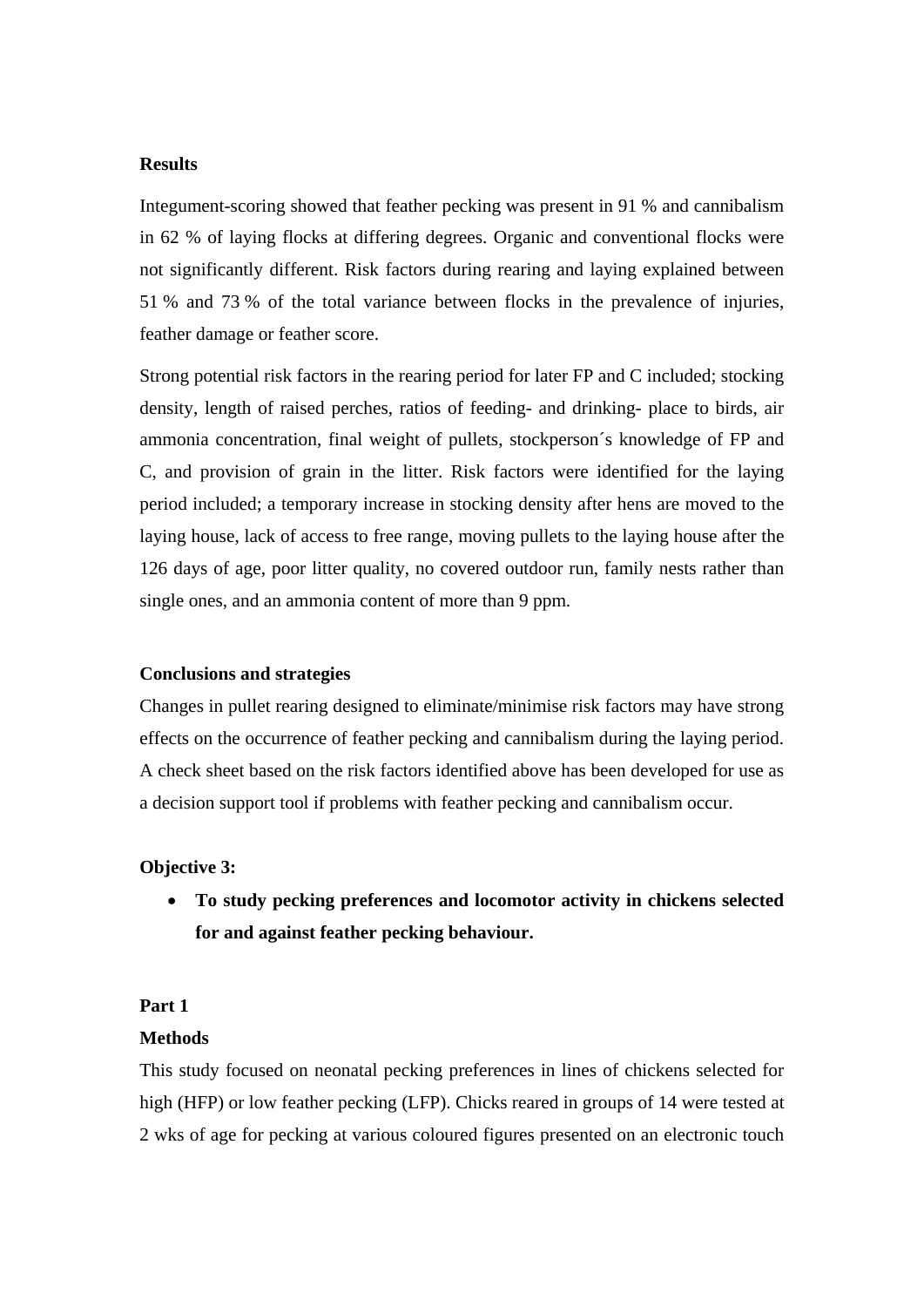**Results**

Integument-scoring showed that feather pecking was present in 91 % and cannibalism in 62 % of laying flocks at differing degrees. Organic and conventional flocks were not significantly different. Risk factors during rearing and laying explained between 51 % and 73 % of the total variance between flocks in the prevalence of injuries, feather damage or feather score.

Strong potential risk factors in the rearing period for later FP and C included; stocking density, length of raised perches, ratios of feeding- and drinking- place to birds, air ammonia concentration, final weight of pullets, stockperson´s knowledge of FP and C, and provision of grain in the litter. Risk factors were identified for the laying period included; a temporary increase in stocking density after hens are moved to the laying house, lack of access to free range, moving pullets to the laying house after the 126 days of age, poor litter quality, no covered outdoor run, family nests rather than single ones, and an ammonia content of more than 9 ppm.

**Conclusions and strategies**

Changes in pullet rearing designed to eliminate/minimise risk factors may have strong effects on the occurrence of feather pecking and cannibalism during the laying period. A check sheet based on the risk factors identified above has been developed for use as a decision support tool if problems with feather pecking and cannibalism occur.

**Objective 3:**

- **To study pecking preferences and locomotor activity in chickens selected for and against feather pecking behaviour.**

**Part 1**

**Methods**

This study focused on neonatal pecking preferences in lines of chickens selected for high (HFP) or low feather pecking (LFP). Chicks reared in groups of 14 were tested at 2 wks of age for pecking at various coloured figures presented on an electronic touch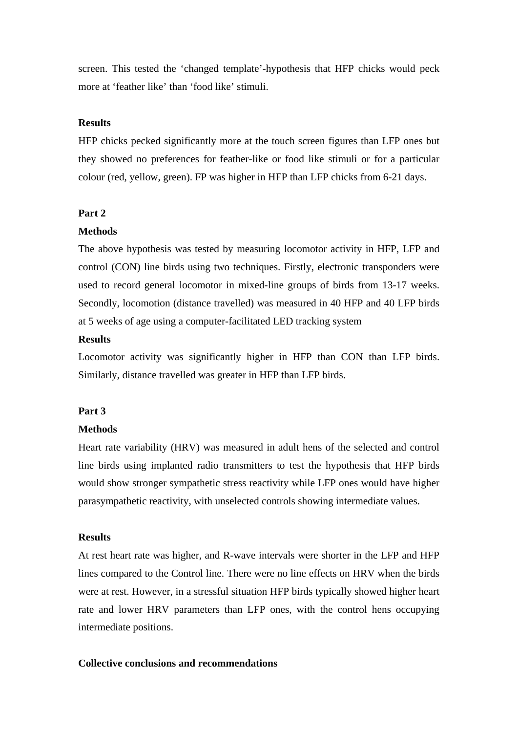screen. This tested the 'changed template'-hypothesis that HFP chicks would peck more at 'feather like' than 'food like' stimuli.

**Results**

HFP chicks pecked significantly more at the touch screen figures than LFP ones but they showed no preferences for feather-like or food like stimuli or for a particular colour (red, yellow, green). FP was higher in HFP than LFP chicks from 6-21 days.

**Part 2**

**Methods**

The above hypothesis was tested by measuring locomotor activity in HFP, LFP and control (CON) line birds using two techniques. Firstly, electronic transponders were used to record general locomotor in mixed-line groups of birds from 13-17 weeks. Secondly, locomotion (distance travelled) was measured in 40 HFP and 40 LFP birds at 5 weeks of age using a computer-facilitated LED tracking system

**Results**

Locomotor activity was significantly higher in HFP than CON than LFP birds. Similarly, distance travelled was greater in HFP than LFP birds.

**Part 3**

**Methods**

Heart rate variability (HRV) was measured in adult hens of the selected and control line birds using implanted radio transmitters to test the hypothesis that HFP birds would show stronger sympathetic stress reactivity while LFP ones would have higher parasympathetic reactivity, with unselected controls showing intermediate values.

**Results**

At rest heart rate was higher, and R-wave intervals were shorter in the LFP and HFP lines compared to the Control line. There were no line effects on HRV when the birds were at rest. However, in a stressful situation HFP birds typically showed higher heart rate and lower HRV parameters than LFP ones, with the control hens occupying intermediate positions.

**Collective conclusions and recommendations**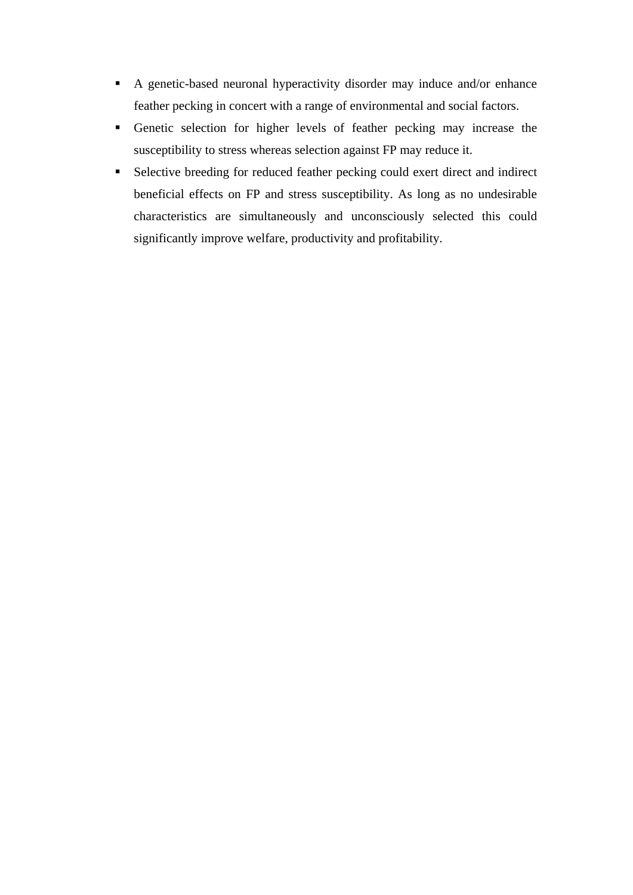- A genetic-based neuronal hyperactivity disorder may induce and/or enhance feather pecking in concert with a range of environmental and social factors.
- Genetic selection for higher levels of feather pecking may increase the susceptibility to stress whereas selection against FP may reduce it.
- Selective breeding for reduced feather pecking could exert direct and indirect beneficial effects on FP and stress susceptibility. As long as no undesirable characteristics are simultaneously and unconsciously selected this could significantly improve welfare, productivity and profitability.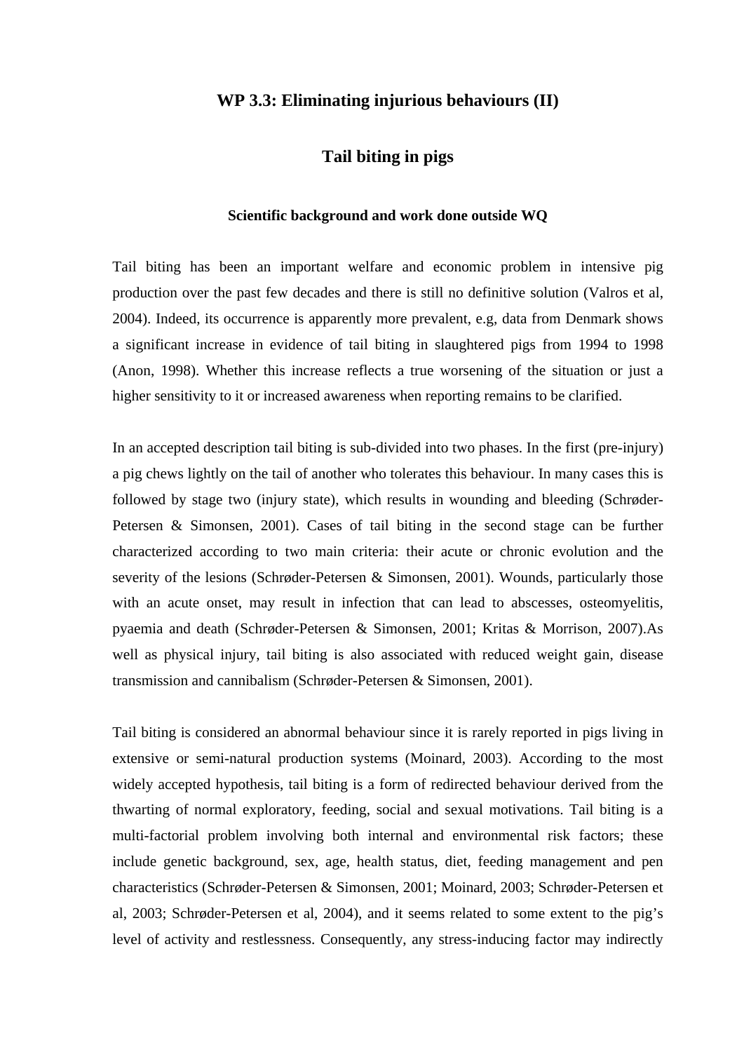## WP 3.3: Eliminating injurious behaviours (II)

## Tail biting in pigs

### Scientific background and work done outside WQ

Tail biting has been an important welfare and economic problem in intensive pig production over the past few decades and there is still no definitive solution (Valros et al, 2004). Indeed, its occurrence is apparently more prevalent, e.g, data from Denmark shows a significant increase in evidence of tail biting in slaughtered pigs from 1994 to 1998 (Anon, 1998). Whether this increase reflects a true worsening of the situation or just a higher sensitivity to it or increased awareness when reporting remains to be clarified.

In an accepted description tail biting is sub-divided into two phases. In the first (pre-injury) a pig chews lightly on the tail of another who tolerates this behaviour. In many cases this is followed by stage two (injury state), which results in wounding and bleeding (Schrøder-Petersen & Simonsen, 2001). Cases of tail biting in the second stage can be further characterized according to two main criteria: their acute or chronic evolution and the severity of the lesions (Schrøder-Petersen & Simonsen, 2001). Wounds, particularly those with an acute onset, may result in infection that can lead to abscesses, osteomyelitis, pyaemia and death (Schrøder-Petersen & Simonsen, 2001; Kritas & Morrison, 2007).As well as physical injury, tail biting is also associated with reduced weight gain, disease transmission and cannibalism (Schrøder-Petersen & Simonsen, 2001).

Tail biting is considered an abnormal behaviour since it is rarely reported in pigs living in extensive or semi-natural production systems (Moinard, 2003). According to the most widely accepted hypothesis, tail biting is a form of redirected behaviour derived from the thwarting of normal exploratory, feeding, social and sexual motivations. Tail biting is a multi-factorial problem involving both internal and environmental risk factors; these include genetic background, sex, age, health status, diet, feeding management and pen characteristics (Schrøder-Petersen & Simonsen, 2001; Moinard, 2003; Schrøder-Petersen et al, 2003; Schrøder-Petersen et al, 2004), and it seems related to some extent to the pig's level of activity and restlessness. Consequently, any stress-inducing factor may indirectly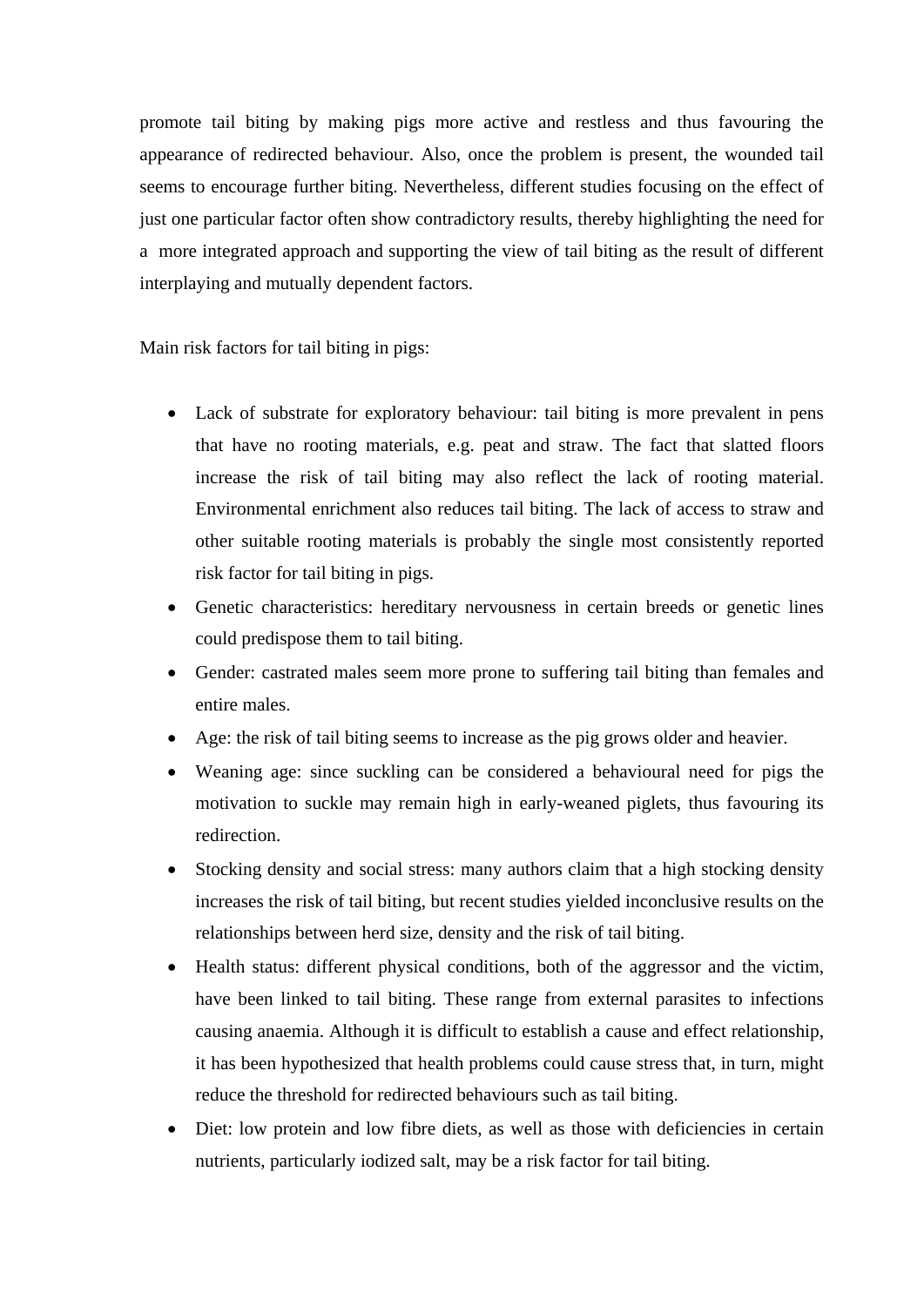promote tail biting by making pigs more active and restless and thus favouring the appearance of redirected behaviour. Also, once the problem is present, the wounded tail seems to encourage further biting. Nevertheless, different studies focusing on the effect of just one particular factor often show contradictory results, thereby highlighting the need for a more integrated approach and supporting the view of tail biting as the result of different interplaying and mutually dependent factors.

Main risk factors for tail biting in pigs:

- Lack of substrate for exploratory behaviour: tail biting is more prevalent in pens that have no rooting materials, e.g. peat and straw. The fact that slatted floors increase the risk of tail biting may also reflect the lack of rooting material. Environmental enrichment also reduces tail biting. The lack of access to straw and other suitable rooting materials is probably the single most consistently reported risk factor for tail biting in pigs.
- Genetic characteristics: hereditary nervousness in certain breeds or genetic lines could predispose them to tail biting.
- Gender: castrated males seem more prone to suffering tail biting than females and entire males.
- Age: the risk of tail biting seems to increase as the pig grows older and heavier.
- Weaning age: since suckling can be considered a behavioural need for pigs the motivation to suckle may remain high in early-weaned piglets, thus favouring its redirection.
- Stocking density and social stress: many authors claim that a high stocking density increases the risk of tail biting, but recent studies yielded inconclusive results on the relationships between herd size, density and the risk of tail biting.
- Health status: different physical conditions, both of the aggressor and the victim, have been linked to tail biting. These range from external parasites to infections causing anaemia. Although it is difficult to establish a cause and effect relationship, it has been hypothesized that health problems could cause stress that, in turn, might reduce the threshold for redirected behaviours such as tail biting.
- Diet: low protein and low fibre diets, as well as those with deficiencies in certain nutrients, particularly iodized salt, may be a risk factor for tail biting.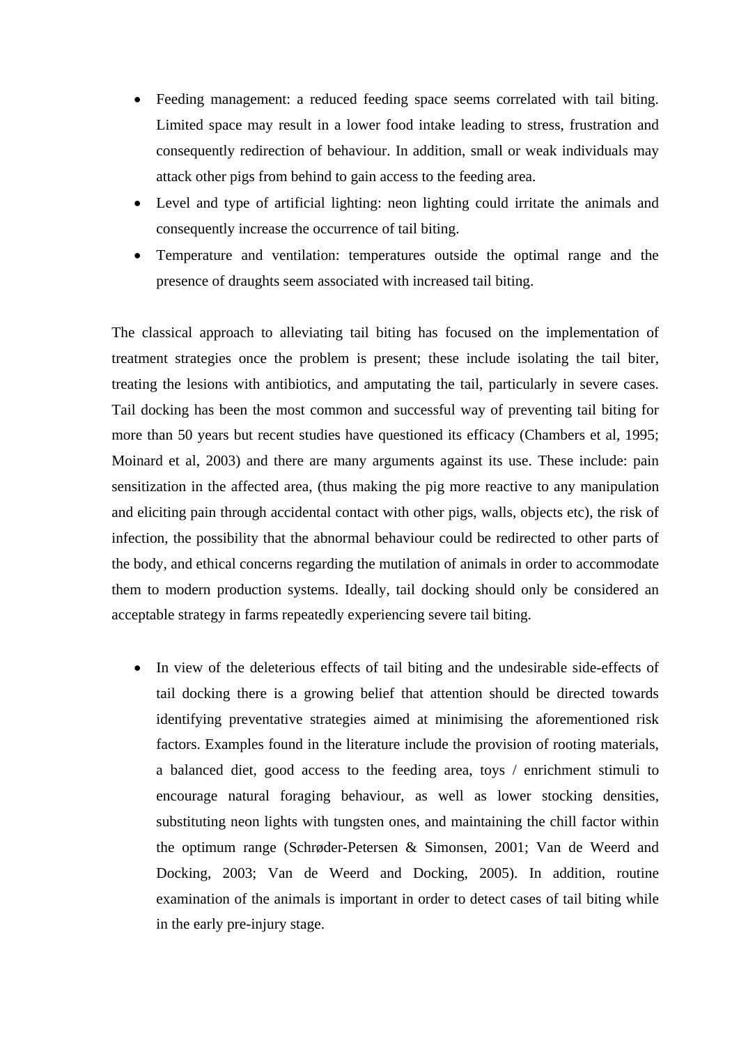- Feeding management: a reduced feeding space seems correlated with tail biting. Limited space may result in a lower food intake leading to stress, frustration and consequently redirection of behaviour. In addition, small or weak individuals may attack other pigs from behind to gain access to the feeding area.
- Level and type of artificial lighting: neon lighting could irritate the animals and consequently increase the occurrence of tail biting.
- Temperature and ventilation: temperatures outside the optimal range and the presence of draughts seem associated with increased tail biting.

The classical approach to alleviating tail biting has focused on the implementation of treatment strategies once the problem is present; these include isolating the tail biter, treating the lesions with antibiotics, and amputating the tail, particularly in severe cases. Tail docking has been the most common and successful way of preventing tail biting for more than 50 years but recent studies have questioned its efficacy (Chambers et al, 1995; Moinard et al, 2003) and there are many arguments against its use. These include: pain sensitization in the affected area, (thus making the pig more reactive to any manipulation and eliciting pain through accidental contact with other pigs, walls, objects etc), the risk of infection, the possibility that the abnormal behaviour could be redirected to other parts of the body, and ethical concerns regarding the mutilation of animals in order to accommodate them to modern production systems. Ideally, tail docking should only be considered an acceptable strategy in farms repeatedly experiencing severe tail biting.

- In view of the deleterious effects of tail biting and the undesirable side-effects of tail docking there is a growing belief that attention should be directed towards identifying preventative strategies aimed at minimising the aforementioned risk factors. Examples found in the literature include the provision of rooting materials, a balanced diet, good access to the feeding area, toys / enrichment stimuli to encourage natural foraging behaviour, as well as lower stocking densities, substituting neon lights with tungsten ones, and maintaining the chill factor within the optimum range (Schrøder-Petersen & Simonsen, 2001; Van de Weerd and Docking, 2003; Van de Weerd and Docking, 2005). In addition, routine examination of the animals is important in order to detect cases of tail biting while in the early pre-injury stage.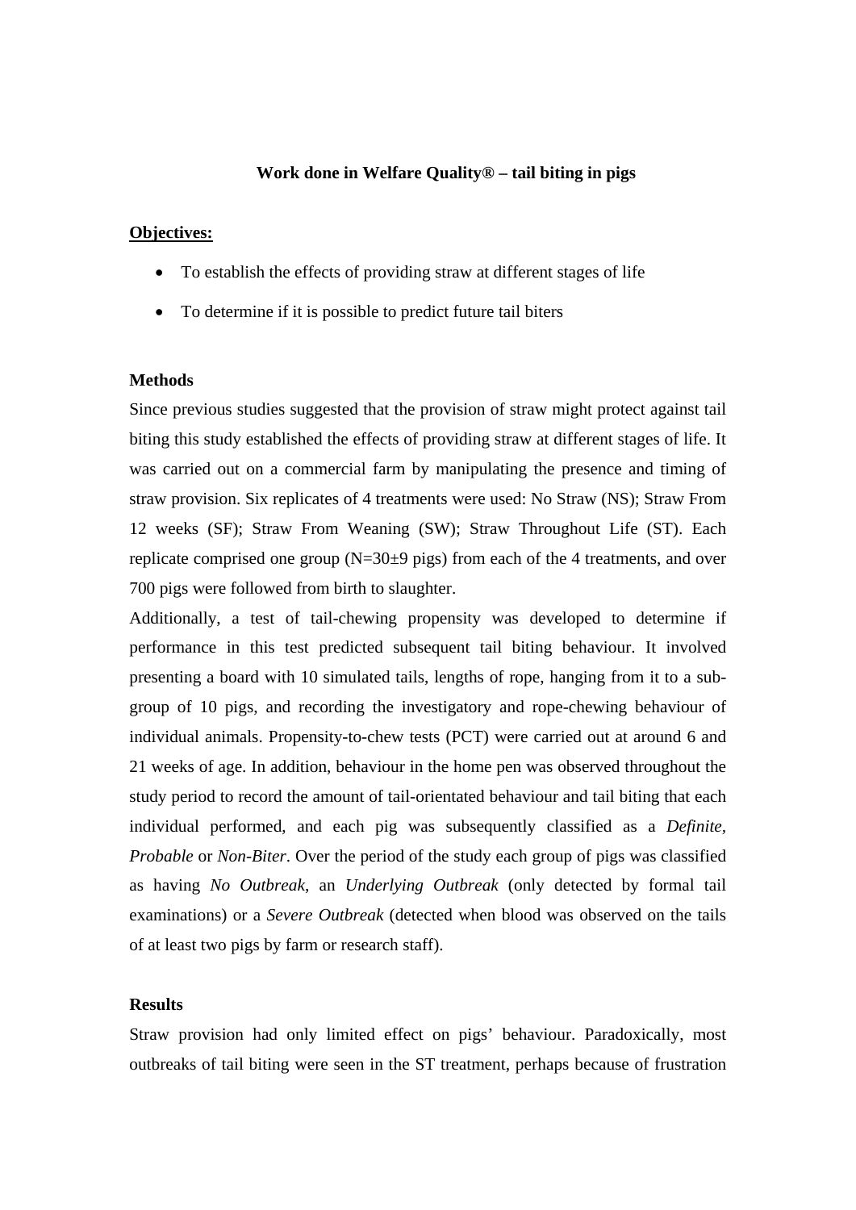**Work done in Welfare Quality® – tail biting in pigs**

**Objectives:**

- To establish the effects of providing straw at different stages of life
- To determine if it is possible to predict future tail biters

**Methods**

Since previous studies suggested that the provision of straw might protect against tail biting this study established the effects of providing straw at different stages of life. It was carried out on a commercial farm by manipulating the presence and timing of straw provision. Six replicates of 4 treatments were used: No Straw (NS); Straw From 12 weeks (SF); Straw From Weaning (SW); Straw Throughout Life (ST). Each replicate comprised one group (N=30±9 pigs) from each of the 4 treatments, and over 700 pigs were followed from birth to slaughter.

Additionally, a test of tail-chewing propensity was developed to determine if performance in this test predicted subsequent tail biting behaviour. It involved presenting a board with 10 simulated tails, lengths of rope, hanging from it to a sub-group of 10 pigs, and recording the investigatory and rope-chewing behaviour of individual animals. Propensity-to-chew tests (PCT) were carried out at around 6 and 21 weeks of age. In addition, behaviour in the home pen was observed throughout the study period to record the amount of tail-orientated behaviour and tail biting that each individual performed, and each pig was subsequently classified as a *Definite*, *Probable* or *Non-Biter*. Over the period of the study each group of pigs was classified as having *No Outbreak*, an *Underlying Outbreak* (only detected by formal tail examinations) or a *Severe Outbreak* (detected when blood was observed on the tails of at least two pigs by farm or research staff).

**Results**

Straw provision had only limited effect on pigs' behaviour. Paradoxically, most outbreaks of tail biting were seen in the ST treatment, perhaps because of frustration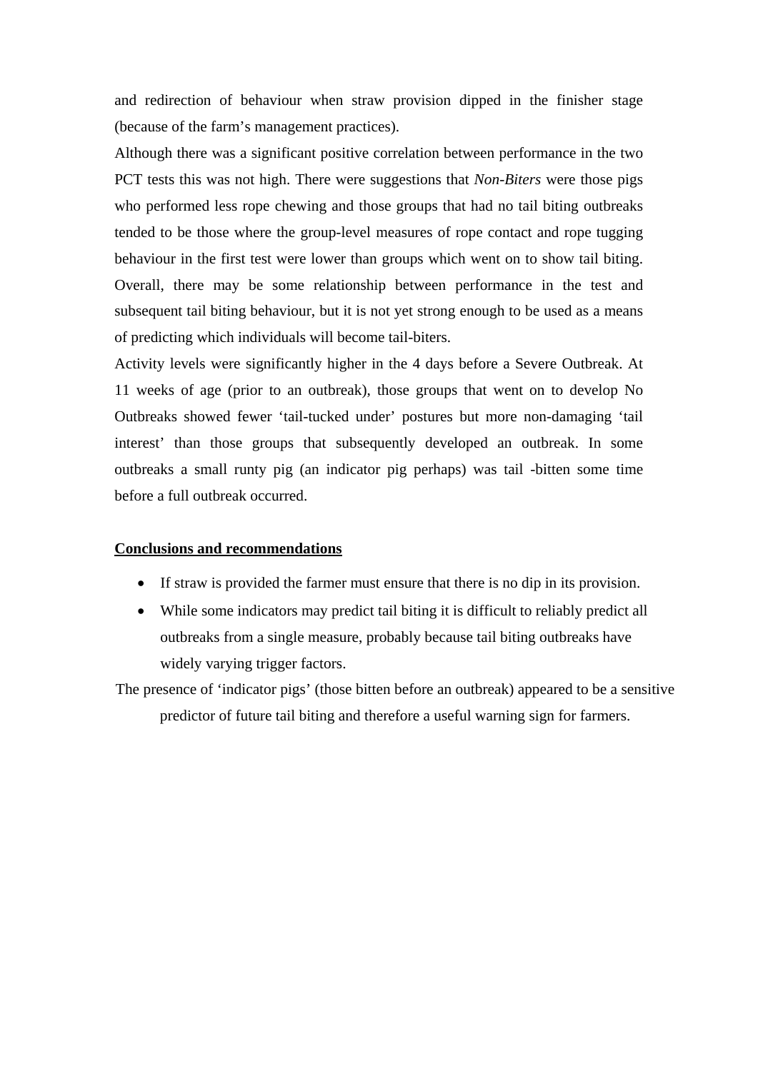and redirection of behaviour when straw provision dipped in the finisher stage (because of the farm's management practices).

Although there was a significant positive correlation between performance in the two PCT tests this was not high. There were suggestions that *Non-Biters* were those pigs who performed less rope chewing and those groups that had no tail biting outbreaks tended to be those where the group-level measures of rope contact and rope tugging behaviour in the first test were lower than groups which went on to show tail biting. Overall, there may be some relationship between performance in the test and subsequent tail biting behaviour, but it is not yet strong enough to be used as a means of predicting which individuals will become tail-biters.

Activity levels were significantly higher in the 4 days before a Severe Outbreak. At 11 weeks of age (prior to an outbreak), those groups that went on to develop No Outbreaks showed fewer 'tail-tucked under' postures but more non-damaging 'tail interest' than those groups that subsequently developed an outbreak. In some outbreaks a small runty pig (an indicator pig perhaps) was tail -bitten some time before a full outbreak occurred.

**Conclusions and recommendations**

- If straw is provided the farmer must ensure that there is no dip in its provision.
- While some indicators may predict tail biting it is difficult to reliably predict all outbreaks from a single measure, probably because tail biting outbreaks have widely varying trigger factors.

The presence of 'indicator pigs' (those bitten before an outbreak) appeared to be a sensitive predictor of future tail biting and therefore a useful warning sign for farmers.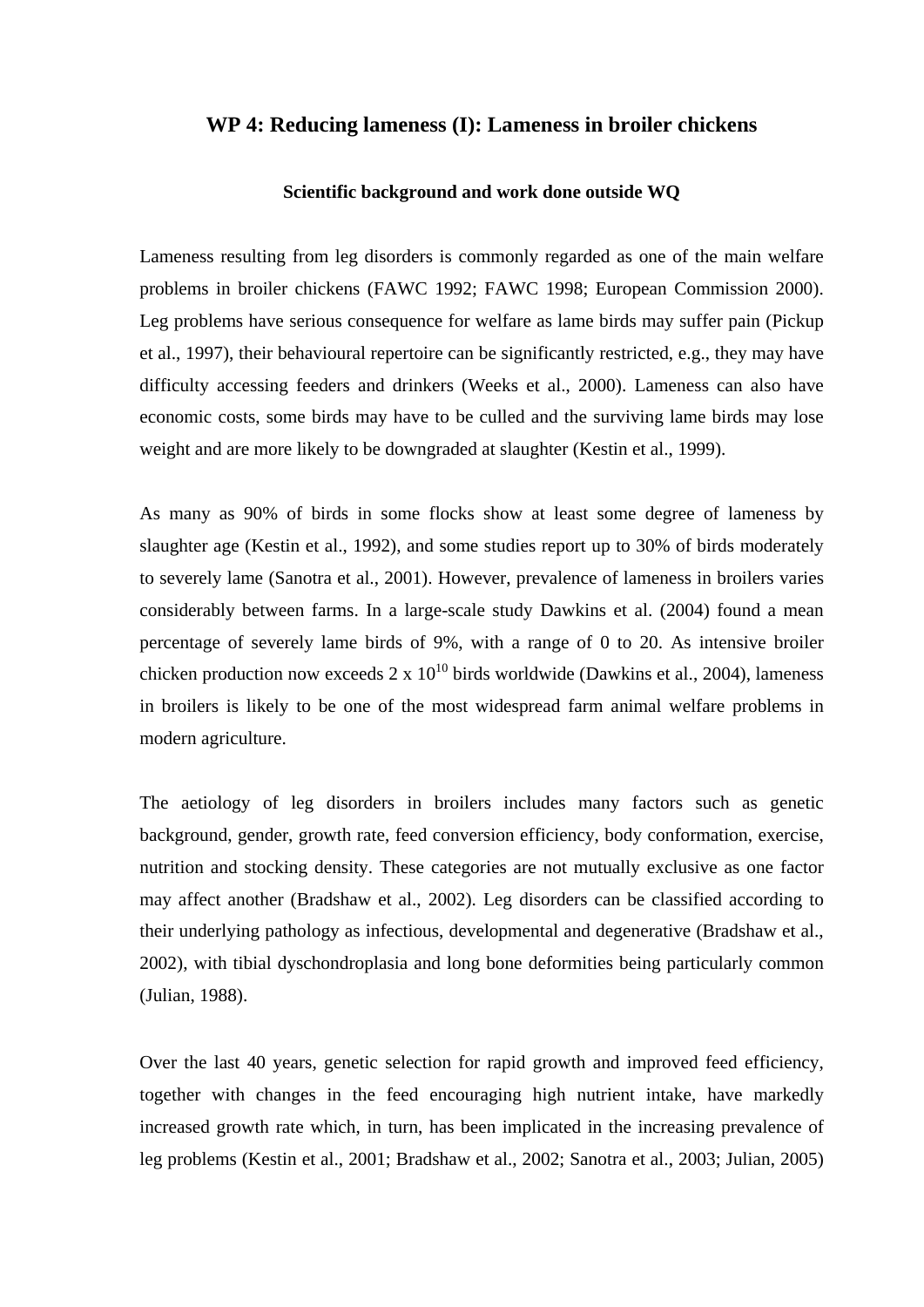# WP 4: Reducing lameness (I): Lameness in broiler chickens

### Scientific background and work done outside WQ

Lameness resulting from leg disorders is commonly regarded as one of the main welfare problems in broiler chickens (FAWC 1992; FAWC 1998; European Commission 2000). Leg problems have serious consequence for welfare as lame birds may suffer pain (Pickup et al., 1997), their behavioural repertoire can be significantly restricted, e.g., they may have difficulty accessing feeders and drinkers (Weeks et al., 2000). Lameness can also have economic costs, some birds may have to be culled and the surviving lame birds may lose weight and are more likely to be downgraded at slaughter (Kestin et al., 1999).

As many as 90% of birds in some flocks show at least some degree of lameness by slaughter age (Kestin et al., 1992), and some studies report up to 30% of birds moderately to severely lame (Sanotra et al., 2001). However, prevalence of lameness in broilers varies considerably between farms. In a large-scale study Dawkins et al. (2004) found a mean percentage of severely lame birds of 9%, with a range of 0 to 20. As intensive broiler chicken production now exceeds $2 \times 10^{10}$ birds worldwide (Dawkins et al., 2004), lameness in broilers is likely to be one of the most widespread farm animal welfare problems in modern agriculture.

The aetiology of leg disorders in broilers includes many factors such as genetic background, gender, growth rate, feed conversion efficiency, body conformation, exercise, nutrition and stocking density. These categories are not mutually exclusive as one factor may affect another (Bradshaw et al., 2002). Leg disorders can be classified according to their underlying pathology as infectious, developmental and degenerative (Bradshaw et al., 2002), with tibial dyschondroplasia and long bone deformities being particularly common (Julian, 1988).

Over the last 40 years, genetic selection for rapid growth and improved feed efficiency, together with changes in the feed encouraging high nutrient intake, have markedly increased growth rate which, in turn, has been implicated in the increasing prevalence of leg problems (Kestin et al., 2001; Bradshaw et al., 2002; Sanotra et al., 2003; Julian, 2005)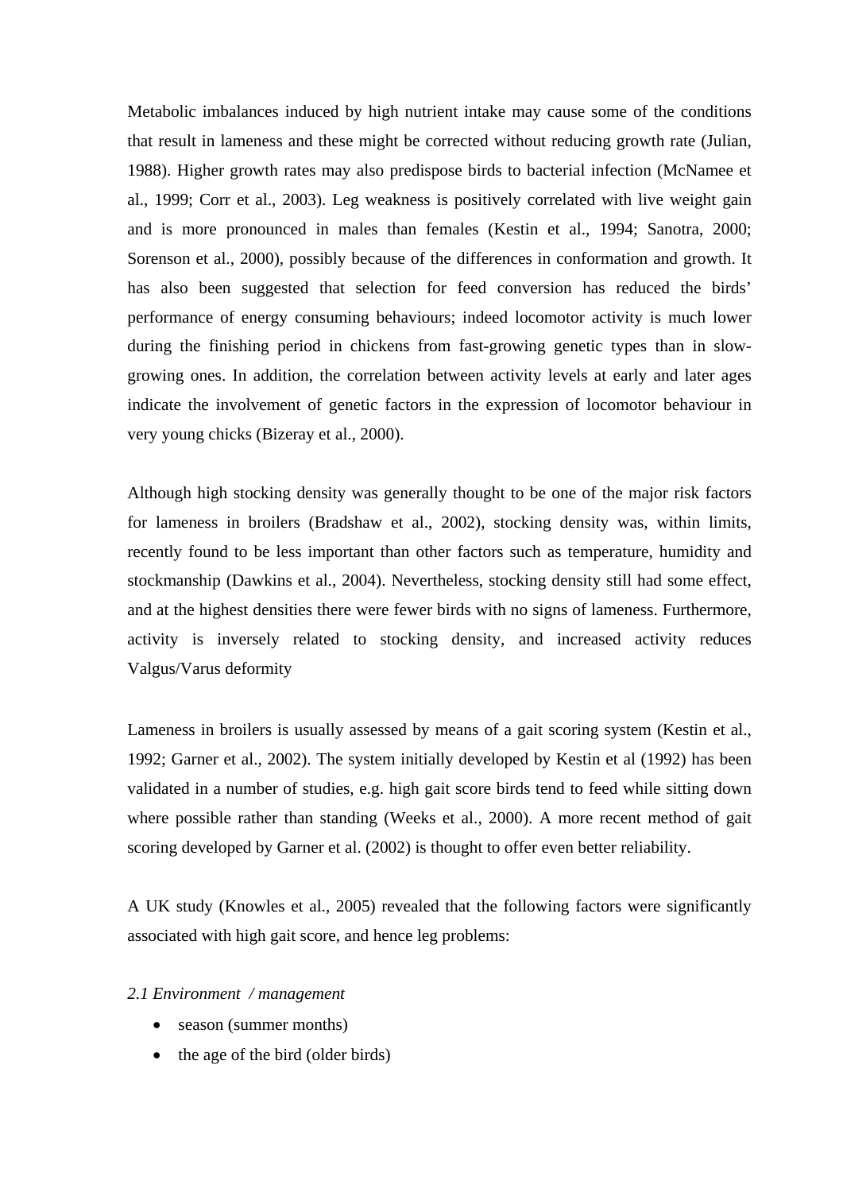Metabolic imbalances induced by high nutrient intake may cause some of the conditions that result in lameness and these might be corrected without reducing growth rate (Julian, 1988). Higher growth rates may also predispose birds to bacterial infection (McNamee et al., 1999; Corr et al., 2003). Leg weakness is positively correlated with live weight gain and is more pronounced in males than females (Kestin et al., 1994; Sanotra, 2000; Sorenson et al., 2000), possibly because of the differences in conformation and growth. It has also been suggested that selection for feed conversion has reduced the birds' performance of energy consuming behaviours; indeed locomotor activity is much lower during the finishing period in chickens from fast-growing genetic types than in slow-growing ones. In addition, the correlation between activity levels at early and later ages indicate the involvement of genetic factors in the expression of locomotor behaviour in very young chicks (Bizeray et al., 2000).

Although high stocking density was generally thought to be one of the major risk factors for lameness in broilers (Bradshaw et al., 2002), stocking density was, within limits, recently found to be less important than other factors such as temperature, humidity and stockmanship (Dawkins et al., 2004). Nevertheless, stocking density still had some effect, and at the highest densities there were fewer birds with no signs of lameness. Furthermore, activity is inversely related to stocking density, and increased activity reduces Valgus/Varus deformity

Lameness in broilers is usually assessed by means of a gait scoring system (Kestin et al., 1992; Garner et al., 2002). The system initially developed by Kestin et al (1992) has been validated in a number of studies, e.g. high gait score birds tend to feed while sitting down where possible rather than standing (Weeks et al., 2000). A more recent method of gait scoring developed by Garner et al. (2002) is thought to offer even better reliability.

A UK study (Knowles et al., 2005) revealed that the following factors were significantly associated with high gait score, and hence leg problems:

*2.1 Environment / management*

- season (summer months)
- the age of the bird (older birds)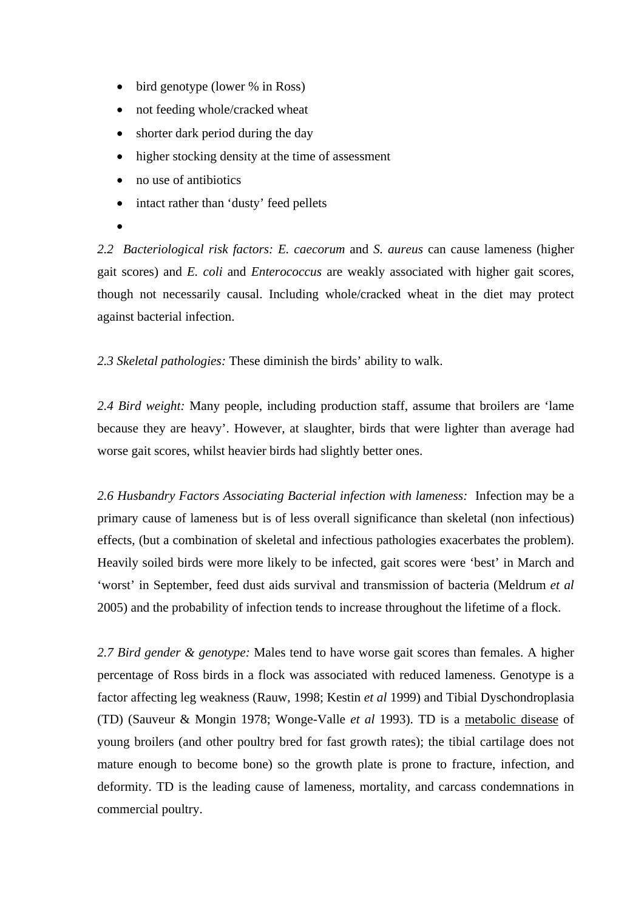- bird genotype (lower % in Ross)
- not feeding whole/cracked wheat
- shorter dark period during the day
- higher stocking density at the time of assessment
- no use of antibiotics
- intact rather than 'dusty' feed pellets
-

*2.2 Bacteriological risk factors: E. caecorum* and *S. aureus* can cause lameness (higher gait scores) and *E. coli* and *Enterococcus* are weakly associated with higher gait scores, though not necessarily causal. Including whole/cracked wheat in the diet may protect against bacterial infection.

*2.3 Skeletal pathologies:* These diminish the birds' ability to walk.

*2.4 Bird weight:* Many people, including production staff, assume that broilers are 'lame because they are heavy'. However, at slaughter, birds that were lighter than average had worse gait scores, whilst heavier birds had slightly better ones.

*2.6 Husbandry Factors Associating Bacterial infection with lameness:* Infection may be a primary cause of lameness but is of less overall significance than skeletal (non infectious) effects, (but a combination of skeletal and infectious pathologies exacerbates the problem). Heavily soiled birds were more likely to be infected, gait scores were 'best' in March and 'worst' in September, feed dust aids survival and transmission of bacteria (Meldrum *et al* 2005) and the probability of infection tends to increase throughout the lifetime of a flock.

*2.7 Bird gender & genotype:* Males tend to have worse gait scores than females. A higher percentage of Ross birds in a flock was associated with reduced lameness. Genotype is a factor affecting leg weakness (Rauw, 1998; Kestin *et al* 1999) and Tibial Dyschondroplasia (TD) (Sauveur & Mongin 1978; Wonge-Valle *et al* 1993). TD is a <u>metabolic disease</u> of young broilers (and other poultry bred for fast growth rates); the tibial cartilage does not mature enough to become bone) so the growth plate is prone to fracture, infection, and deformity. TD is the leading cause of lameness, mortality, and carcass condemnations in commercial poultry.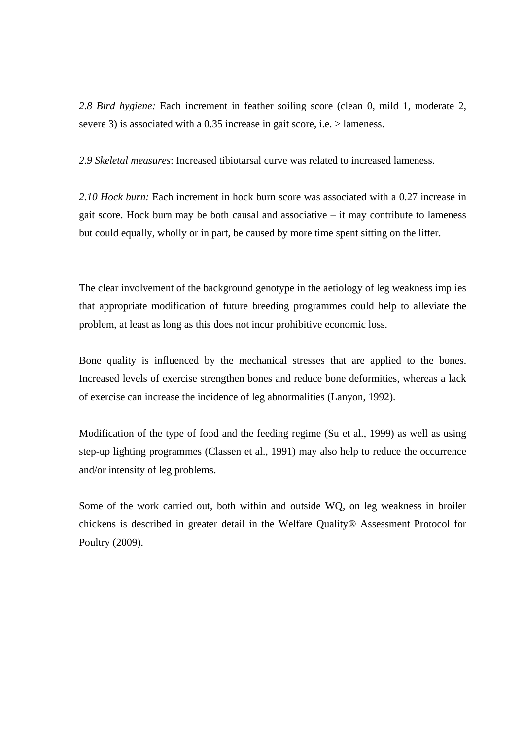*2.8 Bird hygiene:* Each increment in feather soiling score (clean 0, mild 1, moderate 2, severe 3) is associated with a 0.35 increase in gait score, i.e. > lameness.

*2.9 Skeletal measures*: Increased tibiotarsal curve was related to increased lameness.

*2.10 Hock burn:* Each increment in hock burn score was associated with a 0.27 increase in gait score. Hock burn may be both causal and associative – it may contribute to lameness but could equally, wholly or in part, be caused by more time spent sitting on the litter.

The clear involvement of the background genotype in the aetiology of leg weakness implies that appropriate modification of future breeding programmes could help to alleviate the problem, at least as long as this does not incur prohibitive economic loss.

Bone quality is influenced by the mechanical stresses that are applied to the bones. Increased levels of exercise strengthen bones and reduce bone deformities, whereas a lack of exercise can increase the incidence of leg abnormalities (Lanyon, 1992).

Modification of the type of food and the feeding regime (Su et al., 1999) as well as using step-up lighting programmes (Classen et al., 1991) may also help to reduce the occurrence and/or intensity of leg problems.

Some of the work carried out, both within and outside WQ, on leg weakness in broiler chickens is described in greater detail in the Welfare Quality® Assessment Protocol for Poultry (2009).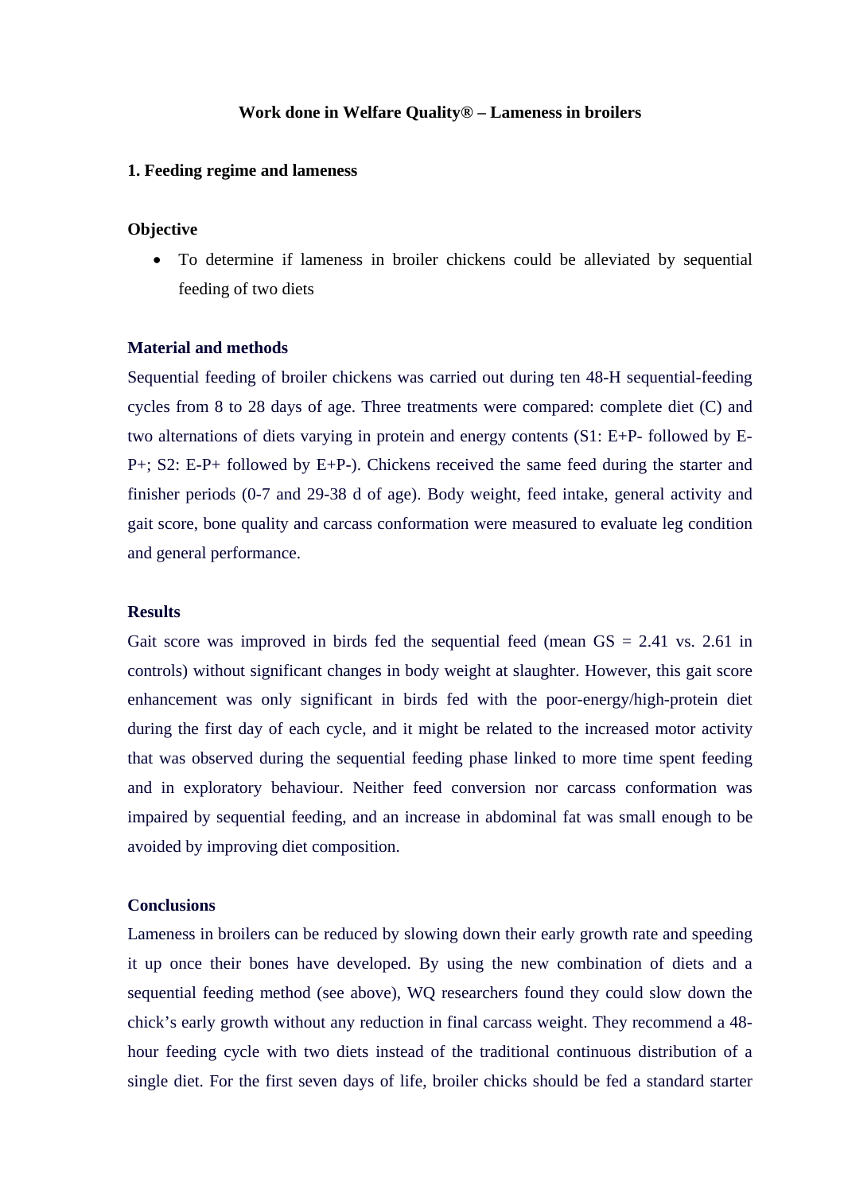**Work done in Welfare Quality® – Lameness in broilers**

## 1. Feeding regime and lameness

### Objective

- To determine if lameness in broiler chickens could be alleviated by sequential feeding of two diets

### Material and methods

Sequential feeding of broiler chickens was carried out during ten 48-H sequential-feeding cycles from 8 to 28 days of age. Three treatments were compared: complete diet (C) and two alternations of diets varying in protein and energy contents (S1: E+P- followed by E-P+; S2: E-P+ followed by E+P-). Chickens received the same feed during the starter and finisher periods (0-7 and 29-38 d of age). Body weight, feed intake, general activity and gait score, bone quality and carcass conformation were measured to evaluate leg condition and general performance.

### Results

Gait score was improved in birds fed the sequential feed (mean GS = 2.41 vs. 2.61 in controls) without significant changes in body weight at slaughter. However, this gait score enhancement was only significant in birds fed with the poor-energy/high-protein diet during the first day of each cycle, and it might be related to the increased motor activity that was observed during the sequential feeding phase linked to more time spent feeding and in exploratory behaviour. Neither feed conversion nor carcass conformation was impaired by sequential feeding, and an increase in abdominal fat was small enough to be avoided by improving diet composition.

### Conclusions

Lameness in broilers can be reduced by slowing down their early growth rate and speeding it up once their bones have developed. By using the new combination of diets and a sequential feeding method (see above), WQ researchers found they could slow down the chick's early growth without any reduction in final carcass weight. They recommend a 48-hour feeding cycle with two diets instead of the traditional continuous distribution of a single diet. For the first seven days of life, broiler chicks should be fed a standard starter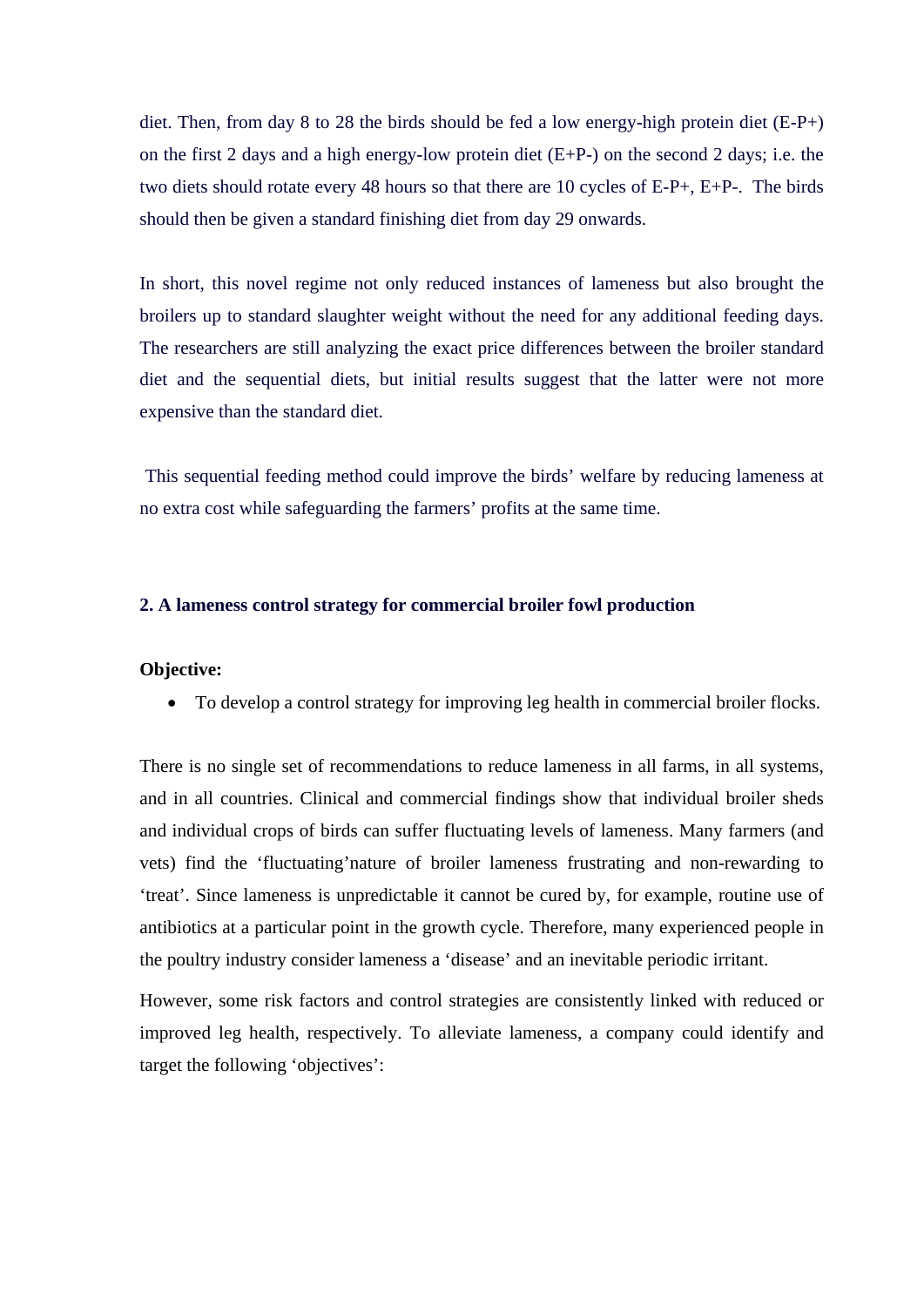diet. Then, from day 8 to 28 the birds should be fed a low energy-high protein diet (E-P+) on the first 2 days and a high energy-low protein diet (E+P-) on the second 2 days; i.e. the two diets should rotate every 48 hours so that there are 10 cycles of E-P+, E+P-. The birds should then be given a standard finishing diet from day 29 onwards.

In short, this novel regime not only reduced instances of lameness but also brought the broilers up to standard slaughter weight without the need for any additional feeding days. The researchers are still analyzing the exact price differences between the broiler standard diet and the sequential diets, but initial results suggest that the latter were not more expensive than the standard diet.

This sequential feeding method could improve the birds' welfare by reducing lameness at no extra cost while safeguarding the farmers' profits at the same time.

**2. A lameness control strategy for commercial broiler fowl production**

**Objective:**

- To develop a control strategy for improving leg health in commercial broiler flocks.

There is no single set of recommendations to reduce lameness in all farms, in all systems, and in all countries. Clinical and commercial findings show that individual broiler sheds and individual crops of birds can suffer fluctuating levels of lameness. Many farmers (and vets) find the 'fluctuating'nature of broiler lameness frustrating and non-rewarding to 'treat'. Since lameness is unpredictable it cannot be cured by, for example, routine use of antibiotics at a particular point in the growth cycle. Therefore, many experienced people in the poultry industry consider lameness a 'disease' and an inevitable periodic irritant.

However, some risk factors and control strategies are consistently linked with reduced or improved leg health, respectively. To alleviate lameness, a company could identify and target the following 'objectives':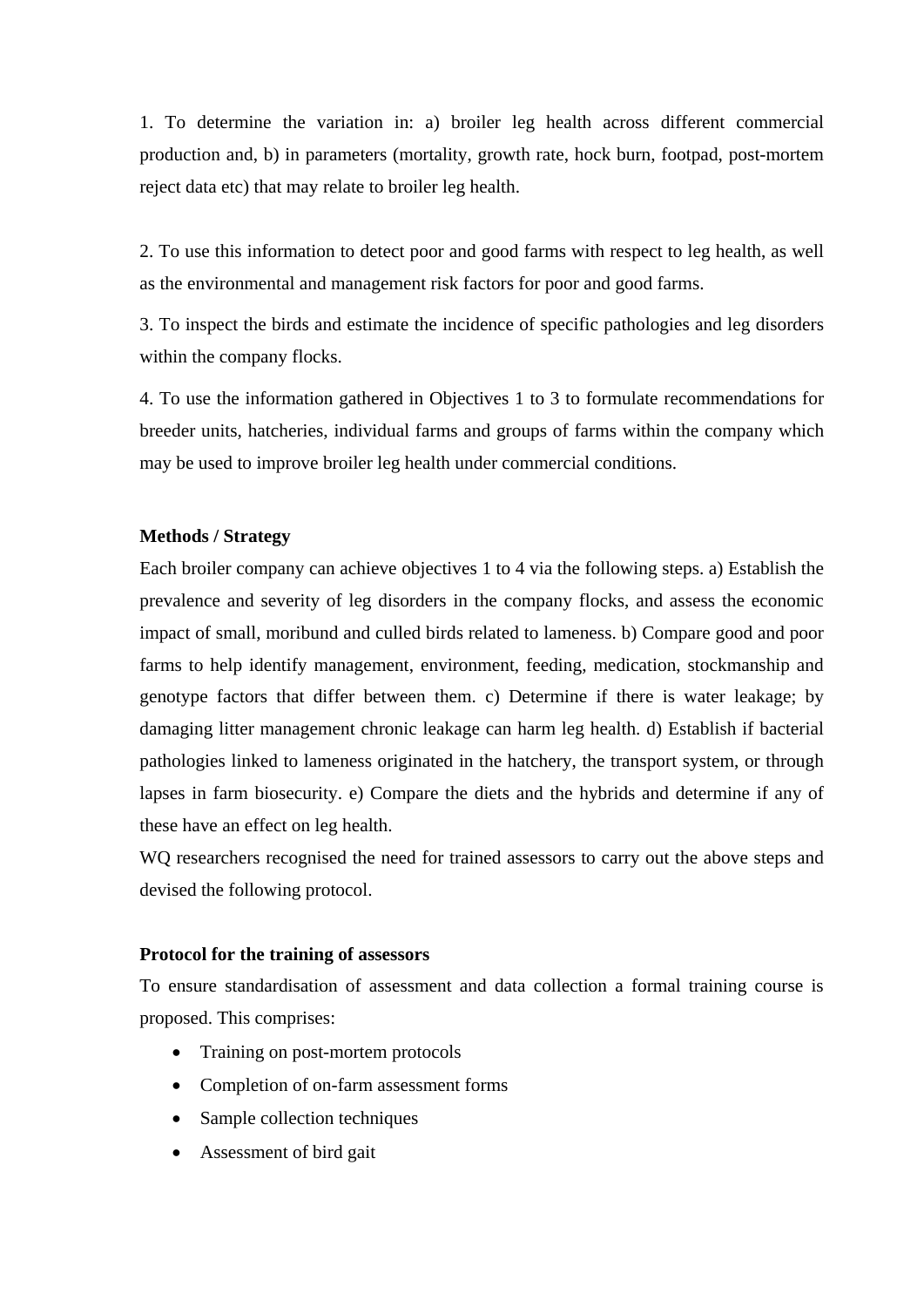1. To determine the variation in: a) broiler leg health across different commercial production and, b) in parameters (mortality, growth rate, hock burn, footpad, post-mortem reject data etc) that may relate to broiler leg health.

2. To use this information to detect poor and good farms with respect to leg health, as well as the environmental and management risk factors for poor and good farms.

3. To inspect the birds and estimate the incidence of specific pathologies and leg disorders within the company flocks.

4. To use the information gathered in Objectives 1 to 3 to formulate recommendations for breeder units, hatcheries, individual farms and groups of farms within the company which may be used to improve broiler leg health under commercial conditions.

**Methods / Strategy**

Each broiler company can achieve objectives 1 to 4 via the following steps. a) Establish the prevalence and severity of leg disorders in the company flocks, and assess the economic impact of small, moribund and culled birds related to lameness. b) Compare good and poor farms to help identify management, environment, feeding, medication, stockmanship and genotype factors that differ between them. c) Determine if there is water leakage; by damaging litter management chronic leakage can harm leg health. d) Establish if bacterial pathologies linked to lameness originated in the hatchery, the transport system, or through lapses in farm biosecurity. e) Compare the diets and the hybrids and determine if any of these have an effect on leg health.

WQ researchers recognised the need for trained assessors to carry out the above steps and devised the following protocol.

**Protocol for the training of assessors**

To ensure standardisation of assessment and data collection a formal training course is proposed. This comprises:

- Training on post-mortem protocols
- Completion of on-farm assessment forms
- Sample collection techniques
- Assessment of bird gait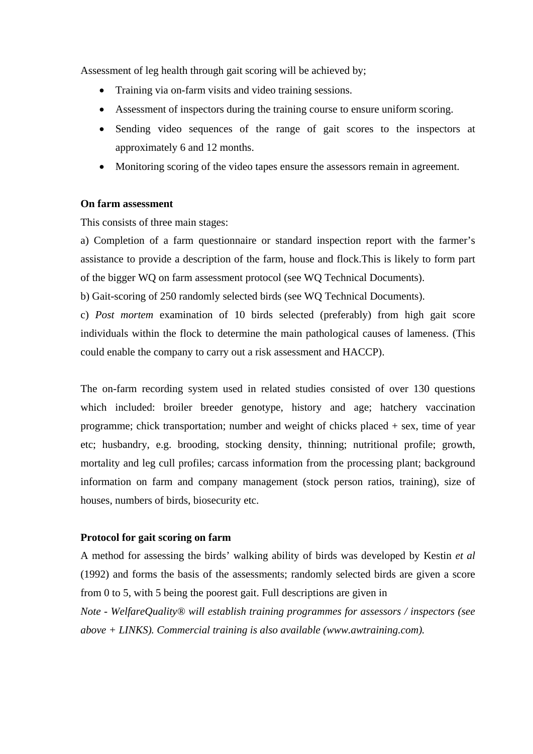Assessment of leg health through gait scoring will be achieved by;

- Training via on-farm visits and video training sessions.
- Assessment of inspectors during the training course to ensure uniform scoring.
- Sending video sequences of the range of gait scores to the inspectors at approximately 6 and 12 months.
- Monitoring scoring of the video tapes ensure the assessors remain in agreement.

**On farm assessment**

This consists of three main stages:

a) Completion of a farm questionnaire or standard inspection report with the farmer's assistance to provide a description of the farm, house and flock.This is likely to form part of the bigger WQ on farm assessment protocol (see WQ Technical Documents).

b) Gait-scoring of 250 randomly selected birds (see WQ Technical Documents).

c) *Post mortem* examination of 10 birds selected (preferably) from high gait score individuals within the flock to determine the main pathological causes of lameness. (This could enable the company to carry out a risk assessment and HACCP).

The on-farm recording system used in related studies consisted of over 130 questions which included: broiler breeder genotype, history and age; hatchery vaccination programme; chick transportation; number and weight of chicks placed + sex, time of year etc; husbandry, e.g. brooding, stocking density, thinning; nutritional profile; growth, mortality and leg cull profiles; carcass information from the processing plant; background information on farm and company management (stock person ratios, training), size of houses, numbers of birds, biosecurity etc.

**Protocol for gait scoring on farm**

A method for assessing the birds' walking ability of birds was developed by Kestin *et al* (1992) and forms the basis of the assessments; randomly selected birds are given a score from 0 to 5, with 5 being the poorest gait. Full descriptions are given in

*Note - WelfareQuality® will establish training programmes for assessors / inspectors (see above + LINKS). Commercial training is also available (www.awtraining.com).*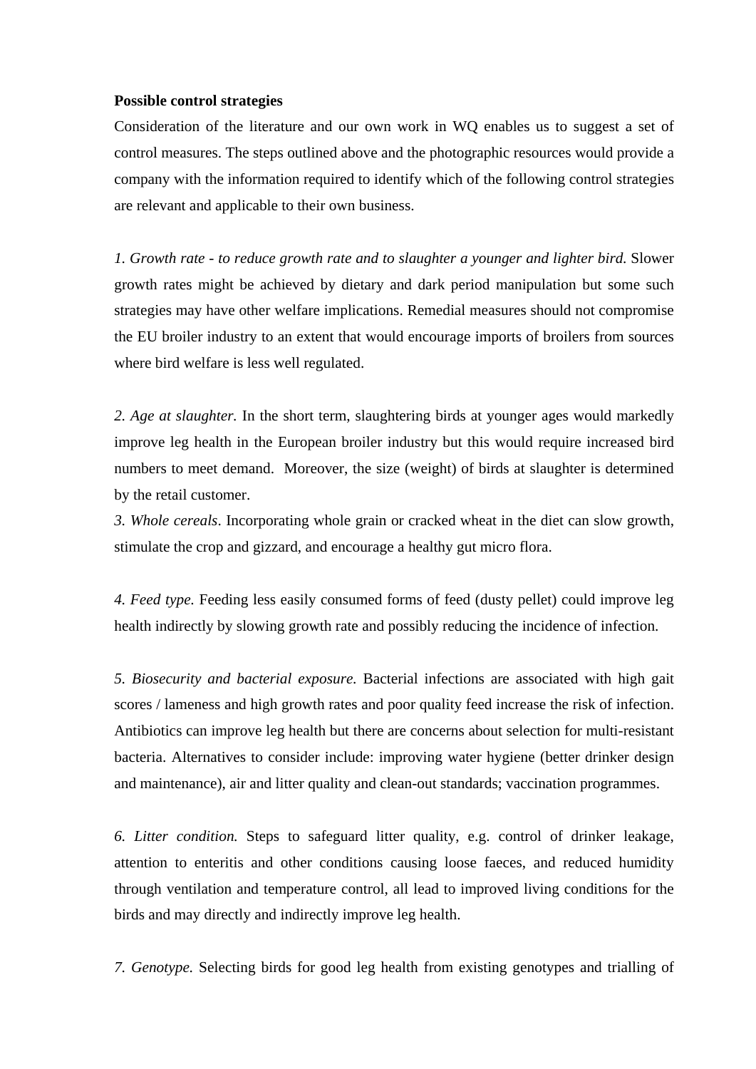**Possible control strategies**

Consideration of the literature and our own work in WQ enables us to suggest a set of control measures. The steps outlined above and the photographic resources would provide a company with the information required to identify which of the following control strategies are relevant and applicable to their own business.

*1. Growth rate - to reduce growth rate and to slaughter a younger and lighter bird.* Slower growth rates might be achieved by dietary and dark period manipulation but some such strategies may have other welfare implications. Remedial measures should not compromise the EU broiler industry to an extent that would encourage imports of broilers from sources where bird welfare is less well regulated.

*2. Age at slaughter.* In the short term, slaughtering birds at younger ages would markedly improve leg health in the European broiler industry but this would require increased bird numbers to meet demand. Moreover, the size (weight) of birds at slaughter is determined by the retail customer.

*3. Whole cereals*. Incorporating whole grain or cracked wheat in the diet can slow growth, stimulate the crop and gizzard, and encourage a healthy gut micro flora.

*4. Feed type.* Feeding less easily consumed forms of feed (dusty pellet) could improve leg health indirectly by slowing growth rate and possibly reducing the incidence of infection.

*5. Biosecurity and bacterial exposure.* Bacterial infections are associated with high gait scores / lameness and high growth rates and poor quality feed increase the risk of infection. Antibiotics can improve leg health but there are concerns about selection for multi-resistant bacteria. Alternatives to consider include: improving water hygiene (better drinker design and maintenance), air and litter quality and clean-out standards; vaccination programmes.

*6. Litter condition.* Steps to safeguard litter quality, e.g. control of drinker leakage, attention to enteritis and other conditions causing loose faeces, and reduced humidity through ventilation and temperature control, all lead to improved living conditions for the birds and may directly and indirectly improve leg health.

*7. Genotype.* Selecting birds for good leg health from existing genotypes and trialling of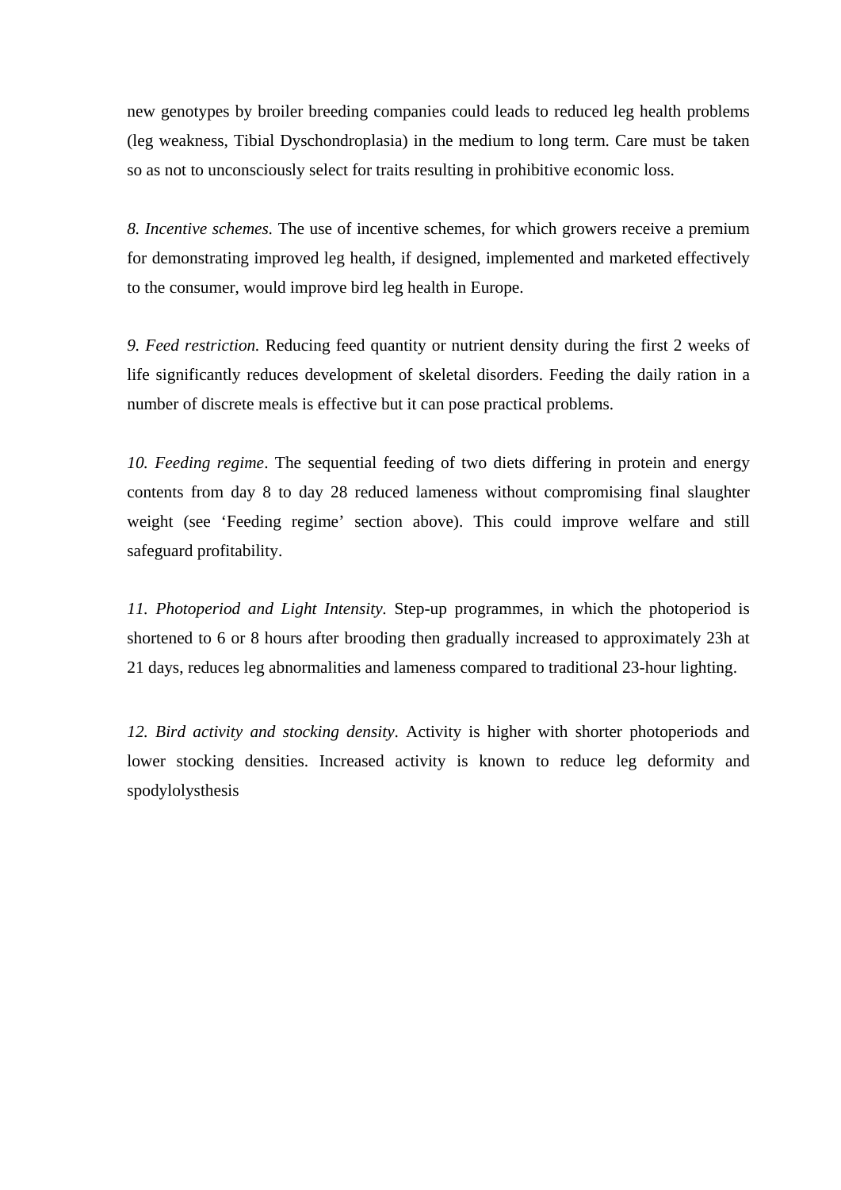new genotypes by broiler breeding companies could leads to reduced leg health problems (leg weakness, Tibial Dyschondroplasia) in the medium to long term. Care must be taken so as not to unconsciously select for traits resulting in prohibitive economic loss.

*8. Incentive schemes.* The use of incentive schemes, for which growers receive a premium for demonstrating improved leg health, if designed, implemented and marketed effectively to the consumer, would improve bird leg health in Europe.

*9. Feed restriction.* Reducing feed quantity or nutrient density during the first 2 weeks of life significantly reduces development of skeletal disorders. Feeding the daily ration in a number of discrete meals is effective but it can pose practical problems.

*10. Feeding regime*. The sequential feeding of two diets differing in protein and energy contents from day 8 to day 28 reduced lameness without compromising final slaughter weight (see 'Feeding regime' section above). This could improve welfare and still safeguard profitability.

*11. Photoperiod and Light Intensity*. Step-up programmes, in which the photoperiod is shortened to 6 or 8 hours after brooding then gradually increased to approximately 23h at 21 days, reduces leg abnormalities and lameness compared to traditional 23-hour lighting.

*12. Bird activity and stocking density*. Activity is higher with shorter photoperiods and lower stocking densities. Increased activity is known to reduce leg deformity and spodylolysthesis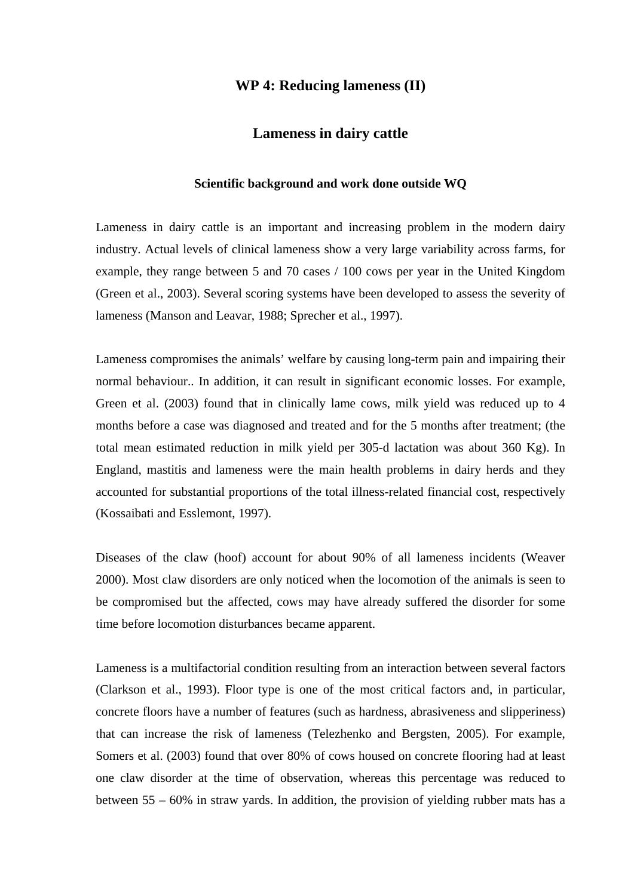## WP 4: Reducing lameness (II)

## Lameness in dairy cattle

### Scientific background and work done outside WQ

Lameness in dairy cattle is an important and increasing problem in the modern dairy industry. Actual levels of clinical lameness show a very large variability across farms, for example, they range between 5 and 70 cases / 100 cows per year in the United Kingdom (Green et al., 2003). Several scoring systems have been developed to assess the severity of lameness (Manson and Leavar, 1988; Sprecher et al., 1997).

Lameness compromises the animals' welfare by causing long-term pain and impairing their normal behaviour.. In addition, it can result in significant economic losses. For example, Green et al. (2003) found that in clinically lame cows, milk yield was reduced up to 4 months before a case was diagnosed and treated and for the 5 months after treatment; (the total mean estimated reduction in milk yield per 305-d lactation was about 360 Kg). In England, mastitis and lameness were the main health problems in dairy herds and they accounted for substantial proportions of the total illness-related financial cost, respectively (Kossaibati and Esslemont, 1997).

Diseases of the claw (hoof) account for about 90% of all lameness incidents (Weaver 2000). Most claw disorders are only noticed when the locomotion of the animals is seen to be compromised but the affected, cows may have already suffered the disorder for some time before locomotion disturbances became apparent.

Lameness is a multifactorial condition resulting from an interaction between several factors (Clarkson et al., 1993). Floor type is one of the most critical factors and, in particular, concrete floors have a number of features (such as hardness, abrasiveness and slipperiness) that can increase the risk of lameness (Telezhenko and Bergsten, 2005). For example, Somers et al. (2003) found that over 80% of cows housed on concrete flooring had at least one claw disorder at the time of observation, whereas this percentage was reduced to between 55 – 60% in straw yards. In addition, the provision of yielding rubber mats has a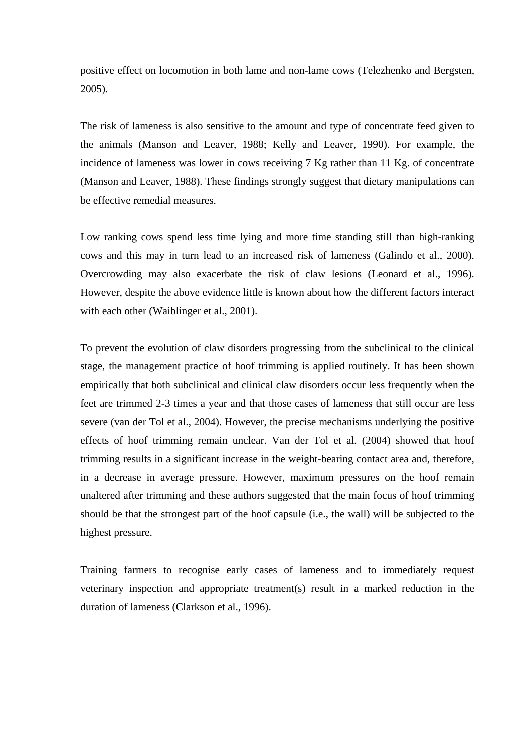positive effect on locomotion in both lame and non-lame cows (Telezhenko and Bergsten, 2005).

The risk of lameness is also sensitive to the amount and type of concentrate feed given to the animals (Manson and Leaver, 1988; Kelly and Leaver, 1990). For example, the incidence of lameness was lower in cows receiving 7 Kg rather than 11 Kg. of concentrate (Manson and Leaver, 1988). These findings strongly suggest that dietary manipulations can be effective remedial measures.

Low ranking cows spend less time lying and more time standing still than high-ranking cows and this may in turn lead to an increased risk of lameness (Galindo et al., 2000). Overcrowding may also exacerbate the risk of claw lesions (Leonard et al., 1996). However, despite the above evidence little is known about how the different factors interact with each other (Waiblinger et al., 2001).

To prevent the evolution of claw disorders progressing from the subclinical to the clinical stage, the management practice of hoof trimming is applied routinely. It has been shown empirically that both subclinical and clinical claw disorders occur less frequently when the feet are trimmed 2-3 times a year and that those cases of lameness that still occur are less severe (van der Tol et al., 2004). However, the precise mechanisms underlying the positive effects of hoof trimming remain unclear. Van der Tol et al. (2004) showed that hoof trimming results in a significant increase in the weight-bearing contact area and, therefore, in a decrease in average pressure. However, maximum pressures on the hoof remain unaltered after trimming and these authors suggested that the main focus of hoof trimming should be that the strongest part of the hoof capsule (i.e., the wall) will be subjected to the highest pressure.

Training farmers to recognise early cases of lameness and to immediately request veterinary inspection and appropriate treatment(s) result in a marked reduction in the duration of lameness (Clarkson et al., 1996).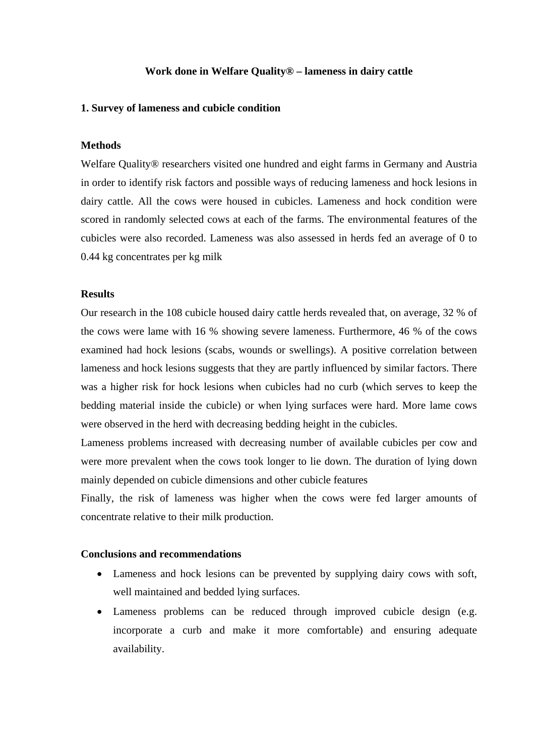# Work done in Welfare Quality® – lameness in dairy cattle

## 1. Survey of lameness and cubicle condition

### Methods

Welfare Quality® researchers visited one hundred and eight farms in Germany and Austria in order to identify risk factors and possible ways of reducing lameness and hock lesions in dairy cattle. All the cows were housed in cubicles. Lameness and hock condition were scored in randomly selected cows at each of the farms. The environmental features of the cubicles were also recorded. Lameness was also assessed in herds fed an average of 0 to 0.44 kg concentrates per kg milk

### Results

Our research in the 108 cubicle housed dairy cattle herds revealed that, on average, 32 % of the cows were lame with 16 % showing severe lameness. Furthermore, 46 % of the cows examined had hock lesions (scabs, wounds or swellings). A positive correlation between lameness and hock lesions suggests that they are partly influenced by similar factors. There was a higher risk for hock lesions when cubicles had no curb (which serves to keep the bedding material inside the cubicle) or when lying surfaces were hard. More lame cows were observed in the herd with decreasing bedding height in the cubicles.

Lameness problems increased with decreasing number of available cubicles per cow and were more prevalent when the cows took longer to lie down. The duration of lying down mainly depended on cubicle dimensions and other cubicle features

Finally, the risk of lameness was higher when the cows were fed larger amounts of concentrate relative to their milk production.

### Conclusions and recommendations

- Lameness and hock lesions can be prevented by supplying dairy cows with soft, well maintained and bedded lying surfaces.
- Lameness problems can be reduced through improved cubicle design (e.g. incorporate a curb and make it more comfortable) and ensuring adequate availability.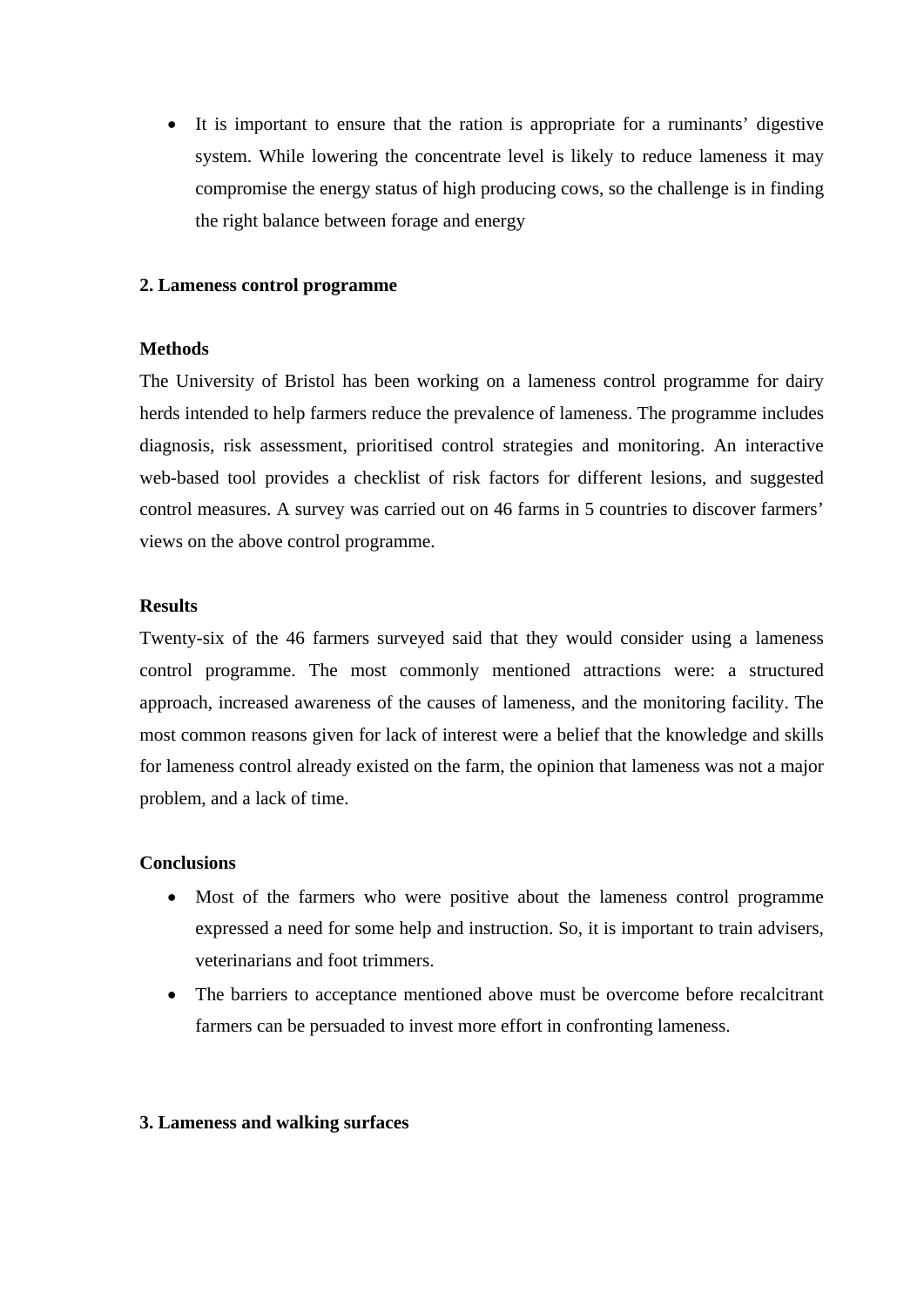- It is important to ensure that the ration is appropriate for a ruminants' digestive system. While lowering the concentrate level is likely to reduce lameness it may compromise the energy status of high producing cows, so the challenge is in finding the right balance between forage and energy

## 2. Lameness control programme

### Methods

The University of Bristol has been working on a lameness control programme for dairy herds intended to help farmers reduce the prevalence of lameness. The programme includes diagnosis, risk assessment, prioritised control strategies and monitoring. An interactive web-based tool provides a checklist of risk factors for different lesions, and suggested control measures. A survey was carried out on 46 farms in 5 countries to discover farmers' views on the above control programme.

### Results

Twenty-six of the 46 farmers surveyed said that they would consider using a lameness control programme. The most commonly mentioned attractions were: a structured approach, increased awareness of the causes of lameness, and the monitoring facility. The most common reasons given for lack of interest were a belief that the knowledge and skills for lameness control already existed on the farm, the opinion that lameness was not a major problem, and a lack of time.

### Conclusions

- Most of the farmers who were positive about the lameness control programme expressed a need for some help and instruction. So, it is important to train advisers, veterinarians and foot trimmers.
- The barriers to acceptance mentioned above must be overcome before recalcitrant farmers can be persuaded to invest more effort in confronting lameness.

## 3. Lameness and walking surfaces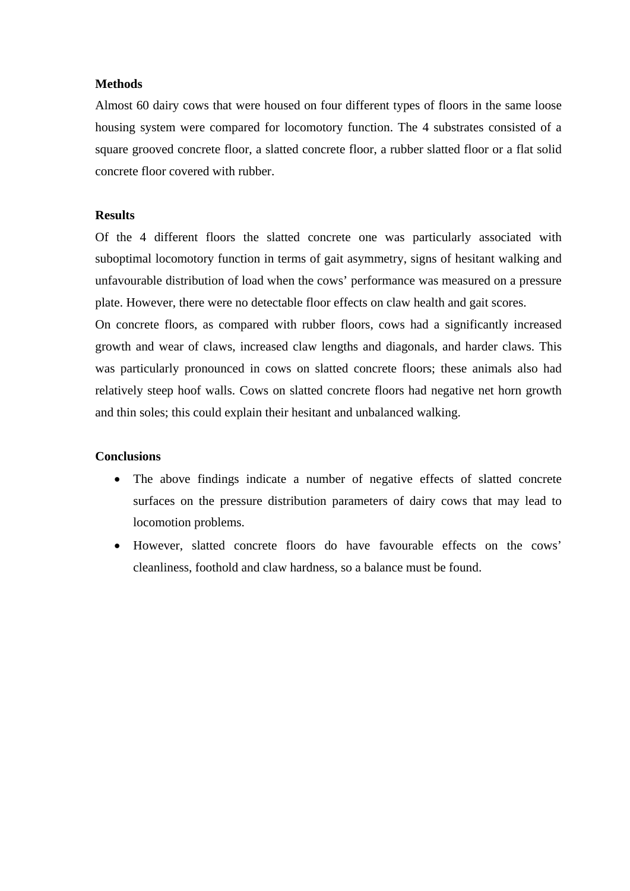**Methods**

Almost 60 dairy cows that were housed on four different types of floors in the same loose housing system were compared for locomotory function. The 4 substrates consisted of a square grooved concrete floor, a slatted concrete floor, a rubber slatted floor or a flat solid concrete floor covered with rubber.

**Results**

Of the 4 different floors the slatted concrete one was particularly associated with suboptimal locomotory function in terms of gait asymmetry, signs of hesitant walking and unfavourable distribution of load when the cows' performance was measured on a pressure plate. However, there were no detectable floor effects on claw health and gait scores.

On concrete floors, as compared with rubber floors, cows had a significantly increased growth and wear of claws, increased claw lengths and diagonals, and harder claws. This was particularly pronounced in cows on slatted concrete floors; these animals also had relatively steep hoof walls. Cows on slatted concrete floors had negative net horn growth and thin soles; this could explain their hesitant and unbalanced walking.

**Conclusions**

- The above findings indicate a number of negative effects of slatted concrete surfaces on the pressure distribution parameters of dairy cows that may lead to locomotion problems.
- However, slatted concrete floors do have favourable effects on the cows' cleanliness, foothold and claw hardness, so a balance must be found.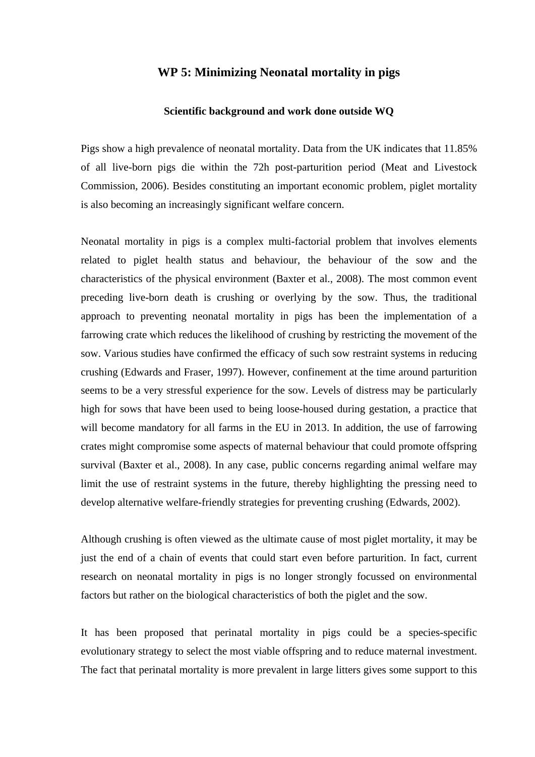## WP 5: Minimizing Neonatal mortality in pigs

### Scientific background and work done outside WQ

Pigs show a high prevalence of neonatal mortality. Data from the UK indicates that 11.85% of all live-born pigs die within the 72h post-parturition period (Meat and Livestock Commission, 2006). Besides constituting an important economic problem, piglet mortality is also becoming an increasingly significant welfare concern.

Neonatal mortality in pigs is a complex multi-factorial problem that involves elements related to piglet health status and behaviour, the behaviour of the sow and the characteristics of the physical environment (Baxter et al., 2008). The most common event preceding live-born death is crushing or overlying by the sow. Thus, the traditional approach to preventing neonatal mortality in pigs has been the implementation of a farrowing crate which reduces the likelihood of crushing by restricting the movement of the sow. Various studies have confirmed the efficacy of such sow restraint systems in reducing crushing (Edwards and Fraser, 1997). However, confinement at the time around parturition seems to be a very stressful experience for the sow. Levels of distress may be particularly high for sows that have been used to being loose-housed during gestation, a practice that will become mandatory for all farms in the EU in 2013. In addition, the use of farrowing crates might compromise some aspects of maternal behaviour that could promote offspring survival (Baxter et al., 2008). In any case, public concerns regarding animal welfare may limit the use of restraint systems in the future, thereby highlighting the pressing need to develop alternative welfare-friendly strategies for preventing crushing (Edwards, 2002).

Although crushing is often viewed as the ultimate cause of most piglet mortality, it may be just the end of a chain of events that could start even before parturition. In fact, current research on neonatal mortality in pigs is no longer strongly focussed on environmental factors but rather on the biological characteristics of both the piglet and the sow.

It has been proposed that perinatal mortality in pigs could be a species-specific evolutionary strategy to select the most viable offspring and to reduce maternal investment. The fact that perinatal mortality is more prevalent in large litters gives some support to this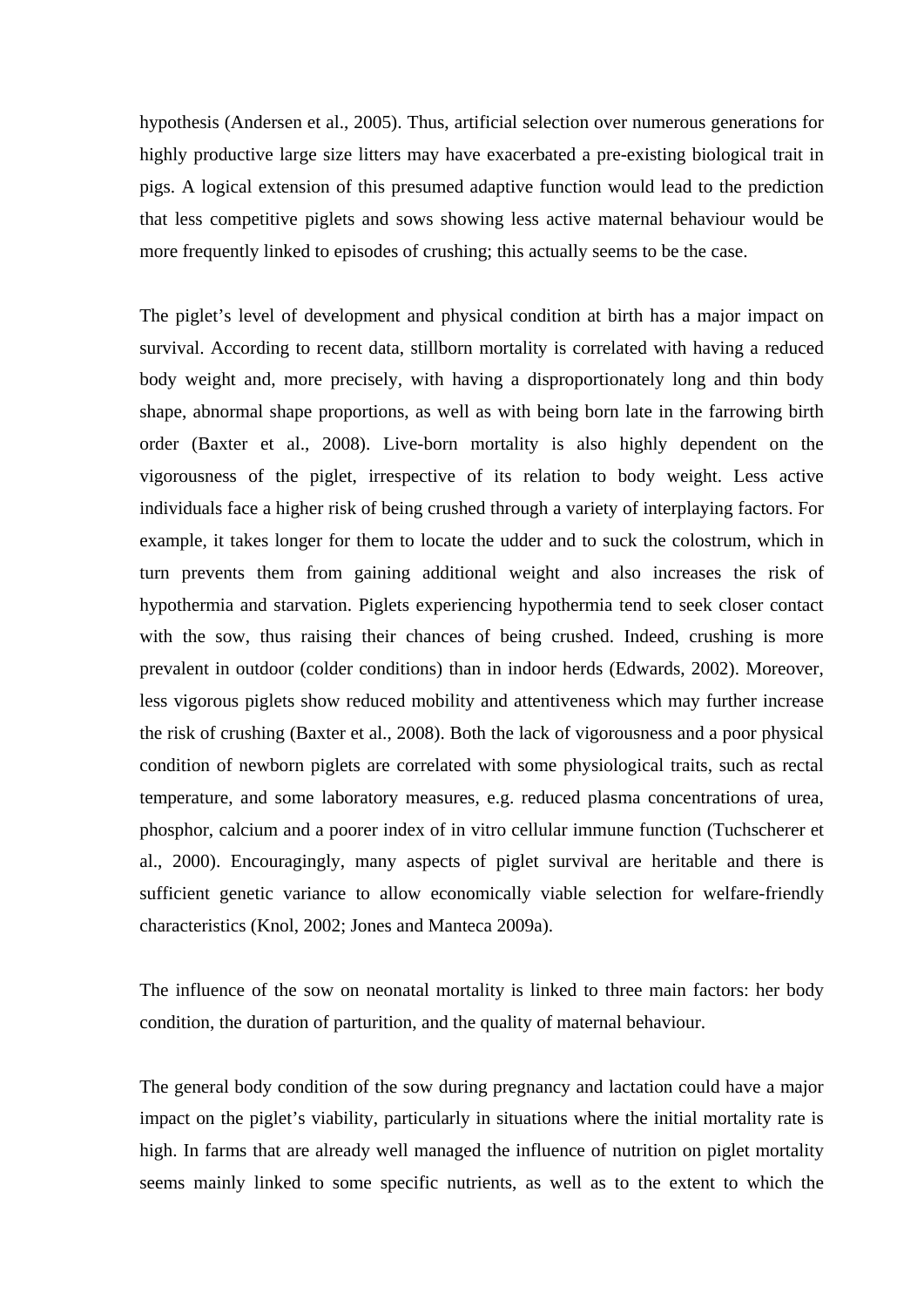hypothesis (Andersen et al., 2005). Thus, artificial selection over numerous generations for highly productive large size litters may have exacerbated a pre-existing biological trait in pigs. A logical extension of this presumed adaptive function would lead to the prediction that less competitive piglets and sows showing less active maternal behaviour would be more frequently linked to episodes of crushing; this actually seems to be the case.

The piglet's level of development and physical condition at birth has a major impact on survival. According to recent data, stillborn mortality is correlated with having a reduced body weight and, more precisely, with having a disproportionately long and thin body shape, abnormal shape proportions, as well as with being born late in the farrowing birth order (Baxter et al., 2008). Live-born mortality is also highly dependent on the vigorousness of the piglet, irrespective of its relation to body weight. Less active individuals face a higher risk of being crushed through a variety of interplaying factors. For example, it takes longer for them to locate the udder and to suck the colostrum, which in turn prevents them from gaining additional weight and also increases the risk of hypothermia and starvation. Piglets experiencing hypothermia tend to seek closer contact with the sow, thus raising their chances of being crushed. Indeed, crushing is more prevalent in outdoor (colder conditions) than in indoor herds (Edwards, 2002). Moreover, less vigorous piglets show reduced mobility and attentiveness which may further increase the risk of crushing (Baxter et al., 2008). Both the lack of vigorousness and a poor physical condition of newborn piglets are correlated with some physiological traits, such as rectal temperature, and some laboratory measures, e.g. reduced plasma concentrations of urea, phosphor, calcium and a poorer index of in vitro cellular immune function (Tuchscherer et al., 2000). Encouragingly, many aspects of piglet survival are heritable and there is sufficient genetic variance to allow economically viable selection for welfare-friendly characteristics (Knol, 2002; Jones and Manteca 2009a).

The influence of the sow on neonatal mortality is linked to three main factors: her body condition, the duration of parturition, and the quality of maternal behaviour.

The general body condition of the sow during pregnancy and lactation could have a major impact on the piglet's viability, particularly in situations where the initial mortality rate is high. In farms that are already well managed the influence of nutrition on piglet mortality seems mainly linked to some specific nutrients, as well as to the extent to which the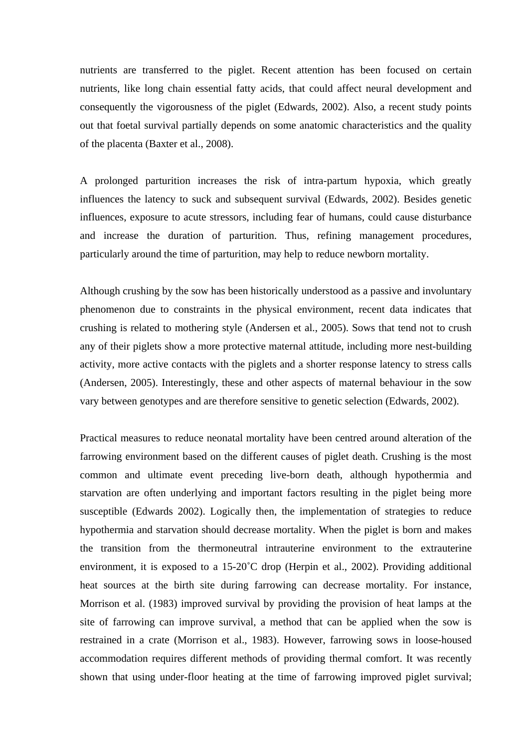nutrients are transferred to the piglet. Recent attention has been focused on certain nutrients, like long chain essential fatty acids, that could affect neural development and consequently the vigorousness of the piglet (Edwards, 2002). Also, a recent study points out that foetal survival partially depends on some anatomic characteristics and the quality of the placenta (Baxter et al., 2008).

A prolonged parturition increases the risk of intra-partum hypoxia, which greatly influences the latency to suck and subsequent survival (Edwards, 2002). Besides genetic influences, exposure to acute stressors, including fear of humans, could cause disturbance and increase the duration of parturition. Thus, refining management procedures, particularly around the time of parturition, may help to reduce newborn mortality.

Although crushing by the sow has been historically understood as a passive and involuntary phenomenon due to constraints in the physical environment, recent data indicates that crushing is related to mothering style (Andersen et al., 2005). Sows that tend not to crush any of their piglets show a more protective maternal attitude, including more nest-building activity, more active contacts with the piglets and a shorter response latency to stress calls (Andersen, 2005). Interestingly, these and other aspects of maternal behaviour in the sow vary between genotypes and are therefore sensitive to genetic selection (Edwards, 2002).

Practical measures to reduce neonatal mortality have been centred around alteration of the farrowing environment based on the different causes of piglet death. Crushing is the most common and ultimate event preceding live-born death, although hypothermia and starvation are often underlying and important factors resulting in the piglet being more susceptible (Edwards 2002). Logically then, the implementation of strategies to reduce hypothermia and starvation should decrease mortality. When the piglet is born and makes the transition from the thermoneutral intrauterine environment to the extrauterine environment, it is exposed to a 15-20˚C drop (Herpin et al., 2002). Providing additional heat sources at the birth site during farrowing can decrease mortality. For instance, Morrison et al. (1983) improved survival by providing the provision of heat lamps at the site of farrowing can improve survival, a method that can be applied when the sow is restrained in a crate (Morrison et al., 1983). However, farrowing sows in loose-housed accommodation requires different methods of providing thermal comfort. It was recently shown that using under-floor heating at the time of farrowing improved piglet survival;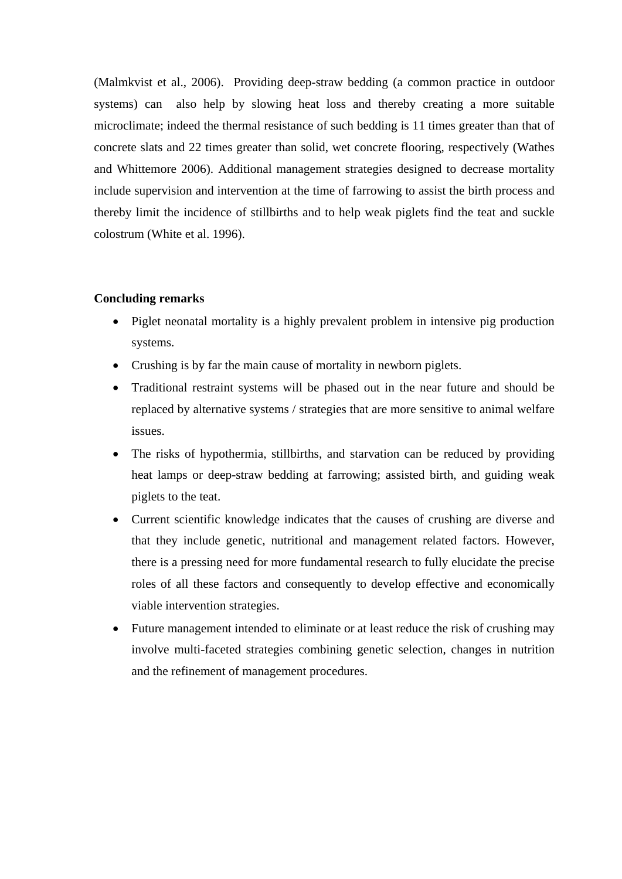(Malmkvist et al., 2006). Providing deep-straw bedding (a common practice in outdoor systems) can also help by slowing heat loss and thereby creating a more suitable microclimate; indeed the thermal resistance of such bedding is 11 times greater than that of concrete slats and 22 times greater than solid, wet concrete flooring, respectively (Wathes and Whittemore 2006). Additional management strategies designed to decrease mortality include supervision and intervention at the time of farrowing to assist the birth process and thereby limit the incidence of stillbirths and to help weak piglets find the teat and suckle colostrum (White et al. 1996).

**Concluding remarks**

- Piglet neonatal mortality is a highly prevalent problem in intensive pig production systems.
- Crushing is by far the main cause of mortality in newborn piglets.
- Traditional restraint systems will be phased out in the near future and should be replaced by alternative systems / strategies that are more sensitive to animal welfare issues.
- The risks of hypothermia, stillbirths, and starvation can be reduced by providing heat lamps or deep-straw bedding at farrowing; assisted birth, and guiding weak piglets to the teat.
- Current scientific knowledge indicates that the causes of crushing are diverse and that they include genetic, nutritional and management related factors. However, there is a pressing need for more fundamental research to fully elucidate the precise roles of all these factors and consequently to develop effective and economically viable intervention strategies.
- Future management intended to eliminate or at least reduce the risk of crushing may involve multi-faceted strategies combining genetic selection, changes in nutrition and the refinement of management procedures.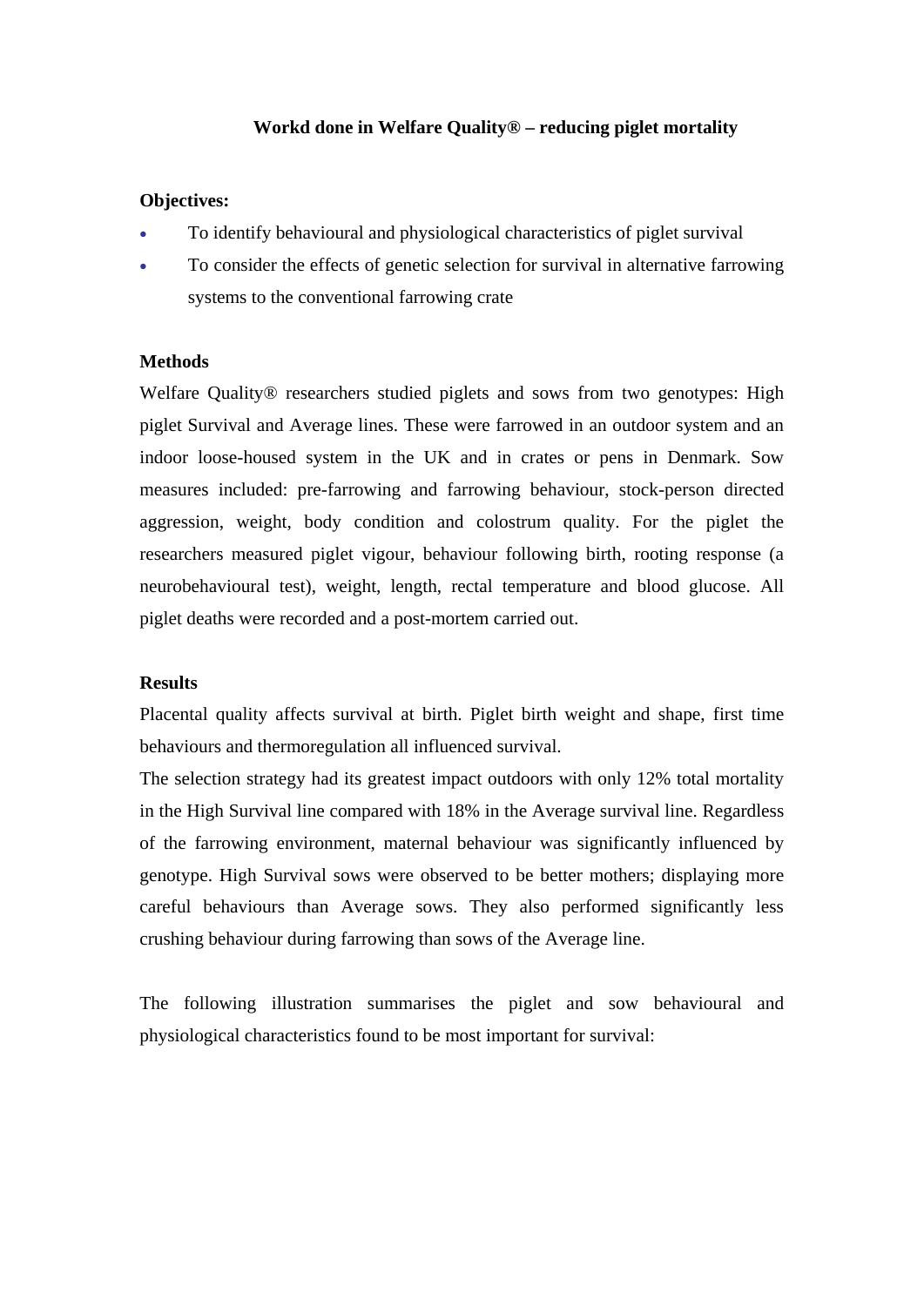**Workd done in Welfare Quality® – reducing piglet mortality**

**Objectives:**

- To identify behavioural and physiological characteristics of piglet survival
- To consider the effects of genetic selection for survival in alternative farrowing systems to the conventional farrowing crate

**Methods**

Welfare Quality® researchers studied piglets and sows from two genotypes: High piglet Survival and Average lines. These were farrowed in an outdoor system and an indoor loose-housed system in the UK and in crates or pens in Denmark. Sow measures included: pre-farrowing and farrowing behaviour, stock-person directed aggression, weight, body condition and colostrum quality. For the piglet the researchers measured piglet vigour, behaviour following birth, rooting response (a neurobehavioural test), weight, length, rectal temperature and blood glucose. All piglet deaths were recorded and a post-mortem carried out.

**Results**

Placental quality affects survival at birth. Piglet birth weight and shape, first time behaviours and thermoregulation all influenced survival.

The selection strategy had its greatest impact outdoors with only 12% total mortality in the High Survival line compared with 18% in the Average survival line. Regardless of the farrowing environment, maternal behaviour was significantly influenced by genotype. High Survival sows were observed to be better mothers; displaying more careful behaviours than Average sows. They also performed significantly less crushing behaviour during farrowing than sows of the Average line.

The following illustration summarises the piglet and sow behavioural and physiological characteristics found to be most important for survival: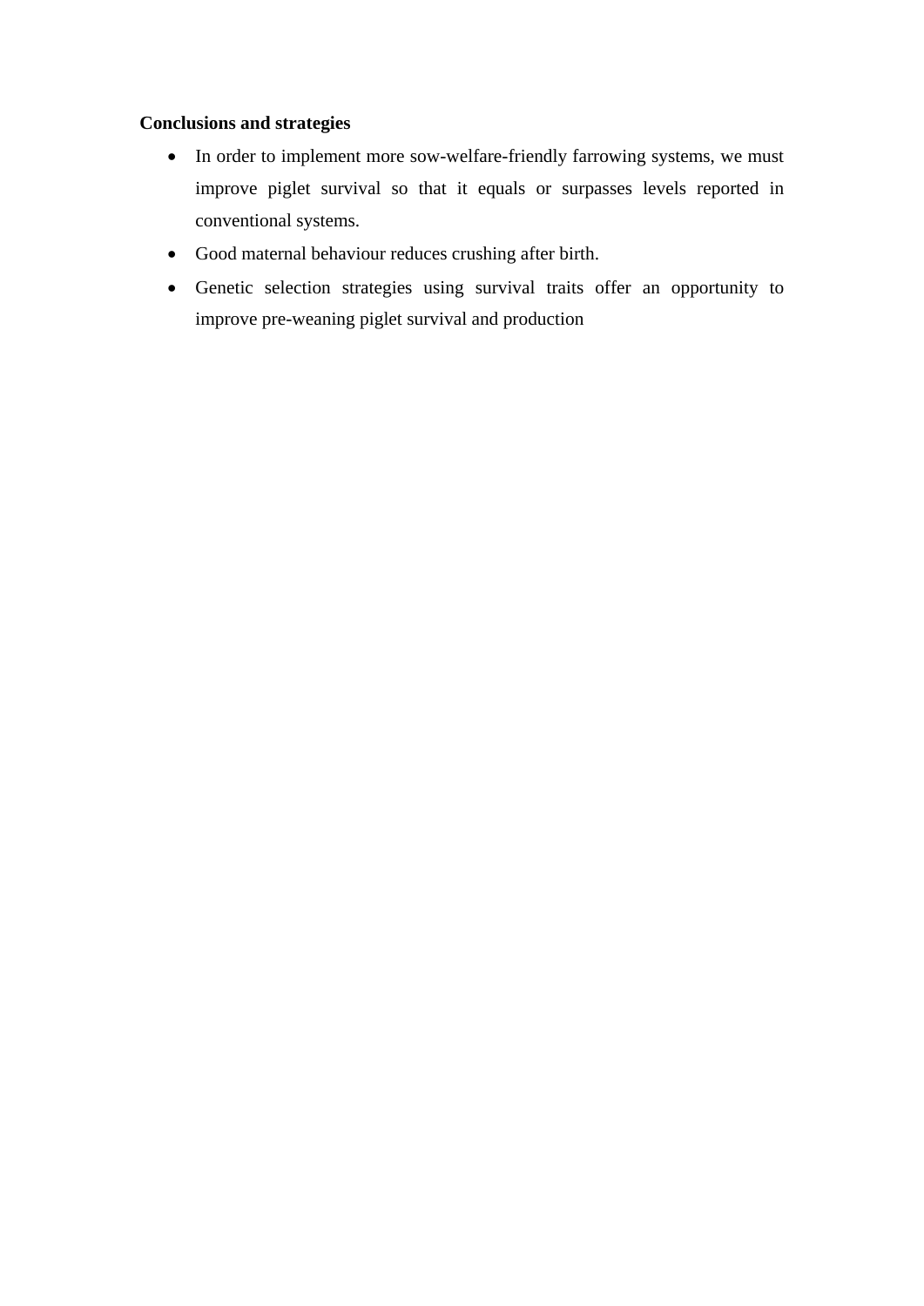**Conclusions and strategies**

- In order to implement more sow-welfare-friendly farrowing systems, we must improve piglet survival so that it equals or surpasses levels reported in conventional systems.
- Good maternal behaviour reduces crushing after birth.
- Genetic selection strategies using survival traits offer an opportunity to improve pre-weaning piglet survival and production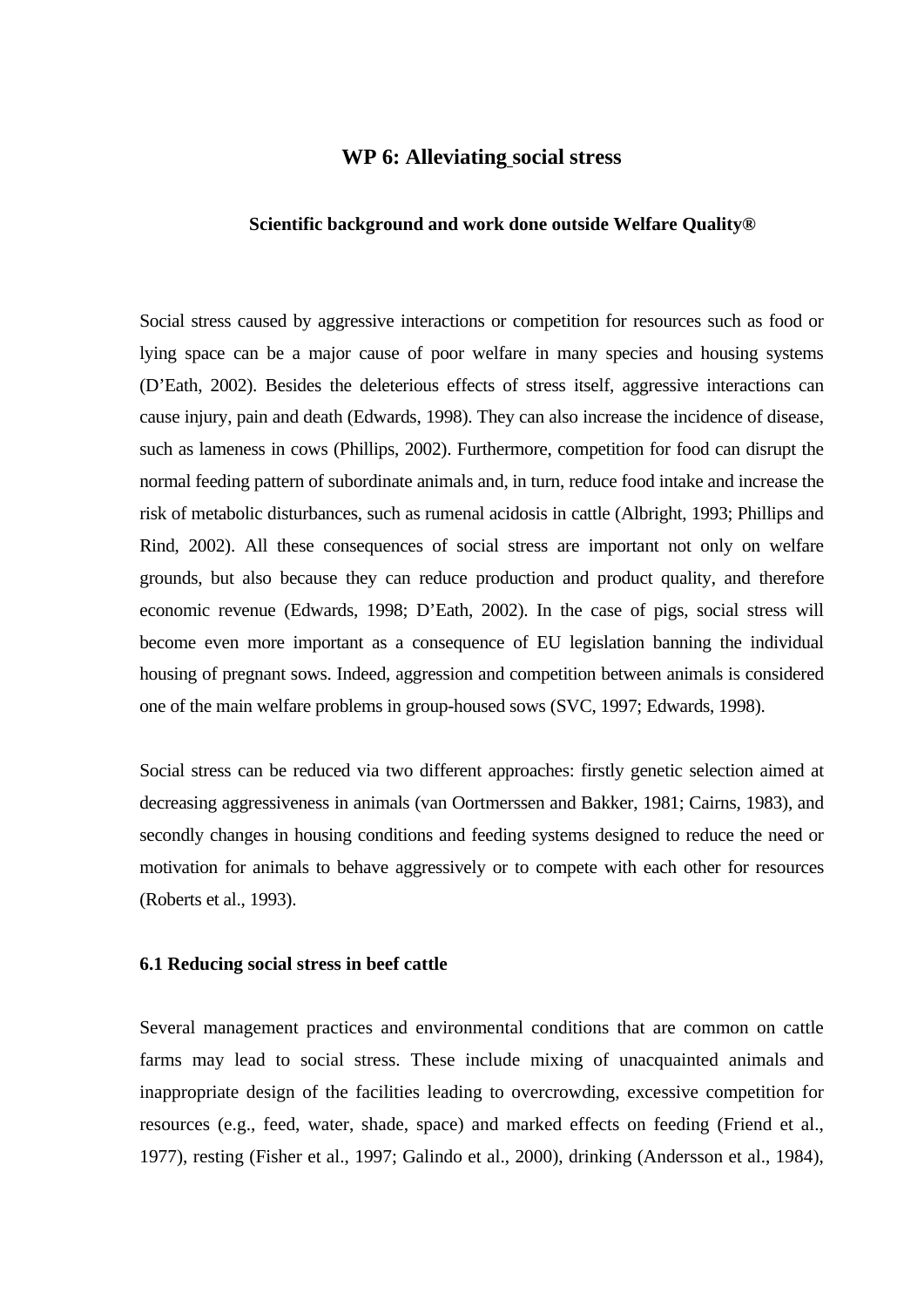# WP 6: Alleviating social stress

### Scientific background and work done outside Welfare Quality®

Social stress caused by aggressive interactions or competition for resources such as food or lying space can be a major cause of poor welfare in many species and housing systems (D'Eath, 2002). Besides the deleterious effects of stress itself, aggressive interactions can cause injury, pain and death (Edwards, 1998). They can also increase the incidence of disease, such as lameness in cows (Phillips, 2002). Furthermore, competition for food can disrupt the normal feeding pattern of subordinate animals and, in turn, reduce food intake and increase the risk of metabolic disturbances, such as rumenal acidosis in cattle (Albright, 1993; Phillips and Rind, 2002). All these consequences of social stress are important not only on welfare grounds, but also because they can reduce production and product quality, and therefore economic revenue (Edwards, 1998; D'Eath, 2002). In the case of pigs, social stress will become even more important as a consequence of EU legislation banning the individual housing of pregnant sows. Indeed, aggression and competition between animals is considered one of the main welfare problems in group-housed sows (SVC, 1997; Edwards, 1998).

Social stress can be reduced via two different approaches: firstly genetic selection aimed at decreasing aggressiveness in animals (van Oortmerssen and Bakker, 1981; Cairns, 1983), and secondly changes in housing conditions and feeding systems designed to reduce the need or motivation for animals to behave aggressively or to compete with each other for resources (Roberts et al., 1993).

## 6.1 Reducing social stress in beef cattle

Several management practices and environmental conditions that are common on cattle farms may lead to social stress. These include mixing of unacquainted animals and inappropriate design of the facilities leading to overcrowding, excessive competition for resources (e.g., feed, water, shade, space) and marked effects on feeding (Friend et al., 1977), resting (Fisher et al., 1997; Galindo et al., 2000), drinking (Andersson et al., 1984),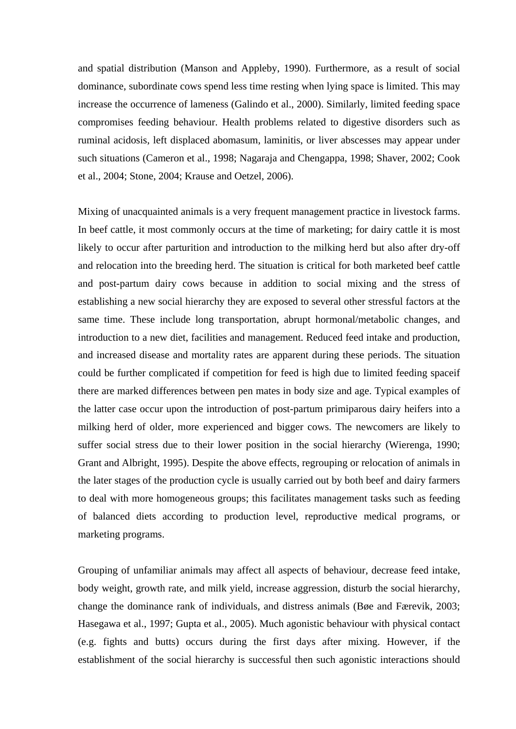and spatial distribution (Manson and Appleby, 1990). Furthermore, as a result of social dominance, subordinate cows spend less time resting when lying space is limited. This may increase the occurrence of lameness (Galindo et al., 2000). Similarly, limited feeding space compromises feeding behaviour. Health problems related to digestive disorders such as ruminal acidosis, left displaced abomasum, laminitis, or liver abscesses may appear under such situations (Cameron et al., 1998; Nagaraja and Chengappa, 1998; Shaver, 2002; Cook et al., 2004; Stone, 2004; Krause and Oetzel, 2006).

Mixing of unacquainted animals is a very frequent management practice in livestock farms. In beef cattle, it most commonly occurs at the time of marketing; for dairy cattle it is most likely to occur after parturition and introduction to the milking herd but also after dry-off and relocation into the breeding herd. The situation is critical for both marketed beef cattle and post-partum dairy cows because in addition to social mixing and the stress of establishing a new social hierarchy they are exposed to several other stressful factors at the same time. These include long transportation, abrupt hormonal/metabolic changes, and introduction to a new diet, facilities and management. Reduced feed intake and production, and increased disease and mortality rates are apparent during these periods. The situation could be further complicated if competition for feed is high due to limited feeding spaceif there are marked differences between pen mates in body size and age. Typical examples of the latter case occur upon the introduction of post-partum primiparous dairy heifers into a milking herd of older, more experienced and bigger cows. The newcomers are likely to suffer social stress due to their lower position in the social hierarchy (Wierenga, 1990; Grant and Albright, 1995). Despite the above effects, regrouping or relocation of animals in the later stages of the production cycle is usually carried out by both beef and dairy farmers to deal with more homogeneous groups; this facilitates management tasks such as feeding of balanced diets according to production level, reproductive medical programs, or marketing programs.

Grouping of unfamiliar animals may affect all aspects of behaviour, decrease feed intake, body weight, growth rate, and milk yield, increase aggression, disturb the social hierarchy, change the dominance rank of individuals, and distress animals (Bøe and Færevik, 2003; Hasegawa et al., 1997; Gupta et al., 2005). Much agonistic behaviour with physical contact (e.g. fights and butts) occurs during the first days after mixing. However, if the establishment of the social hierarchy is successful then such agonistic interactions should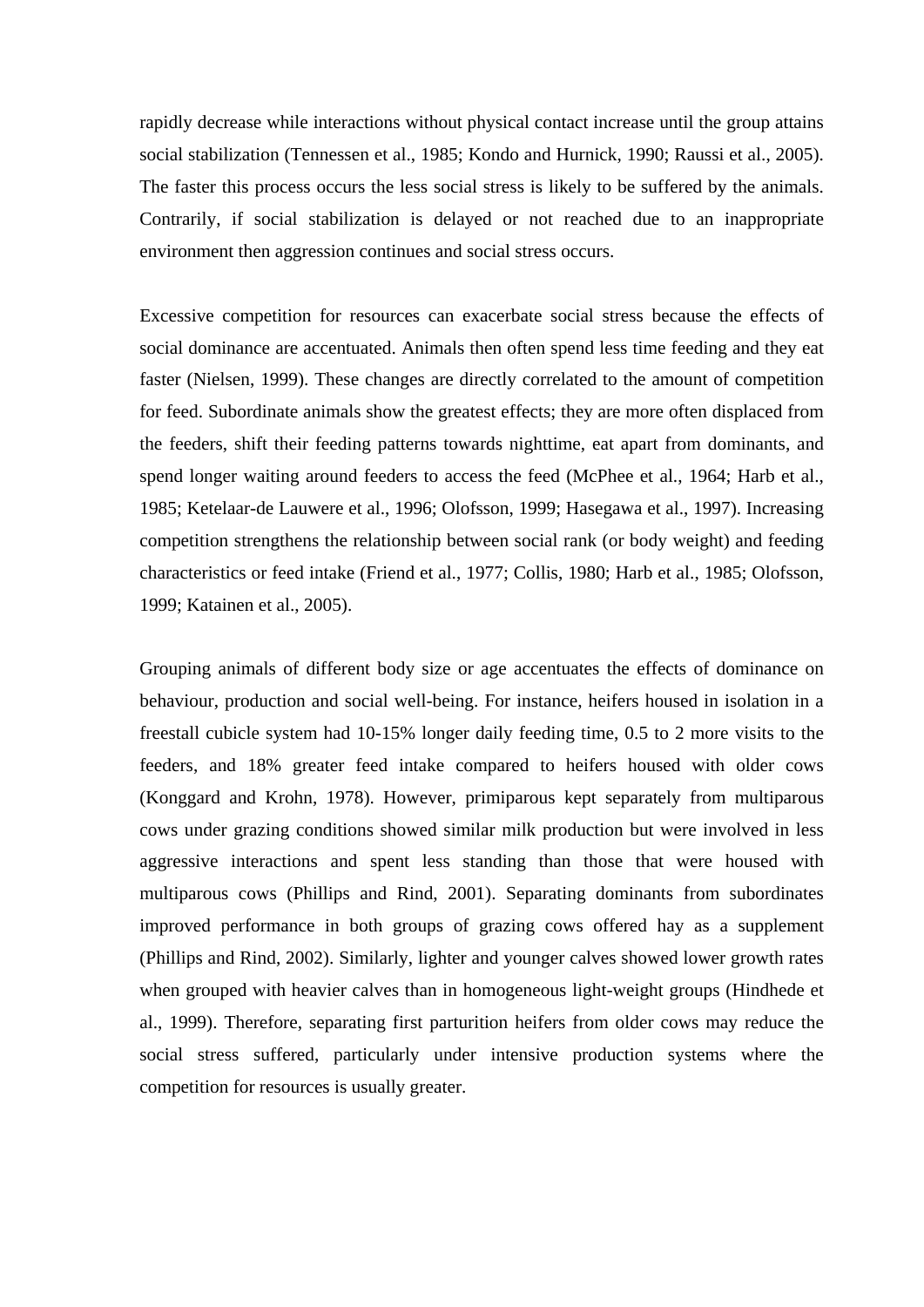rapidly decrease while interactions without physical contact increase until the group attains social stabilization (Tennessen et al., 1985; Kondo and Hurnick, 1990; Raussi et al., 2005). The faster this process occurs the less social stress is likely to be suffered by the animals. Contrarily, if social stabilization is delayed or not reached due to an inappropriate environment then aggression continues and social stress occurs.

Excessive competition for resources can exacerbate social stress because the effects of social dominance are accentuated. Animals then often spend less time feeding and they eat faster (Nielsen, 1999). These changes are directly correlated to the amount of competition for feed. Subordinate animals show the greatest effects; they are more often displaced from the feeders, shift their feeding patterns towards nighttime, eat apart from dominants, and spend longer waiting around feeders to access the feed (McPhee et al., 1964; Harb et al., 1985; Ketelaar-de Lauwere et al., 1996; Olofsson, 1999; Hasegawa et al., 1997). Increasing competition strengthens the relationship between social rank (or body weight) and feeding characteristics or feed intake (Friend et al., 1977; Collis, 1980; Harb et al., 1985; Olofsson, 1999; Katainen et al., 2005).

Grouping animals of different body size or age accentuates the effects of dominance on behaviour, production and social well-being. For instance, heifers housed in isolation in a freestall cubicle system had 10-15% longer daily feeding time, 0.5 to 2 more visits to the feeders, and 18% greater feed intake compared to heifers housed with older cows (Konggard and Krohn, 1978). However, primiparous kept separately from multiparous cows under grazing conditions showed similar milk production but were involved in less aggressive interactions and spent less standing than those that were housed with multiparous cows (Phillips and Rind, 2001). Separating dominants from subordinates improved performance in both groups of grazing cows offered hay as a supplement (Phillips and Rind, 2002). Similarly, lighter and younger calves showed lower growth rates when grouped with heavier calves than in homogeneous light-weight groups (Hindhede et al., 1999). Therefore, separating first parturition heifers from older cows may reduce the social stress suffered, particularly under intensive production systems where the competition for resources is usually greater.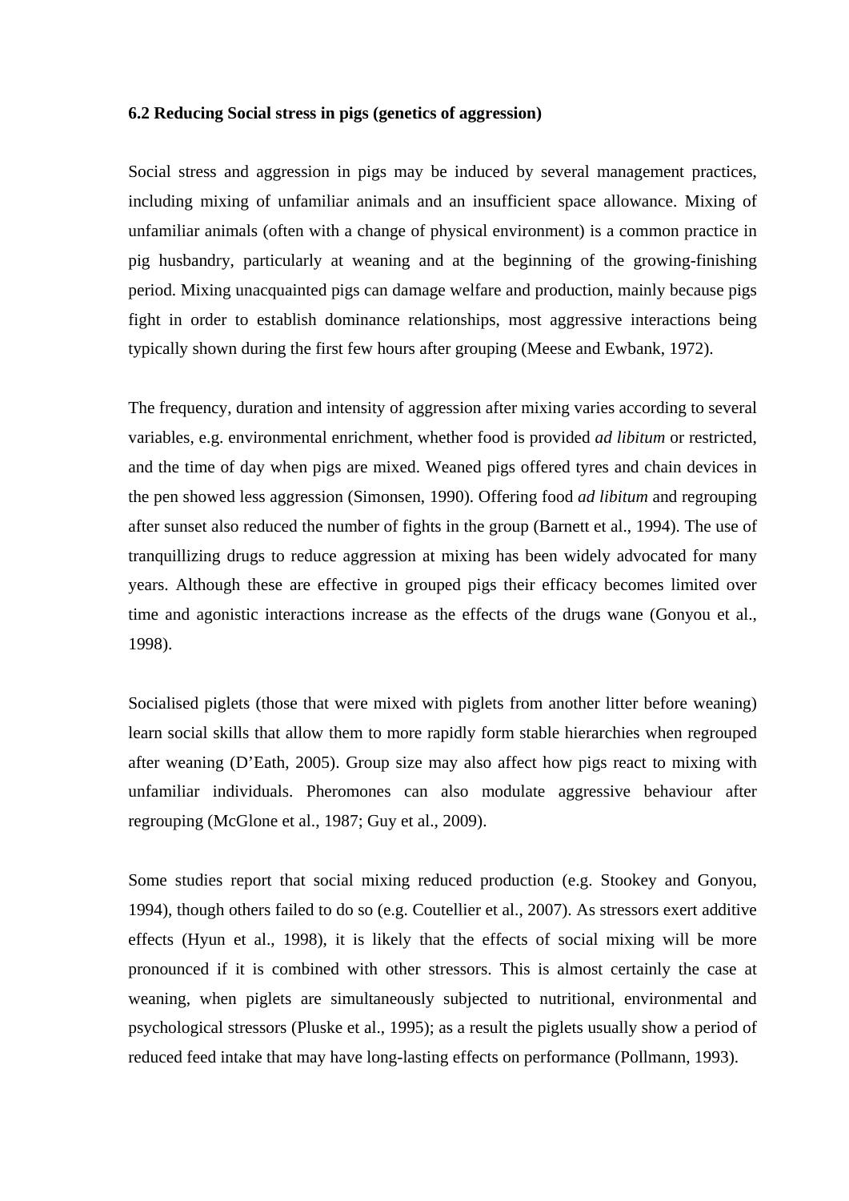### 6.2 Reducing Social stress in pigs (genetics of aggression)

Social stress and aggression in pigs may be induced by several management practices, including mixing of unfamiliar animals and an insufficient space allowance. Mixing of unfamiliar animals (often with a change of physical environment) is a common practice in pig husbandry, particularly at weaning and at the beginning of the growing-finishing period. Mixing unacquainted pigs can damage welfare and production, mainly because pigs fight in order to establish dominance relationships, most aggressive interactions being typically shown during the first few hours after grouping (Meese and Ewbank, 1972).

The frequency, duration and intensity of aggression after mixing varies according to several variables, e.g. environmental enrichment, whether food is provided *ad libitum* or restricted, and the time of day when pigs are mixed. Weaned pigs offered tyres and chain devices in the pen showed less aggression (Simonsen, 1990). Offering food *ad libitum* and regrouping after sunset also reduced the number of fights in the group (Barnett et al., 1994). The use of tranquillizing drugs to reduce aggression at mixing has been widely advocated for many years. Although these are effective in grouped pigs their efficacy becomes limited over time and agonistic interactions increase as the effects of the drugs wane (Gonyou et al., 1998).

Socialised piglets (those that were mixed with piglets from another litter before weaning) learn social skills that allow them to more rapidly form stable hierarchies when regrouped after weaning (D'Eath, 2005). Group size may also affect how pigs react to mixing with unfamiliar individuals. Pheromones can also modulate aggressive behaviour after regrouping (McGlone et al., 1987; Guy et al., 2009).

Some studies report that social mixing reduced production (e.g. Stookey and Gonyou, 1994), though others failed to do so (e.g. Coutellier et al., 2007). As stressors exert additive effects (Hyun et al., 1998), it is likely that the effects of social mixing will be more pronounced if it is combined with other stressors. This is almost certainly the case at weaning, when piglets are simultaneously subjected to nutritional, environmental and psychological stressors (Pluske et al., 1995); as a result the piglets usually show a period of reduced feed intake that may have long-lasting effects on performance (Pollmann, 1993).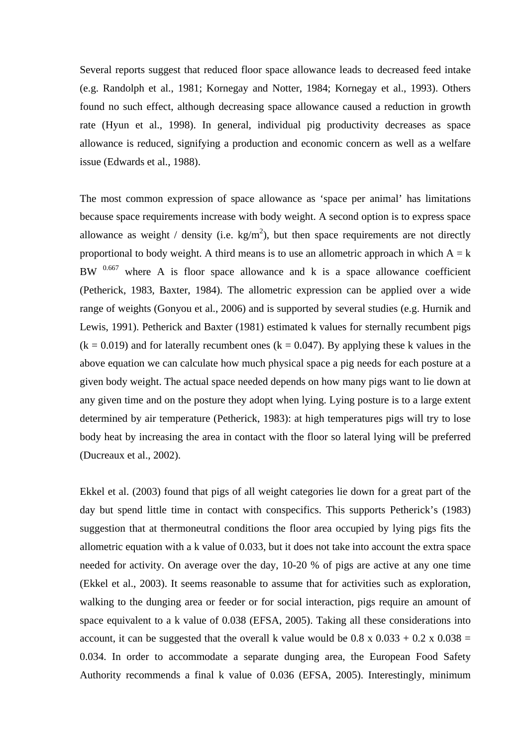Several reports suggest that reduced floor space allowance leads to decreased feed intake (e.g. Randolph et al., 1981; Kornegay and Notter, 1984; Kornegay et al., 1993). Others found no such effect, although decreasing space allowance caused a reduction in growth rate (Hyun et al., 1998). In general, individual pig productivity decreases as space allowance is reduced, signifying a production and economic concern as well as a welfare issue (Edwards et al., 1988).

The most common expression of space allowance as 'space per animal' has limitations because space requirements increase with body weight. A second option is to express space allowance as weight / density (i.e. $kg/m^2$), but then space requirements are not directly proportional to body weight. A third means is to use an allometric approach in which $A = k\ BW^{0.667}$ where A is floor space allowance and k is a space allowance coefficient (Petherick, 1983, Baxter, 1984). The allometric expression can be applied over a wide range of weights (Gonyou et al., 2006) and is supported by several studies (e.g. Hurnik and Lewis, 1991). Petherick and Baxter (1981) estimated k values for sternally recumbent pigs ($k = 0.019$) and for laterally recumbent ones ($k = 0.047$). By applying these k values in the above equation we can calculate how much physical space a pig needs for each posture at a given body weight. The actual space needed depends on how many pigs want to lie down at any given time and on the posture they adopt when lying. Lying posture is to a large extent determined by air temperature (Petherick, 1983): at high temperatures pigs will try to lose body heat by increasing the area in contact with the floor so lateral lying will be preferred (Ducreaux et al., 2002).

Ekkel et al. (2003) found that pigs of all weight categories lie down for a great part of the day but spend little time in contact with conspecifics. This supports Petherick's (1983) suggestion that at thermoneutral conditions the floor area occupied by lying pigs fits the allometric equation with a k value of 0.033, but it does not take into account the extra space needed for activity. On average over the day, 10-20 % of pigs are active at any one time (Ekkel et al., 2003). It seems reasonable to assume that for activities such as exploration, walking to the dunging area or feeder or for social interaction, pigs require an amount of space equivalent to a k value of 0.038 (EFSA, 2005). Taking all these considerations into account, it can be suggested that the overall k value would be $0.8 \times 0.033 + 0.2 \times 0.038 = 0.034$. In order to accommodate a separate dunging area, the European Food Safety Authority recommends a final k value of 0.036 (EFSA, 2005). Interestingly, minimum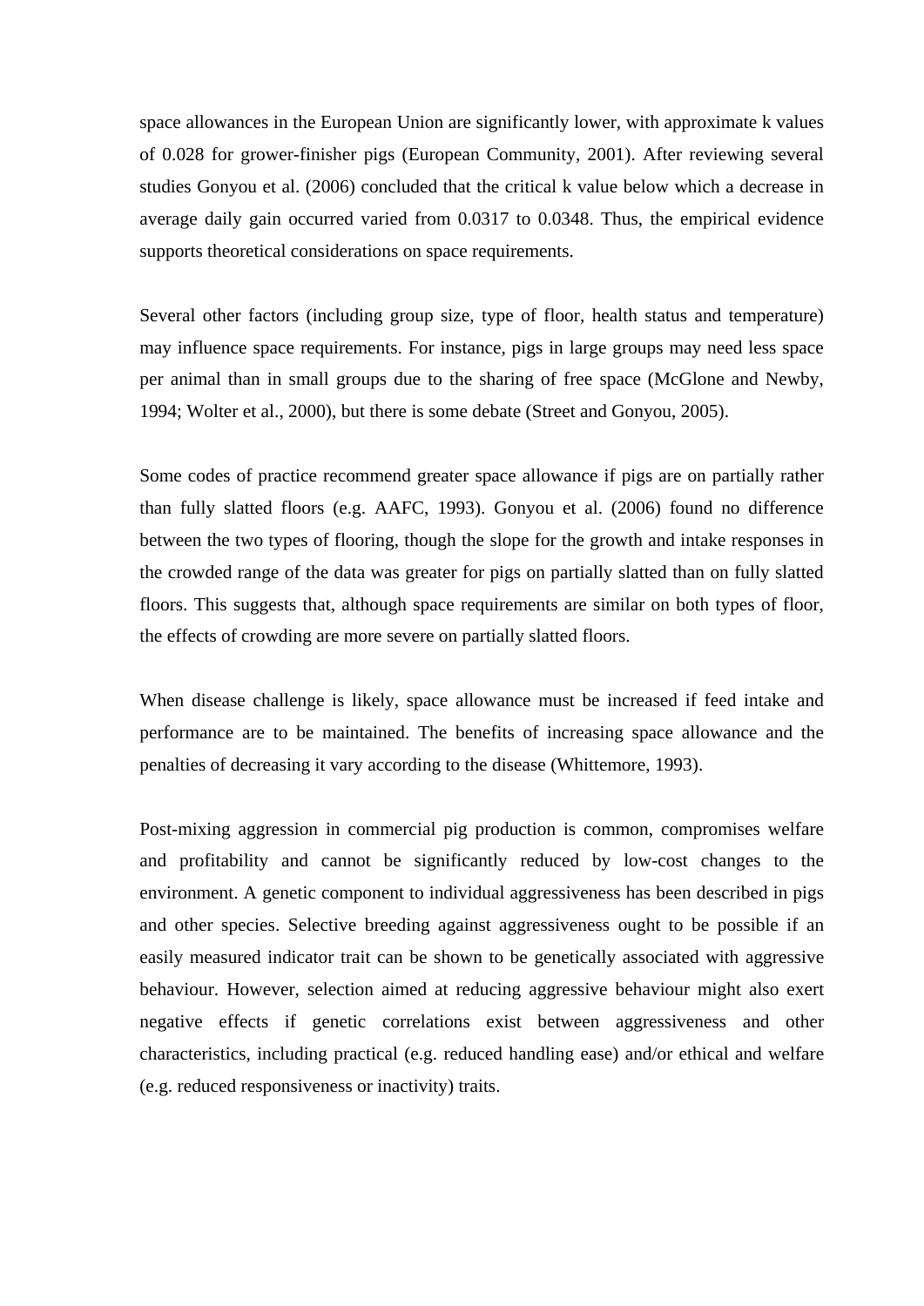space allowances in the European Union are significantly lower, with approximate k values of 0.028 for grower-finisher pigs (European Community, 2001). After reviewing several studies Gonyou et al. (2006) concluded that the critical k value below which a decrease in average daily gain occurred varied from 0.0317 to 0.0348. Thus, the empirical evidence supports theoretical considerations on space requirements.

Several other factors (including group size, type of floor, health status and temperature) may influence space requirements. For instance, pigs in large groups may need less space per animal than in small groups due to the sharing of free space (McGlone and Newby, 1994; Wolter et al., 2000), but there is some debate (Street and Gonyou, 2005).

Some codes of practice recommend greater space allowance if pigs are on partially rather than fully slatted floors (e.g. AAFC, 1993). Gonyou et al. (2006) found no difference between the two types of flooring, though the slope for the growth and intake responses in the crowded range of the data was greater for pigs on partially slatted than on fully slatted floors. This suggests that, although space requirements are similar on both types of floor, the effects of crowding are more severe on partially slatted floors.

When disease challenge is likely, space allowance must be increased if feed intake and performance are to be maintained. The benefits of increasing space allowance and the penalties of decreasing it vary according to the disease (Whittemore, 1993).

Post-mixing aggression in commercial pig production is common, compromises welfare and profitability and cannot be significantly reduced by low-cost changes to the environment. A genetic component to individual aggressiveness has been described in pigs and other species. Selective breeding against aggressiveness ought to be possible if an easily measured indicator trait can be shown to be genetically associated with aggressive behaviour. However, selection aimed at reducing aggressive behaviour might also exert negative effects if genetic correlations exist between aggressiveness and other characteristics, including practical (e.g. reduced handling ease) and/or ethical and welfare (e.g. reduced responsiveness or inactivity) traits.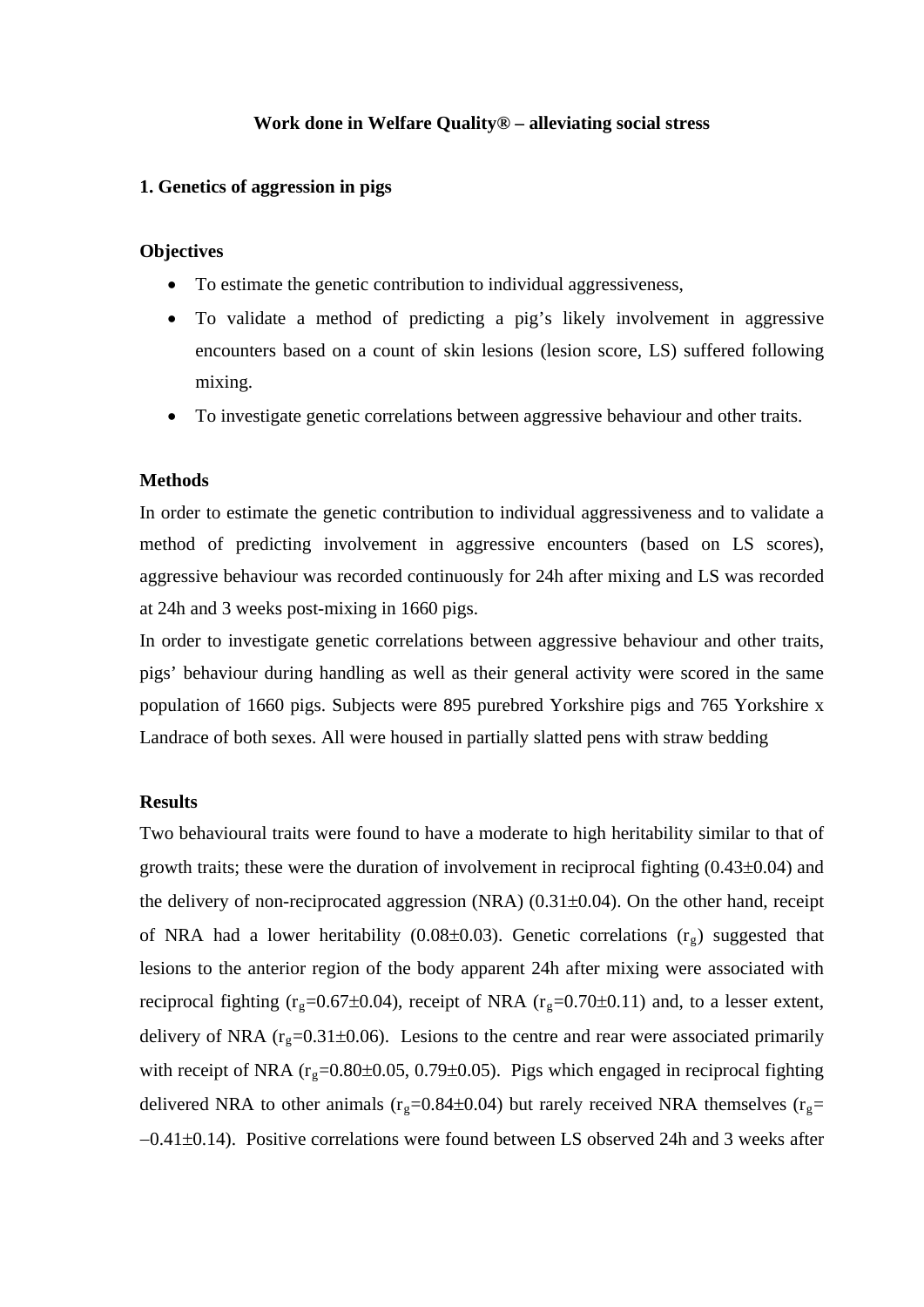**Work done in Welfare Quality® – alleviating social stress**

**1. Genetics of aggression in pigs**

**Objectives**

- To estimate the genetic contribution to individual aggressiveness,
- To validate a method of predicting a pig's likely involvement in aggressive encounters based on a count of skin lesions (lesion score, LS) suffered following mixing.
- To investigate genetic correlations between aggressive behaviour and other traits.

**Methods**

In order to estimate the genetic contribution to individual aggressiveness and to validate a method of predicting involvement in aggressive encounters (based on LS scores), aggressive behaviour was recorded continuously for 24h after mixing and LS was recorded at 24h and 3 weeks post-mixing in 1660 pigs.

In order to investigate genetic correlations between aggressive behaviour and other traits, pigs' behaviour during handling as well as their general activity were scored in the same population of 1660 pigs. Subjects were 895 purebred Yorkshire pigs and 765 Yorkshire x Landrace of both sexes. All were housed in partially slatted pens with straw bedding

**Results**

Two behavioural traits were found to have a moderate to high heritability similar to that of growth traits; these were the duration of involvement in reciprocal fighting (0.43±0.04) and the delivery of non-reciprocated aggression (NRA) (0.31±0.04). On the other hand, receipt of NRA had a lower heritability (0.08±0.03). Genetic correlations ($r_g$) suggested that lesions to the anterior region of the body apparent 24h after mixing were associated with reciprocal fighting ($r_g$=0.67±0.04), receipt of NRA ($r_g$=0.70±0.11) and, to a lesser extent, delivery of NRA ($r_g$=0.31±0.06). Lesions to the centre and rear were associated primarily with receipt of NRA ($r_g$=0.80±0.05, 0.79±0.05). Pigs which engaged in reciprocal fighting delivered NRA to other animals ($r_g$=0.84±0.04) but rarely received NRA themselves ($r_g$= –0.41±0.14). Positive correlations were found between LS observed 24h and 3 weeks after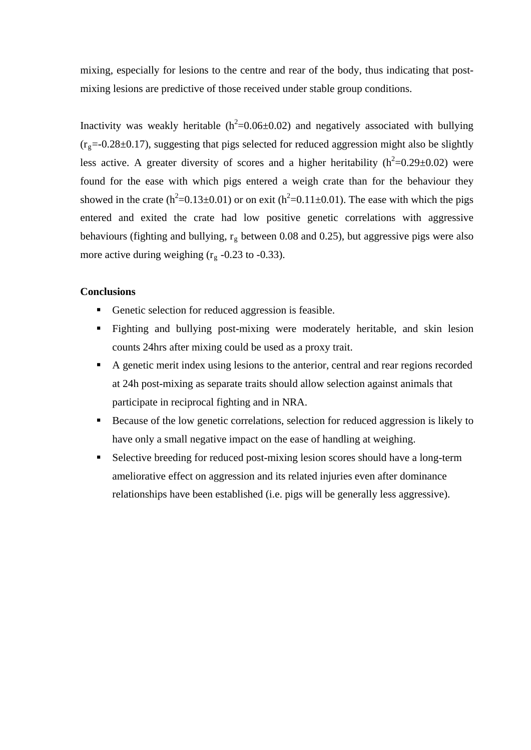mixing, especially for lesions to the centre and rear of the body, thus indicating that post-mixing lesions are predictive of those received under stable group conditions.

Inactivity was weakly heritable ($h^2$=0.06±0.02) and negatively associated with bullying ($r_g$=-0.28±0.17), suggesting that pigs selected for reduced aggression might also be slightly less active. A greater diversity of scores and a higher heritability ($h^2$=0.29±0.02) were found for the ease with which pigs entered a weigh crate than for the behaviour they showed in the crate ($h^2$=0.13±0.01) or on exit ($h^2$=0.11±0.01). The ease with which the pigs entered and exited the crate had low positive genetic correlations with aggressive behaviours (fighting and bullying, $r_g$ between 0.08 and 0.25), but aggressive pigs were also more active during weighing ($r_g$ -0.23 to -0.33).

**Conclusions**

- Genetic selection for reduced aggression is feasible.
- Fighting and bullying post-mixing were moderately heritable, and skin lesion counts 24hrs after mixing could be used as a proxy trait.
- A genetic merit index using lesions to the anterior, central and rear regions recorded at 24h post-mixing as separate traits should allow selection against animals that participate in reciprocal fighting and in NRA.
- Because of the low genetic correlations, selection for reduced aggression is likely to have only a small negative impact on the ease of handling at weighing.
- Selective breeding for reduced post-mixing lesion scores should have a long-term ameliorative effect on aggression and its related injuries even after dominance relationships have been established (i.e. pigs will be generally less aggressive).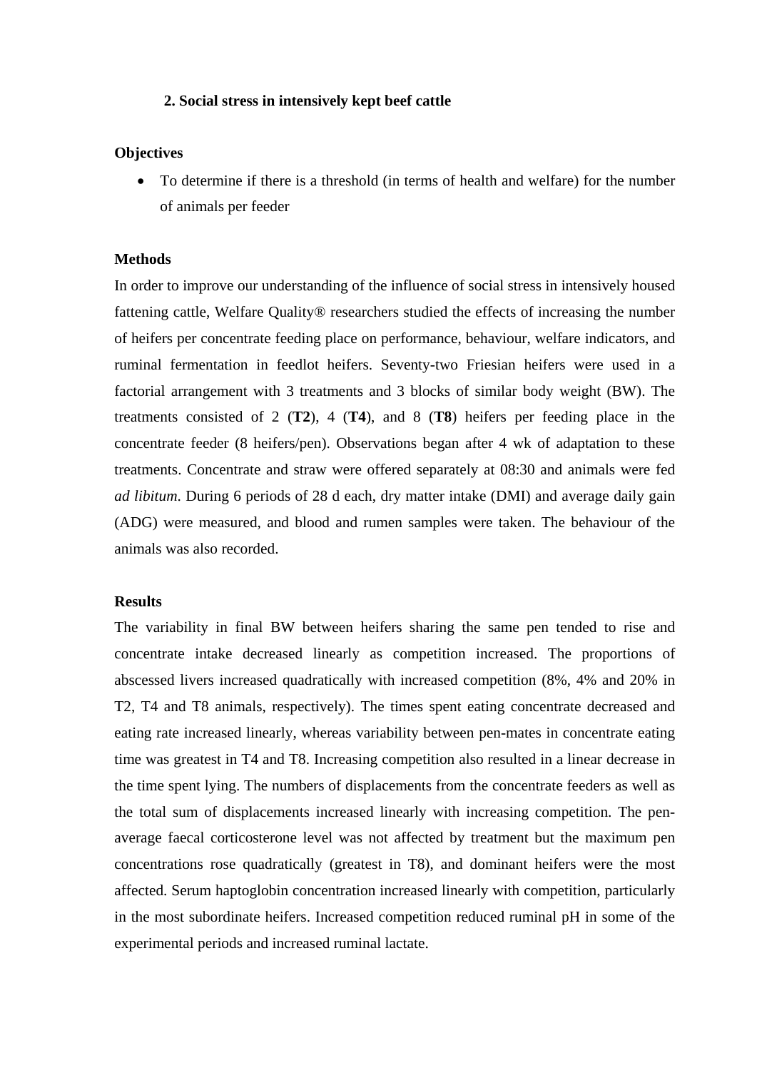## 2. Social stress in intensively kept beef cattle

**Objectives**

- To determine if there is a threshold (in terms of health and welfare) for the number of animals per feeder

**Methods**

In order to improve our understanding of the influence of social stress in intensively housed fattening cattle, Welfare Quality® researchers studied the effects of increasing the number of heifers per concentrate feeding place on performance, behaviour, welfare indicators, and ruminal fermentation in feedlot heifers. Seventy-two Friesian heifers were used in a factorial arrangement with 3 treatments and 3 blocks of similar body weight (BW). The treatments consisted of 2 (**T2**), 4 (**T4**), and 8 (**T8**) heifers per feeding place in the concentrate feeder (8 heifers/pen). Observations began after 4 wk of adaptation to these treatments. Concentrate and straw were offered separately at 08:30 and animals were fed *ad libitum*. During 6 periods of 28 d each, dry matter intake (DMI) and average daily gain (ADG) were measured, and blood and rumen samples were taken. The behaviour of the animals was also recorded.

**Results**

The variability in final BW between heifers sharing the same pen tended to rise and concentrate intake decreased linearly as competition increased. The proportions of abscessed livers increased quadratically with increased competition (8%, 4% and 20% in T2, T4 and T8 animals, respectively). The times spent eating concentrate decreased and eating rate increased linearly, whereas variability between pen-mates in concentrate eating time was greatest in T4 and T8. Increasing competition also resulted in a linear decrease in the time spent lying. The numbers of displacements from the concentrate feeders as well as the total sum of displacements increased linearly with increasing competition. The pen-average faecal corticosterone level was not affected by treatment but the maximum pen concentrations rose quadratically (greatest in T8), and dominant heifers were the most affected. Serum haptoglobin concentration increased linearly with competition, particularly in the most subordinate heifers. Increased competition reduced ruminal pH in some of the experimental periods and increased ruminal lactate.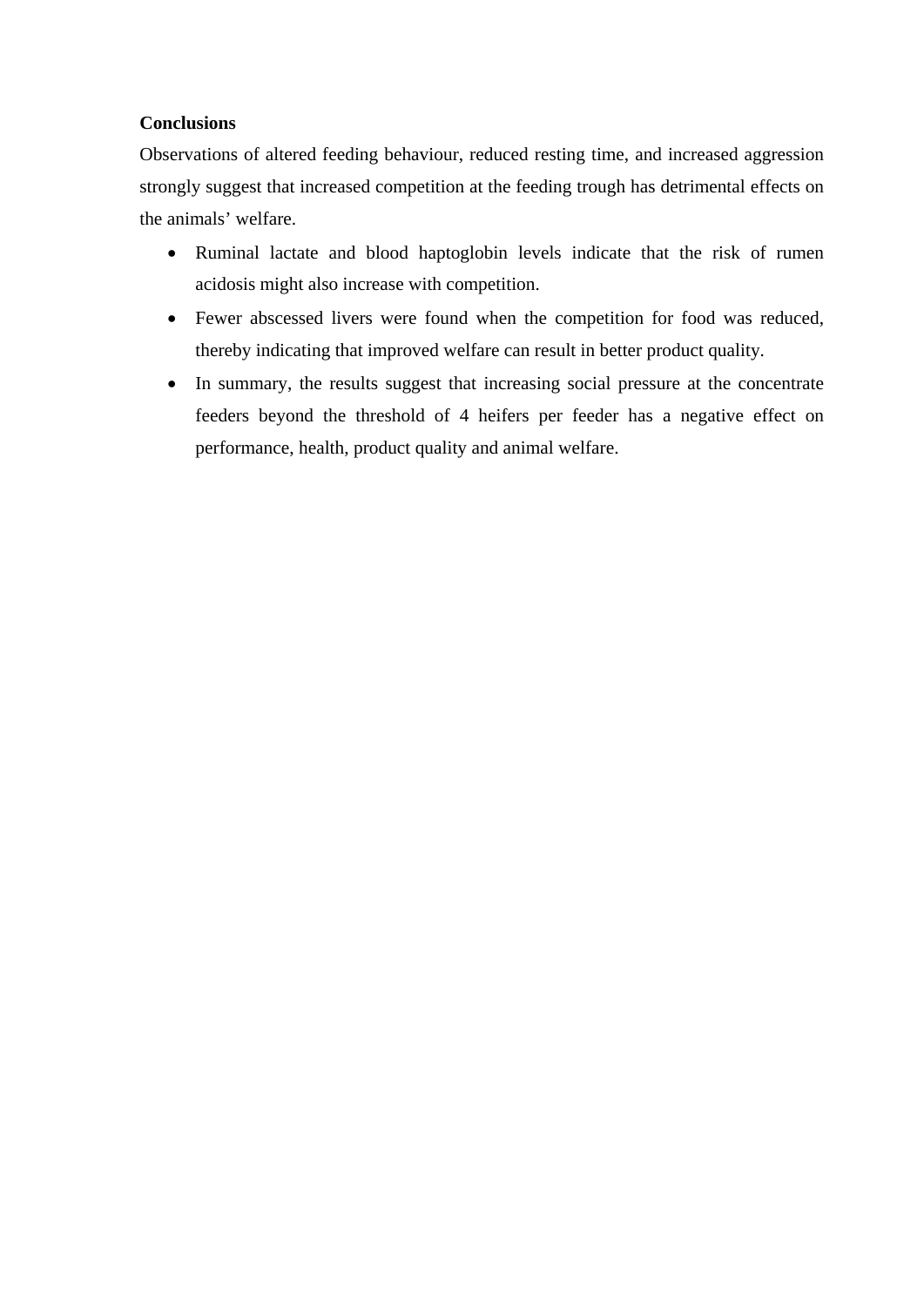**Conclusions**

Observations of altered feeding behaviour, reduced resting time, and increased aggression strongly suggest that increased competition at the feeding trough has detrimental effects on the animals' welfare.

- Ruminal lactate and blood haptoglobin levels indicate that the risk of rumen acidosis might also increase with competition.
- Fewer abscessed livers were found when the competition for food was reduced, thereby indicating that improved welfare can result in better product quality.
- In summary, the results suggest that increasing social pressure at the concentrate feeders beyond the threshold of 4 heifers per feeder has a negative effect on performance, health, product quality and animal welfare.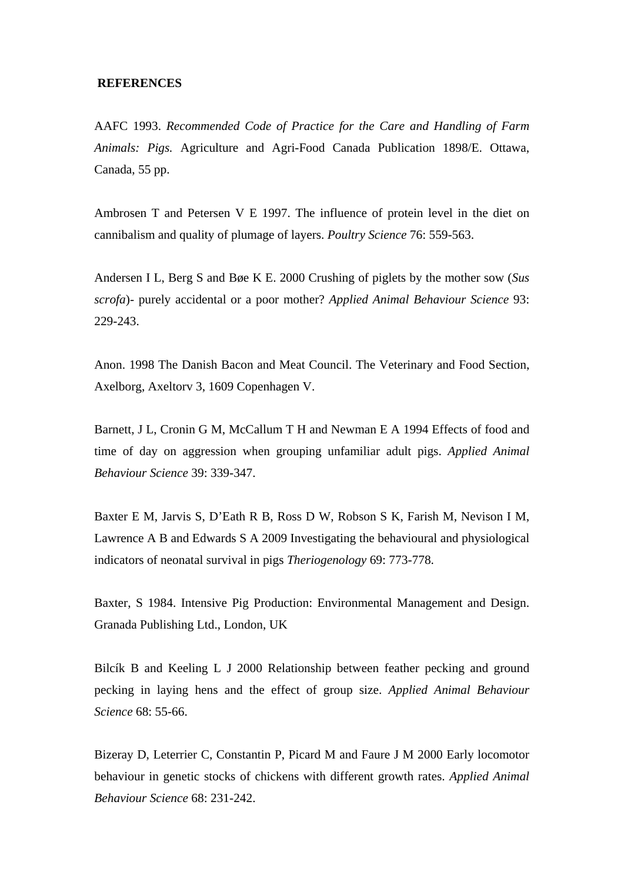## REFERENCES

AAFC 1993. *Recommended Code of Practice for the Care and Handling of Farm Animals: Pigs.* Agriculture and Agri-Food Canada Publication 1898/E. Ottawa, Canada, 55 pp.

Ambrosen T and Petersen V E 1997. The influence of protein level in the diet on cannibalism and quality of plumage of layers. *Poultry Science* 76: 559-563.

Andersen I L, Berg S and Bøe K E. 2000 Crushing of piglets by the mother sow (*Sus scrofa*)- purely accidental or a poor mother? *Applied Animal Behaviour Science* 93: 229-243.

Anon. 1998 The Danish Bacon and Meat Council. The Veterinary and Food Section, Axelborg, Axeltorv 3, 1609 Copenhagen V.

Barnett, J L, Cronin G M, McCallum T H and Newman E A 1994 Effects of food and time of day on aggression when grouping unfamiliar adult pigs. *Applied Animal Behaviour Science* 39: 339-347.

Baxter E M, Jarvis S, D'Eath R B, Ross D W, Robson S K, Farish M, Nevison I M, Lawrence A B and Edwards S A 2009 Investigating the behavioural and physiological indicators of neonatal survival in pigs *Theriogenology* 69: 773-778.

Baxter, S 1984. Intensive Pig Production: Environmental Management and Design. Granada Publishing Ltd., London, UK

Bilcík B and Keeling L J 2000 Relationship between feather pecking and ground pecking in laying hens and the effect of group size. *Applied Animal Behaviour Science* 68: 55-66.

Bizeray D, Leterrier C, Constantin P, Picard M and Faure J M 2000 Early locomotor behaviour in genetic stocks of chickens with different growth rates. *Applied Animal Behaviour Science* 68: 231-242.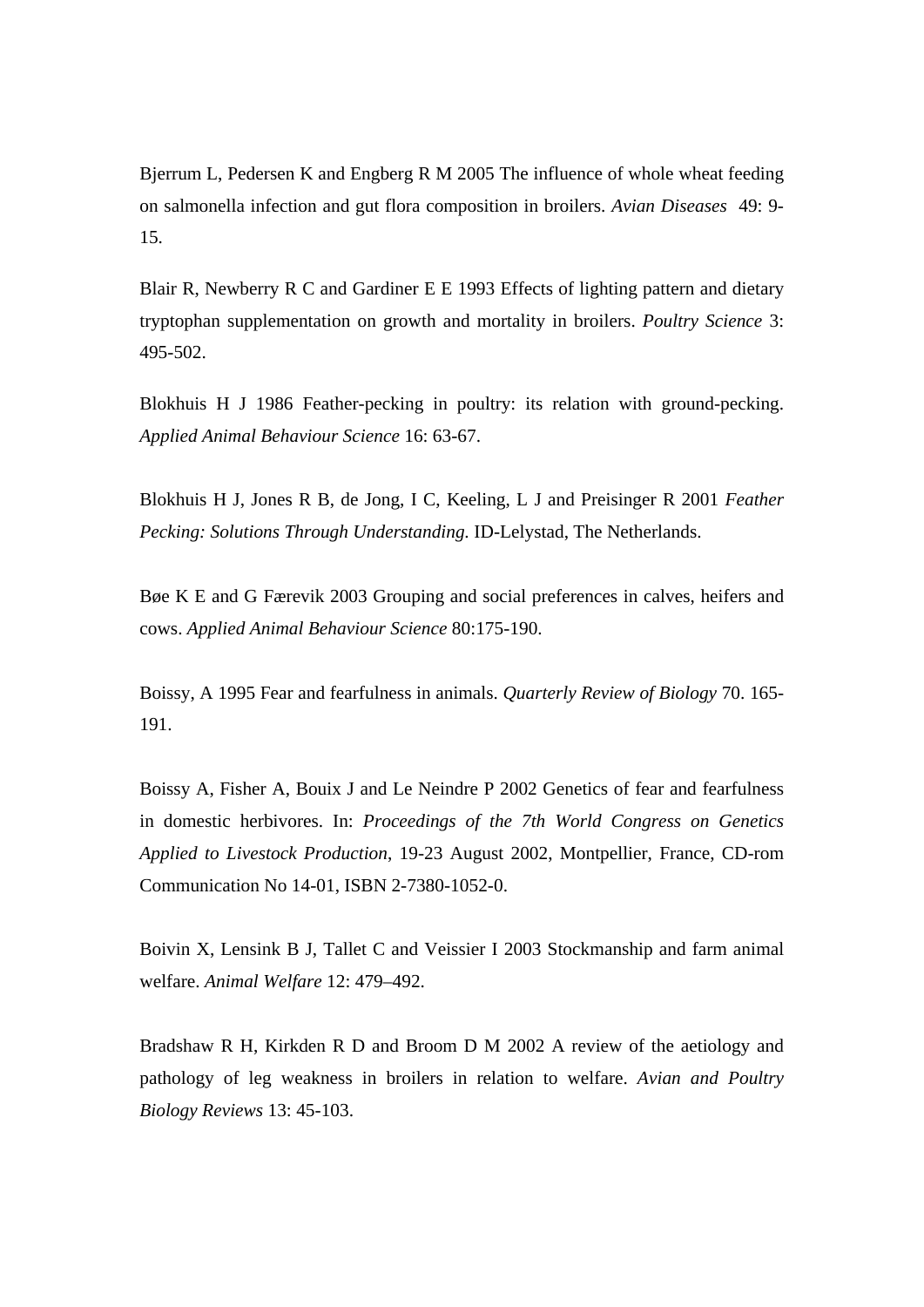Bjerrum L, Pedersen K and Engberg R M 2005 The influence of whole wheat feeding on salmonella infection and gut flora composition in broilers. *Avian Diseases* 49: 9-15.

Blair R, Newberry R C and Gardiner E E 1993 Effects of lighting pattern and dietary tryptophan supplementation on growth and mortality in broilers. *Poultry Science* 3: 495-502.

Blokhuis H J 1986 Feather-pecking in poultry: its relation with ground-pecking. *Applied Animal Behaviour Science* 16: 63-67.

Blokhuis H J, Jones R B, de Jong, I C, Keeling, L J and Preisinger R 2001 *Feather Pecking: Solutions Through Understanding.* ID-Lelystad, The Netherlands.

Bøe K E and G Færevik 2003 Grouping and social preferences in calves, heifers and cows. *Applied Animal Behaviour Science* 80:175-190.

Boissy, A 1995 Fear and fearfulness in animals. *Quarterly Review of Biology* 70. 165-191.

Boissy A, Fisher A, Bouix J and Le Neindre P 2002 Genetics of fear and fearfulness in domestic herbivores. In: *Proceedings of the 7th World Congress on Genetics Applied to Livestock Production*, 19-23 August 2002, Montpellier, France, CD-rom Communication No 14-01, ISBN 2-7380-1052-0.

Boivin X, Lensink B J, Tallet C and Veissier I 2003 Stockmanship and farm animal welfare. *Animal Welfare* 12: 479–492.

Bradshaw R H, Kirkden R D and Broom D M 2002 A review of the aetiology and pathology of leg weakness in broilers in relation to welfare. *Avian and Poultry Biology Reviews* 13: 45-103.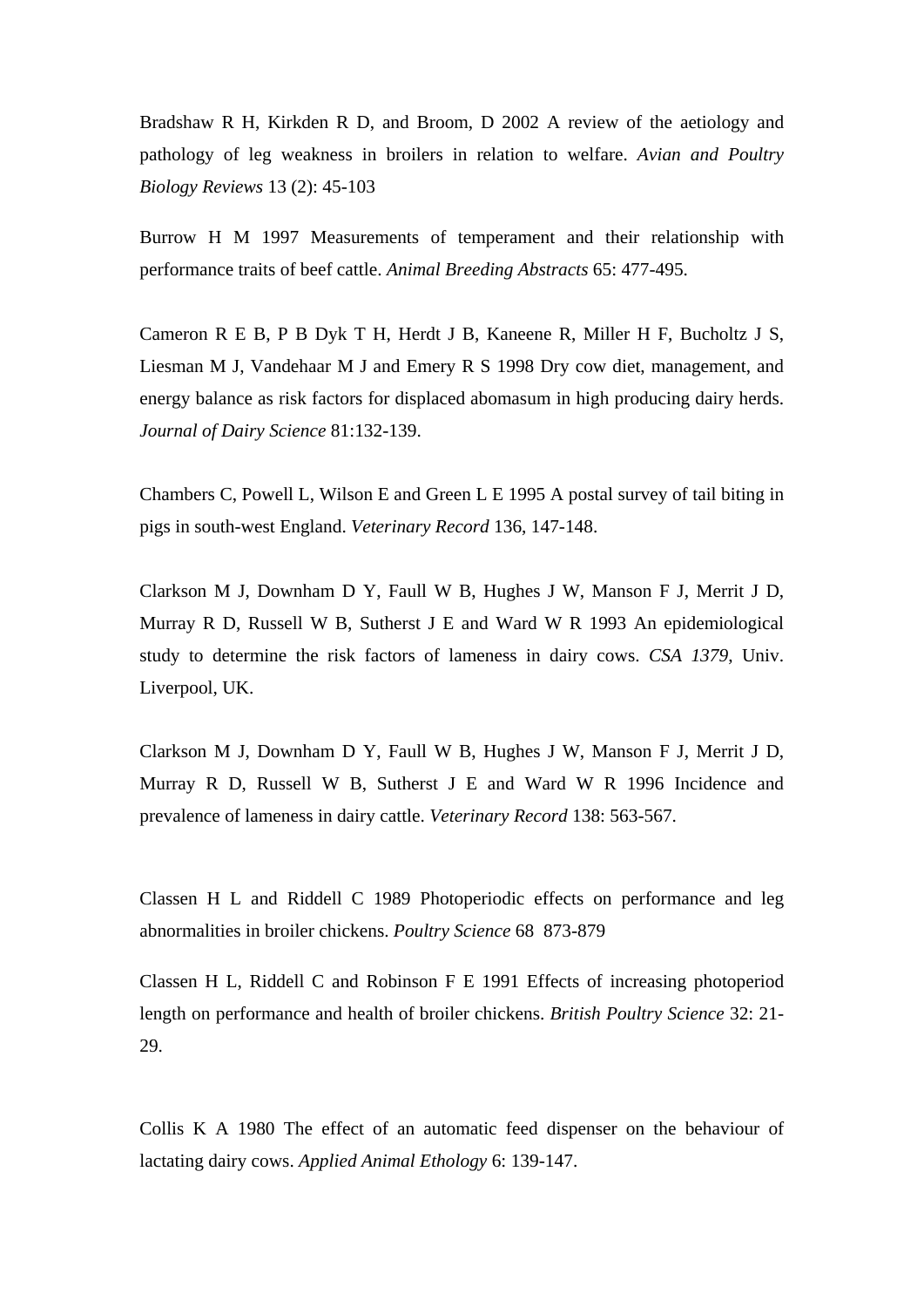Bradshaw R H, Kirkden R D, and Broom, D 2002 A review of the aetiology and pathology of leg weakness in broilers in relation to welfare. *Avian and Poultry Biology Reviews* 13 (2): 45-103

Burrow H M 1997 Measurements of temperament and their relationship with performance traits of beef cattle. *Animal Breeding Abstracts* 65: 477-495.

Cameron R E B, P B Dyk T H, Herdt J B, Kaneene R, Miller H F, Bucholtz J S, Liesman M J, Vandehaar M J and Emery R S 1998 Dry cow diet, management, and energy balance as risk factors for displaced abomasum in high producing dairy herds. *Journal of Dairy Science* 81:132-139.

Chambers C, Powell L, Wilson E and Green L E 1995 A postal survey of tail biting in pigs in south-west England. *Veterinary Record* 136, 147-148.

Clarkson M J, Downham D Y, Faull W B, Hughes J W, Manson F J, Merrit J D, Murray R D, Russell W B, Sutherst J E and Ward W R 1993 An epidemiological study to determine the risk factors of lameness in dairy cows. *CSA 1379*, Univ. Liverpool, UK.

Clarkson M J, Downham D Y, Faull W B, Hughes J W, Manson F J, Merrit J D, Murray R D, Russell W B, Sutherst J E and Ward W R 1996 Incidence and prevalence of lameness in dairy cattle. *Veterinary Record* 138: 563-567.

Classen H L and Riddell C 1989 Photoperiodic effects on performance and leg abnormalities in broiler chickens. *Poultry Science* 68 873-879

Classen H L, Riddell C and Robinson F E 1991 Effects of increasing photoperiod length on performance and health of broiler chickens. *British Poultry Science* 32: 21-29.

Collis K A 1980 The effect of an automatic feed dispenser on the behaviour of lactating dairy cows. *Applied Animal Ethology* 6: 139-147.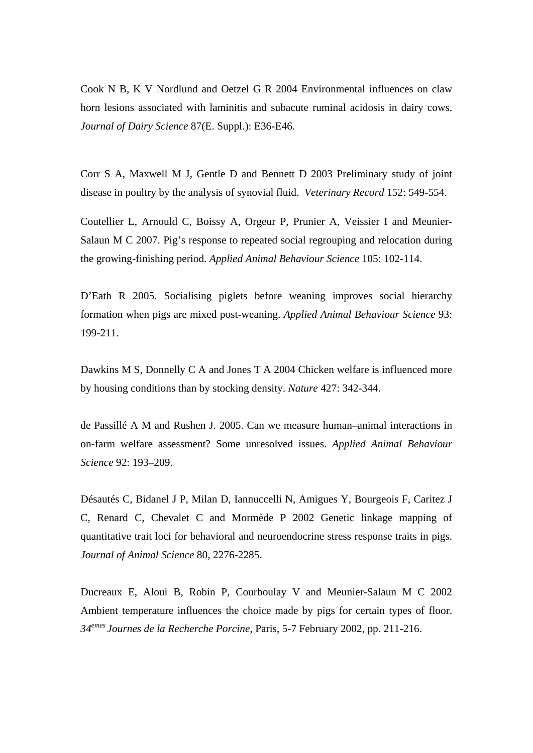Cook N B, K V Nordlund and Oetzel G R 2004 Environmental influences on claw horn lesions associated with laminitis and subacute ruminal acidosis in dairy cows. *Journal of Dairy Science* 87(E. Suppl.): E36-E46.

Corr S A, Maxwell M J, Gentle D and Bennett D 2003 Preliminary study of joint disease in poultry by the analysis of synovial fluid. *Veterinary Record* 152: 549-554.

Coutellier L, Arnould C, Boissy A, Orgeur P, Prunier A, Veissier I and Meunier-Salaun M C 2007. Pig's response to repeated social regrouping and relocation during the growing-finishing period. *Applied Animal Behaviour Science* 105: 102-114.

D'Eath R 2005. Socialising piglets before weaning improves social hierarchy formation when pigs are mixed post-weaning. *Applied Animal Behaviour Science* 93: 199-211.

Dawkins M S, Donnelly C A and Jones T A 2004 Chicken welfare is influenced more by housing conditions than by stocking density. *Nature* 427: 342-344.

de Passillé A M and Rushen J. 2005. Can we measure human–animal interactions in on-farm welfare assessment? Some unresolved issues. *Applied Animal Behaviour Science* 92: 193–209.

Désautés C, Bidanel J P, Milan D, Iannuccelli N, Amigues Y, Bourgeois F, Caritez J C, Renard C, Chevalet C and Mormède P 2002 Genetic linkage mapping of quantitative trait loci for behavioral and neuroendocrine stress response traits in pigs. *Journal of Animal Science* 80, 2276-2285.

Ducreaux E, Aloui B, Robin P, Courboulay V and Meunier-Salaun M C 2002 Ambient temperature influences the choice made by pigs for certain types of floor. *34emes Journes de la Recherche Porcine*, Paris, 5-7 February 2002, pp. 211-216.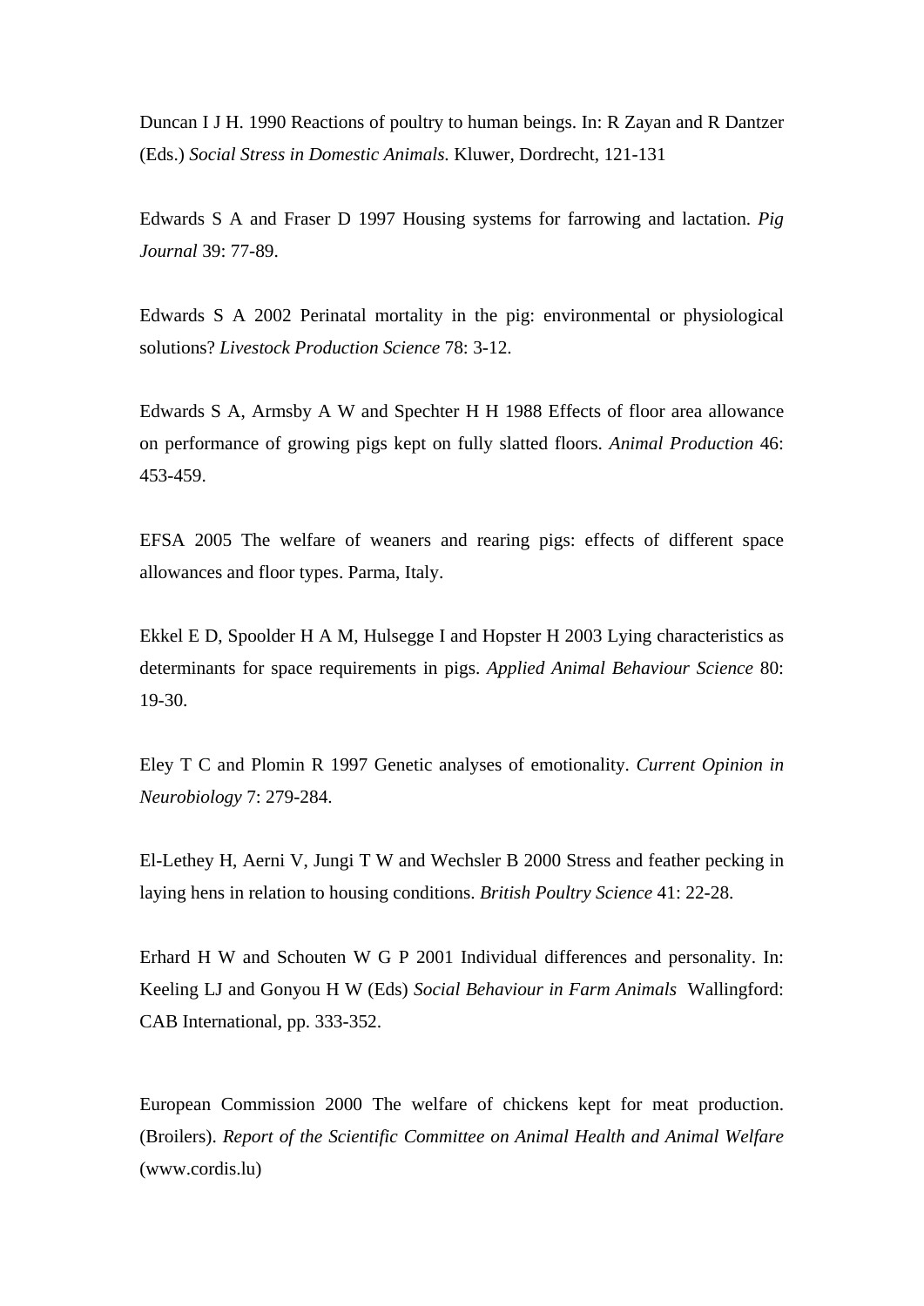Duncan I J H. 1990 Reactions of poultry to human beings. In: R Zayan and R Dantzer (Eds.) *Social Stress in Domestic Animals.* Kluwer, Dordrecht, 121-131

Edwards S A and Fraser D 1997 Housing systems for farrowing and lactation. *Pig Journal* 39: 77-89.

Edwards S A 2002 Perinatal mortality in the pig: environmental or physiological solutions? *Livestock Production Science* 78: 3-12.

Edwards S A, Armsby A W and Spechter H H 1988 Effects of floor area allowance on performance of growing pigs kept on fully slatted floors. *Animal Production* 46: 453-459.

EFSA 2005 The welfare of weaners and rearing pigs: effects of different space allowances and floor types. Parma, Italy.

Ekkel E D, Spoolder H A M, Hulsegge I and Hopster H 2003 Lying characteristics as determinants for space requirements in pigs. *Applied Animal Behaviour Science* 80: 19-30.

Eley T C and Plomin R 1997 Genetic analyses of emotionality. *Current Opinion in Neurobiology* 7: 279-284.

El-Lethey H, Aerni V, Jungi T W and Wechsler B 2000 Stress and feather pecking in laying hens in relation to housing conditions. *British Poultry Science* 41: 22-28.

Erhard H W and Schouten W G P 2001 Individual differences and personality. In: Keeling LJ and Gonyou H W (Eds) *Social Behaviour in Farm Animals* Wallingford: CAB International, pp. 333-352.

European Commission 2000 The welfare of chickens kept for meat production. (Broilers). *Report of the Scientific Committee on Animal Health and Animal Welfare* (www.cordis.lu)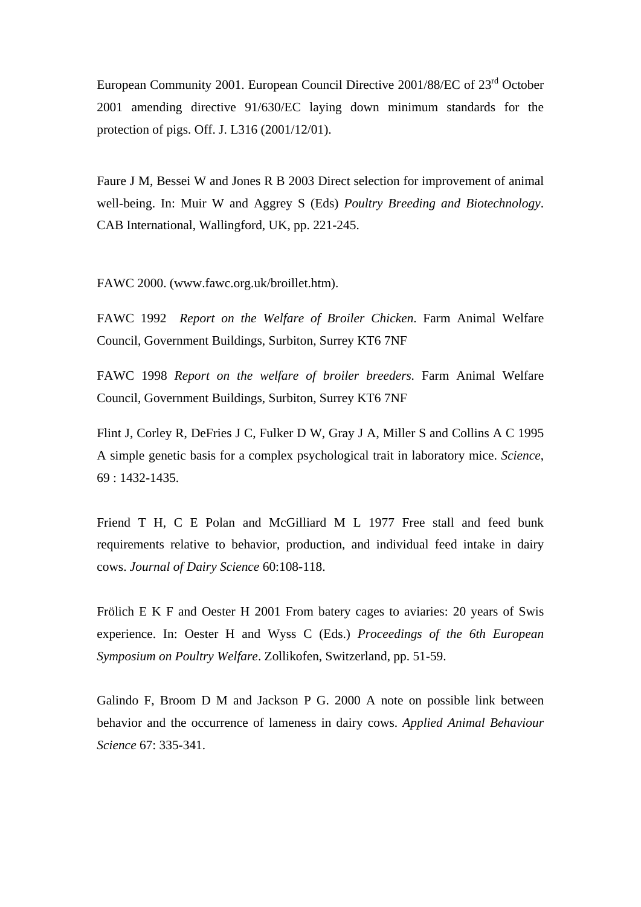European Community 2001. European Council Directive 2001/88/EC of 23rd October 2001 amending directive 91/630/EC laying down minimum standards for the protection of pigs. Off. J. L316 (2001/12/01).

Faure J M, Bessei W and Jones R B 2003 Direct selection for improvement of animal well-being. In: Muir W and Aggrey S (Eds) *Poultry Breeding and Biotechnology*. CAB International, Wallingford, UK, pp. 221-245.

FAWC 2000. (www.fawc.org.uk/broillet.htm).

FAWC 1992 *Report on the Welfare of Broiler Chicken*. Farm Animal Welfare Council, Government Buildings, Surbiton, Surrey KT6 7NF

FAWC 1998 *Report on the welfare of broiler breeders.* Farm Animal Welfare Council, Government Buildings, Surbiton, Surrey KT6 7NF

Flint J, Corley R, DeFries J C, Fulker D W, Gray J A, Miller S and Collins A C 1995 A simple genetic basis for a complex psychological trait in laboratory mice. *Science*, 69 : 1432-1435.

Friend T H, C E Polan and McGilliard M L 1977 Free stall and feed bunk requirements relative to behavior, production, and individual feed intake in dairy cows. *Journal of Dairy Science* 60:108-118.

Frölich E K F and Oester H 2001 From batery cages to aviaries: 20 years of Swis experience. In: Oester H and Wyss C (Eds.) *Proceedings of the 6th European Symposium on Poultry Welfare*. Zollikofen, Switzerland, pp. 51-59.

Galindo F, Broom D M and Jackson P G. 2000 A note on possible link between behavior and the occurrence of lameness in dairy cows. *Applied Animal Behaviour Science* 67: 335-341.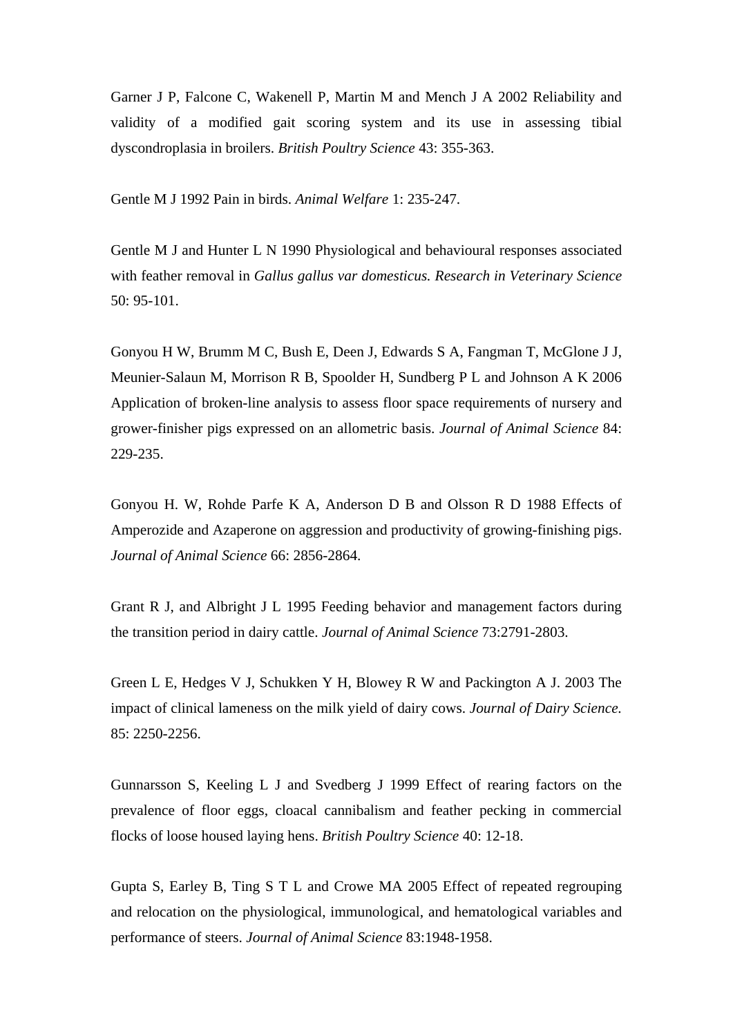Garner J P, Falcone C, Wakenell P, Martin M and Mench J A 2002 Reliability and validity of a modified gait scoring system and its use in assessing tibial dyscondroplasia in broilers. *British Poultry Science* 43: 355-363.

Gentle M J 1992 Pain in birds. *Animal Welfare* 1: 235-247.

Gentle M J and Hunter L N 1990 Physiological and behavioural responses associated with feather removal in *Gallus gallus var domesticus. Research in Veterinary Science* 50: 95-101.

Gonyou H W, Brumm M C, Bush E, Deen J, Edwards S A, Fangman T, McGlone J J, Meunier-Salaun M, Morrison R B, Spoolder H, Sundberg P L and Johnson A K 2006 Application of broken-line analysis to assess floor space requirements of nursery and grower-finisher pigs expressed on an allometric basis. *Journal of Animal Science* 84: 229-235.

Gonyou H. W, Rohde Parfe K A, Anderson D B and Olsson R D 1988 Effects of Amperozide and Azaperone on aggression and productivity of growing-finishing pigs. *Journal of Animal Science* 66: 2856-2864.

Grant R J, and Albright J L 1995 Feeding behavior and management factors during the transition period in dairy cattle. *Journal of Animal Science* 73:2791-2803.

Green L E, Hedges V J, Schukken Y H, Blowey R W and Packington A J. 2003 The impact of clinical lameness on the milk yield of dairy cows. *Journal of Dairy Science.* 85: 2250-2256.

Gunnarsson S, Keeling L J and Svedberg J 1999 Effect of rearing factors on the prevalence of floor eggs, cloacal cannibalism and feather pecking in commercial flocks of loose housed laying hens. *British Poultry Science* 40: 12-18.

Gupta S, Earley B, Ting S T L and Crowe MA 2005 Effect of repeated regrouping and relocation on the physiological, immunological, and hematological variables and performance of steers. *Journal of Animal Science* 83:1948-1958.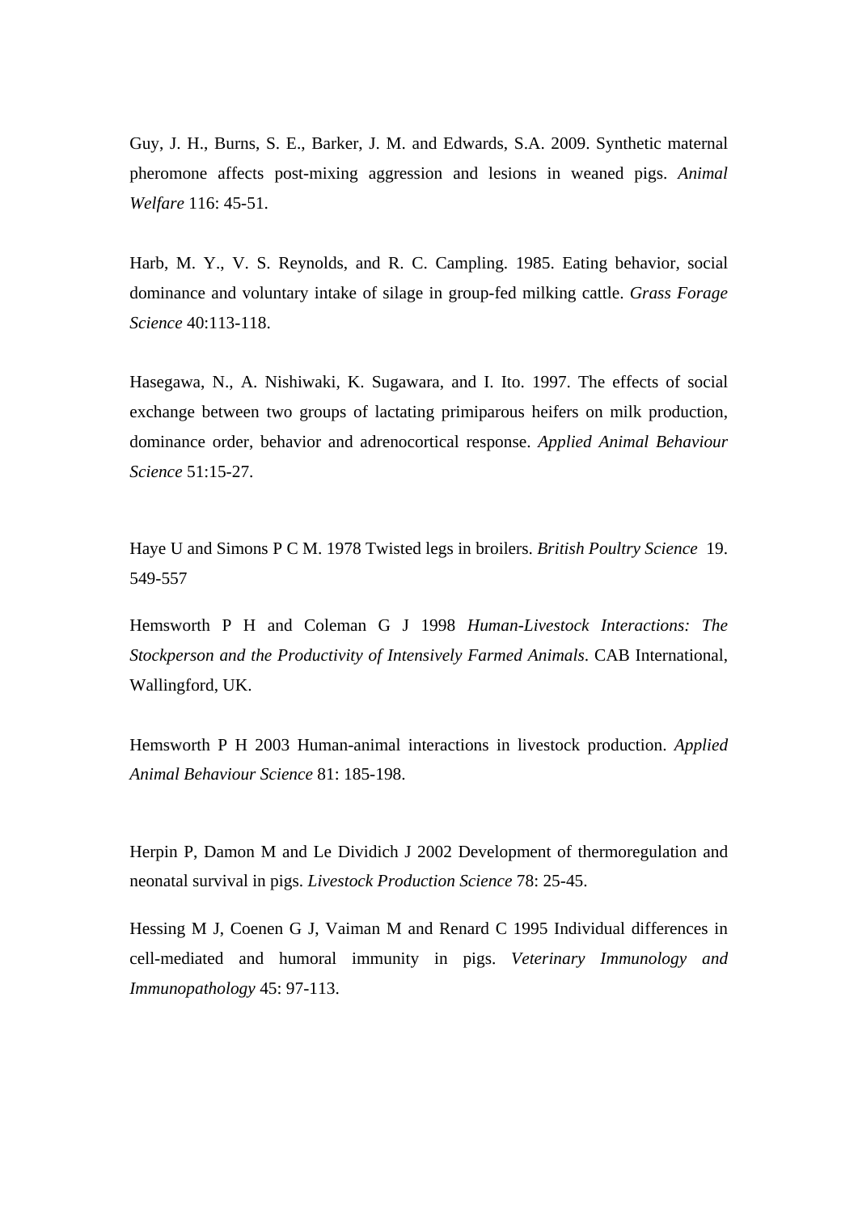Guy, J. H., Burns, S. E., Barker, J. M. and Edwards, S.A. 2009. Synthetic maternal pheromone affects post-mixing aggression and lesions in weaned pigs. *Animal Welfare* 116: 45-51.

Harb, M. Y., V. S. Reynolds, and R. C. Campling. 1985. Eating behavior, social dominance and voluntary intake of silage in group-fed milking cattle. *Grass Forage Science* 40:113-118.

Hasegawa, N., A. Nishiwaki, K. Sugawara, and I. Ito. 1997. The effects of social exchange between two groups of lactating primiparous heifers on milk production, dominance order, behavior and adrenocortical response. *Applied Animal Behaviour Science* 51:15-27.

Haye U and Simons P C M. 1978 Twisted legs in broilers. *British Poultry Science* 19. 549-557

Hemsworth P H and Coleman G J 1998 *Human-Livestock Interactions: The Stockperson and the Productivity of Intensively Farmed Animals*. CAB International, Wallingford, UK.

Hemsworth P H 2003 Human-animal interactions in livestock production. *Applied Animal Behaviour Science* 81: 185-198.

Herpin P, Damon M and Le Dividich J 2002 Development of thermoregulation and neonatal survival in pigs. *Livestock Production Science* 78: 25-45.

Hessing M J, Coenen G J, Vaiman M and Renard C 1995 Individual differences in cell-mediated and humoral immunity in pigs. *Veterinary Immunology and Immunopathology* 45: 97-113.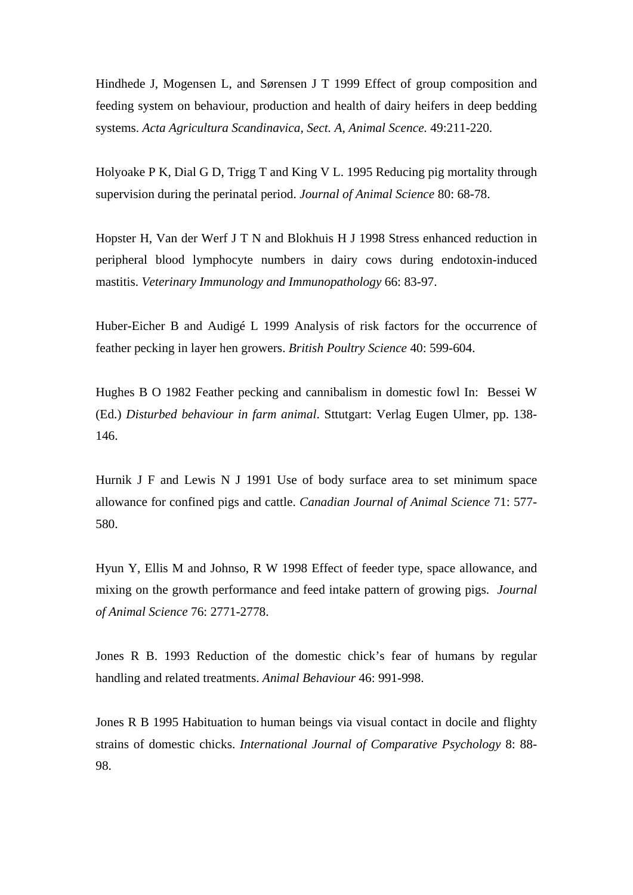Hindhede J, Mogensen L, and Sørensen J T 1999 Effect of group composition and feeding system on behaviour, production and health of dairy heifers in deep bedding systems. *Acta Agricultura Scandinavica, Sect. A, Animal Scence.* 49:211-220.

Holyoake P K, Dial G D, Trigg T and King V L. 1995 Reducing pig mortality through supervision during the perinatal period. *Journal of Animal Science* 80: 68-78.

Hopster H, Van der Werf J T N and Blokhuis H J 1998 Stress enhanced reduction in peripheral blood lymphocyte numbers in dairy cows during endotoxin-induced mastitis. *Veterinary Immunology and Immunopathology* 66: 83-97.

Huber-Eicher B and Audigé L 1999 Analysis of risk factors for the occurrence of feather pecking in layer hen growers. *British Poultry Science* 40: 599-604.

Hughes B O 1982 Feather pecking and cannibalism in domestic fowl In: Bessei W (Ed.) *Disturbed behaviour in farm animal*. Sttutgart: Verlag Eugen Ulmer, pp. 138-146.

Hurnik J F and Lewis N J 1991 Use of body surface area to set minimum space allowance for confined pigs and cattle. *Canadian Journal of Animal Science* 71: 577-580.

Hyun Y, Ellis M and Johnso, R W 1998 Effect of feeder type, space allowance, and mixing on the growth performance and feed intake pattern of growing pigs. *Journal of Animal Science* 76: 2771-2778.

Jones R B. 1993 Reduction of the domestic chick's fear of humans by regular handling and related treatments. *Animal Behaviour* 46: 991-998.

Jones R B 1995 Habituation to human beings via visual contact in docile and flighty strains of domestic chicks. *International Journal of Comparative Psychology* 8: 88-98.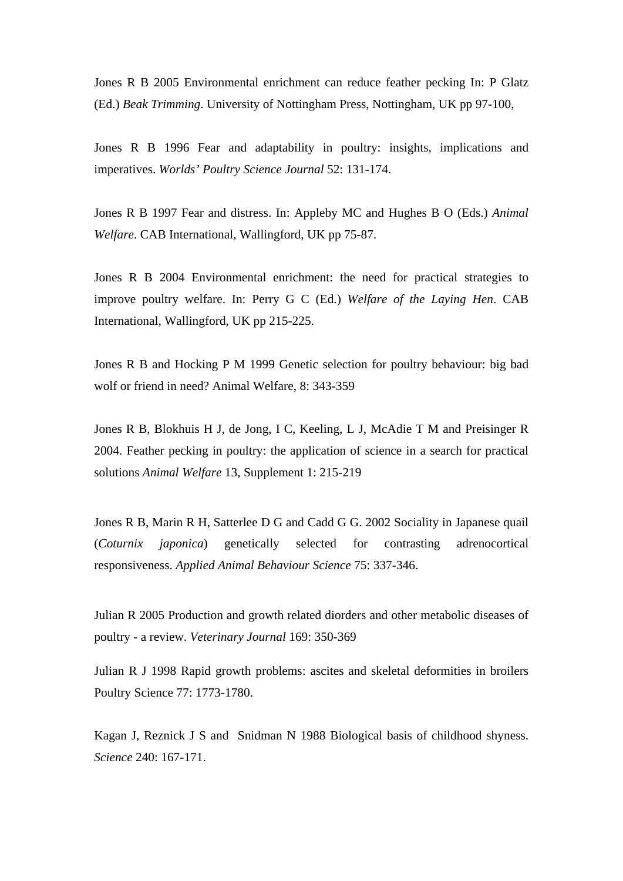Jones R B 2005 Environmental enrichment can reduce feather pecking In: P Glatz (Ed.) *Beak Trimming*. University of Nottingham Press, Nottingham, UK pp 97-100,

Jones R B 1996 Fear and adaptability in poultry: insights, implications and imperatives. *Worlds' Poultry Science Journal* 52: 131-174.

Jones R B 1997 Fear and distress. In: Appleby MC and Hughes B O (Eds.) *Animal Welfare*. CAB International, Wallingford, UK pp 75-87.

Jones R B 2004 Environmental enrichment: the need for practical strategies to improve poultry welfare. In: Perry G C (Ed.) *Welfare of the Laying Hen*. CAB International, Wallingford, UK pp 215-225.

Jones R B and Hocking P M 1999 Genetic selection for poultry behaviour: big bad wolf or friend in need? Animal Welfare, 8: 343-359

Jones R B, Blokhuis H J, de Jong, I C, Keeling, L J, McAdie T M and Preisinger R 2004. Feather pecking in poultry: the application of science in a search for practical solutions *Animal Welfare* 13, Supplement 1: 215-219

Jones R B, Marin R H, Satterlee D G and Cadd G G. 2002 Sociality in Japanese quail (*Coturnix japonica*) genetically selected for contrasting adrenocortical responsiveness. *Applied Animal Behaviour Science* 75: 337-346.

Julian R 2005 Production and growth related diorders and other metabolic diseases of poultry - a review. *Veterinary Journal* 169: 350-369

Julian R J 1998 Rapid growth problems: ascites and skeletal deformities in broilers Poultry Science 77: 1773-1780.

Kagan J, Reznick J S and Snidman N 1988 Biological basis of childhood shyness. *Science* 240: 167-171.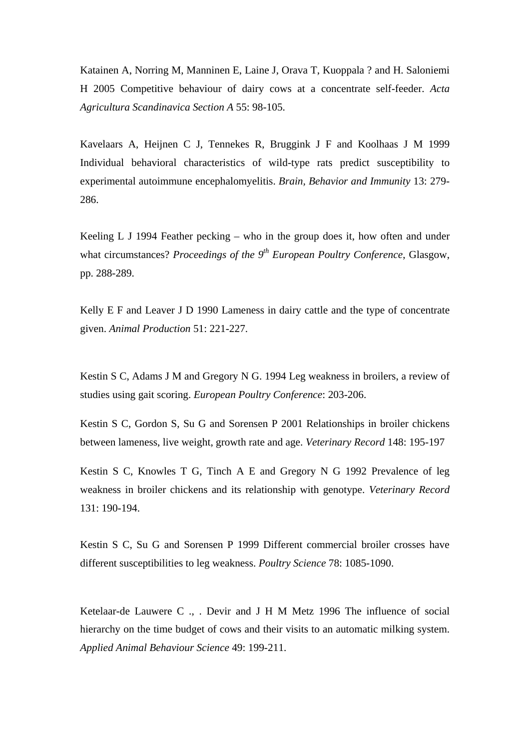Katainen A, Norring M, Manninen E, Laine J, Orava T, Kuoppala ? and H. Saloniemi H 2005 Competitive behaviour of dairy cows at a concentrate self-feeder. *Acta Agricultura Scandinavica Section A* 55: 98-105.

Kavelaars A, Heijnen C J, Tennekes R, Bruggink J F and Koolhaas J M 1999 Individual behavioral characteristics of wild-type rats predict susceptibility to experimental autoimmune encephalomyelitis. *Brain, Behavior and Immunity* 13: 279-286.

Keeling L J 1994 Feather pecking – who in the group does it, how often and under what circumstances? *Proceedings of the 9th European Poultry Conference*, Glasgow, pp. 288-289.

Kelly E F and Leaver J D 1990 Lameness in dairy cattle and the type of concentrate given. *Animal Production* 51: 221-227.

Kestin S C, Adams J M and Gregory N G. 1994 Leg weakness in broilers, a review of studies using gait scoring. *European Poultry Conference*: 203-206.

Kestin S C, Gordon S, Su G and Sorensen P 2001 Relationships in broiler chickens between lameness, live weight, growth rate and age. *Veterinary Record* 148: 195-197

Kestin S C, Knowles T G, Tinch A E and Gregory N G 1992 Prevalence of leg weakness in broiler chickens and its relationship with genotype. *Veterinary Record* 131: 190-194.

Kestin S C, Su G and Sorensen P 1999 Different commercial broiler crosses have different susceptibilities to leg weakness. *Poultry Science* 78: 1085-1090.

Ketelaar-de Lauwere C ., . Devir and J H M Metz 1996 The influence of social hierarchy on the time budget of cows and their visits to an automatic milking system. *Applied Animal Behaviour Science* 49: 199-211.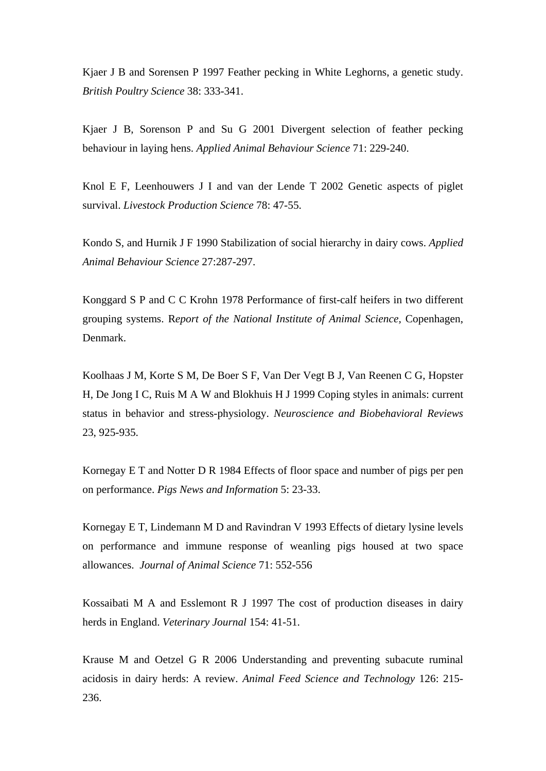Kjaer J B and Sorensen P 1997 Feather pecking in White Leghorns, a genetic study. *British Poultry Science* 38: 333-341.

Kjaer J B, Sorenson P and Su G 2001 Divergent selection of feather pecking behaviour in laying hens. *Applied Animal Behaviour Science* 71: 229-240.

Knol E F, Leenhouwers J I and van der Lende T 2002 Genetic aspects of piglet survival. *Livestock Production Science* 78: 47-55.

Kondo S, and Hurnik J F 1990 Stabilization of social hierarchy in dairy cows. *Applied Animal Behaviour Science* 27:287-297.

Konggard S P and C C Krohn 1978 Performance of first-calf heifers in two different grouping systems. R*eport of the National Institute of Animal Science*, Copenhagen, Denmark.

Koolhaas J M, Korte S M, De Boer S F, Van Der Vegt B J, Van Reenen C G, Hopster H, De Jong I C, Ruis M A W and Blokhuis H J 1999 Coping styles in animals: current status in behavior and stress-physiology. *Neuroscience and Biobehavioral Reviews* 23, 925-935.

Kornegay E T and Notter D R 1984 Effects of floor space and number of pigs per pen on performance. *Pigs News and Information* 5: 23-33.

Kornegay E T, Lindemann M D and Ravindran V 1993 Effects of dietary lysine levels on performance and immune response of weanling pigs housed at two space allowances. *Journal of Animal Science* 71: 552-556

Kossaibati M A and Esslemont R J 1997 The cost of production diseases in dairy herds in England. *Veterinary Journal* 154: 41-51.

Krause M and Oetzel G R 2006 Understanding and preventing subacute ruminal acidosis in dairy herds: A review. *Animal Feed Science and Technology* 126: 215-236.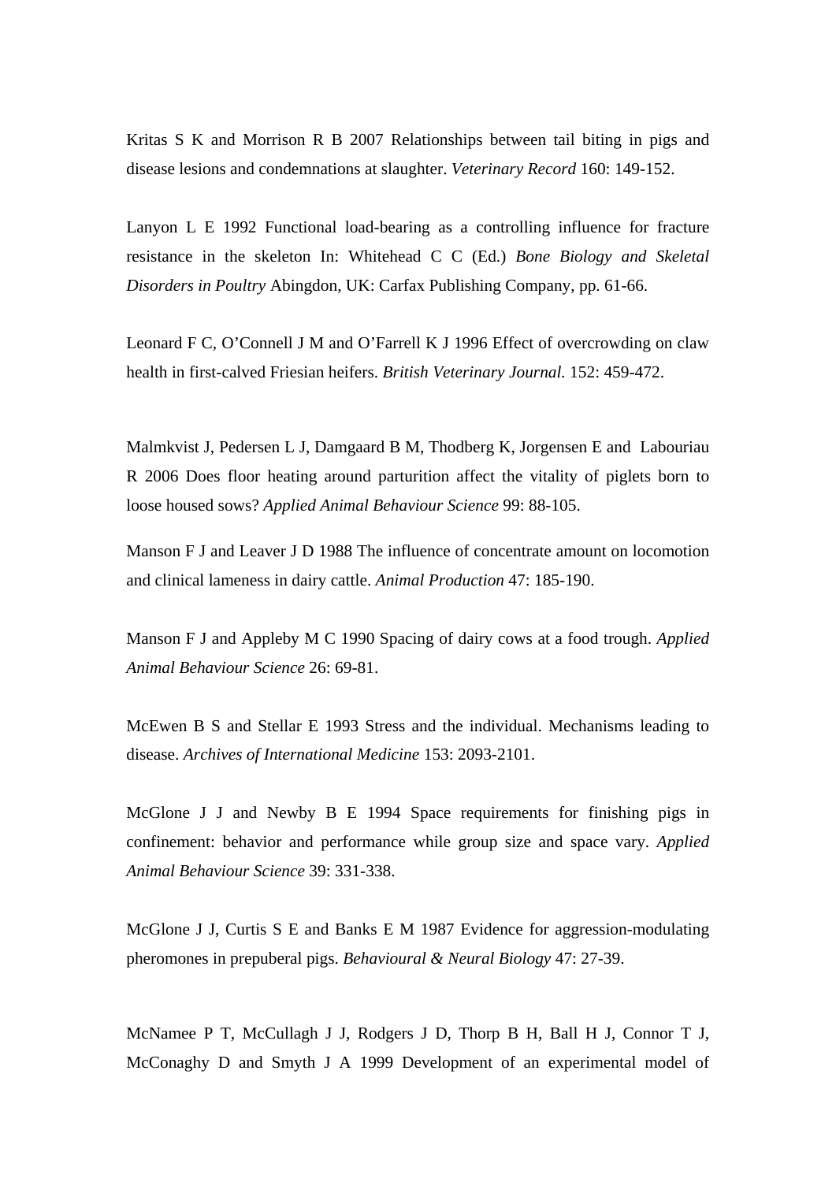Kritas S K and Morrison R B 2007 Relationships between tail biting in pigs and disease lesions and condemnations at slaughter. *Veterinary Record* 160: 149-152.

Lanyon L E 1992 Functional load-bearing as a controlling influence for fracture resistance in the skeleton In: Whitehead C C (Ed.) *Bone Biology and Skeletal Disorders in Poultry* Abingdon, UK: Carfax Publishing Company, pp. 61-66.

Leonard F C, O'Connell J M and O'Farrell K J 1996 Effect of overcrowding on claw health in first-calved Friesian heifers. *British Veterinary Journal.* 152: 459-472.

Malmkvist J, Pedersen L J, Damgaard B M, Thodberg K, Jorgensen E and Labouriau R 2006 Does floor heating around parturition affect the vitality of piglets born to loose housed sows? *Applied Animal Behaviour Science* 99: 88-105.

Manson F J and Leaver J D 1988 The influence of concentrate amount on locomotion and clinical lameness in dairy cattle. *Animal Production* 47: 185-190.

Manson F J and Appleby M C 1990 Spacing of dairy cows at a food trough. *Applied Animal Behaviour Science* 26: 69-81.

McEwen B S and Stellar E 1993 Stress and the individual. Mechanisms leading to disease. *Archives of International Medicine* 153: 2093-2101.

McGlone J J and Newby B E 1994 Space requirements for finishing pigs in confinement: behavior and performance while group size and space vary. *Applied Animal Behaviour Science* 39: 331-338.

McGlone J J, Curtis S E and Banks E M 1987 Evidence for aggression-modulating pheromones in prepuberal pigs. *Behavioural & Neural Biology* 47: 27-39.

McNamee P T, McCullagh J J, Rodgers J D, Thorp B H, Ball H J, Connor T J, McConaghy D and Smyth J A 1999 Development of an experimental model of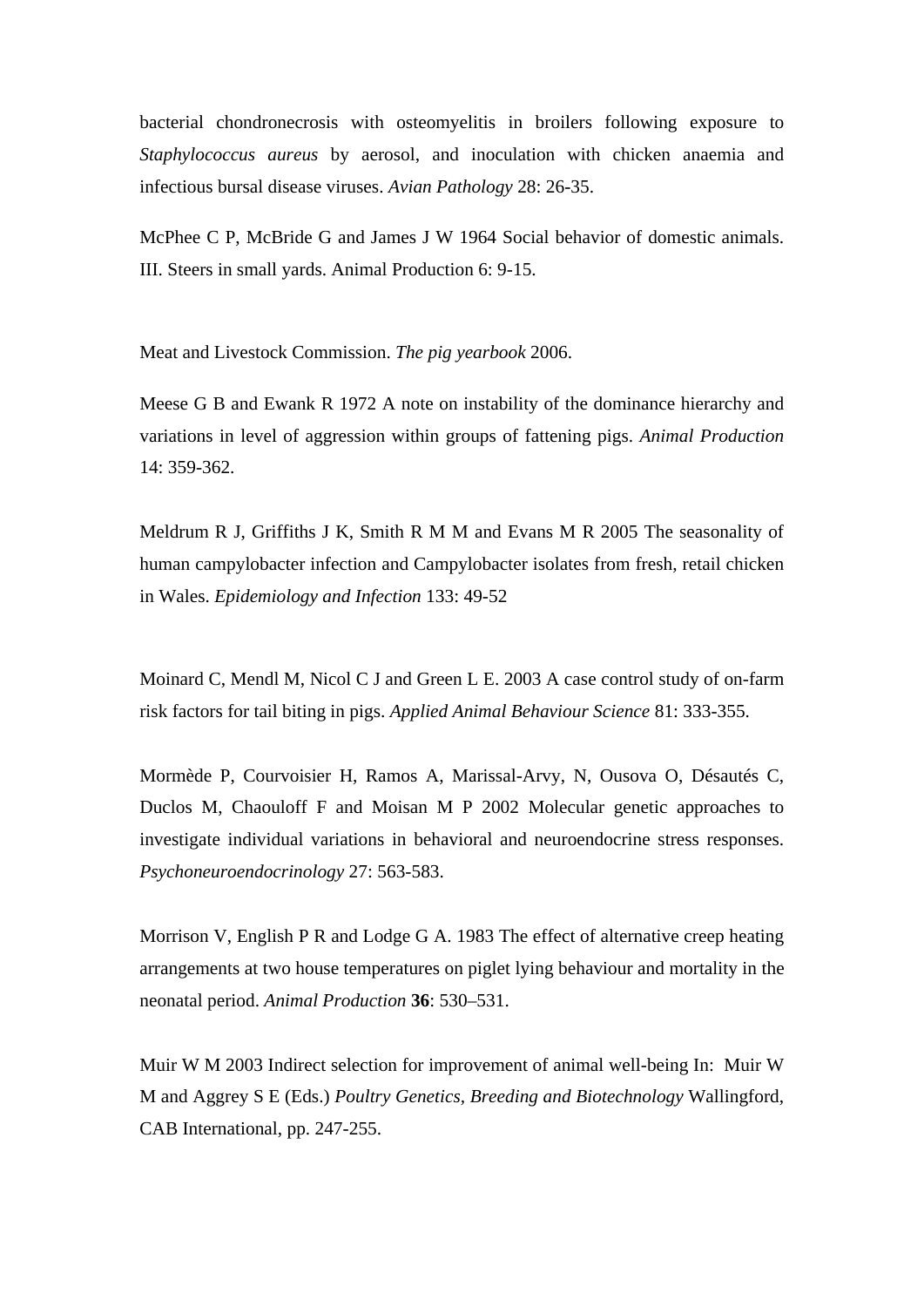bacterial chondronecrosis with osteomyelitis in broilers following exposure to *Staphylococcus aureus* by aerosol, and inoculation with chicken anaemia and infectious bursal disease viruses. *Avian Pathology* 28: 26-35.

McPhee C P, McBride G and James J W 1964 Social behavior of domestic animals. III. Steers in small yards. Animal Production 6: 9-15.

Meat and Livestock Commission. *The pig yearbook* 2006.

Meese G B and Ewank R 1972 A note on instability of the dominance hierarchy and variations in level of aggression within groups of fattening pigs. *Animal Production* 14: 359-362.

Meldrum R J, Griffiths J K, Smith R M M and Evans M R 2005 The seasonality of human campylobacter infection and Campylobacter isolates from fresh, retail chicken in Wales. *Epidemiology and Infection* 133: 49-52

Moinard C, Mendl M, Nicol C J and Green L E. 2003 A case control study of on-farm risk factors for tail biting in pigs. *Applied Animal Behaviour Science* 81: 333-355.

Mormède P, Courvoisier H, Ramos A, Marissal-Arvy, N, Ousova O, Désautés C, Duclos M, Chaouloff F and Moisan M P 2002 Molecular genetic approaches to investigate individual variations in behavioral and neuroendocrine stress responses. *Psychoneuroendocrinology* 27: 563-583.

Morrison V, English P R and Lodge G A. 1983 The effect of alternative creep heating arrangements at two house temperatures on piglet lying behaviour and mortality in the neonatal period. *Animal Production* **36**: 530–531.

Muir W M 2003 Indirect selection for improvement of animal well-being In: Muir W M and Aggrey S E (Eds.) *Poultry Genetics, Breeding and Biotechnology* Wallingford, CAB International, pp. 247-255.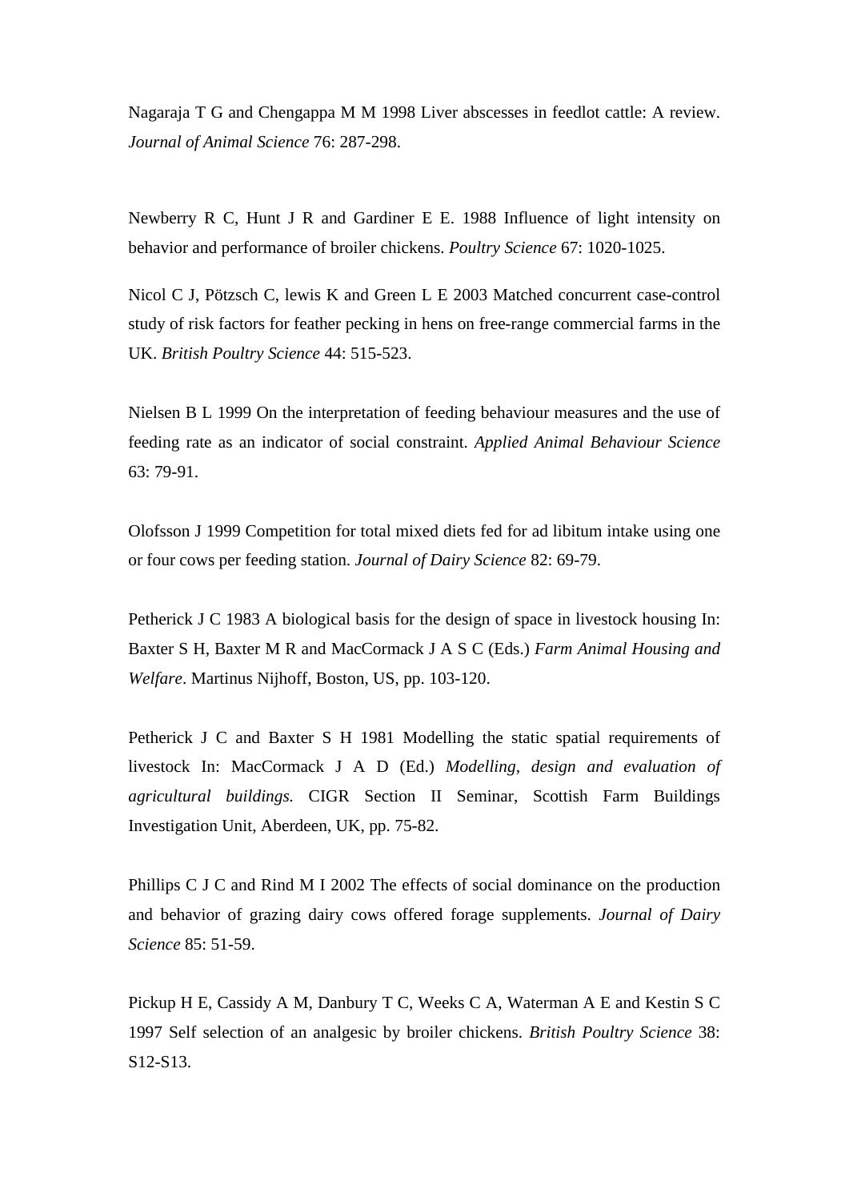Nagaraja T G and Chengappa M M 1998 Liver abscesses in feedlot cattle: A review. *Journal of Animal Science* 76: 287-298.

Newberry R C, Hunt J R and Gardiner E E. 1988 Influence of light intensity on behavior and performance of broiler chickens. *Poultry Science* 67: 1020-1025.

Nicol C J, Pötzsch C, lewis K and Green L E 2003 Matched concurrent case-control study of risk factors for feather pecking in hens on free-range commercial farms in the UK. *British Poultry Science* 44: 515-523.

Nielsen B L 1999 On the interpretation of feeding behaviour measures and the use of feeding rate as an indicator of social constraint. *Applied Animal Behaviour Science* 63: 79-91.

Olofsson J 1999 Competition for total mixed diets fed for ad libitum intake using one or four cows per feeding station. *Journal of Dairy Science* 82: 69-79.

Petherick J C 1983 A biological basis for the design of space in livestock housing In: Baxter S H, Baxter M R and MacCormack J A S C (Eds.) *Farm Animal Housing and Welfare*. Martinus Nijhoff, Boston, US, pp. 103-120.

Petherick J C and Baxter S H 1981 Modelling the static spatial requirements of livestock In: MacCormack J A D (Ed.) *Modelling, design and evaluation of agricultural buildings.* CIGR Section II Seminar, Scottish Farm Buildings Investigation Unit, Aberdeen, UK, pp. 75-82.

Phillips C J C and Rind M I 2002 The effects of social dominance on the production and behavior of grazing dairy cows offered forage supplements. *Journal of Dairy Science* 85: 51-59.

Pickup H E, Cassidy A M, Danbury T C, Weeks C A, Waterman A E and Kestin S C 1997 Self selection of an analgesic by broiler chickens. *British Poultry Science* 38: S12-S13.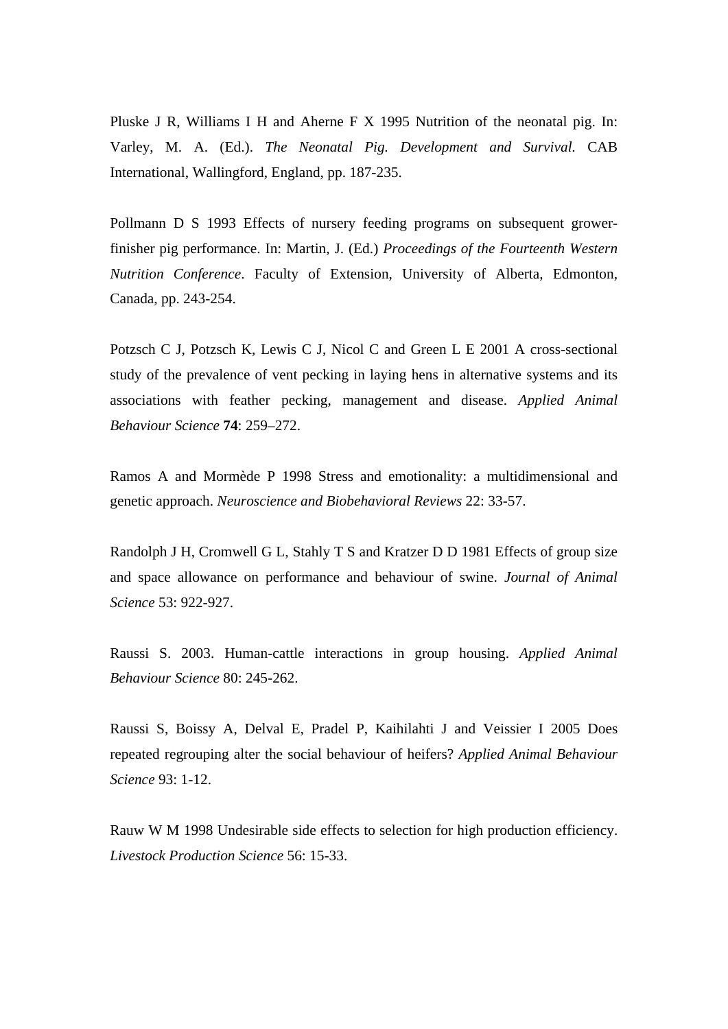Pluske J R, Williams I H and Aherne F X 1995 Nutrition of the neonatal pig. In: Varley, M. A. (Ed.). *The Neonatal Pig. Development and Survival.* CAB International, Wallingford, England, pp. 187-235.

Pollmann D S 1993 Effects of nursery feeding programs on subsequent grower-finisher pig performance. In: Martin, J. (Ed.) *Proceedings of the Fourteenth Western Nutrition Conference*. Faculty of Extension, University of Alberta, Edmonton, Canada, pp. 243-254.

Potzsch C J, Potzsch K, Lewis C J, Nicol C and Green L E 2001 A cross-sectional study of the prevalence of vent pecking in laying hens in alternative systems and its associations with feather pecking, management and disease. *Applied Animal Behaviour Science* **74**: 259–272.

Ramos A and Mormède P 1998 Stress and emotionality: a multidimensional and genetic approach. *Neuroscience and Biobehavioral Reviews* 22: 33-57.

Randolph J H, Cromwell G L, Stahly T S and Kratzer D D 1981 Effects of group size and space allowance on performance and behaviour of swine. *Journal of Animal Science* 53: 922-927.

Raussi S. 2003. Human-cattle interactions in group housing. *Applied Animal Behaviour Science* 80: 245-262.

Raussi S, Boissy A, Delval E, Pradel P, Kaihilahti J and Veissier I 2005 Does repeated regrouping alter the social behaviour of heifers? *Applied Animal Behaviour Science* 93: 1-12.

Rauw W M 1998 Undesirable side effects to selection for high production efficiency. *Livestock Production Science* 56: 15-33.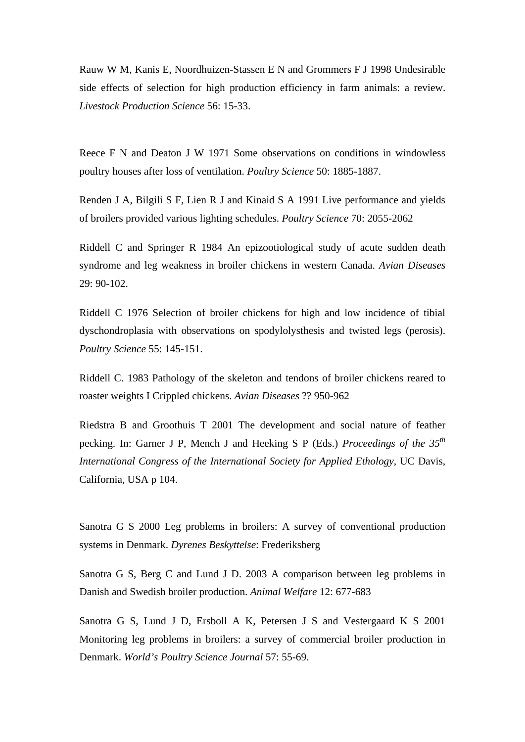Rauw W M, Kanis E, Noordhuizen-Stassen E N and Grommers F J 1998 Undesirable side effects of selection for high production efficiency in farm animals: a review. *Livestock Production Science* 56: 15-33.

Reece F N and Deaton J W 1971 Some observations on conditions in windowless poultry houses after loss of ventilation. *Poultry Science* 50: 1885-1887.

Renden J A, Bilgili S F, Lien R J and Kinaid S A 1991 Live performance and yields of broilers provided various lighting schedules. *Poultry Science* 70: 2055-2062

Riddell C and Springer R 1984 An epizootiological study of acute sudden death syndrome and leg weakness in broiler chickens in western Canada. *Avian Diseases* 29: 90-102.

Riddell C 1976 Selection of broiler chickens for high and low incidence of tibial dyschondroplasia with observations on spodylolysthesis and twisted legs (perosis). *Poultry Science* 55: 145-151.

Riddell C. 1983 Pathology of the skeleton and tendons of broiler chickens reared to roaster weights I Crippled chickens. *Avian Diseases* ?? 950-962

Riedstra B and Groothuis T 2001 The development and social nature of feather pecking. In: Garner J P, Mench J and Heeking S P (Eds.) *Proceedings of the 35th International Congress of the International Society for Applied Ethology*, UC Davis, California, USA p 104.

Sanotra G S 2000 Leg problems in broilers: A survey of conventional production systems in Denmark. *Dyrenes Beskyttelse*: Frederiksberg

Sanotra G S, Berg C and Lund J D. 2003 A comparison between leg problems in Danish and Swedish broiler production. *Animal Welfare* 12: 677-683

Sanotra G S, Lund J D, Ersboll A K, Petersen J S and Vestergaard K S 2001 Monitoring leg problems in broilers: a survey of commercial broiler production in Denmark. *World's Poultry Science Journal* 57: 55-69.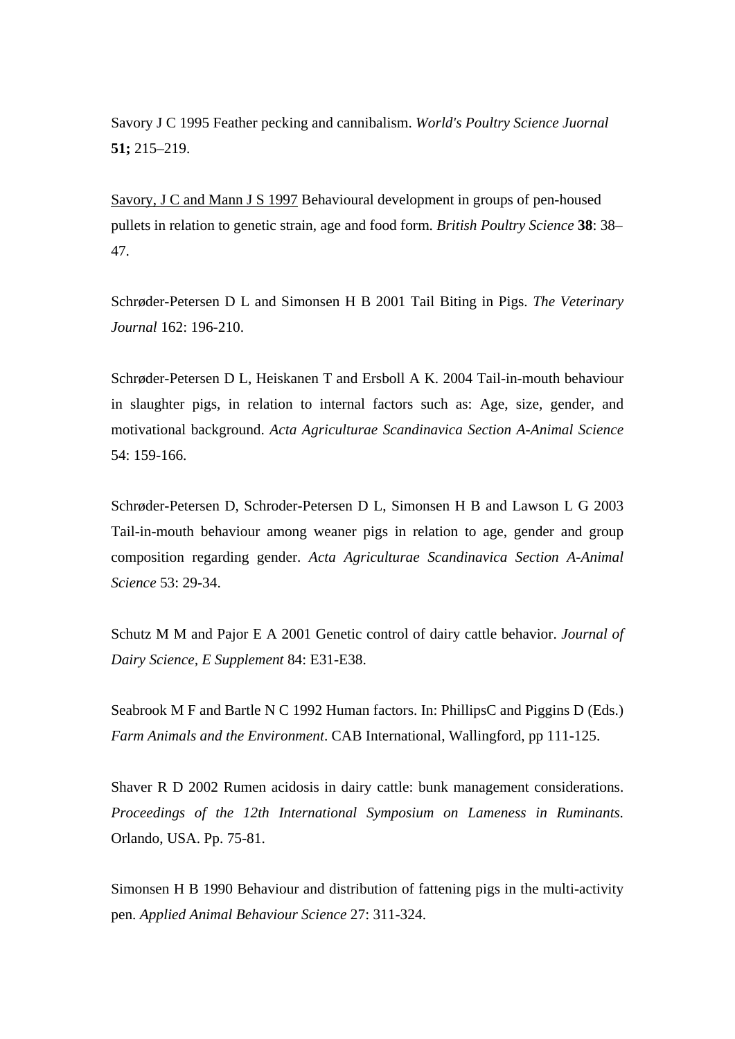Savory J C 1995 Feather pecking and cannibalism. *World's Poultry Science Juornal* **51;** 215–219.

Savory, J C and Mann J S 1997 Behavioural development in groups of pen-housed pullets in relation to genetic strain, age and food form. *British Poultry Science* **38**: 38–47.

Schrøder-Petersen D L and Simonsen H B 2001 Tail Biting in Pigs. *The Veterinary Journal* 162: 196-210.

Schrøder-Petersen D L, Heiskanen T and Ersboll A K. 2004 Tail-in-mouth behaviour in slaughter pigs, in relation to internal factors such as: Age, size, gender, and motivational background. *Acta Agriculturae Scandinavica Section A-Animal Science* 54: 159-166.

Schrøder-Petersen D, Schroder-Petersen D L, Simonsen H B and Lawson L G 2003 Tail-in-mouth behaviour among weaner pigs in relation to age, gender and group composition regarding gender. *Acta Agriculturae Scandinavica Section A-Animal Science* 53: 29-34.

Schutz M M and Pajor E A 2001 Genetic control of dairy cattle behavior. *Journal of Dairy Science, E Supplement* 84: E31-E38.

Seabrook M F and Bartle N C 1992 Human factors. In: PhillipsC and Piggins D (Eds.) *Farm Animals and the Environment*. CAB International, Wallingford, pp 111-125.

Shaver R D 2002 Rumen acidosis in dairy cattle: bunk management considerations. *Proceedings of the 12th International Symposium on Lameness in Ruminants.* Orlando, USA. Pp. 75-81.

Simonsen H B 1990 Behaviour and distribution of fattening pigs in the multi-activity pen. *Applied Animal Behaviour Science* 27: 311-324.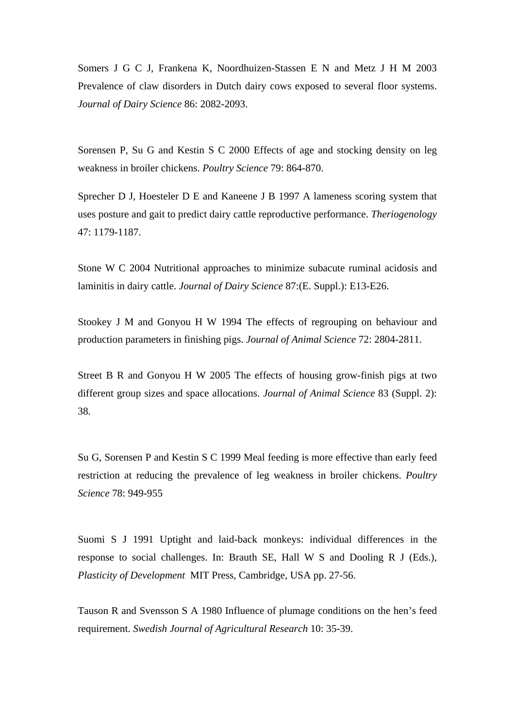Somers J G C J, Frankena K, Noordhuizen-Stassen E N and Metz J H M 2003 Prevalence of claw disorders in Dutch dairy cows exposed to several floor systems. *Journal of Dairy Science* 86: 2082-2093.

Sorensen P, Su G and Kestin S C 2000 Effects of age and stocking density on leg weakness in broiler chickens. *Poultry Science* 79: 864-870.

Sprecher D J, Hoesteler D E and Kaneene J B 1997 A lameness scoring system that uses posture and gait to predict dairy cattle reproductive performance. *Theriogenology* 47: 1179-1187.

Stone W C 2004 Nutritional approaches to minimize subacute ruminal acidosis and laminitis in dairy cattle. *Journal of Dairy Science* 87:(E. Suppl.): E13-E26.

Stookey J M and Gonyou H W 1994 The effects of regrouping on behaviour and production parameters in finishing pigs. *Journal of Animal Science* 72: 2804-2811.

Street B R and Gonyou H W 2005 The effects of housing grow-finish pigs at two different group sizes and space allocations. *Journal of Animal Science* 83 (Suppl. 2): 38.

Su G, Sorensen P and Kestin S C 1999 Meal feeding is more effective than early feed restriction at reducing the prevalence of leg weakness in broiler chickens. *Poultry Science* 78: 949-955

Suomi S J 1991 Uptight and laid-back monkeys: individual differences in the response to social challenges. In: Brauth SE, Hall W S and Dooling R J (Eds.), *Plasticity of Development* MIT Press, Cambridge, USA pp. 27-56.

Tauson R and Svensson S A 1980 Influence of plumage conditions on the hen's feed requirement. *Swedish Journal of Agricultural Research* 10: 35-39.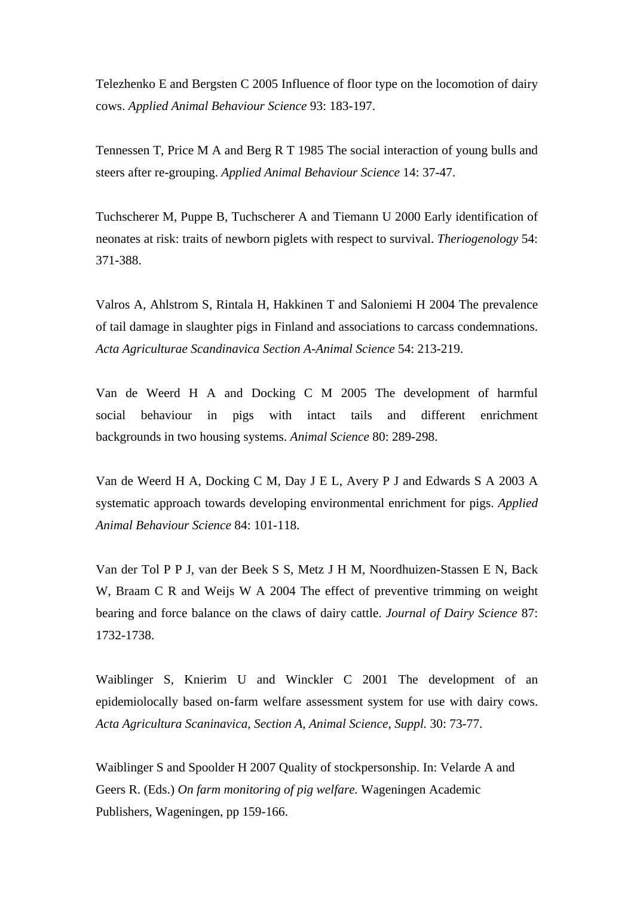Telezhenko E and Bergsten C 2005 Influence of floor type on the locomotion of dairy cows. *Applied Animal Behaviour Science* 93: 183-197.

Tennessen T, Price M A and Berg R T 1985 The social interaction of young bulls and steers after re-grouping. *Applied Animal Behaviour Science* 14: 37-47.

Tuchscherer M, Puppe B, Tuchscherer A and Tiemann U 2000 Early identification of neonates at risk: traits of newborn piglets with respect to survival. *Theriogenology* 54: 371-388.

Valros A, Ahlstrom S, Rintala H, Hakkinen T and Saloniemi H 2004 The prevalence of tail damage in slaughter pigs in Finland and associations to carcass condemnations. *Acta Agriculturae Scandinavica Section A-Animal Science* 54: 213-219.

Van de Weerd H A and Docking C M 2005 The development of harmful social behaviour in pigs with intact tails and different enrichment backgrounds in two housing systems. *Animal Science* 80: 289-298.

Van de Weerd H A, Docking C M, Day J E L, Avery P J and Edwards S A 2003 A systematic approach towards developing environmental enrichment for pigs. *Applied Animal Behaviour Science* 84: 101-118.

Van der Tol P P J, van der Beek S S, Metz J H M, Noordhuizen-Stassen E N, Back W, Braam C R and Weijs W A 2004 The effect of preventive trimming on weight bearing and force balance on the claws of dairy cattle. *Journal of Dairy Science* 87: 1732-1738.

Waiblinger S, Knierim U and Winckler C 2001 The development of an epidemiolocally based on-farm welfare assessment system for use with dairy cows. *Acta Agricultura Scaninavica, Section A, Animal Science, Suppl.* 30: 73-77.

Waiblinger S and Spoolder H 2007 Quality of stockpersonship. In: Velarde A and Geers R. (Eds.) *On farm monitoring of pig welfare.* Wageningen Academic Publishers, Wageningen, pp 159-166.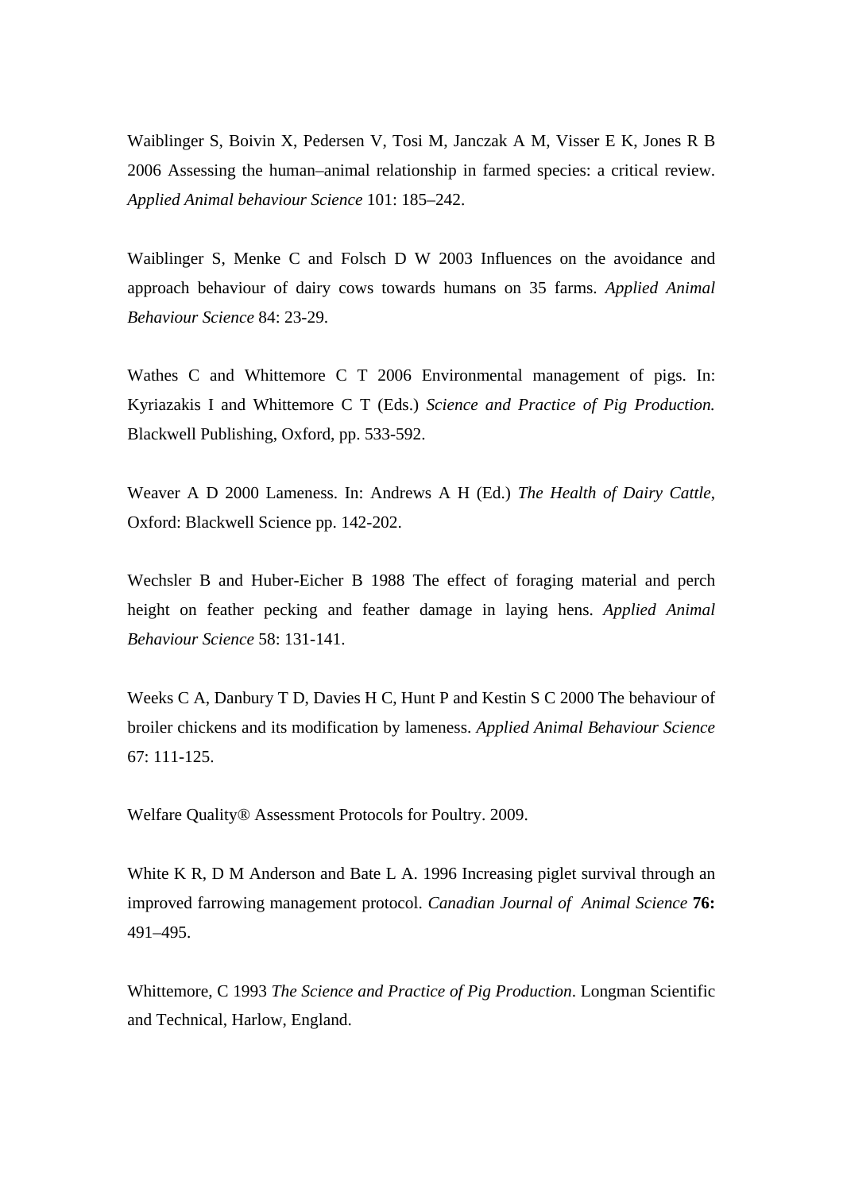Waiblinger S, Boivin X, Pedersen V, Tosi M, Janczak A M, Visser E K, Jones R B 2006 Assessing the human–animal relationship in farmed species: a critical review. *Applied Animal behaviour Science* 101: 185–242.

Waiblinger S, Menke C and Folsch D W 2003 Influences on the avoidance and approach behaviour of dairy cows towards humans on 35 farms. *Applied Animal Behaviour Science* 84: 23-29.

Wathes C and Whittemore C T 2006 Environmental management of pigs. In: Kyriazakis I and Whittemore C T (Eds.) *Science and Practice of Pig Production.* Blackwell Publishing, Oxford, pp. 533-592.

Weaver A D 2000 Lameness. In: Andrews A H (Ed.) *The Health of Dairy Cattle*, Oxford: Blackwell Science pp. 142-202.

Wechsler B and Huber-Eicher B 1988 The effect of foraging material and perch height on feather pecking and feather damage in laying hens. *Applied Animal Behaviour Science* 58: 131-141.

Weeks C A, Danbury T D, Davies H C, Hunt P and Kestin S C 2000 The behaviour of broiler chickens and its modification by lameness. *Applied Animal Behaviour Science* 67: 111-125.

Welfare Quality® Assessment Protocols for Poultry. 2009.

White K R, D M Anderson and Bate L A. 1996 Increasing piglet survival through an improved farrowing management protocol. *Canadian Journal of Animal Science* **76:** 491–495.

Whittemore, C 1993 *The Science and Practice of Pig Production*. Longman Scientific and Technical, Harlow, England.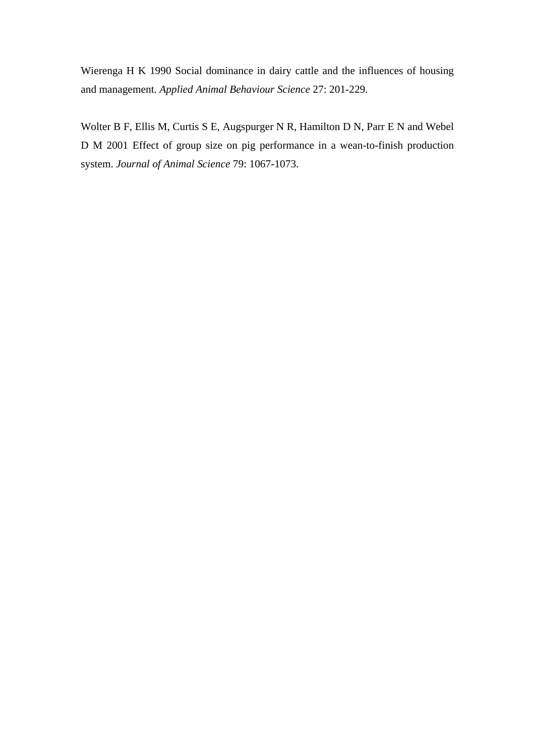Wierenga H K 1990 Social dominance in dairy cattle and the influences of housing and management. *Applied Animal Behaviour Science* 27: 201-229.

Wolter B F, Ellis M, Curtis S E, Augspurger N R, Hamilton D N, Parr E N and Webel D M 2001 Effect of group size on pig performance in a wean-to-finish production system. *Journal of Animal Science* 79: 1067-1073.